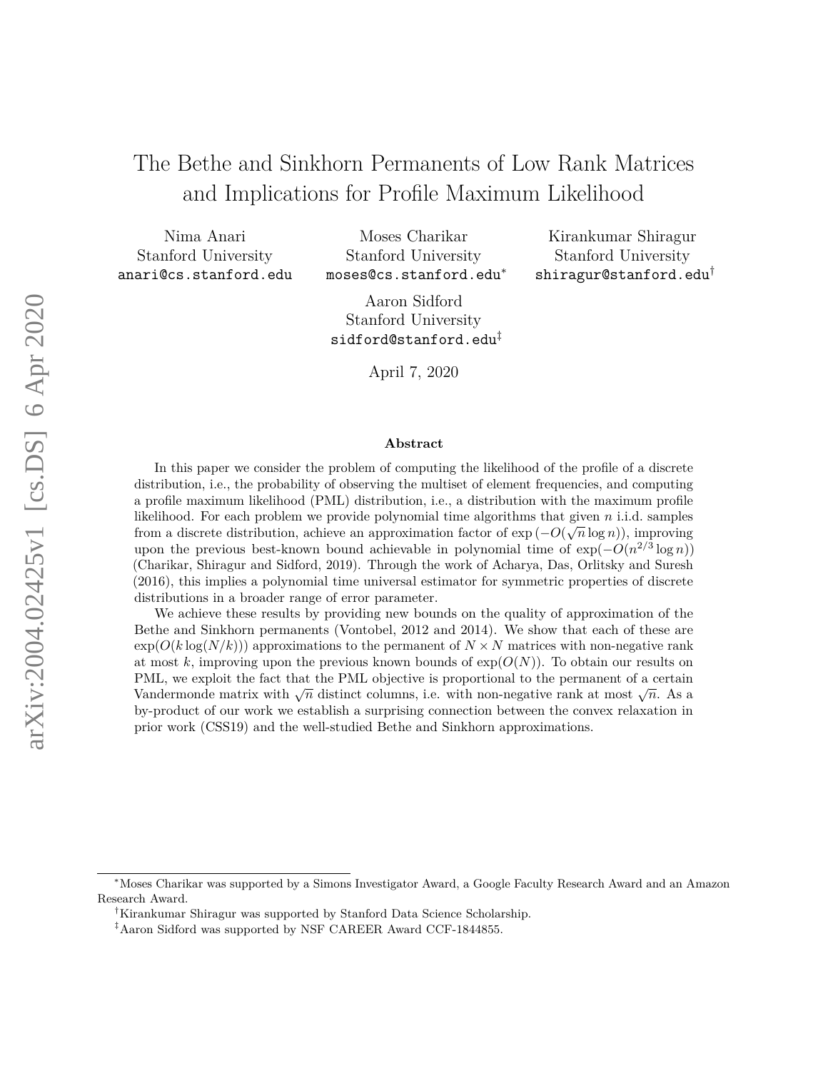# The Bethe and Sinkhorn Permanents of Low Rank Matrices and Implications for Profile Maximum Likelihood

Nima Anari
Stanford University
anari@cs.stanford.edu

Moses Charikar
Stanford University
moses@cs.stanford.edu*

Kirankumar Shiragur
Stanford University
shiragur@stanford.edu†

Aaron Sidford
Stanford University
sidford@stanford.edu‡

April 7, 2020

**Abstract**

In this paper we consider the problem of computing the likelihood of the profile of a discrete distribution, i.e., the probability of observing the multiset of element frequencies, and computing a profile maximum likelihood (PML) distribution, i.e., a distribution with the maximum profile likelihood. For each problem we provide polynomial time algorithms that given $n$ i.i.d. samples from a discrete distribution, achieve an approximation factor of $\exp\left(-O(\sqrt{n}\log n)\right)$, improving upon the previous best-known bound achievable in polynomial time of $\exp(-O(n^{2/3}\log n))$ (Charikar, Shiragur and Sidford, 2019). Through the work of Acharya, Das, Orlitsky and Suresh (2016), this implies a polynomial time universal estimator for symmetric properties of discrete distributions in a broader range of error parameter.

We achieve these results by providing new bounds on the quality of approximation of the Bethe and Sinkhorn permanents (Vontobel, 2012 and 2014). We show that each of these are $\exp(O(k\log(N/k)))$ approximations to the permanent of $N \times N$ matrices with non-negative rank at most $k$, improving upon the previous known bounds of $\exp(O(N))$. To obtain our results on PML, we exploit the fact that the PML objective is proportional to the permanent of a certain Vandermonde matrix with $\sqrt{n}$ distinct columns, i.e. with non-negative rank at most $\sqrt{n}$. As a by-product of our work we establish a surprising connection between the convex relaxation in prior work (CSS19) and the well-studied Bethe and Sinkhorn approximations.

---

*Moses Charikar was supported by a Simons Investigator Award, a Google Faculty Research Award and an Amazon Research Award.

†Kirankumar Shiragur was supported by Stanford Data Science Scholarship.

‡Aaron Sidford was supported by NSF CAREER Award CCF-1844855.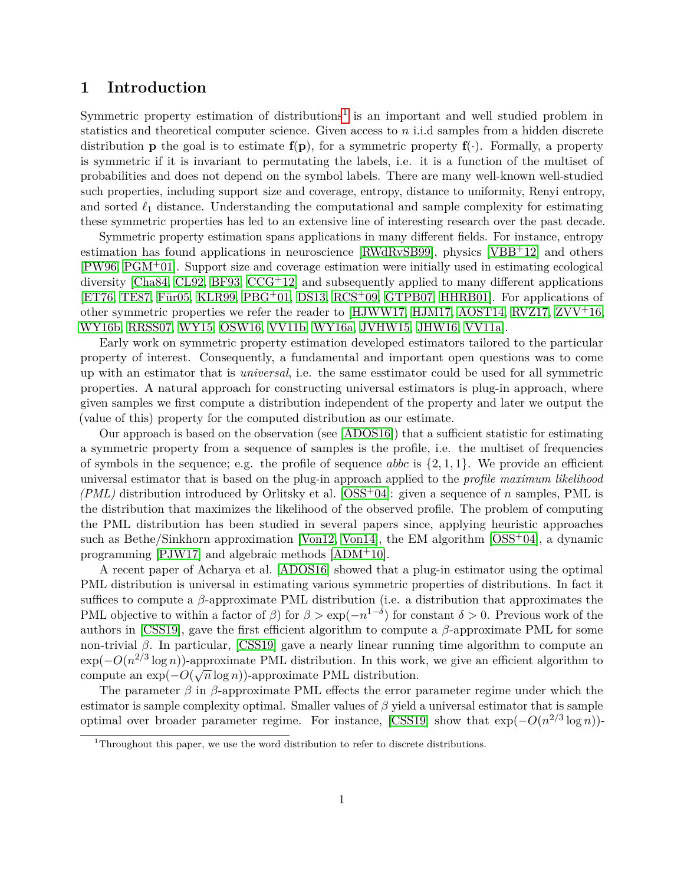# 1 Introduction

Symmetric property estimation of distributions[1] is an important and well studied problem in statistics and theoretical computer science. Given access to $n$ i.i.d samples from a hidden discrete distribution $\mathbf{p}$ the goal is to estimate $\mathbf{f}(\mathbf{p})$, for a symmetric property $\mathbf{f}(\cdot)$. Formally, a property is symmetric if it is invariant to permutating the labels, i.e. it is a function of the multiset of probabilities and does not depend on the symbol labels. There are many well-known well-studied such properties, including support size and coverage, entropy, distance to uniformity, Renyi entropy, and sorted $\ell_1$ distance. Understanding the computational and sample complexity for estimating these symmetric properties has led to an extensive line of interesting research over the past decade.

Symmetric property estimation spans applications in many different fields. For instance, entropy estimation has found applications in neuroscience [RWdRvSB99], physics [VBB+12] and others [PW96, PGM+01]. Support size and coverage estimation were initially used in estimating ecological diversity [Cha84, CL92, BF93, CCG+12] and subsequently applied to many different applications [ET76, TE87, Für05, KLR99, PBG+01, DS13, RCS+09, GTPB07, HHRB01]. For applications of other symmetric properties we refer the reader to [HJWW17, HJM17, AOST14, RVZ17, ZVV+16, WY16b, RRSS07, WY15, OSW16, VV11b, WY16a, JVHW15, JHW16, VV11a].

Early work on symmetric property estimation developed estimators tailored to the particular property of interest. Consequently, a fundamental and important open questions was to come up with an estimator that is *universal*, i.e. the same esstimator could be used for all symmetric properties. A natural approach for constructing universal estimators is plug-in approach, where given samples we first compute a distribution independent of the property and later we output the (value of this) property for the computed distribution as our estimate.

Our approach is based on the observation (see [ADOS16]) that a sufficient statistic for estimating a symmetric property from a sequence of samples is the profile, i.e. the multiset of frequencies of symbols in the sequence; e.g. the profile of sequence *abbc* is $\{2, 1, 1\}$. We provide an efficient universal estimator that is based on the plug-in approach applied to the *profile maximum likelihood (PML)* distribution introduced by Orlitsky et al. [OSS+04]: given a sequence of $n$ samples, PML is the distribution that maximizes the likelihood of the observed profile. The problem of computing the PML distribution has been studied in several papers since, applying heuristic approaches such as Bethe/Sinkhorn approximation [Von12, Von14], the EM algorithm [OSS+04], a dynamic programming [PJW17] and algebraic methods [ADM+10].

A recent paper of Acharya et al. [ADOS16] showed that a plug-in estimator using the optimal PML distribution is universal in estimating various symmetric properties of distributions. In fact it suffices to compute a $\beta$-approximate PML distribution (i.e. a distribution that approximates the PML objective to within a factor of $\beta$) for $\beta > \exp(-n^{1-\delta})$ for constant $\delta > 0$. Previous work of the authors in [CSS19], gave the first efficient algorithm to compute a $\beta$-approximate PML for some non-trivial $\beta$. In particular, [CSS19] gave a nearly linear running time algorithm to compute an $\exp(-O(n^{2/3} \log n))$-approximate PML distribution. In this work, we give an efficient algorithm to compute an $\exp(-O(\sqrt{n} \log n))$-approximate PML distribution.

The parameter $\beta$ in $\beta$-approximate PML effects the error parameter regime under which the estimator is sample complexity optimal. Smaller values of $\beta$ yield a universal estimator that is sample optimal over broader parameter regime. For instance, [CSS19] show that $\exp(-O(n^{2/3} \log n))$-

[1] Throughout this paper, we use the word distribution to refer to discrete distributions.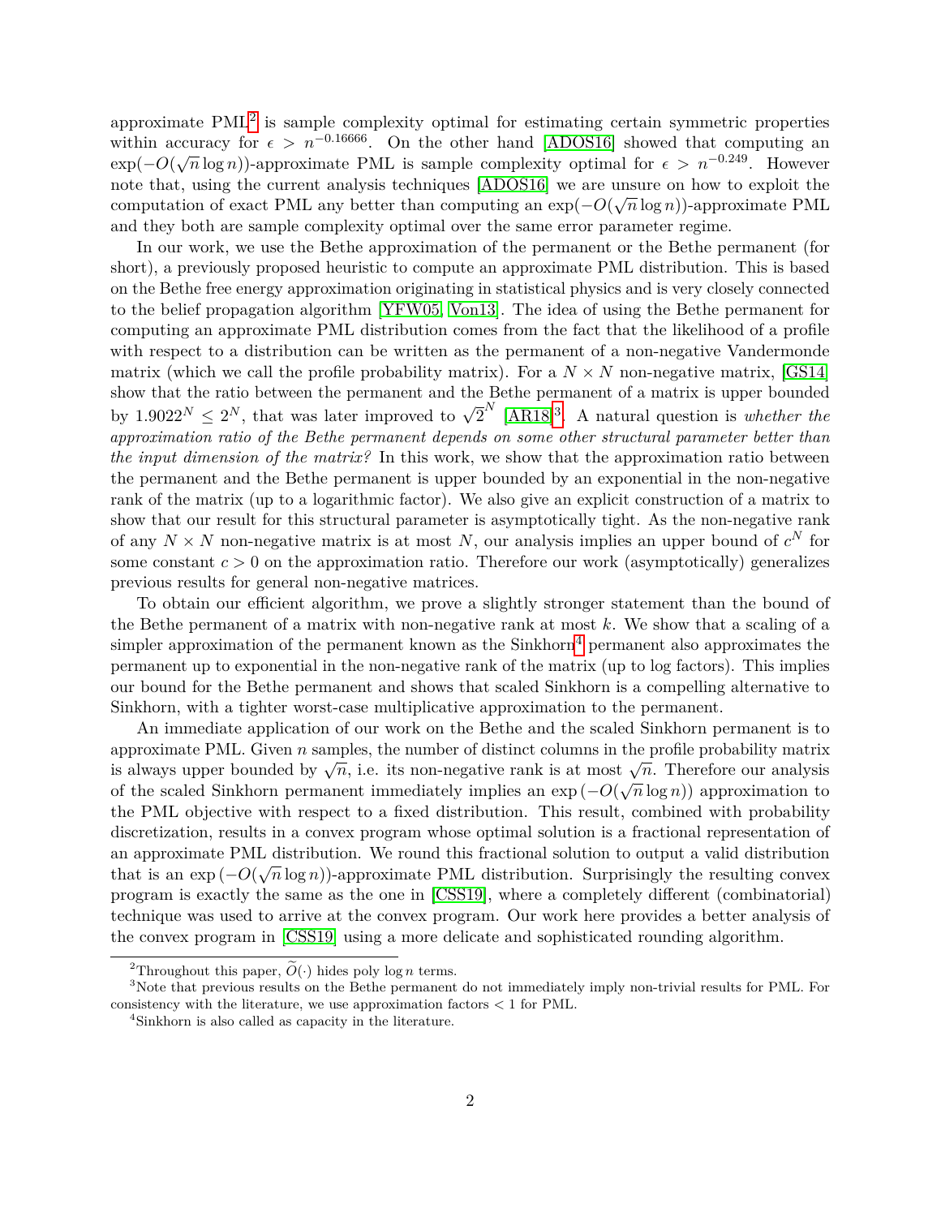approximate PML[2] is sample complexity optimal for estimating certain symmetric properties within accuracy for $\epsilon > n^{-0.16666}$. On the other hand [ADOS16] showed that computing an $\exp(-O(\sqrt{n}\log n))$-approximate PML is sample complexity optimal for $\epsilon > n^{-0.249}$. However note that, using the current analysis techniques [ADOS16] we are unsure on how to exploit the computation of exact PML any better than computing an $\exp(-O(\sqrt{n}\log n))$-approximate PML and they both are sample complexity optimal over the same error parameter regime.

In our work, we use the Bethe approximation of the permanent or the Bethe permanent (for short), a previously proposed heuristic to compute an approximate PML distribution. This is based on the Bethe free energy approximation originating in statistical physics and is very closely connected to the belief propagation algorithm [YFW05, Von13]. The idea of using the Bethe permanent for computing an approximate PML distribution comes from the fact that the likelihood of a profile with respect to a distribution can be written as the permanent of a non-negative Vandermonde matrix (which we call the profile probability matrix). For a $N \times N$ non-negative matrix, [GS14] show that the ratio between the permanent and the Bethe permanent of a matrix is upper bounded by $1.9022^N \leq 2^N$, that was later improved to $\sqrt{2}^N$ [AR18][3]. A natural question is *whether the approximation ratio of the Bethe permanent depends on some other structural parameter better than the input dimension of the matrix?* In this work, we show that the approximation ratio between the permanent and the Bethe permanent is upper bounded by an exponential in the non-negative rank of the matrix (up to a logarithmic factor). We also give an explicit construction of a matrix to show that our result for this structural parameter is asymptotically tight. As the non-negative rank of any $N \times N$ non-negative matrix is at most $N$, our analysis implies an upper bound of $c^N$ for some constant $c > 0$ on the approximation ratio. Therefore our work (asymptotically) generalizes previous results for general non-negative matrices.

To obtain our efficient algorithm, we prove a slightly stronger statement than the bound of the Bethe permanent of a matrix with non-negative rank at most $k$. We show that a scaling of a simpler approximation of the permanent known as the Sinkhorn[4] permanent also approximates the permanent up to exponential in the non-negative rank of the matrix (up to log factors). This implies our bound for the Bethe permanent and shows that scaled Sinkhorn is a compelling alternative to Sinkhorn, with a tighter worst-case multiplicative approximation to the permanent.

An immediate application of our work on the Bethe and the scaled Sinkhorn permanent is to approximate PML. Given $n$ samples, the number of distinct columns in the profile probability matrix is always upper bounded by $\sqrt{n}$, i.e. its non-negative rank is at most $\sqrt{n}$. Therefore our analysis of the scaled Sinkhorn permanent immediately implies an $\exp\left(-O(\sqrt{n}\log n)\right)$ approximation to the PML objective with respect to a fixed distribution. This result, combined with probability discretization, results in a convex program whose optimal solution is a fractional representation of an approximate PML distribution. We round this fractional solution to output a valid distribution that is an $\exp\left(-O(\sqrt{n}\log n)\right)$-approximate PML distribution. Surprisingly the resulting convex program is exactly the same as the one in [CSS19], where a completely different (combinatorial) technique was used to arrive at the convex program. Our work here provides a better analysis of the convex program in [CSS19] using a more delicate and sophisticated rounding algorithm.

[2] Throughout this paper, $\widetilde{O}(\cdot)$ hides poly $\log n$ terms.

[3] Note that previous results on the Bethe permanent do not immediately imply non-trivial results for PML. For consistency with the literature, we use approximation factors $< 1$ for PML.

[4] Sinkhorn is also called as capacity in the literature.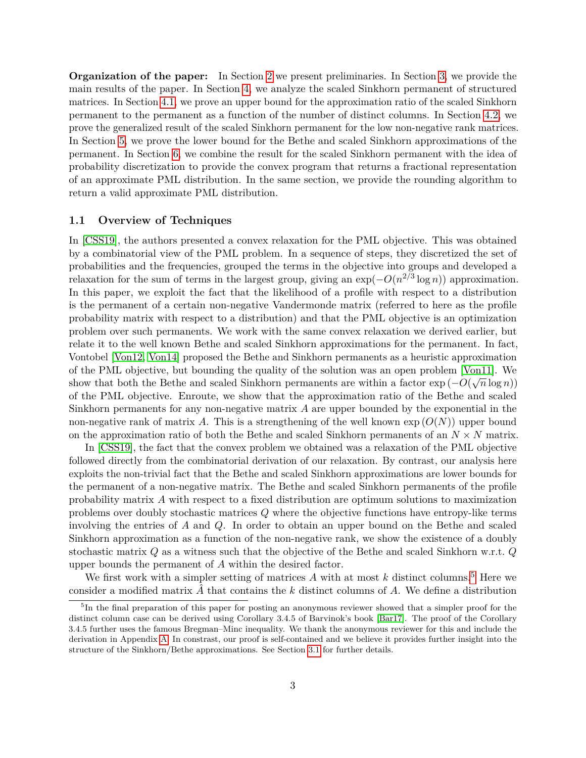**Organization of the paper:** In Section 2 we present preliminaries. In Section 3, we provide the main results of the paper. In Section 4, we analyze the scaled Sinkhorn permanent of structured matrices. In Section 4.1, we prove an upper bound for the approximation ratio of the scaled Sinkhorn permanent to the permanent as a function of the number of distinct columns. In Section 4.2, we prove the generalized result of the scaled Sinkhorn permanent for the low non-negative rank matrices. In Section 5, we prove the lower bound for the Bethe and scaled Sinkhorn approximations of the permanent. In Section 6, we combine the result for the scaled Sinkhorn permanent with the idea of probability discretization to provide the convex program that returns a fractional representation of an approximate PML distribution. In the same section, we provide the rounding algorithm to return a valid approximate PML distribution.

## 1.1 Overview of Techniques

In [CSS19], the authors presented a convex relaxation for the PML objective. This was obtained by a combinatorial view of the PML problem. In a sequence of steps, they discretized the set of probabilities and the frequencies, grouped the terms in the objective into groups and developed a relaxation for the sum of terms in the largest group, giving an $\exp(-O(n^{2/3}\log n))$ approximation. In this paper, we exploit the fact that the likelihood of a profile with respect to a distribution is the permanent of a certain non-negative Vandermonde matrix (referred to here as the profile probability matrix with respect to a distribution) and that the PML objective is an optimization problem over such permanents. We work with the same convex relaxation we derived earlier, but relate it to the well known Bethe and scaled Sinkhorn approximations for the permanent. In fact, Vontobel [Von12, Von14] proposed the Bethe and Sinkhorn permanents as a heuristic approximation of the PML objective, but bounding the quality of the solution was an open problem [Von11]. We show that both the Bethe and scaled Sinkhorn permanents are within a factor $\exp\left(-O(\sqrt{n}\log n)\right)$ of the PML objective. Enroute, we show that the approximation ratio of the Bethe and scaled Sinkhorn permanents for any non-negative matrix $A$ are upper bounded by the exponential in the non-negative rank of matrix $A$. This is a strengthening of the well known $\exp\left(O(N)\right)$ upper bound on the approximation ratio of both the Bethe and scaled Sinkhorn permanents of an $N \times N$ matrix.

In [CSS19], the fact that the convex problem we obtained was a relaxation of the PML objective followed directly from the combinatorial derivation of our relaxation. By contrast, our analysis here exploits the non-trivial fact that the Bethe and scaled Sinkhorn approximations are lower bounds for the permanent of a non-negative matrix. The Bethe and scaled Sinkhorn permanents of the profile probability matrix $A$ with respect to a fixed distribution are optimum solutions to maximization problems over doubly stochastic matrices $Q$ where the objective functions have entropy-like terms involving the entries of $A$ and $Q$. In order to obtain an upper bound on the Bethe and scaled Sinkhorn approximation as a function of the non-negative rank, we show the existence of a doubly stochastic matrix $Q$ as a witness such that the objective of the Bethe and scaled Sinkhorn w.r.t. $Q$ upper bounds the permanent of $A$ within the desired factor.

We first work with a simpler setting of matrices $A$ with at most $k$ distinct columns.[5] Here we consider a modified matrix $\hat{A}$ that contains the $k$ distinct columns of $A$. We define a distribution

[5] In the final preparation of this paper for posting an anonymous reviewer showed that a simpler proof for the distinct column case can be derived using Corollary 3.4.5 of Barvinok's book [Bar17]. The proof of the Corollary 3.4.5 further uses the famous Bregman–Minc inequality. We thank the anonymous reviewer for this and include the derivation in Appendix A. In constrast, our proof is self-contained and we believe it provides further insight into the structure of the Sinkhorn/Bethe approximations. See Section 3.1 for further details.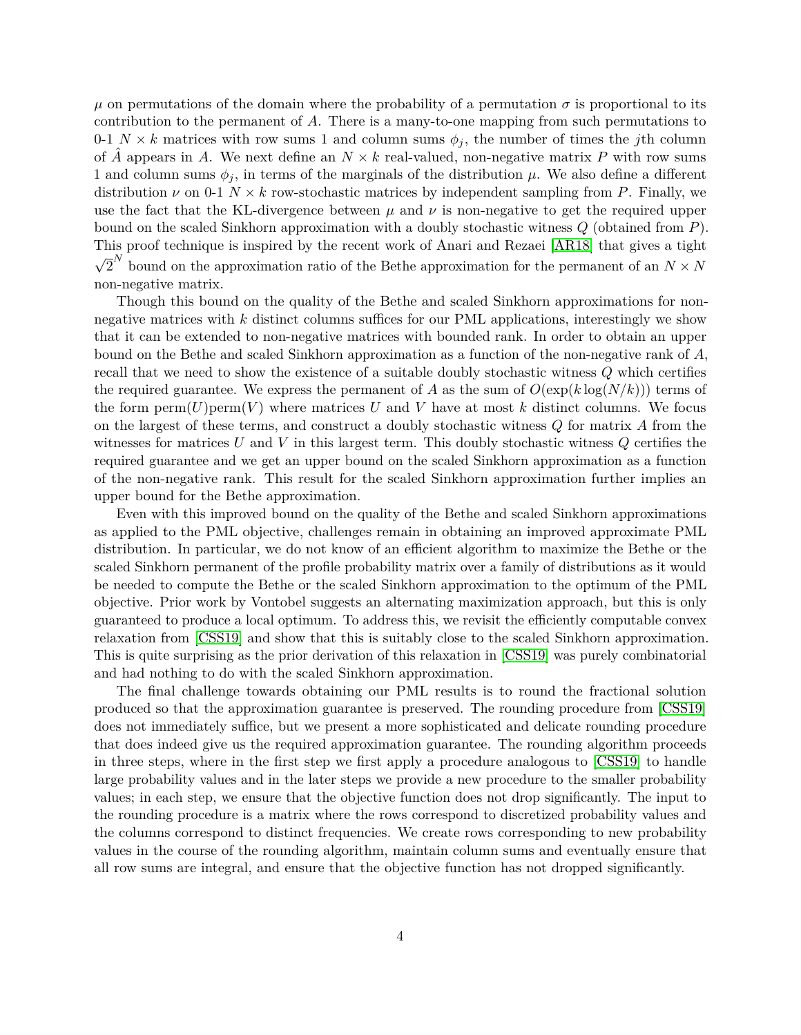$\mu$ on permutations of the domain where the probability of a permutation $\sigma$ is proportional to its contribution to the permanent of $A$. There is a many-to-one mapping from such permutations to 0-1 $N \times k$ matrices with row sums 1 and column sums $\phi_j$, the number of times the $j$th column of $\hat{A}$ appears in $A$. We next define an $N \times k$ real-valued, non-negative matrix $P$ with row sums 1 and column sums $\phi_j$, in terms of the marginals of the distribution $\mu$. We also define a different distribution $\nu$ on 0-1 $N \times k$ row-stochastic matrices by independent sampling from $P$. Finally, we use the fact that the KL-divergence between $\mu$ and $\nu$ is non-negative to get the required upper bound on the scaled Sinkhorn approximation with a doubly stochastic witness $Q$ (obtained from $P$). This proof technique is inspired by the recent work of Anari and Rezaei [AR18] that gives a tight $\sqrt{2}^N$ bound on the approximation ratio of the Bethe approximation for the permanent of an $N \times N$ non-negative matrix.

Though this bound on the quality of the Bethe and scaled Sinkhorn approximations for non-negative matrices with $k$ distinct columns suffices for our PML applications, interestingly we show that it can be extended to non-negative matrices with bounded rank. In order to obtain an upper bound on the Bethe and scaled Sinkhorn approximation as a function of the non-negative rank of $A$, recall that we need to show the existence of a suitable doubly stochastic witness $Q$ which certifies the required guarantee. We express the permanent of $A$ as the sum of $O(\exp(k \log(N/k)))$ terms of the form $\mathrm{perm}(U)\mathrm{perm}(V)$ where matrices $U$ and $V$ have at most $k$ distinct columns. We focus on the largest of these terms, and construct a doubly stochastic witness $Q$ for matrix $A$ from the witnesses for matrices $U$ and $V$ in this largest term. This doubly stochastic witness $Q$ certifies the required guarantee and we get an upper bound on the scaled Sinkhorn approximation as a function of the non-negative rank. This result for the scaled Sinkhorn approximation further implies an upper bound for the Bethe approximation.

Even with this improved bound on the quality of the Bethe and scaled Sinkhorn approximations as applied to the PML objective, challenges remain in obtaining an improved approximate PML distribution. In particular, we do not know of an efficient algorithm to maximize the Bethe or the scaled Sinkhorn permanent of the profile probability matrix over a family of distributions as it would be needed to compute the Bethe or the scaled Sinkhorn approximation to the optimum of the PML objective. Prior work by Vontobel suggests an alternating maximization approach, but this is only guaranteed to produce a local optimum. To address this, we revisit the efficiently computable convex relaxation from [CSS19] and show that this is suitably close to the scaled Sinkhorn approximation. This is quite surprising as the prior derivation of this relaxation in [CSS19] was purely combinatorial and had nothing to do with the scaled Sinkhorn approximation.

The final challenge towards obtaining our PML results is to round the fractional solution produced so that the approximation guarantee is preserved. The rounding procedure from [CSS19] does not immediately suffice, but we present a more sophisticated and delicate rounding procedure that does indeed give us the required approximation guarantee. The rounding algorithm proceeds in three steps, where in the first step we first apply a procedure analogous to [CSS19] to handle large probability values and in the later steps we provide a new procedure to the smaller probability values; in each step, we ensure that the objective function does not drop significantly. The input to the rounding procedure is a matrix where the rows correspond to discretized probability values and the columns correspond to distinct frequencies. We create rows corresponding to new probability values in the course of the rounding algorithm, maintain column sums and eventually ensure that all row sums are integral, and ensure that the objective function has not dropped significantly.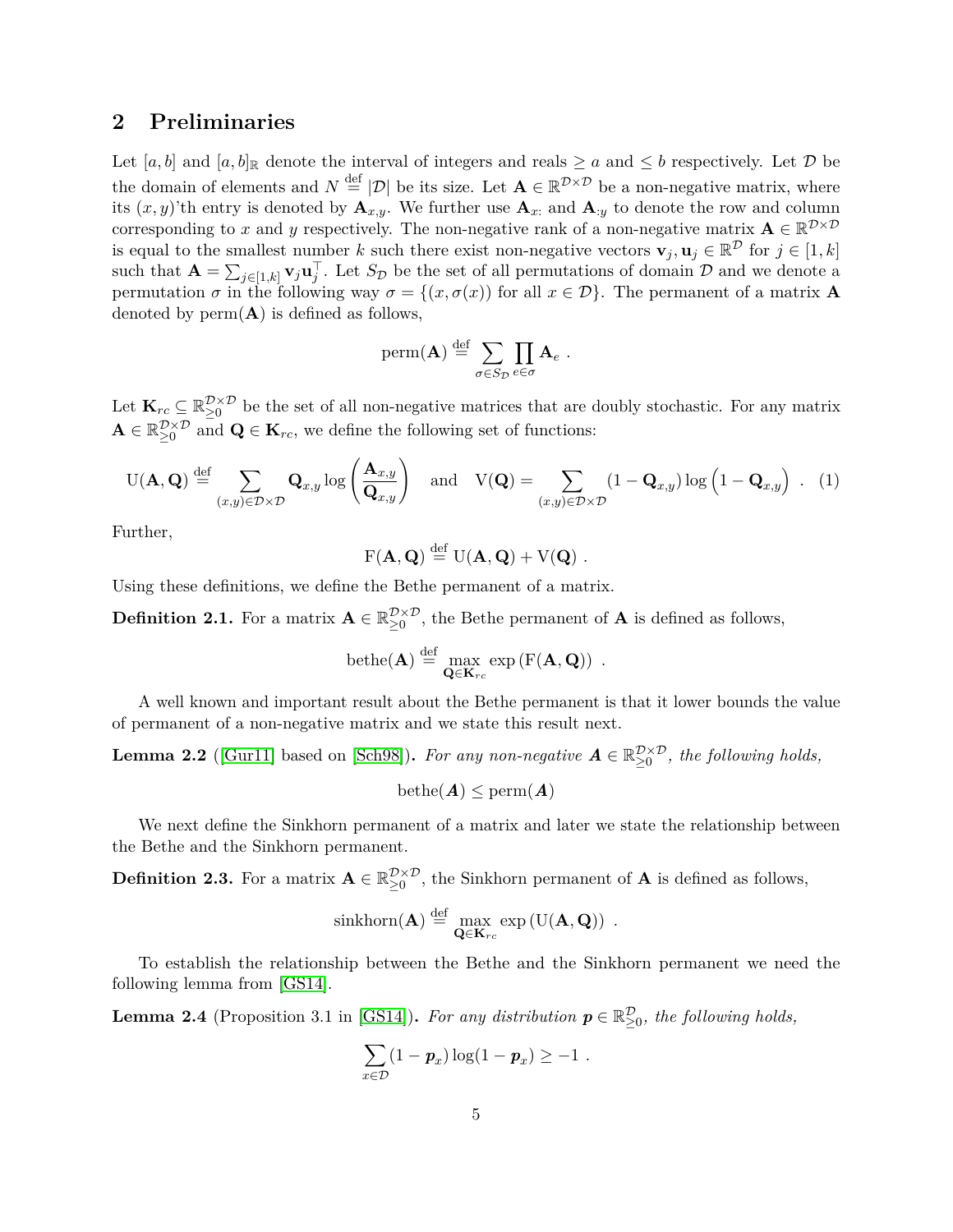## 2 Preliminaries

Let $[a, b]$ and $[a, b]_{\mathbb{R}}$ denote the interval of integers and reals $\geq a$ and $\leq b$ respectively. Let $\mathcal{D}$ be the domain of elements and $N \stackrel{\text{def}}{=} |\mathcal{D}|$ be its size. Let $\mathbf{A} \in \mathbb{R}^{\mathcal{D}\times\mathcal{D}}$ be a non-negative matrix, where its $(x, y)$'th entry is denoted by $\mathbf{A}_{x,y}$. We further use $\mathbf{A}_{x:}$ and $\mathbf{A}_{:y}$ to denote the row and column corresponding to $x$ and $y$ respectively. The non-negative rank of a non-negative matrix $\mathbf{A} \in \mathbb{R}^{\mathcal{D}\times\mathcal{D}}$ is equal to the smallest number $k$ such there exist non-negative vectors $\mathbf{v}_j, \mathbf{u}_j \in \mathbb{R}^{\mathcal{D}}$ for $j \in [1, k]$ such that $\mathbf{A} = \sum_{j\in[1,k]} \mathbf{v}_j \mathbf{u}_j^\top$. Let $S_{\mathcal{D}}$ be the set of all permutations of domain $\mathcal{D}$ and we denote a permutation $\sigma$ in the following way $\sigma = \{(x, \sigma(x)) \text{ for all } x \in \mathcal{D}\}$. The permanent of a matrix $\mathbf{A}$ denoted by $\mathrm{perm}(\mathbf{A})$ is defined as follows,

$$\mathrm{perm}(\mathbf{A}) \stackrel{\text{def}}{=} \sum_{\sigma\in S_{\mathcal{D}}} \prod_{e\in\sigma} \mathbf{A}_e \ .$$

Let $\mathbf{K}_{rc} \subseteq \mathbb{R}_{\geq 0}^{\mathcal{D}\times\mathcal{D}}$ be the set of all non-negative matrices that are doubly stochastic. For any matrix $\mathbf{A} \in \mathbb{R}_{\geq 0}^{\mathcal{D}\times\mathcal{D}}$ and $\mathbf{Q} \in \mathbf{K}_{rc}$, we define the following set of functions:

$$\mathrm{U}(\mathbf{A}, \mathbf{Q}) \stackrel{\text{def}}{=} \sum_{(x,y)\in\mathcal{D}\times\mathcal{D}} \mathbf{Q}_{x,y} \log\left(\frac{\mathbf{A}_{x,y}}{\mathbf{Q}_{x,y}}\right) \quad \text{and} \quad \mathrm{V}(\mathbf{Q}) = \sum_{(x,y)\in\mathcal{D}\times\mathcal{D}} (1 - \mathbf{Q}_{x,y}) \log\left(1 - \mathbf{Q}_{x,y}\right) \ . \quad (1)$$

Further,

$$\mathrm{F}(\mathbf{A}, \mathbf{Q}) \stackrel{\text{def}}{=} \mathrm{U}(\mathbf{A}, \mathbf{Q}) + \mathrm{V}(\mathbf{Q}) \ .$$

Using these definitions, we define the Bethe permanent of a matrix.

**Definition 2.1.** For a matrix $\mathbf{A} \in \mathbb{R}_{\geq 0}^{\mathcal{D}\times\mathcal{D}}$, the Bethe permanent of $\mathbf{A}$ is defined as follows,

$$\mathrm{bethe}(\mathbf{A}) \stackrel{\text{def}}{=} \max_{\mathbf{Q}\in\mathbf{K}_{rc}} \exp\left(\mathrm{F}(\mathbf{A}, \mathbf{Q})\right) \ .$$

A well known and important result about the Bethe permanent is that it lower bounds the value of permanent of a non-negative matrix and we state this result next.

**Lemma 2.2** ([Gur11] based on [Sch98])**.** *For any non-negative $\boldsymbol{A} \in \mathbb{R}_{\geq 0}^{\mathcal{D}\times\mathcal{D}}$, the following holds,*

$$\mathrm{bethe}(\boldsymbol{A}) \leq \mathrm{perm}(\boldsymbol{A})$$

We next define the Sinkhorn permanent of a matrix and later we state the relationship between the Bethe and the Sinkhorn permanent.

**Definition 2.3.** For a matrix $\mathbf{A} \in \mathbb{R}_{\geq 0}^{\mathcal{D}\times\mathcal{D}}$, the Sinkhorn permanent of $\mathbf{A}$ is defined as follows,

$$\mathrm{sinkhorn}(\mathbf{A}) \stackrel{\text{def}}{=} \max_{\mathbf{Q}\in\mathbf{K}_{rc}} \exp\left(\mathrm{U}(\mathbf{A}, \mathbf{Q})\right) \ .$$

To establish the relationship between the Bethe and the Sinkhorn permanent we need the following lemma from [GS14].

**Lemma 2.4** (Proposition 3.1 in [GS14])**.** *For any distribution $\boldsymbol{p} \in \mathbb{R}_{\geq 0}^{\mathcal{D}}$, the following holds,*

$$\sum_{x\in\mathcal{D}} (1 - \boldsymbol{p}_x) \log(1 - \boldsymbol{p}_x) \geq -1 \ .$$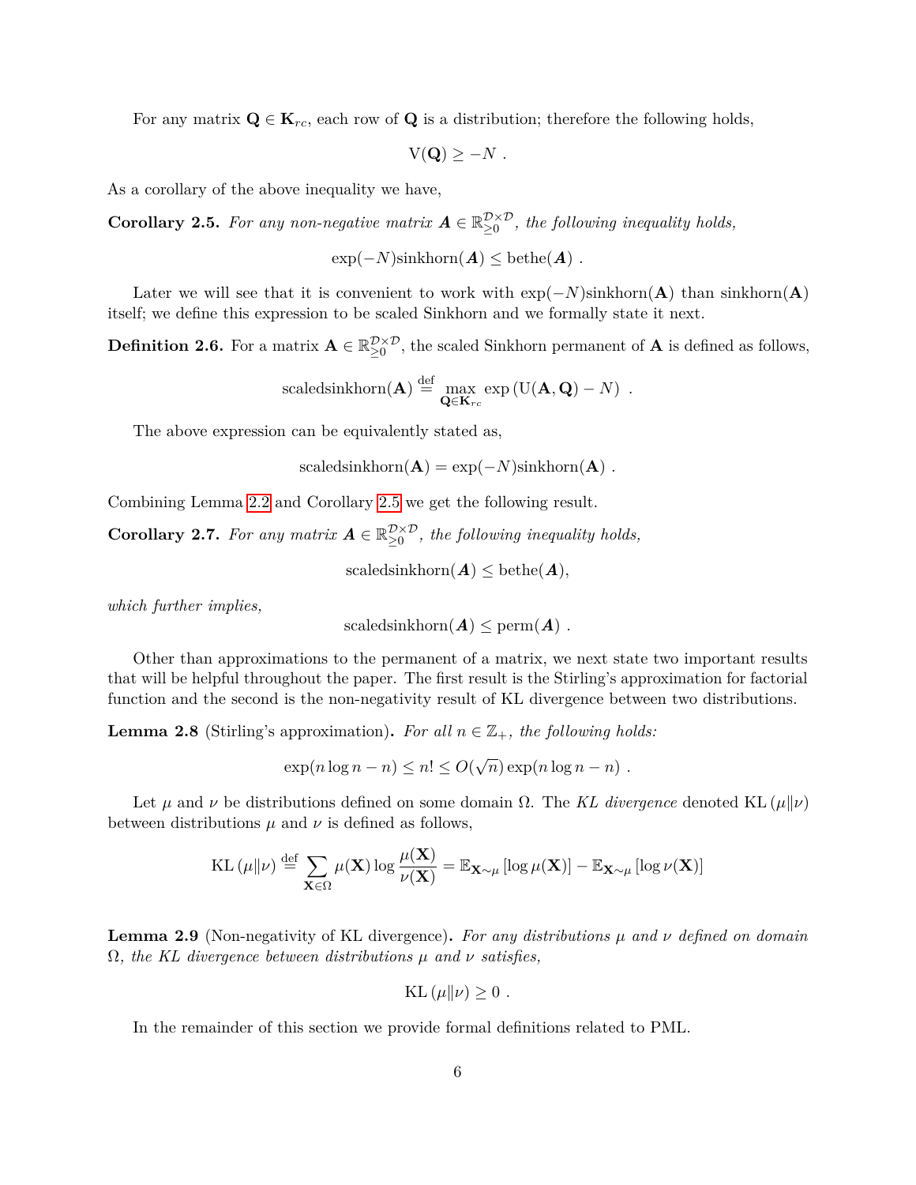For any matrix $\mathbf{Q} \in \mathbf{K}_{rc}$, each row of $\mathbf{Q}$ is a distribution; therefore the following holds,

$$\mathrm{V}(\mathbf{Q}) \geq -N \ .$$

As a corollary of the above inequality we have,

**Corollary 2.5.** *For any non-negative matrix $\boldsymbol{A} \in \mathbb{R}_{\geq 0}^{\mathcal{D}\times\mathcal{D}}$, the following inequality holds,*

$$\exp(-N)\mathrm{sinkhorn}(\boldsymbol{A}) \leq \mathrm{bethe}(\boldsymbol{A}) \ .$$

Later we will see that it is convenient to work with $\exp(-N)\mathrm{sinkhorn}(\mathbf{A})$ than $\mathrm{sinkhorn}(\mathbf{A})$ itself; we define this expression to be scaled Sinkhorn and we formally state it next.

**Definition 2.6.** For a matrix $\mathbf{A} \in \mathbb{R}_{\geq 0}^{\mathcal{D}\times\mathcal{D}}$, the scaled Sinkhorn permanent of $\mathbf{A}$ is defined as follows,

$$\mathrm{scaledsinkhorn}(\mathbf{A}) \stackrel{\mathrm{def}}{=} \max_{\mathbf{Q}\in\mathbf{K}_{rc}} \exp\left(\mathrm{U}(\mathbf{A},\mathbf{Q}) - N\right) \ .$$

The above expression can be equivalently stated as,

$$\mathrm{scaledsinkhorn}(\mathbf{A}) = \exp(-N)\mathrm{sinkhorn}(\mathbf{A}) \ .$$

Combining Lemma 2.2 and Corollary 2.5 we get the following result.

**Corollary 2.7.** *For any matrix $\boldsymbol{A} \in \mathbb{R}_{\geq 0}^{\mathcal{D}\times\mathcal{D}}$, the following inequality holds,*

$$\mathrm{scaledsinkhorn}(\boldsymbol{A}) \leq \mathrm{bethe}(\boldsymbol{A}),$$

*which further implies,*

$$\mathrm{scaledsinkhorn}(\boldsymbol{A}) \leq \mathrm{perm}(\boldsymbol{A}) \ .$$

Other than approximations to the permanent of a matrix, we next state two important results that will be helpful throughout the paper. The first result is the Stirling's approximation for factorial function and the second is the non-negativity result of KL divergence between two distributions.

**Lemma 2.8** (Stirling's approximation)**.** *For all $n \in \mathbb{Z}_+$, the following holds:*

$$\exp(n\log n - n) \leq n! \leq O(\sqrt{n})\exp(n\log n - n) \ .$$

Let $\mu$ and $\nu$ be distributions defined on some domain $\Omega$. The *KL divergence* denoted $\mathrm{KL}\left(\mu\|\nu\right)$ between distributions $\mu$ and $\nu$ is defined as follows,

$$\mathrm{KL}\left(\mu\|\nu\right) \stackrel{\mathrm{def}}{=} \sum_{\mathbf{X}\in\Omega} \mu(\mathbf{X}) \log\frac{\mu(\mathbf{X})}{\nu(\mathbf{X})} = \mathbb{E}_{\mathbf{X}\sim\mu}\left[\log\mu(\mathbf{X})\right] - \mathbb{E}_{\mathbf{X}\sim\mu}\left[\log\nu(\mathbf{X})\right]$$

**Lemma 2.9** (Non-negativity of KL divergence)**.** *For any distributions $\mu$ and $\nu$ defined on domain $\Omega$, the KL divergence between distributions $\mu$ and $\nu$ satisfies,*

$$\mathrm{KL}\left(\mu\|\nu\right) \geq 0 \ .$$

In the remainder of this section we provide formal definitions related to PML.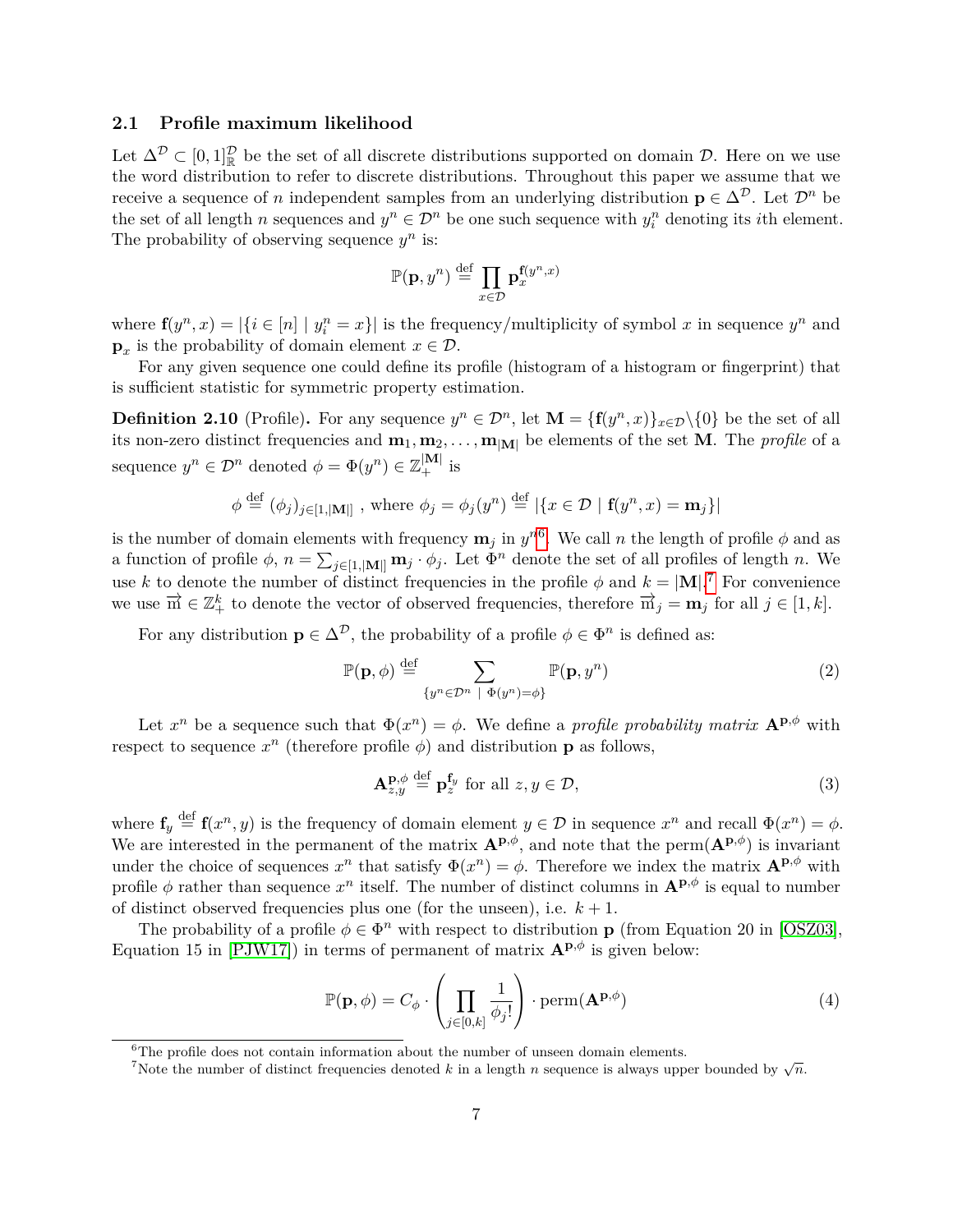### 2.1 Profile maximum likelihood

Let $\Delta^{\mathcal{D}} \subset [0,1]^{\mathcal{D}}_{\mathbb{R}}$ be the set of all discrete distributions supported on domain $\mathcal{D}$. Here on we use the word distribution to refer to discrete distributions. Throughout this paper we assume that we receive a sequence of $n$ independent samples from an underlying distribution $\mathbf{p} \in \Delta^{\mathcal{D}}$. Let $\mathcal{D}^n$ be the set of all length $n$ sequences and $y^n \in \mathcal{D}^n$ be one such sequence with $y^n_i$ denoting its $i$th element. The probability of observing sequence $y^n$ is:

$$\mathbb{P}(\mathbf{p}, y^n) \stackrel{\text{def}}{=} \prod_{x \in \mathcal{D}} \mathbf{p}_x^{\mathbf{f}(y^n,x)}$$

where $\mathbf{f}(y^n, x) = |\{i \in [n] \mid y^n_i = x\}|$ is the frequency/multiplicity of symbol $x$ in sequence $y^n$ and $\mathbf{p}_x$ is the probability of domain element $x \in \mathcal{D}$.

For any given sequence one could define its profile (histogram of a histogram or fingerprint) that is sufficient statistic for symmetric property estimation.

**Definition 2.10** (Profile)**.** For any sequence $y^n \in \mathcal{D}^n$, let $\mathbf{M} = \{\mathbf{f}(y^n, x)\}_{x \in \mathcal{D}} \backslash \{0\}$ be the set of all its non-zero distinct frequencies and $\mathbf{m}_1, \mathbf{m}_2, \ldots, \mathbf{m}_{|\mathbf{M}|}$ be elements of the set $\mathbf{M}$. The *profile* of a sequence $y^n \in \mathcal{D}^n$ denoted $\phi = \Phi(y^n) \in \mathbb{Z}_+^{|\mathbf{M}|}$ is

$$\phi \stackrel{\text{def}}{=} (\phi_j)_{j \in [1,|\mathbf{M}|]} \text{ , where } \phi_j = \phi_j(y^n) \stackrel{\text{def}}{=} |\{x \in \mathcal{D} \mid \mathbf{f}(y^n, x) = \mathbf{m}_j\}|$$

is the number of domain elements with frequency $\mathbf{m}_j$ in $y^n$[6]. We call $n$ the length of profile $\phi$ and as a function of profile $\phi$, $n = \sum_{j \in [1,|\mathbf{M}|]} \mathbf{m}_j \cdot \phi_j$. Let $\Phi^n$ denote the set of all profiles of length $n$. We use $k$ to denote the number of distinct frequencies in the profile $\phi$ and $k = |\mathbf{M}|$.[7] For convenience we use $\vec{\mathrm{m}} \in \mathbb{Z}_+^k$ to denote the vector of observed frequencies, therefore $\vec{\mathrm{m}}_j = \mathbf{m}_j$ for all $j \in [1, k]$.

For any distribution $\mathbf{p} \in \Delta^{\mathcal{D}}$, the probability of a profile $\phi \in \Phi^n$ is defined as:

$$\mathbb{P}(\mathbf{p}, \phi) \stackrel{\text{def}}{=} \sum_{\{y^n \in \mathcal{D}^n \ | \ \Phi(y^n) = \phi\}} \mathbb{P}(\mathbf{p}, y^n) \tag{2}$$

Let $x^n$ be a sequence such that $\Phi(x^n) = \phi$. We define a *profile probability matrix* $\mathbf{A}^{\mathbf{p},\phi}$ with respect to sequence $x^n$ (therefore profile $\phi$) and distribution $\mathbf{p}$ as follows,

$$\mathbf{A}^{\mathbf{p},\phi}_{z,y} \stackrel{\text{def}}{=} \mathbf{p}_z^{\mathbf{f}_y} \text{ for all } z, y \in \mathcal{D}, \tag{3}$$

where $\mathbf{f}_y \stackrel{\text{def}}{=} \mathbf{f}(x^n, y)$ is the frequency of domain element $y \in \mathcal{D}$ in sequence $x^n$ and recall $\Phi(x^n) = \phi$. We are interested in the permanent of the matrix $\mathbf{A}^{\mathbf{p},\phi}$, and note that the $\mathrm{perm}(\mathbf{A}^{\mathbf{p},\phi})$ is invariant under the choice of sequences $x^n$ that satisfy $\Phi(x^n) = \phi$. Therefore we index the matrix $\mathbf{A}^{\mathbf{p},\phi}$ with profile $\phi$ rather than sequence $x^n$ itself. The number of distinct columns in $\mathbf{A}^{\mathbf{p},\phi}$ is equal to number of distinct observed frequencies plus one (for the unseen), i.e. $k + 1$.

The probability of a profile $\phi \in \Phi^n$ with respect to distribution $\mathbf{p}$ (from Equation 20 in [OSZ03], Equation 15 in [PJW17]) in terms of permanent of matrix $\mathbf{A}^{\mathbf{p},\phi}$ is given below:

$$\mathbb{P}(\mathbf{p}, \phi) = C_\phi \cdot \left( \prod_{j \in [0,k]} \frac{1}{\phi_j!} \right) \cdot \mathrm{perm}(\mathbf{A}^{\mathbf{p},\phi}) \tag{4}$$

[6] The profile does not contain information about the number of unseen domain elements.

[7] Note the number of distinct frequencies denoted $k$ in a length $n$ sequence is always upper bounded by $\sqrt{n}$.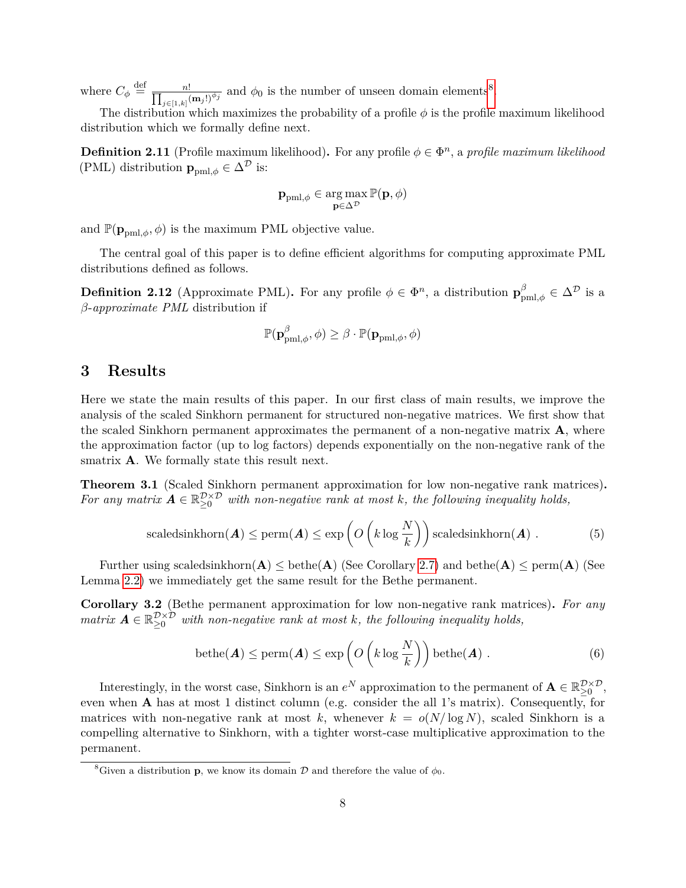where $C_\phi \stackrel{\text{def}}{=} \frac{n!}{\prod_{j\in[1,k]}(\mathbf{m}_j!)^{\phi_j}}$ and $\phi_0$ is the number of unseen domain elements[8].

The distribution which maximizes the probability of a profile $\phi$ is the profile maximum likelihood distribution which we formally define next.

**Definition 2.11** (Profile maximum likelihood)**.** For any profile $\phi \in \Phi^n$, a *profile maximum likelihood* (PML) distribution $\mathbf{p}_{\text{pml},\phi} \in \Delta^{\mathcal{D}}$ is:

$$\mathbf{p}_{\text{pml},\phi} \in \arg\max_{\mathbf{p}\in\Delta^{\mathcal{D}}} \mathbb{P}(\mathbf{p}, \phi)$$

and $\mathbb{P}(\mathbf{p}_{\text{pml},\phi}, \phi)$ is the maximum PML objective value.

The central goal of this paper is to define efficient algorithms for computing approximate PML distributions defined as follows.

**Definition 2.12** (Approximate PML)**.** For any profile $\phi \in \Phi^n$, a distribution $\mathbf{p}^{\beta}_{\text{pml},\phi} \in \Delta^{\mathcal{D}}$ is a *$\beta$-approximate PML* distribution if

$$\mathbb{P}(\mathbf{p}^{\beta}_{\text{pml},\phi}, \phi) \geq \beta \cdot \mathbb{P}(\mathbf{p}_{\text{pml},\phi}, \phi)$$

# 3 Results

Here we state the main results of this paper. In our first class of main results, we improve the analysis of the scaled Sinkhorn permanent for structured non-negative matrices. We first show that the scaled Sinkhorn permanent approximates the permanent of a non-negative matrix $\mathbf{A}$, where the approximation factor (up to log factors) depends exponentially on the non-negative rank of the smatrix $\mathbf{A}$. We formally state this result next.

**Theorem 3.1** (Scaled Sinkhorn permanent approximation for low non-negative rank matrices)**.** *For any matrix $\boldsymbol{A} \in \mathbb{R}^{\mathcal{D}\times\mathcal{D}}_{\geq 0}$ with non-negative rank at most $k$, the following inequality holds,*

$$\text{scaledsinkhorn}(\boldsymbol{A}) \leq \text{perm}(\boldsymbol{A}) \leq \exp\left(O\left(k \log \frac{N}{k}\right)\right) \text{scaledsinkhorn}(\boldsymbol{A})\ . \tag{5}$$

Further using $\text{scaledsinkhorn}(\mathbf{A}) \leq \text{bethe}(\mathbf{A})$ (See Corollary 2.7) and $\text{bethe}(\mathbf{A}) \leq \text{perm}(\mathbf{A})$ (See Lemma 2.2) we immediately get the same result for the Bethe permanent.

**Corollary 3.2** (Bethe permanent approximation for low non-negative rank matrices)**.** *For any matrix $\boldsymbol{A} \in \mathbb{R}^{\mathcal{D}\times\mathcal{D}}_{\geq 0}$ with non-negative rank at most $k$, the following inequality holds,*

$$\text{bethe}(\boldsymbol{A}) \leq \text{perm}(\boldsymbol{A}) \leq \exp\left(O\left(k \log \frac{N}{k}\right)\right) \text{bethe}(\boldsymbol{A})\ . \tag{6}$$

Interestingly, in the worst case, Sinkhorn is an $e^N$ approximation to the permanent of $\mathbf{A} \in \mathbb{R}^{\mathcal{D}\times\mathcal{D}}_{\geq 0}$, even when $\mathbf{A}$ has at most 1 distinct column (e.g. consider the all 1's matrix). Consequently, for matrices with non-negative rank at most $k$, whenever $k = o(N/\log N)$, scaled Sinkhorn is a compelling alternative to Sinkhorn, with a tighter worst-case multiplicative approximation to the permanent.

[8] Given a distribution $\mathbf{p}$, we know its domain $\mathcal{D}$ and therefore the value of $\phi_0$.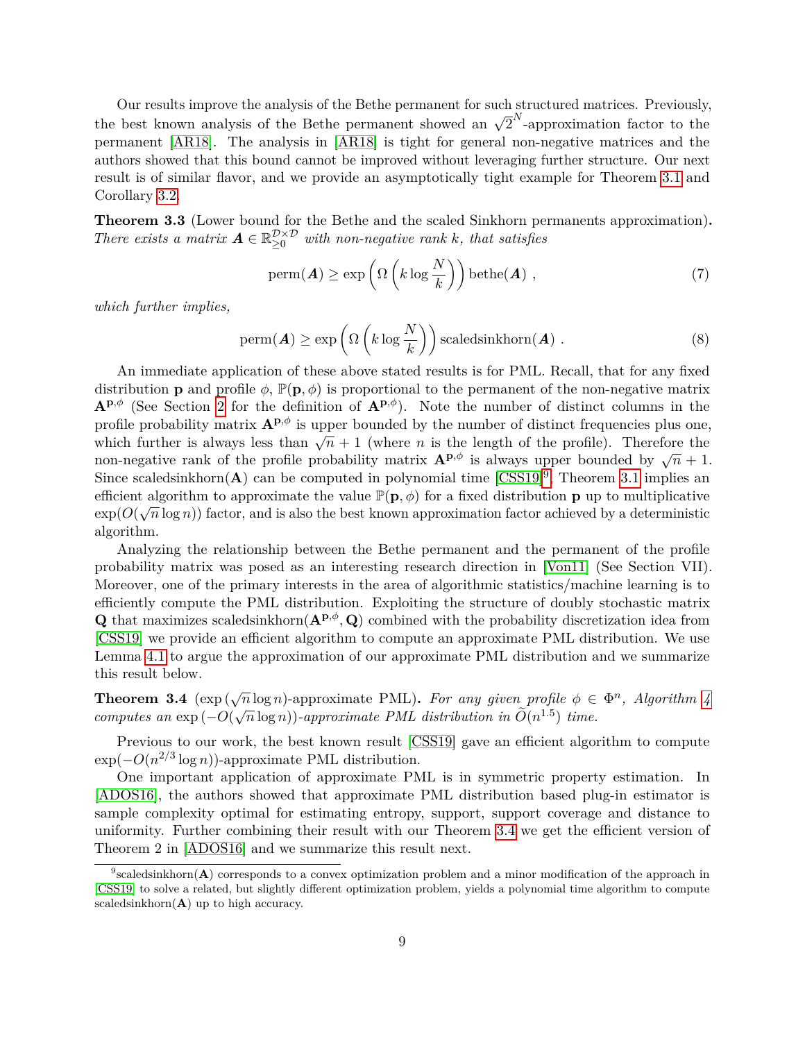Our results improve the analysis of the Bethe permanent for such structured matrices. Previously, the best known analysis of the Bethe permanent showed an $\sqrt{2}^N$-approximation factor to the permanent [AR18]. The analysis in [AR18] is tight for general non-negative matrices and the authors showed that this bound cannot be improved without leveraging further structure. Our next result is of similar flavor, and we provide an asymptotically tight example for Theorem 3.1 and Corollary 3.2.

**Theorem 3.3** (Lower bound for the Bethe and the scaled Sinkhorn permanents approximation)**.** *There exists a matrix $\boldsymbol{A} \in \mathbb{R}_{\geq 0}^{\mathcal{D}\times\mathcal{D}}$ with non-negative rank $k$, that satisfies*

$$\mathrm{perm}(\boldsymbol{A}) \geq \exp\left(\Omega\left(k \log \frac{N}{k}\right)\right) \mathrm{bethe}(\boldsymbol{A}) \ , \tag{7}$$

*which further implies,*

$$\mathrm{perm}(\boldsymbol{A}) \geq \exp\left(\Omega\left(k \log \frac{N}{k}\right)\right) \mathrm{scaledsinkhorn}(\boldsymbol{A}) \ . \tag{8}$$

An immediate application of these above stated results is for PML. Recall, that for any fixed distribution $\mathbf{p}$ and profile $\phi$, $\mathbb{P}(\mathbf{p}, \phi)$ is proportional to the permanent of the non-negative matrix $\mathbf{A}^{\mathbf{p},\phi}$ (See Section 2 for the definition of $\mathbf{A}^{\mathbf{p},\phi}$). Note the number of distinct columns in the profile probability matrix $\mathbf{A}^{\mathbf{p},\phi}$ is upper bounded by the number of distinct frequencies plus one, which further is always less than $\sqrt{n}+1$ (where $n$ is the length of the profile). Therefore the non-negative rank of the profile probability matrix $\mathbf{A}^{\mathbf{p},\phi}$ is always upper bounded by $\sqrt{n}+1$. Since $\mathrm{scaledsinkhorn}(\mathbf{A})$ can be computed in polynomial time [CSS19][9], Theorem 3.1 implies an efficient algorithm to approximate the value $\mathbb{P}(\mathbf{p}, \phi)$ for a fixed distribution $\mathbf{p}$ up to multiplicative $\exp(O(\sqrt{n}\log n))$ factor, and is also the best known approximation factor achieved by a deterministic algorithm.

Analyzing the relationship between the Bethe permanent and the permanent of the profile probability matrix was posed as an interesting research direction in [Von11] (See Section VII). Moreover, one of the primary interests in the area of algorithmic statistics/machine learning is to efficiently compute the PML distribution. Exploiting the structure of doubly stochastic matrix $\mathbf{Q}$ that maximizes $\mathrm{scaledsinkhorn}(\mathbf{A}^{\mathbf{p},\phi}, \mathbf{Q})$ combined with the probability discretization idea from [CSS19] we provide an efficient algorithm to compute an approximate PML distribution. We use Lemma 4.1 to argue the approximation of our approximate PML distribution and we summarize this result below.

**Theorem 3.4** ($\exp(\sqrt{n}\log n)$-approximate PML)**.** *For any given profile $\phi \in \Phi^n$, Algorithm 4 computes an $\exp(-O(\sqrt{n}\log n))$-approximate PML distribution in $\widetilde{O}(n^{1.5})$ time.*

Previous to our work, the best known result [CSS19] gave an efficient algorithm to compute $\exp(-O(n^{2/3}\log n))$-approximate PML distribution.

One important application of approximate PML is in symmetric property estimation. In [ADOS16], the authors showed that approximate PML distribution based plug-in estimator is sample complexity optimal for estimating entropy, support, support coverage and distance to uniformity. Further combining their result with our Theorem 3.4 we get the efficient version of Theorem 2 in [ADOS16] and we summarize this result next.

[9] $\mathrm{scaledsinkhorn}(\mathbf{A})$ corresponds to a convex optimization problem and a minor modification of the approach in [CSS19] to solve a related, but slightly different optimization problem, yields a polynomial time algorithm to compute $\mathrm{scaledsinkhorn}(\mathbf{A})$ up to high accuracy.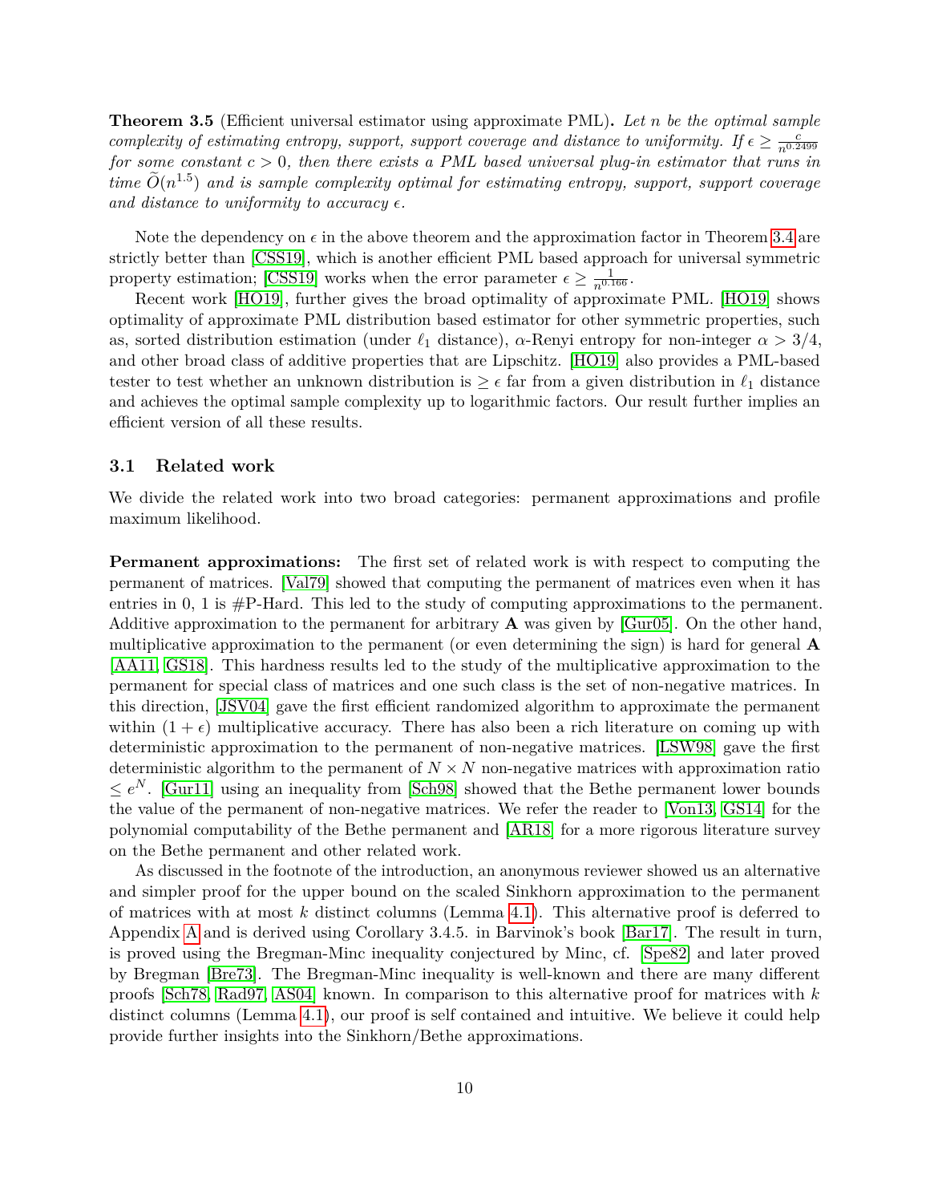**Theorem 3.5** (Efficient universal estimator using approximate PML)**.** *Let $n$ be the optimal sample complexity of estimating entropy, support, support coverage and distance to uniformity. If $\epsilon \geq \frac{c}{n^{0.2499}}$ for some constant $c > 0$, then there exists a PML based universal plug-in estimator that runs in time $\widetilde{O}(n^{1.5})$ and is sample complexity optimal for estimating entropy, support, support coverage and distance to uniformity to accuracy $\epsilon$.*

Note the dependency on $\epsilon$ in the above theorem and the approximation factor in Theorem 3.4 are strictly better than [CSS19], which is another efficient PML based approach for universal symmetric property estimation; [CSS19] works when the error parameter $\epsilon \geq \frac{1}{n^{0.166}}$.

Recent work [HO19], further gives the broad optimality of approximate PML. [HO19] shows optimality of approximate PML distribution based estimator for other symmetric properties, such as, sorted distribution estimation (under $\ell_1$ distance), $\alpha$-Renyi entropy for non-integer $\alpha > 3/4$, and other broad class of additive properties that are Lipschitz. [HO19] also provides a PML-based tester to test whether an unknown distribution is $\geq \epsilon$ far from a given distribution in $\ell_1$ distance and achieves the optimal sample complexity up to logarithmic factors. Our result further implies an efficient version of all these results.

### 3.1 Related work

We divide the related work into two broad categories: permanent approximations and profile maximum likelihood.

**Permanent approximations:** The first set of related work is with respect to computing the permanent of matrices. [Val79] showed that computing the permanent of matrices even when it has entries in 0, 1 is #P-Hard. This led to the study of computing approximations to the permanent. Additive approximation to the permanent for arbitrary $\mathbf{A}$ was given by [Gur05]. On the other hand, multiplicative approximation to the permanent (or even determining the sign) is hard for general $\mathbf{A}$ [AA11, GS18]. This hardness results led to the study of the multiplicative approximation to the permanent for special class of matrices and one such class is the set of non-negative matrices. In this direction, [JSV04] gave the first efficient randomized algorithm to approximate the permanent within $(1 + \epsilon)$ multiplicative accuracy. There has also been a rich literature on coming up with deterministic approximation to the permanent of non-negative matrices. [LSW98] gave the first deterministic algorithm to the permanent of $N \times N$ non-negative matrices with approximation ratio $\leq e^N$. [Gur11] using an inequality from [Sch98] showed that the Bethe permanent lower bounds the value of the permanent of non-negative matrices. We refer the reader to [Von13, GS14] for the polynomial computability of the Bethe permanent and [AR18] for a more rigorous literature survey on the Bethe permanent and other related work.

As discussed in the footnote of the introduction, an anonymous reviewer showed us an alternative and simpler proof for the upper bound on the scaled Sinkhorn approximation to the permanent of matrices with at most $k$ distinct columns (Lemma 4.1). This alternative proof is deferred to Appendix A and is derived using Corollary 3.4.5. in Barvinok's book [Bar17]. The result in turn, is proved using the Bregman-Minc inequality conjectured by Minc, cf. [Spe82] and later proved by Bregman [Bre73]. The Bregman-Minc inequality is well-known and there are many different proofs [Sch78, Rad97, AS04] known. In comparison to this alternative proof for matrices with $k$ distinct columns (Lemma 4.1), our proof is self contained and intuitive. We believe it could help provide further insights into the Sinkhorn/Bethe approximations.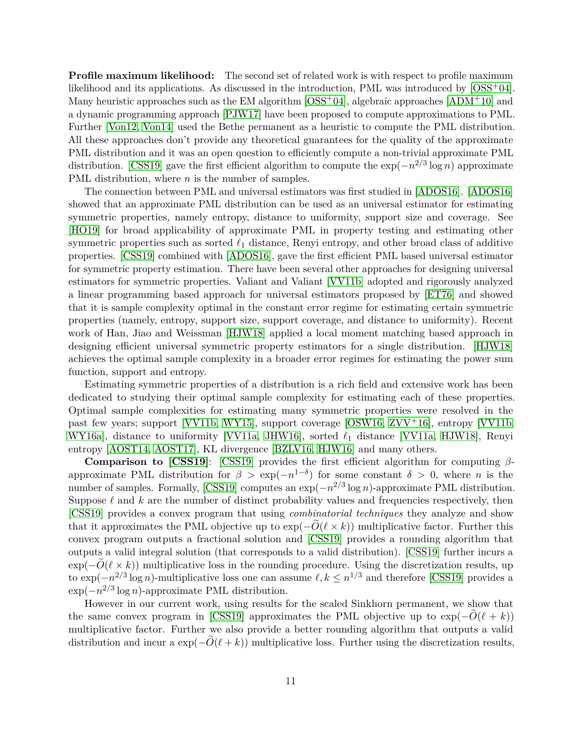**Profile maximum likelihood:** The second set of related work is with respect to profile maximum likelihood and its applications. As discussed in the introduction, PML was introduced by [OSS+04]. Many heuristic approaches such as the EM algorithm [OSS+04], algebraic approaches [ADM+10] and a dynamic programming approach [PJW17] have been proposed to compute approximations to PML. Further [Von12, Von14] used the Bethe permanent as a heuristic to compute the PML distribution. All these approaches don't provide any theoretical guarantees for the quality of the approximate PML distribution and it was an open question to efficiently compute a non-trivial approximate PML distribution. [CSS19] gave the first efficient algorithm to compute the $\exp(-n^{2/3}\log n)$ approximate PML distribution, where $n$ is the number of samples.

The connection between PML and universal estimators was first studied in [ADOS16]. [ADOS16] showed that an approximate PML distribution can be used as an universal estimator for estimating symmetric properties, namely entropy, distance to uniformity, support size and coverage. See [HO19] for broad applicability of approximate PML in property testing and estimating other symmetric properties such as sorted $\ell_1$ distance, Renyi entropy, and other broad class of additive properties. [CSS19] combined with [ADOS16], gave the first efficient PML based universal estimator for symmetric property estimation. There have been several other approaches for designing universal estimators for symmetric properties. Valiant and Valiant [VV11b] adopted and rigorously analyzed a linear programming based approach for universal estimators proposed by [ET76] and showed that it is sample complexity optimal in the constant error regime for estimating certain symmetric properties (namely, entropy, support size, support coverage, and distance to uniformity). Recent work of Han, Jiao and Weissman [HJW18] applied a local moment matching based approach in designing efficient universal symmetric property estimators for a single distribution. [HJW18] achieves the optimal sample complexity in a broader error regimes for estimating the power sum function, support and entropy.

Estimating symmetric properties of a distribution is a rich field and extensive work has been dedicated to studying their optimal sample complexity for estimating each of these properties. Optimal sample complexities for estimating many symmetric properties were resolved in the past few years; support [VV11b, WY15], support coverage [OSW16, ZVV+16], entropy [VV11b, WY16a], distance to uniformity [VV11a, JHW16], sorted $\ell_1$ distance [VV11a, HJW18], Renyi entropy [AOST14, AOST17], KL divergence [BZLV16, HJW16] and many others.

**Comparison to [CSS19]**: [CSS19] provides the first efficient algorithm for computing $\beta$-approximate PML distribution for $\beta > \exp(-n^{1-\delta})$ for some constant $\delta > 0$, where $n$ is the number of samples. Formally, [CSS19] computes an $\exp(-n^{2/3}\log n)$-approximate PML distribution. Suppose $\ell$ and $k$ are the number of distinct probability values and frequencies respectively, then [CSS19] provides a convex program that using *combinatorial techniques* they analyze and show that it approximates the PML objective up to $\exp(-\widetilde{O}(\ell \times k))$ multiplicative factor. Further this convex program outputs a fractional solution and [CSS19] provides a rounding algorithm that outputs a valid integral solution (that corresponds to a valid distribution). [CSS19] further incurs a $\exp(-\widetilde{O}(\ell \times k))$ multiplicative loss in the rounding procedure. Using the discretization results, up to $\exp(-n^{2/3}\log n)$-multiplicative loss one can assume $\ell, k \leq n^{1/3}$ and therefore [CSS19] provides a $\exp(-n^{2/3}\log n)$-approximate PML distribution.

However in our current work, using results for the scaled Sinkhorn permanent, we show that the same convex program in [CSS19] approximates the PML objective up to $\exp(-\widetilde{O}(\ell + k))$ multiplicative factor. Further we also provide a better rounding algorithm that outputs a valid distribution and incur a $\exp(-\widetilde{O}(\ell + k))$ multiplicative loss. Further using the discretization results,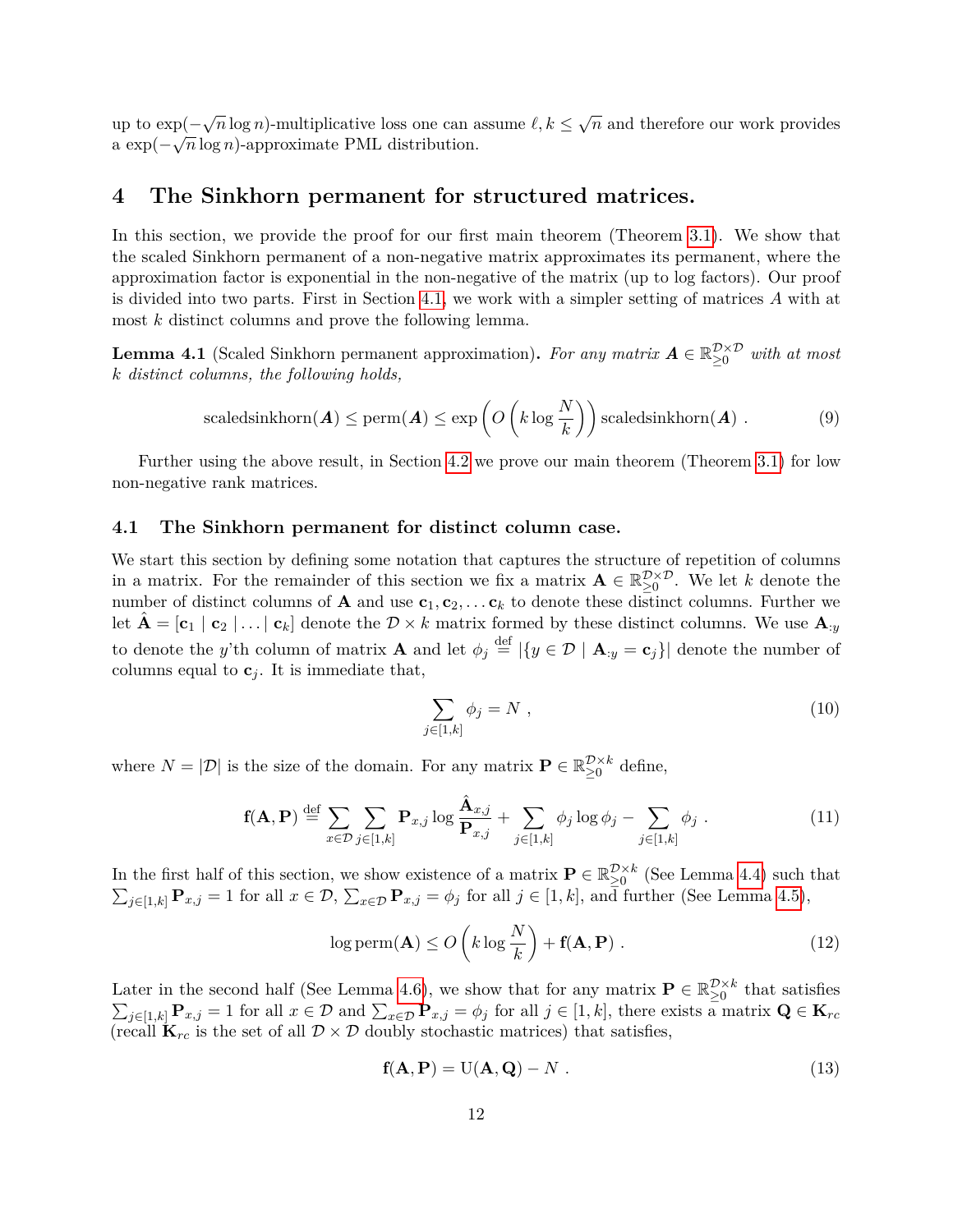up to $\exp(-\sqrt{n}\log n)$-multiplicative loss one can assume $\ell, k \leq \sqrt{n}$ and therefore our work provides a $\exp(-\sqrt{n}\log n)$-approximate PML distribution.

# 4 The Sinkhorn permanent for structured matrices.

In this section, we provide the proof for our first main theorem (Theorem 3.1). We show that the scaled Sinkhorn permanent of a non-negative matrix approximates its permanent, where the approximation factor is exponential in the non-negative of the matrix (up to log factors). Our proof is divided into two parts. First in Section 4.1, we work with a simpler setting of matrices $A$ with at most $k$ distinct columns and prove the following lemma.

**Lemma 4.1** (Scaled Sinkhorn permanent approximation)**.** *For any matrix $\boldsymbol{A} \in \mathbb{R}_{\geq 0}^{\mathcal{D}\times\mathcal{D}}$ with at most $k$ distinct columns, the following holds,*

$$\mathrm{scaledsinkhorn}(\boldsymbol{A}) \leq \mathrm{perm}(\boldsymbol{A}) \leq \exp\left(O\left(k\log\frac{N}{k}\right)\right)\mathrm{scaledsinkhorn}(\boldsymbol{A}) \ . \tag{9}$$

Further using the above result, in Section 4.2 we prove our main theorem (Theorem 3.1) for low non-negative rank matrices.

## 4.1 The Sinkhorn permanent for distinct column case.

We start this section by defining some notation that captures the structure of repetition of columns in a matrix. For the remainder of this section we fix a matrix $\mathbf{A} \in \mathbb{R}_{\geq 0}^{\mathcal{D}\times\mathcal{D}}$. We let $k$ denote the number of distinct columns of $\mathbf{A}$ and use $\mathbf{c}_1, \mathbf{c}_2, \ldots \mathbf{c}_k$ to denote these distinct columns. Further we let $\hat{\mathbf{A}} = [\mathbf{c}_1 \mid \mathbf{c}_2 \mid \ldots \mid \mathbf{c}_k]$ denote the $\mathcal{D}\times k$ matrix formed by these distinct columns. We use $\mathbf{A}_{:y}$ to denote the $y$'th column of matrix $\mathbf{A}$ and let $\phi_j \stackrel{\text{def}}{=} |\{y \in \mathcal{D} \mid \mathbf{A}_{:y} = \mathbf{c}_j\}|$ denote the number of columns equal to $\mathbf{c}_j$. It is immediate that,

$$\sum_{j\in[1,k]} \phi_j = N \ , \tag{10}$$

where $N = |\mathcal{D}|$ is the size of the domain. For any matrix $\mathbf{P} \in \mathbb{R}_{\geq 0}^{\mathcal{D}\times k}$ define,

$$\mathbf{f}(\mathbf{A},\mathbf{P}) \stackrel{\text{def}}{=} \sum_{x\in\mathcal{D}}\sum_{j\in[1,k]} \mathbf{P}_{x,j}\log\frac{\hat{\mathbf{A}}_{x,j}}{\mathbf{P}_{x,j}} + \sum_{j\in[1,k]}\phi_j\log\phi_j - \sum_{j\in[1,k]}\phi_j \ . \tag{11}$$

In the first half of this section, we show existence of a matrix $\mathbf{P} \in \mathbb{R}_{\geq 0}^{\mathcal{D}\times k}$ (See Lemma 4.4) such that $\sum_{j\in[1,k]}\mathbf{P}_{x,j} = 1$ for all $x \in \mathcal{D}$, $\sum_{x\in\mathcal{D}}\mathbf{P}_{x,j} = \phi_j$ for all $j \in [1,k]$, and further (See Lemma 4.5),

$$\log\mathrm{perm}(\mathbf{A}) \leq O\left(k\log\frac{N}{k}\right) + \mathbf{f}(\mathbf{A},\mathbf{P}) \ . \tag{12}$$

Later in the second half (See Lemma 4.6), we show that for any matrix $\mathbf{P} \in \mathbb{R}_{\geq 0}^{\mathcal{D}\times k}$ that satisfies $\sum_{j\in[1,k]}\mathbf{P}_{x,j} = 1$ for all $x \in \mathcal{D}$ and $\sum_{x\in\mathcal{D}}\mathbf{P}_{x,j} = \phi_j$ for all $j \in [1,k]$, there exists a matrix $\mathbf{Q} \in \mathbf{K}_{rc}$ (recall $\mathbf{K}_{rc}$ is the set of all $\mathcal{D}\times\mathcal{D}$ doubly stochastic matrices) that satisfies,

$$\mathbf{f}(\mathbf{A},\mathbf{P}) = \mathrm{U}(\mathbf{A},\mathbf{Q}) - N \ . \tag{13}$$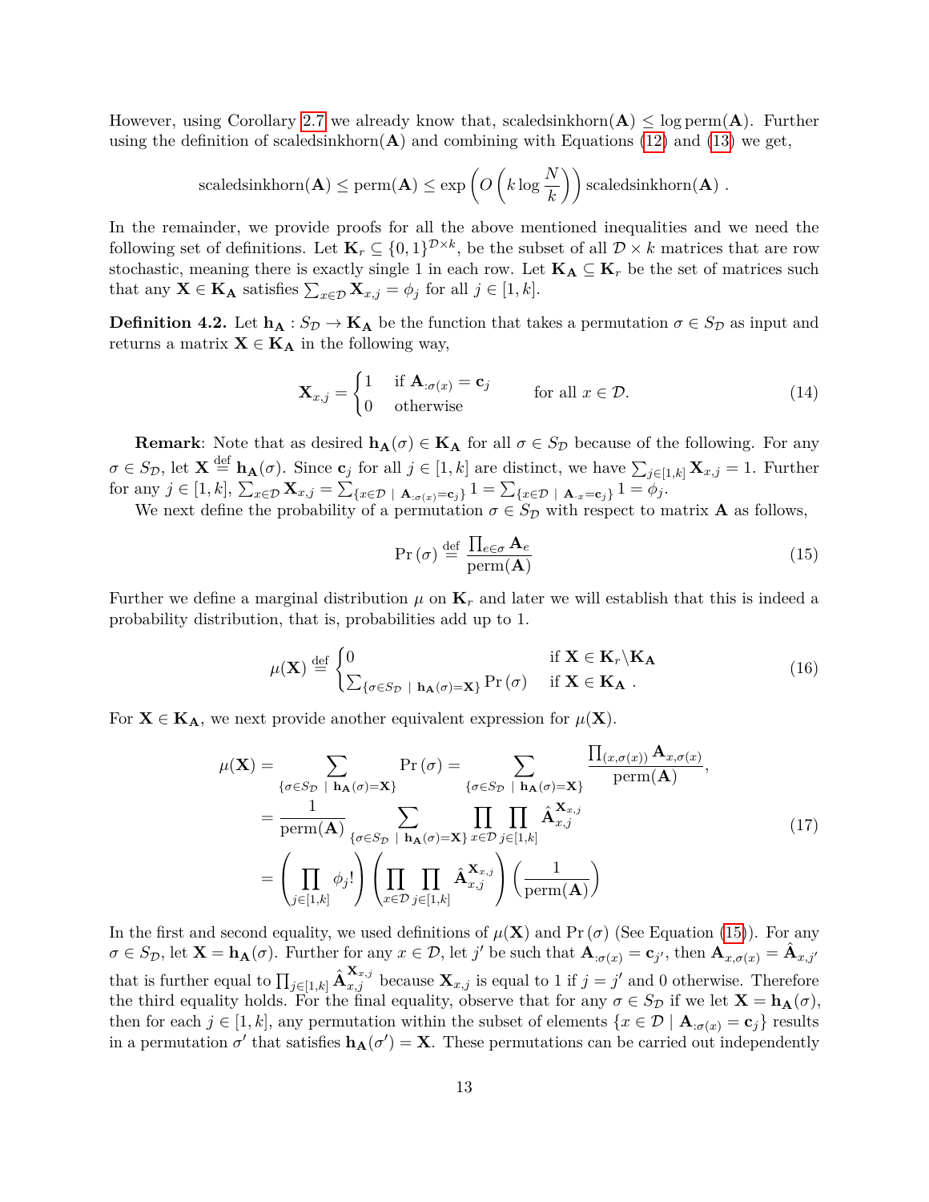However, using Corollary 2.7 we already know that, $\text{scaledsinkhorn}(\mathbf{A}) \leq \log \text{perm}(\mathbf{A})$. Further using the definition of $\text{scaledsinkhorn}(\mathbf{A})$ and combining with Equations (12) and (13) we get,

$$\text{scaledsinkhorn}(\mathbf{A}) \leq \text{perm}(\mathbf{A}) \leq \exp\left(O\left(k \log \frac{N}{k}\right)\right) \text{scaledsinkhorn}(\mathbf{A}) \ .$$

In the remainder, we provide proofs for all the above mentioned inequalities and we need the following set of definitions. Let $\mathbf{K}_r \subseteq \{0,1\}^{\mathcal{D} \times k}$, be the subset of all $\mathcal{D} \times k$ matrices that are row stochastic, meaning there is exactly single 1 in each row. Let $\mathbf{K}_{\mathbf{A}} \subseteq \mathbf{K}_r$ be the set of matrices such that any $\mathbf{X} \in \mathbf{K}_{\mathbf{A}}$ satisfies $\sum_{x \in \mathcal{D}} \mathbf{X}_{x,j} = \phi_j$ for all $j \in [1,k]$.

**Definition 4.2.** Let $\mathbf{h}_{\mathbf{A}} : S_{\mathcal{D}} \to \mathbf{K}_{\mathbf{A}}$ be the function that takes a permutation $\sigma \in S_{\mathcal{D}}$ as input and returns a matrix $\mathbf{X} \in \mathbf{K}_{\mathbf{A}}$ in the following way,

$$\mathbf{X}_{x,j} = \begin{cases} 1 & \text{if } \mathbf{A}_{:\sigma(x)} = \mathbf{c}_j \\ 0 & \text{otherwise} \end{cases} \qquad \text{for all } x \in \mathcal{D}. \tag{14}$$

**Remark**: Note that as desired $\mathbf{h}_{\mathbf{A}}(\sigma) \in \mathbf{K}_{\mathbf{A}}$ for all $\sigma \in S_{\mathcal{D}}$ because of the following. For any $\sigma \in S_{\mathcal{D}}$, let $\mathbf{X} \stackrel{\text{def}}{=} \mathbf{h}_{\mathbf{A}}(\sigma)$. Since $\mathbf{c}_j$ for all $j \in [1,k]$ are distinct, we have $\sum_{j \in [1,k]} \mathbf{X}_{x,j} = 1$. Further for any $j \in [1,k]$, $\sum_{x \in \mathcal{D}} \mathbf{X}_{x,j} = \sum_{\{x \in \mathcal{D} \mid \mathbf{A}_{:\sigma(x)} = \mathbf{c}_j\}} 1 = \sum_{\{x \in \mathcal{D} \mid \mathbf{A}_{\cdot x} = \mathbf{c}_j\}} 1 = \phi_j$.

We next define the probability of a permutation $\sigma \in S_{\mathcal{D}}$ with respect to matrix $\mathbf{A}$ as follows,

$$\Pr(\sigma) \stackrel{\text{def}}{=} \frac{\prod_{e \in \sigma} \mathbf{A}_e}{\text{perm}(\mathbf{A})} \tag{15}$$

Further we define a marginal distribution $\mu$ on $\mathbf{K}_r$ and later we will establish that this is indeed a probability distribution, that is, probabilities add up to 1.

$$\mu(\mathbf{X}) \stackrel{\text{def}}{=} \begin{cases} 0 & \text{if } \mathbf{X} \in \mathbf{K}_r \backslash \mathbf{K}_{\mathbf{A}} \\ \sum_{\{\sigma \in S_{\mathcal{D}} \mid \mathbf{h}_{\mathbf{A}}(\sigma) = \mathbf{X}\}} \Pr(\sigma) & \text{if } \mathbf{X} \in \mathbf{K}_{\mathbf{A}} \ . \end{cases} \tag{16}$$

For $\mathbf{X} \in \mathbf{K}_{\mathbf{A}}$, we next provide another equivalent expression for $\mu(\mathbf{X})$.

$$\begin{aligned} \mu(\mathbf{X}) &= \sum_{\{\sigma \in S_{\mathcal{D}} \mid \mathbf{h}_{\mathbf{A}}(\sigma) = \mathbf{X}\}} \Pr(\sigma) = \sum_{\{\sigma \in S_{\mathcal{D}} \mid \mathbf{h}_{\mathbf{A}}(\sigma) = \mathbf{X}\}} \frac{\prod_{(x,\sigma(x))} \mathbf{A}_{x,\sigma(x)}}{\text{perm}(\mathbf{A})}, \\ &= \frac{1}{\text{perm}(\mathbf{A})} \sum_{\{\sigma \in S_{\mathcal{D}} \mid \mathbf{h}_{\mathbf{A}}(\sigma) = \mathbf{X}\}} \prod_{x \in \mathcal{D}} \prod_{j \in [1,k]} \hat{\mathbf{A}}_{x,j}^{\mathbf{X}_{x,j}} \\ &= \left(\prod_{j \in [1,k]} \phi_j!\right) \left(\prod_{x \in \mathcal{D}} \prod_{j \in [1,k]} \hat{\mathbf{A}}_{x,j}^{\mathbf{X}_{x,j}}\right) \left(\frac{1}{\text{perm}(\mathbf{A})}\right) \end{aligned} \tag{17}$$

In the first and second equality, we used definitions of $\mu(\mathbf{X})$ and $\Pr(\sigma)$ (See Equation (15)). For any $\sigma \in S_{\mathcal{D}}$, let $\mathbf{X} = \mathbf{h}_{\mathbf{A}}(\sigma)$. Further for any $x \in \mathcal{D}$, let $j'$ be such that $\mathbf{A}_{:\sigma(x)} = \mathbf{c}_{j'}$, then $\mathbf{A}_{x,\sigma(x)} = \hat{\mathbf{A}}_{x,j'}$ that is further equal to $\prod_{j \in [1,k]} \hat{\mathbf{A}}_{x,j}^{\mathbf{X}_{x,j}}$ because $\mathbf{X}_{x,j}$ is equal to 1 if $j = j'$ and 0 otherwise. Therefore the third equality holds. For the final equality, observe that for any $\sigma \in S_{\mathcal{D}}$ if we let $\mathbf{X} = \mathbf{h}_{\mathbf{A}}(\sigma)$, then for each $j \in [1,k]$, any permutation within the subset of elements $\{x \in \mathcal{D} \mid \mathbf{A}_{:\sigma(x)} = \mathbf{c}_j\}$ results in a permutation $\sigma'$ that satisfies $\mathbf{h}_{\mathbf{A}}(\sigma') = \mathbf{X}$. These permutations can be carried out independently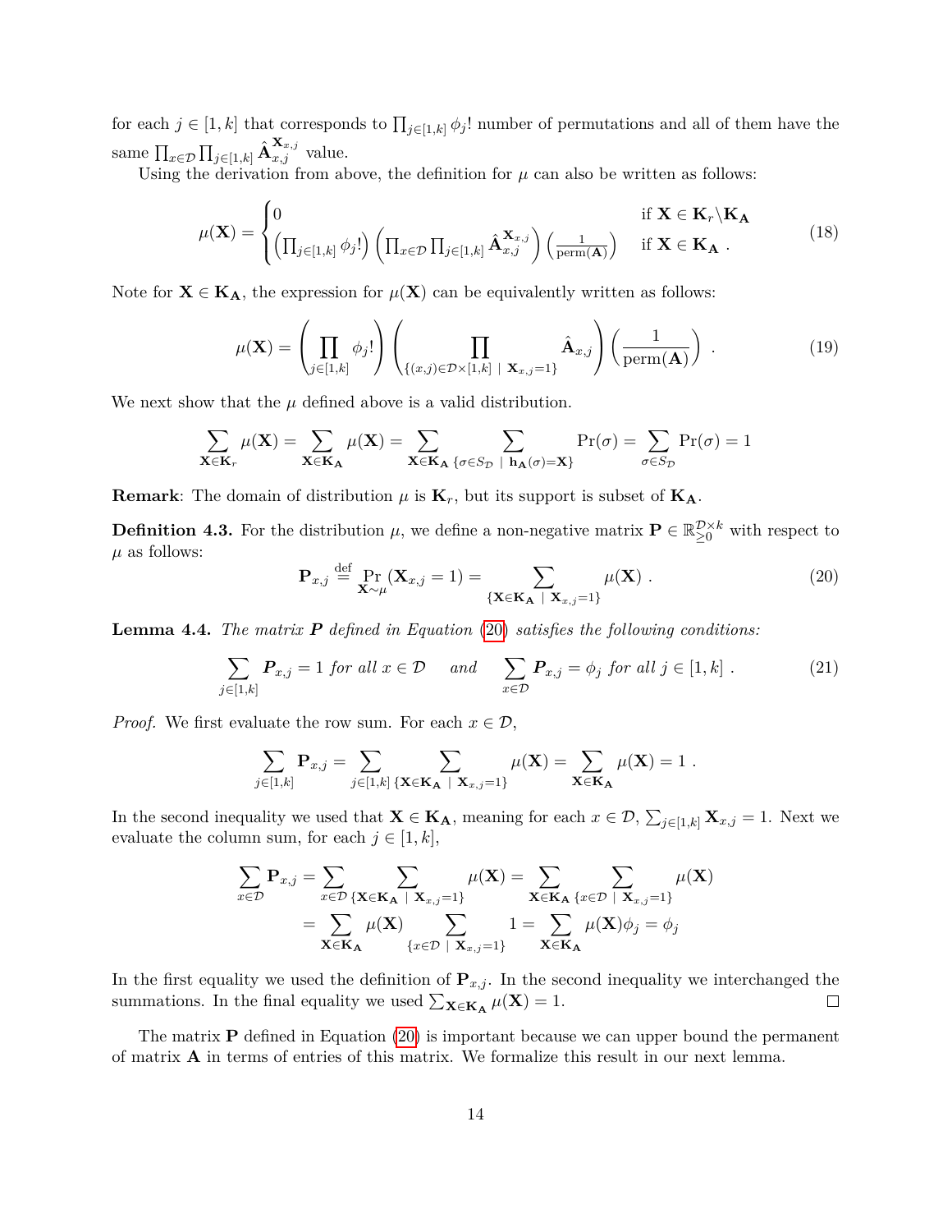for each $j \in [1,k]$ that corresponds to $\prod_{j\in[1,k]} \phi_j!$ number of permutations and all of them have the same $\prod_{x\in\mathcal{D}} \prod_{j\in[1,k]} \hat{\mathbf{A}}_{x,j}^{\mathbf{X}_{x,j}}$ value.

Using the derivation from above, the definition for $\mu$ can also be written as follows:

$$\mu(\mathbf{X}) = \begin{cases} 0 & \text{if } \mathbf{X} \in \mathbf{K}_r \backslash \mathbf{K}_{\mathbf{A}} \\ \left(\prod_{j\in[1,k]} \phi_j!\right) \left(\prod_{x\in\mathcal{D}} \prod_{j\in[1,k]} \hat{\mathbf{A}}_{x,j}^{\mathbf{X}_{x,j}}\right) \left(\frac{1}{\mathrm{perm}(\mathbf{A})}\right) & \text{if } \mathbf{X} \in \mathbf{K}_{\mathbf{A}} \ . \end{cases} \tag{18}$$

Note for $\mathbf{X} \in \mathbf{K}_{\mathbf{A}}$, the expression for $\mu(\mathbf{X})$ can be equivalently written as follows:

$$\mu(\mathbf{X}) = \left(\prod_{j\in[1,k]} \phi_j!\right) \left(\prod_{\{(x,j)\in\mathcal{D}\times[1,k] \ \mid \ \mathbf{X}_{x,j}=1\}} \hat{\mathbf{A}}_{x,j}\right) \left(\frac{1}{\mathrm{perm}(\mathbf{A})}\right) \ . \tag{19}$$

We next show that the $\mu$ defined above is a valid distribution.

$$\sum_{\mathbf{X}\in\mathbf{K}_r} \mu(\mathbf{X}) = \sum_{\mathbf{X}\in\mathbf{K}_{\mathbf{A}}} \mu(\mathbf{X}) = \sum_{\mathbf{X}\in\mathbf{K}_{\mathbf{A}}} \sum_{\{\sigma\in S_{\mathcal{D}} \ \mid \ \mathbf{h}_{\mathbf{A}}(\sigma)=\mathbf{X}\}} \Pr(\sigma) = \sum_{\sigma\in S_{\mathcal{D}}} \Pr(\sigma) = 1$$

**Remark**: The domain of distribution $\mu$ is $\mathbf{K}_r$, but its support is subset of $\mathbf{K}_{\mathbf{A}}$.

**Definition 4.3.** For the distribution $\mu$, we define a non-negative matrix $\mathbf{P} \in \mathbb{R}_{\geq 0}^{\mathcal{D}\times k}$ with respect to $\mu$ as follows:

$$\mathbf{P}_{x,j} \stackrel{\text{def}}{=} \Pr_{\mathbf{X}\sim\mu}(\mathbf{X}_{x,j} = 1) = \sum_{\{\mathbf{X}\in\mathbf{K}_{\mathbf{A}} \ \mid \ \mathbf{X}_{x,j}=1\}} \mu(\mathbf{X}) \ . \tag{20}$$

**Lemma 4.4.** *The matrix $\boldsymbol{P}$ defined in Equation (20) satisfies the following conditions:*

$$\sum_{j\in[1,k]} \boldsymbol{P}_{x,j} = 1 \text{ for all } x \in \mathcal{D} \quad \text{ and } \quad \sum_{x\in\mathcal{D}} \boldsymbol{P}_{x,j} = \phi_j \text{ for all } j \in [1,k] \ . \tag{21}$$

*Proof.* We first evaluate the row sum. For each $x \in \mathcal{D}$,

$$\sum_{j\in[1,k]} \mathbf{P}_{x,j} = \sum_{j\in[1,k]} \sum_{\{\mathbf{X}\in\mathbf{K}_{\mathbf{A}} \ \mid \ \mathbf{X}_{x,j}=1\}} \mu(\mathbf{X}) = \sum_{\mathbf{X}\in\mathbf{K}_{\mathbf{A}}} \mu(\mathbf{X}) = 1 \ .$$

In the second inequality we used that $\mathbf{X} \in \mathbf{K}_{\mathbf{A}}$, meaning for each $x \in \mathcal{D}$, $\sum_{j\in[1,k]} \mathbf{X}_{x,j} = 1$. Next we evaluate the column sum, for each $j \in [1,k]$,

$$\begin{aligned}\sum_{x\in\mathcal{D}} \mathbf{P}_{x,j} &= \sum_{x\in\mathcal{D}} \sum_{\{\mathbf{X}\in\mathbf{K}_{\mathbf{A}} \ \mid \ \mathbf{X}_{x,j}=1\}} \mu(\mathbf{X}) = \sum_{\mathbf{X}\in\mathbf{K}_{\mathbf{A}}} \sum_{\{x\in\mathcal{D} \ \mid \ \mathbf{X}_{x,j}=1\}} \mu(\mathbf{X}) \\ &= \sum_{\mathbf{X}\in\mathbf{K}_{\mathbf{A}}} \mu(\mathbf{X}) \sum_{\{x\in\mathcal{D} \ \mid \ \mathbf{X}_{x,j}=1\}} 1 = \sum_{\mathbf{X}\in\mathbf{K}_{\mathbf{A}}} \mu(\mathbf{X})\phi_j = \phi_j\end{aligned}$$

In the first equality we used the definition of $\mathbf{P}_{x,j}$. In the second inequality we interchanged the summations. In the final equality we used $\sum_{\mathbf{X}\in\mathbf{K}_{\mathbf{A}}} \mu(\mathbf{X}) = 1$. $\square$

The matrix $\mathbf{P}$ defined in Equation (20) is important because we can upper bound the permanent of matrix $\mathbf{A}$ in terms of entries of this matrix. We formalize this result in our next lemma.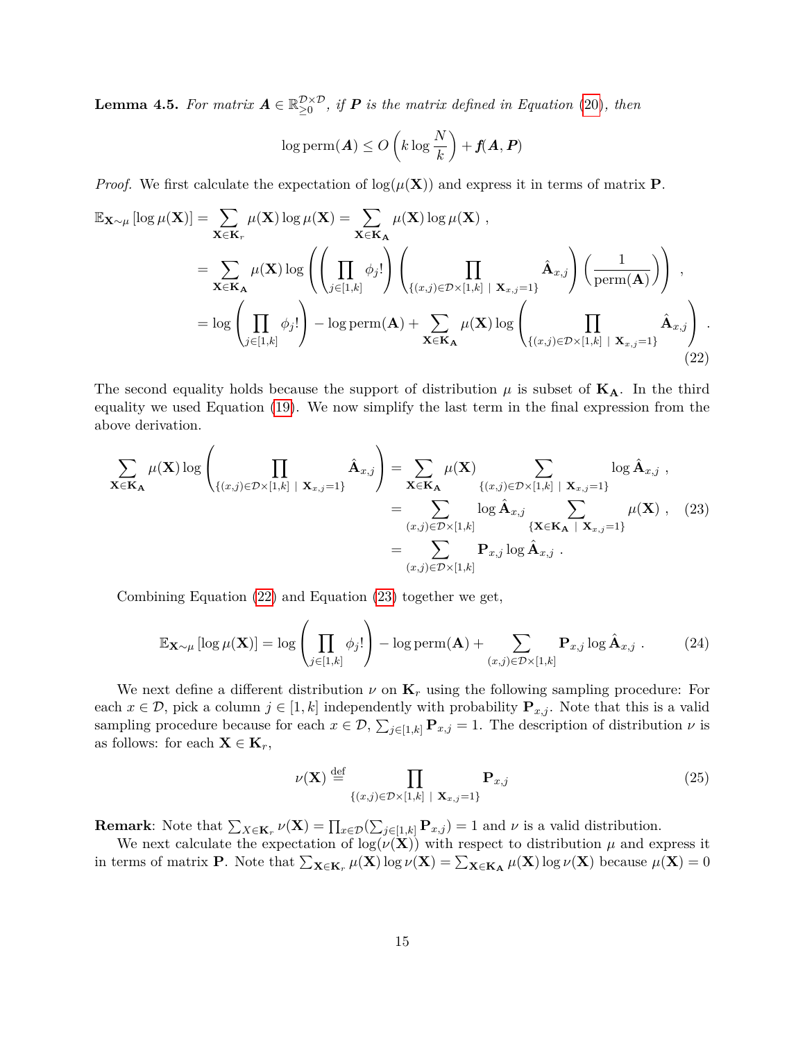**Lemma 4.5.** *For matrix $\boldsymbol{A} \in \mathbb{R}_{\geq 0}^{\mathcal{D}\times\mathcal{D}}$, if $\boldsymbol{P}$ is the matrix defined in Equation (20), then*

$$\log \mathrm{perm}(\boldsymbol{A}) \leq O\left(k \log \frac{N}{k}\right) + \boldsymbol{f}(\boldsymbol{A}, \boldsymbol{P})$$

*Proof.* We first calculate the expectation of $\log(\mu(\mathbf{X}))$ and express it in terms of matrix $\mathbf{P}$.

$$\begin{aligned}
\mathbb{E}_{\mathbf{X}\sim\mu}\left[\log \mu(\mathbf{X})\right] &= \sum_{\mathbf{X}\in\mathbf{K}_r} \mu(\mathbf{X}) \log \mu(\mathbf{X}) = \sum_{\mathbf{X}\in\mathbf{K}_{\mathbf{A}}} \mu(\mathbf{X}) \log \mu(\mathbf{X}) \ , \\
&= \sum_{\mathbf{X}\in\mathbf{K}_{\mathbf{A}}} \mu(\mathbf{X}) \log \left( \left( \prod_{j\in[1,k]} \phi_j! \right) \left( \prod_{\{(x,j)\in\mathcal{D}\times[1,k] \ | \ \mathbf{X}_{x,j}=1\}} \hat{\mathbf{A}}_{x,j} \right) \left( \frac{1}{\mathrm{perm}(\mathbf{A})} \right) \right) \ , \\
&= \log \left( \prod_{j\in[1,k]} \phi_j! \right) - \log \mathrm{perm}(\mathbf{A}) + \sum_{\mathbf{X}\in\mathbf{K}_{\mathbf{A}}} \mu(\mathbf{X}) \log \left( \prod_{\{(x,j)\in\mathcal{D}\times[1,k] \ | \ \mathbf{X}_{x,j}=1\}} \hat{\mathbf{A}}_{x,j} \right) \ .
\end{aligned} \tag{22}$$

The second equality holds because the support of distribution $\mu$ is subset of $\mathbf{K}_{\mathbf{A}}$. In the third equality we used Equation (19). We now simplify the last term in the final expression from the above derivation.

$$\begin{aligned}
\sum_{\mathbf{X}\in\mathbf{K}_{\mathbf{A}}} \mu(\mathbf{X}) \log \left( \prod_{\{(x,j)\in\mathcal{D}\times[1,k] \ | \ \mathbf{X}_{x,j}=1\}} \hat{\mathbf{A}}_{x,j} \right) &= \sum_{\mathbf{X}\in\mathbf{K}_{\mathbf{A}}} \mu(\mathbf{X}) \sum_{\{(x,j)\in\mathcal{D}\times[1,k] \ | \ \mathbf{X}_{x,j}=1\}} \log \hat{\mathbf{A}}_{x,j} \ , \\
&= \sum_{(x,j)\in\mathcal{D}\times[1,k]} \log \hat{\mathbf{A}}_{x,j} \sum_{\{\mathbf{X}\in\mathbf{K}_{\mathbf{A}} \ | \ \mathbf{X}_{x,j}=1\}} \mu(\mathbf{X}) \ , \\
&= \sum_{(x,j)\in\mathcal{D}\times[1,k]} \mathbf{P}_{x,j} \log \hat{\mathbf{A}}_{x,j} \ .
\end{aligned} \tag{23}$$

Combining Equation (22) and Equation (23) together we get,

$$\mathbb{E}_{\mathbf{X}\sim\mu}\left[\log \mu(\mathbf{X})\right] = \log \left( \prod_{j\in[1,k]} \phi_j! \right) - \log \mathrm{perm}(\mathbf{A}) + \sum_{(x,j)\in\mathcal{D}\times[1,k]} \mathbf{P}_{x,j} \log \hat{\mathbf{A}}_{x,j} \ . \tag{24}$$

We next define a different distribution $\nu$ on $\mathbf{K}_r$ using the following sampling procedure: For each $x \in \mathcal{D}$, pick a column $j \in [1,k]$ independently with probability $\mathbf{P}_{x,j}$. Note that this is a valid sampling procedure because for each $x \in \mathcal{D}$, $\sum_{j\in[1,k]} \mathbf{P}_{x,j} = 1$. The description of distribution $\nu$ is as follows: for each $\mathbf{X} \in \mathbf{K}_r$,

$$\nu(\mathbf{X}) \stackrel{\mathrm{def}}{=} \prod_{\{(x,j)\in\mathcal{D}\times[1,k] \ | \ \mathbf{X}_{x,j}=1\}} \mathbf{P}_{x,j} \tag{25}$$

**Remark**: Note that $\sum_{X\in\mathbf{K}_r} \nu(\mathbf{X}) = \prod_{x\in\mathcal{D}}(\sum_{j\in[1,k]} \mathbf{P}_{x,j}) = 1$ and $\nu$ is a valid distribution.

We next calculate the expectation of $\log(\nu(\mathbf{X}))$ with respect to distribution $\mu$ and express it in terms of matrix $\mathbf{P}$. Note that $\sum_{\mathbf{X}\in\mathbf{K}_r} \mu(\mathbf{X}) \log \nu(\mathbf{X}) = \sum_{\mathbf{X}\in\mathbf{K}_{\mathbf{A}}} \mu(\mathbf{X}) \log \nu(\mathbf{X})$ because $\mu(\mathbf{X}) = 0$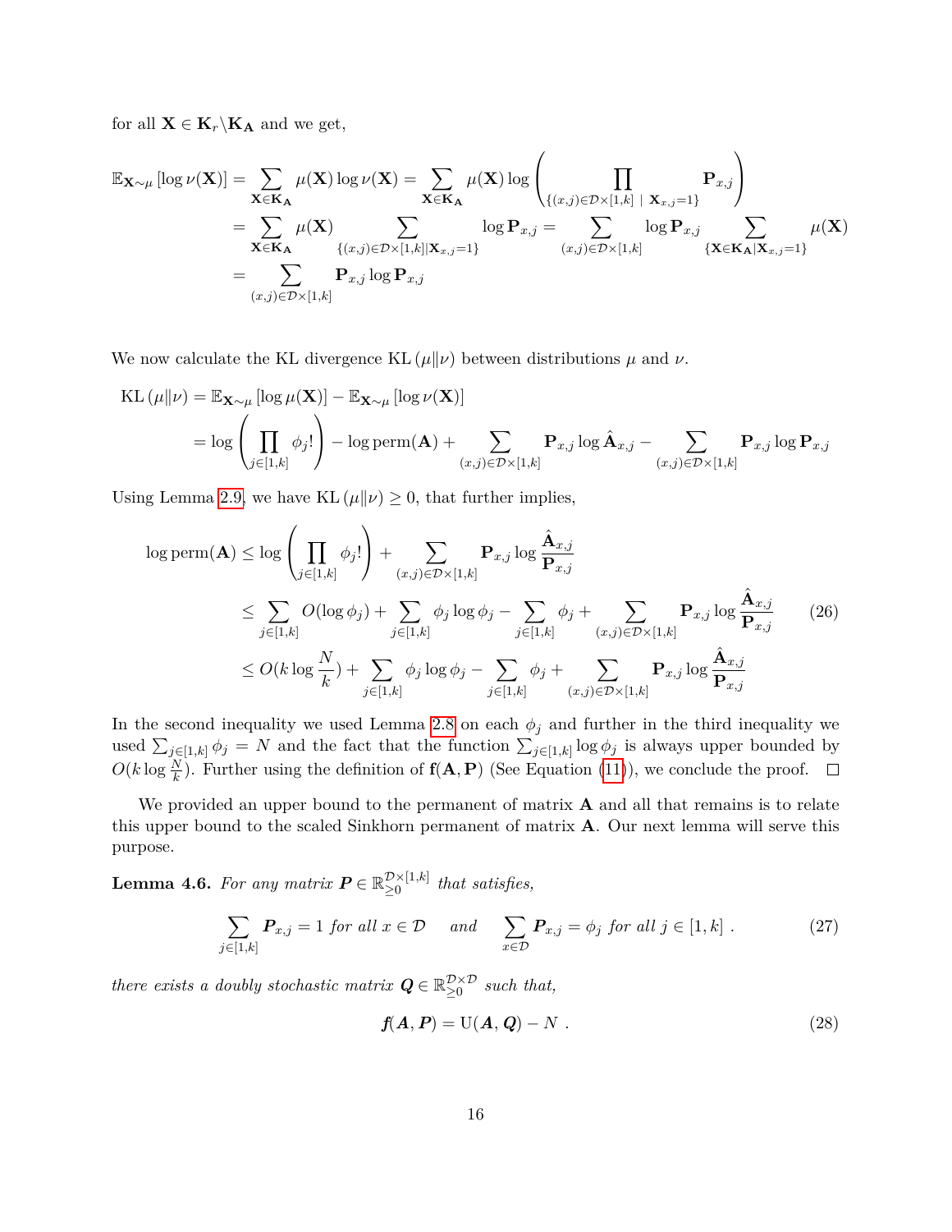for all $\mathbf{X} \in \mathbf{K}_r \backslash \mathbf{K}_{\mathbf{A}}$ and we get,

$$
\begin{aligned}
\mathbb{E}_{\mathbf{X}\sim\mu}\left[\log \nu(\mathbf{X})\right] &= \sum_{\mathbf{X}\in\mathbf{K}_{\mathbf{A}}} \mu(\mathbf{X}) \log \nu(\mathbf{X}) = \sum_{\mathbf{X}\in\mathbf{K}_{\mathbf{A}}} \mu(\mathbf{X}) \log\left(\prod_{\{(x,j)\in\mathcal{D}\times[1,k] \ | \ \mathbf{X}_{x,j}=1\}} \mathbf{P}_{x,j}\right) \\
&= \sum_{\mathbf{X}\in\mathbf{K}_{\mathbf{A}}} \mu(\mathbf{X}) \sum_{\{(x,j)\in\mathcal{D}\times[1,k] | \mathbf{X}_{x,j}=1\}} \log \mathbf{P}_{x,j} = \sum_{(x,j)\in\mathcal{D}\times[1,k]} \log \mathbf{P}_{x,j} \sum_{\{\mathbf{X}\in\mathbf{K}_{\mathbf{A}} | \mathbf{X}_{x,j}=1\}} \mu(\mathbf{X}) \\
&= \sum_{(x,j)\in\mathcal{D}\times[1,k]} \mathbf{P}_{x,j}\log \mathbf{P}_{x,j}
\end{aligned}
$$

We now calculate the KL divergence $\mathrm{KL}\left(\mu \| \nu\right)$ between distributions $\mu$ and $\nu$.

$$
\begin{aligned}
\mathrm{KL}\left(\mu\|\nu\right) &= \mathbb{E}_{\mathbf{X}\sim\mu}\left[\log \mu(\mathbf{X})\right] - \mathbb{E}_{\mathbf{X}\sim\mu}\left[\log \nu(\mathbf{X})\right] \\
&= \log\left(\prod_{j\in[1,k]} \phi_j!\right) - \log \mathrm{perm}(\mathbf{A}) + \sum_{(x,j)\in\mathcal{D}\times[1,k]} \mathbf{P}_{x,j} \log \hat{\mathbf{A}}_{x,j} - \sum_{(x,j)\in\mathcal{D}\times[1,k]} \mathbf{P}_{x,j}\log \mathbf{P}_{x,j}
\end{aligned}
$$

Using Lemma 2.9, we have $\mathrm{KL}\left(\mu\|\nu\right) \geq 0$, that further implies,

$$
\begin{aligned}
\log \mathrm{perm}(\mathbf{A}) &\leq \log\left(\prod_{j\in[1,k]} \phi_j!\right) + \sum_{(x,j)\in\mathcal{D}\times[1,k]} \mathbf{P}_{x,j} \log \frac{\hat{\mathbf{A}}_{x,j}}{\mathbf{P}_{x,j}} \\
&\leq \sum_{j\in[1,k]} O(\log \phi_j) + \sum_{j\in[1,k]} \phi_j \log \phi_j - \sum_{j\in[1,k]} \phi_j + \sum_{(x,j)\in\mathcal{D}\times[1,k]} \mathbf{P}_{x,j} \log \frac{\hat{\mathbf{A}}_{x,j}}{\mathbf{P}_{x,j}} \qquad (26) \\
&\leq O(k \log \frac{N}{k}) + \sum_{j\in[1,k]} \phi_j \log \phi_j - \sum_{j\in[1,k]} \phi_j + \sum_{(x,j)\in\mathcal{D}\times[1,k]} \mathbf{P}_{x,j} \log \frac{\hat{\mathbf{A}}_{x,j}}{\mathbf{P}_{x,j}}
\end{aligned}
$$

In the second inequality we used Lemma 2.8 on each $\phi_j$ and further in the third inequality we used $\sum_{j\in[1,k]} \phi_j = N$ and the fact that the function $\sum_{j\in[1,k]} \log \phi_j$ is always upper bounded by $O(k \log \frac{N}{k})$. Further using the definition of $\mathbf{f}(\mathbf{A}, \mathbf{P})$ (See Equation (11)), we conclude the proof. $\square$

We provided an upper bound to the permanent of matrix $\mathbf{A}$ and all that remains is to relate this upper bound to the scaled Sinkhorn permanent of matrix $\mathbf{A}$. Our next lemma will serve this purpose.

**Lemma 4.6.** *For any matrix $\boldsymbol{P} \in \mathbb{R}_{\geq 0}^{\mathcal{D}\times[1,k]}$ that satisfies,*

$$
\sum_{j\in[1,k]} \boldsymbol{P}_{x,j} = 1 \text{ for all } x \in \mathcal{D} \quad \text{ and } \quad \sum_{x\in\mathcal{D}} \boldsymbol{P}_{x,j} = \phi_j \text{ for all } j \in [1,k] \ . \qquad (27)
$$

*there exists a doubly stochastic matrix $\boldsymbol{Q} \in \mathbb{R}_{\geq 0}^{\mathcal{D}\times\mathcal{D}}$ such that,*

$$
\boldsymbol{f}(\boldsymbol{A}, \boldsymbol{P}) = \mathrm{U}(\boldsymbol{A}, \boldsymbol{Q}) - N \ . \qquad (28)
$$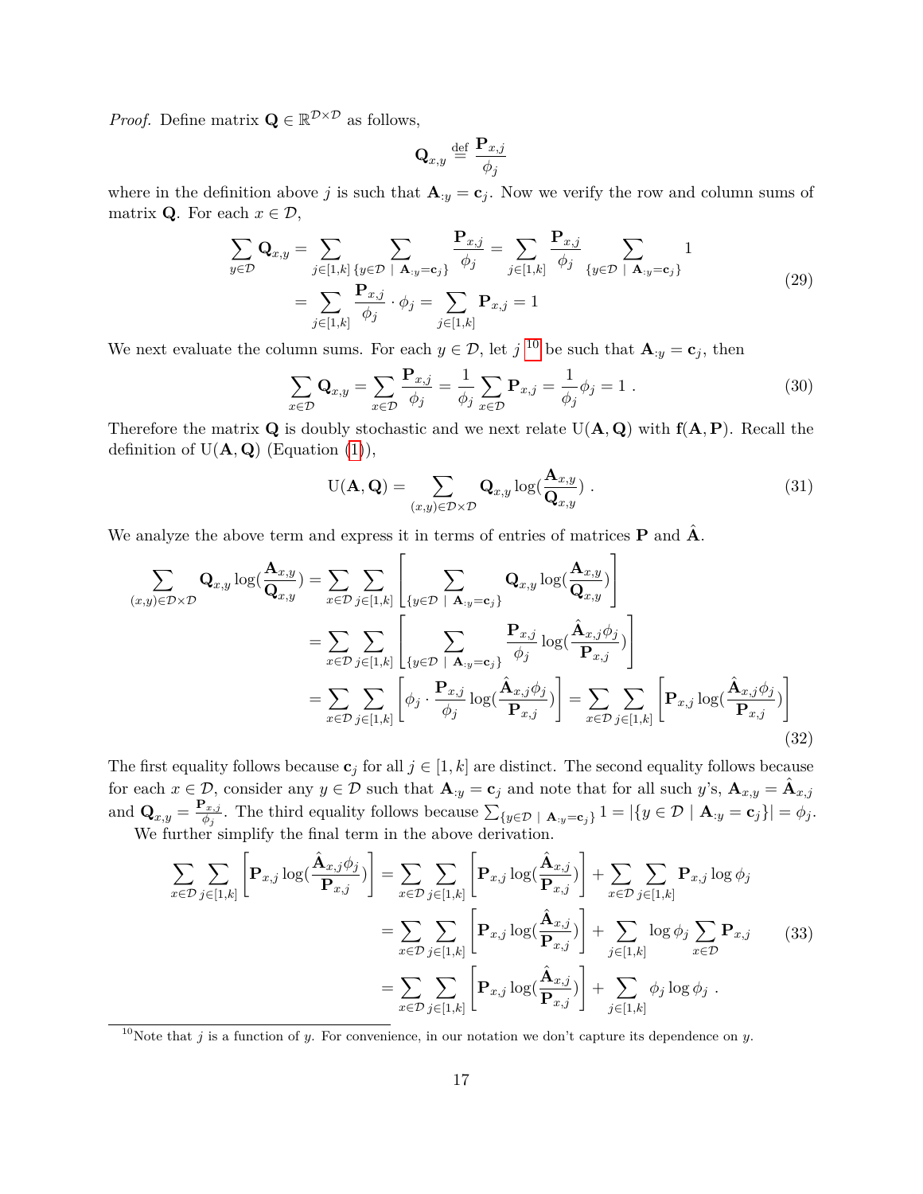*Proof.* Define matrix $\mathbf{Q} \in \mathbb{R}^{\mathcal{D}\times\mathcal{D}}$ as follows,

$$\mathbf{Q}_{x,y} \stackrel{\text{def}}{=} \frac{\mathbf{P}_{x,j}}{\phi_j}$$

where in the definition above $j$ is such that $\mathbf{A}_{:y} = \mathbf{c}_j$. Now we verify the row and column sums of matrix $\mathbf{Q}$. For each $x \in \mathcal{D}$,

$$\begin{aligned}\sum_{y\in\mathcal{D}} \mathbf{Q}_{x,y} &= \sum_{j\in[1,k]} \sum_{\{y\in\mathcal{D}\ \mid\ \mathbf{A}_{:y}=\mathbf{c}_j\}} \frac{\mathbf{P}_{x,j}}{\phi_j} = \sum_{j\in[1,k]} \frac{\mathbf{P}_{x,j}}{\phi_j} \sum_{\{y\in\mathcal{D}\ \mid\ \mathbf{A}_{:y}=\mathbf{c}_j\}} 1 \\ &= \sum_{j\in[1,k]} \frac{\mathbf{P}_{x,j}}{\phi_j}\cdot \phi_j = \sum_{j\in[1,k]} \mathbf{P}_{x,j} = 1\end{aligned} \tag{29}$$

We next evaluate the column sums. For each $y \in \mathcal{D}$, let $j$ [10] be such that $\mathbf{A}_{:y} = \mathbf{c}_j$, then

$$\sum_{x\in\mathcal{D}} \mathbf{Q}_{x,y} = \sum_{x\in\mathcal{D}} \frac{\mathbf{P}_{x,j}}{\phi_j} = \frac{1}{\phi_j}\sum_{x\in\mathcal{D}} \mathbf{P}_{x,j} = \frac{1}{\phi_j}\phi_j = 1\ . \tag{30}$$

Therefore the matrix $\mathbf{Q}$ is doubly stochastic and we next relate $\mathrm{U}(\mathbf{A},\mathbf{Q})$ with $\mathbf{f}(\mathbf{A},\mathbf{P})$. Recall the definition of $\mathrm{U}(\mathbf{A},\mathbf{Q})$ (Equation (1)),

$$\mathrm{U}(\mathbf{A},\mathbf{Q}) = \sum_{(x,y)\in\mathcal{D}\times\mathcal{D}} \mathbf{Q}_{x,y}\log\left(\frac{\mathbf{A}_{x,y}}{\mathbf{Q}_{x,y}}\right)\ . \tag{31}$$

We analyze the above term and express it in terms of entries of matrices $\mathbf{P}$ and $\hat{\mathbf{A}}$.

$$\begin{aligned}\sum_{(x,y)\in\mathcal{D}\times\mathcal{D}} \mathbf{Q}_{x,y}\log\left(\frac{\mathbf{A}_{x,y}}{\mathbf{Q}_{x,y}}\right) &= \sum_{x\in\mathcal{D}}\sum_{j\in[1,k]}\left[\sum_{\{y\in\mathcal{D}\ \mid\ \mathbf{A}_{:y}=\mathbf{c}_j\}} \mathbf{Q}_{x,y}\log\left(\frac{\mathbf{A}_{x,y}}{\mathbf{Q}_{x,y}}\right)\right] \\ &= \sum_{x\in\mathcal{D}}\sum_{j\in[1,k]}\left[\sum_{\{y\in\mathcal{D}\ \mid\ \mathbf{A}_{:y}=\mathbf{c}_j\}} \frac{\mathbf{P}_{x,j}}{\phi_j}\log\left(\frac{\hat{\mathbf{A}}_{x,j}\phi_j}{\mathbf{P}_{x,j}}\right)\right] \\ &= \sum_{x\in\mathcal{D}}\sum_{j\in[1,k]}\left[\phi_j\cdot\frac{\mathbf{P}_{x,j}}{\phi_j}\log\left(\frac{\hat{\mathbf{A}}_{x,j}\phi_j}{\mathbf{P}_{x,j}}\right)\right] = \sum_{x\in\mathcal{D}}\sum_{j\in[1,k]}\left[\mathbf{P}_{x,j}\log\left(\frac{\hat{\mathbf{A}}_{x,j}\phi_j}{\mathbf{P}_{x,j}}\right)\right]\end{aligned} \tag{32}$$

The first equality follows because $\mathbf{c}_j$ for all $j \in [1,k]$ are distinct. The second equality follows because for each $x \in \mathcal{D}$, consider any $y \in \mathcal{D}$ such that $\mathbf{A}_{:y} = \mathbf{c}_j$ and note that for all such $y$'s, $\mathbf{A}_{x,y} = \hat{\mathbf{A}}_{x,j}$ and $\mathbf{Q}_{x,y} = \frac{\mathbf{P}_{x,j}}{\phi_j}$. The third equality follows because $\sum_{\{y\in\mathcal{D}\ \mid\ \mathbf{A}_{:y}=\mathbf{c}_j\}} 1 = |\{y \in \mathcal{D} \mid \mathbf{A}_{:y} = \mathbf{c}_j\}| = \phi_j$.

We further simplify the final term in the above derivation.

$$\begin{aligned}\sum_{x\in\mathcal{D}}\sum_{j\in[1,k]}\left[\mathbf{P}_{x,j}\log\left(\frac{\hat{\mathbf{A}}_{x,j}\phi_j}{\mathbf{P}_{x,j}}\right)\right] &= \sum_{x\in\mathcal{D}}\sum_{j\in[1,k]}\left[\mathbf{P}_{x,j}\log\left(\frac{\hat{\mathbf{A}}_{x,j}}{\mathbf{P}_{x,j}}\right)\right] + \sum_{x\in\mathcal{D}}\sum_{j\in[1,k]}\mathbf{P}_{x,j}\log\phi_j \\ &= \sum_{x\in\mathcal{D}}\sum_{j\in[1,k]}\left[\mathbf{P}_{x,j}\log\left(\frac{\hat{\mathbf{A}}_{x,j}}{\mathbf{P}_{x,j}}\right)\right] + \sum_{j\in[1,k]}\log\phi_j\sum_{x\in\mathcal{D}}\mathbf{P}_{x,j} \\ &= \sum_{x\in\mathcal{D}}\sum_{j\in[1,k]}\left[\mathbf{P}_{x,j}\log\left(\frac{\hat{\mathbf{A}}_{x,j}}{\mathbf{P}_{x,j}}\right)\right] + \sum_{j\in[1,k]}\phi_j\log\phi_j\ .\end{aligned} \tag{33}$$

[10] Note that $j$ is a function of $y$. For convenience, in our notation we don't capture its dependence on $y$.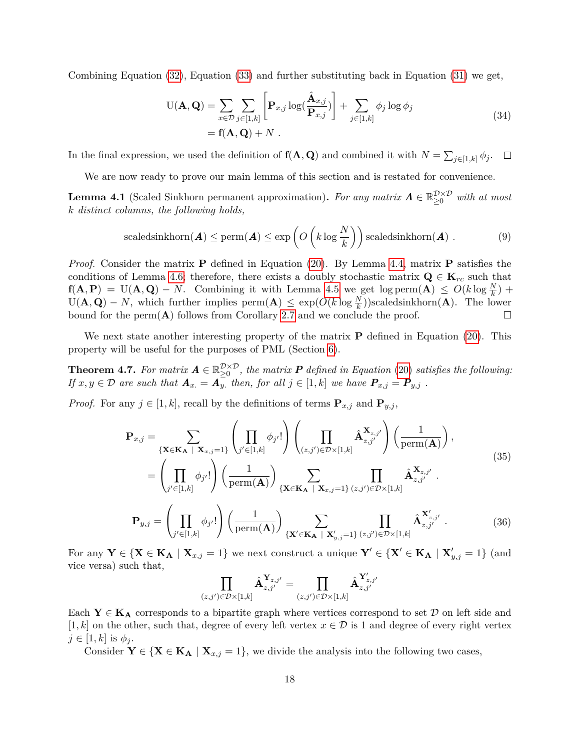Combining Equation (32), Equation (33) and further substituting back in Equation (31) we get,

$$
\begin{aligned}
\mathrm{U}(\mathbf{A},\mathbf{Q}) &= \sum_{x\in\mathcal{D}}\sum_{j\in[1,k]}\left[\mathbf{P}_{x,j}\log(\frac{\hat{\mathbf{A}}_{x,j}}{\mathbf{P}_{x,j}})\right] + \sum_{j\in[1,k]}\phi_j\log\phi_j \\
&= \mathbf{f}(\mathbf{A},\mathbf{Q}) + N\ .
\end{aligned}
\tag{34}
$$

In the final expression, we used the definition of $\mathbf{f}(\mathbf{A},\mathbf{Q})$ and combined it with $N=\sum_{j\in[1,k]}\phi_j$. $\square$

We are now ready to prove our main lemma of this section and is restated for convenience.

**Lemma 4.1** (Scaled Sinkhorn permanent approximation)**.** *For any matrix $\boldsymbol{A}\in\mathbb{R}_{\geq 0}^{\mathcal{D}\times\mathcal{D}}$ with at most $k$ distinct columns, the following holds,*

$$
\mathrm{scaledsinkhorn}(\boldsymbol{A}) \leq \mathrm{perm}(\boldsymbol{A}) \leq \exp\left(O\left(k\log\frac{N}{k}\right)\right)\mathrm{scaledsinkhorn}(\boldsymbol{A})\ . \tag{9}
$$

*Proof.* Consider the matrix $\mathbf{P}$ defined in Equation (20). By Lemma 4.4, matrix $\mathbf{P}$ satisfies the conditions of Lemma 4.6; therefore, there exists a doubly stochastic matrix $\mathbf{Q}\in\mathbf{K}_{rc}$ such that $\mathbf{f}(\mathbf{A},\mathbf{P}) = \mathrm{U}(\mathbf{A},\mathbf{Q}) - N$. Combining it with Lemma 4.5 we get $\log\mathrm{perm}(\mathbf{A}) \leq O(k\log\frac{N}{k}) + \mathrm{U}(\mathbf{A},\mathbf{Q}) - N$, which further implies $\mathrm{perm}(\mathbf{A}) \leq \exp(O(k\log\frac{N}{k}))\mathrm{scaledsinkhorn}(\mathbf{A})$. The lower bound for the $\mathrm{perm}(\mathbf{A})$ follows from Corollary 2.7 and we conclude the proof. $\square$

We next state another interesting property of the matrix $\mathbf{P}$ defined in Equation (20). This property will be useful for the purposes of PML (Section 6).

**Theorem 4.7.** *For matrix $\boldsymbol{A}\in\mathbb{R}_{\geq 0}^{\mathcal{D}\times\mathcal{D}}$, the matrix $\boldsymbol{P}$ defined in Equation (20) satisfies the following: If $x,y\in\mathcal{D}$ are such that $\boldsymbol{A}_{x\cdot} = \boldsymbol{A}_{y\cdot}$ then, for all $j\in[1,k]$ we have $\boldsymbol{P}_{x,j} = \boldsymbol{P}_{y,j}$ .*

*Proof.* For any $j\in[1,k]$, recall by the definitions of terms $\mathbf{P}_{x,j}$ and $\mathbf{P}_{y,j}$,

$$
\begin{aligned}
\mathbf{P}_{x,j} &= \sum_{\{\mathbf{X}\in\mathbf{K}_{\mathbf{A}}\ |\ \mathbf{X}_{x,j}=1\}}\left(\prod_{j'\in[1,k]}\phi_{j'}!\right)\left(\prod_{(z,j')\in\mathcal{D}\times[1,k]}\hat{\mathbf{A}}_{z,j'}^{\mathbf{X}_{z,j'}}\right)\left(\frac{1}{\mathrm{perm}(\mathbf{A})}\right), \\
&= \left(\prod_{j'\in[1,k]}\phi_{j'}!\right)\left(\frac{1}{\mathrm{perm}(\mathbf{A})}\right)\sum_{\{\mathbf{X}\in\mathbf{K}_{\mathbf{A}}\ |\ \mathbf{X}_{x,j}=1\}}\ \prod_{(z,j')\in\mathcal{D}\times[1,k]}\hat{\mathbf{A}}_{z,j'}^{\mathbf{X}_{z,j'}}\ .
\end{aligned}
\tag{35}
$$

$$
\mathbf{P}_{y,j} = \left(\prod_{j'\in[1,k]}\phi_{j'}!\right)\left(\frac{1}{\mathrm{perm}(\mathbf{A})}\right)\sum_{\{\mathbf{X}'\in\mathbf{K}_{\mathbf{A}}\ |\ \mathbf{X}'_{y,j}=1\}}\ \prod_{(z,j')\in\mathcal{D}\times[1,k]}\hat{\mathbf{A}}_{z,j'}^{\mathbf{X}'_{z,j'}}\ . \tag{36}
$$

For any $\mathbf{Y}\in\{\mathbf{X}\in\mathbf{K}_{\mathbf{A}}\mid\mathbf{X}_{x,j}=1\}$ we next construct a unique $\mathbf{Y}'\in\{\mathbf{X}'\in\mathbf{K}_{\mathbf{A}}\mid\mathbf{X}'_{y,j}=1\}$ (and vice versa) such that,

$$
\prod_{(z,j')\in\mathcal{D}\times[1,k]}\hat{\mathbf{A}}_{z,j'}^{\mathbf{Y}_{z,j'}} = \prod_{(z,j')\in\mathcal{D}\times[1,k]}\hat{\mathbf{A}}_{z,j'}^{\mathbf{Y}'_{z,j'}}
$$

Each $\mathbf{Y}\in\mathbf{K}_{\mathbf{A}}$ corresponds to a bipartite graph where vertices correspond to set $\mathcal{D}$ on left side and $[1,k]$ on the other, such that, degree of every left vertex $x\in\mathcal{D}$ is 1 and degree of every right vertex $j\in[1,k]$ is $\phi_j$.

Consider $\mathbf{Y}\in\{\mathbf{X}\in\mathbf{K}_{\mathbf{A}}\mid\mathbf{X}_{x,j}=1\}$, we divide the analysis into the following two cases,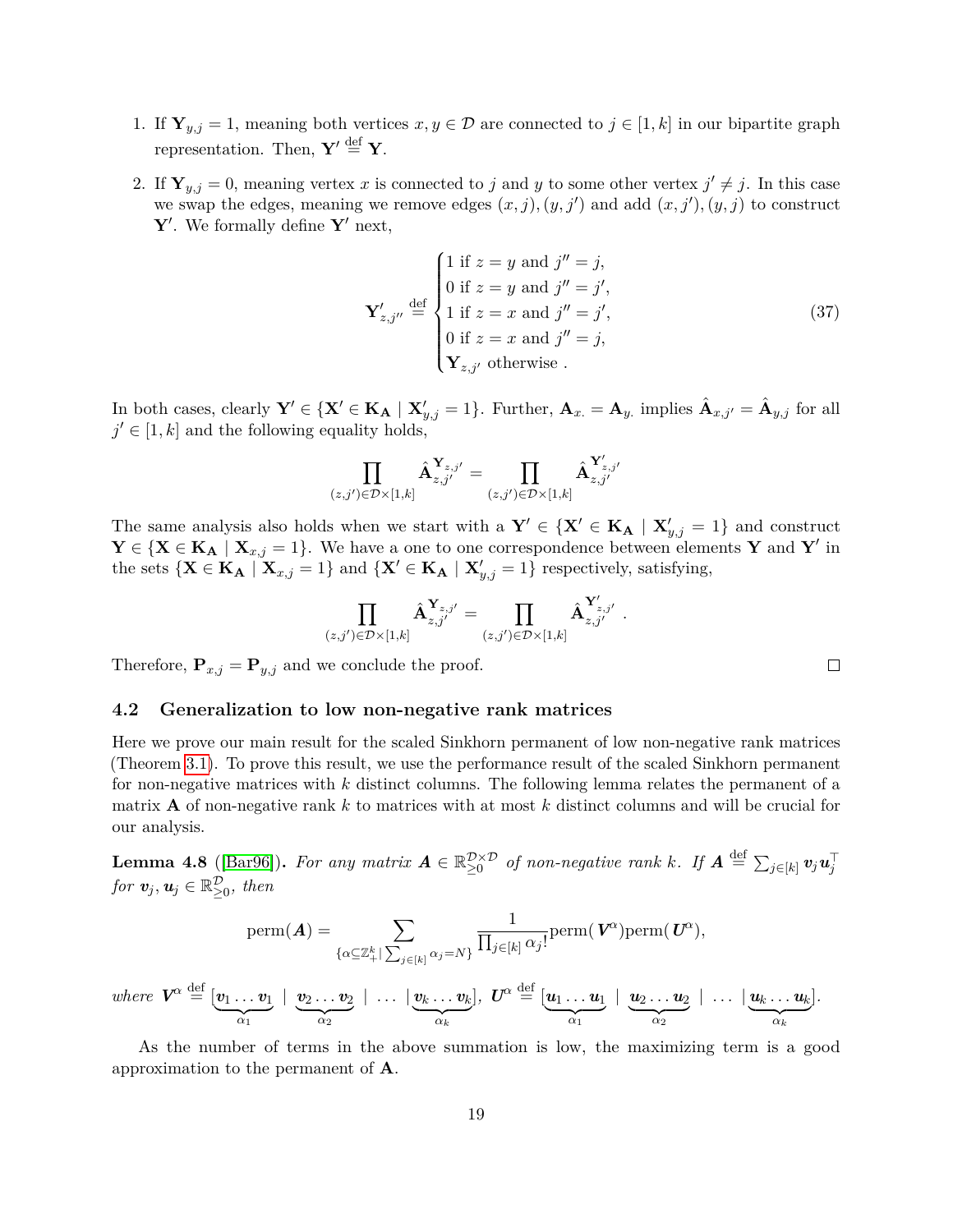1. If $\mathbf{Y}_{y,j} = 1$, meaning both vertices $x, y \in \mathcal{D}$ are connected to $j \in [1, k]$ in our bipartite graph representation. Then, $\mathbf{Y}' \stackrel{\text{def}}{=} \mathbf{Y}$.
2. If $\mathbf{Y}_{y,j} = 0$, meaning vertex $x$ is connected to $j$ and $y$ to some other vertex $j' \neq j$. In this case we swap the edges, meaning we remove edges $(x, j), (y, j')$ and add $(x, j'), (y, j)$ to construct $\mathbf{Y}'$. We formally define $\mathbf{Y}'$ next,

$$\mathbf{Y}'_{z,j''} \stackrel{\text{def}}{=} \begin{cases} 1 \text{ if } z = y \text{ and } j'' = j, \\ 0 \text{ if } z = y \text{ and } j'' = j', \\ 1 \text{ if } z = x \text{ and } j'' = j', \\ 0 \text{ if } z = x \text{ and } j'' = j, \\ \mathbf{Y}_{z,j'} \text{ otherwise }. \end{cases} \tag{37}$$

In both cases, clearly $\mathbf{Y}' \in \{\mathbf{X}' \in \mathbf{K_A} \mid \mathbf{X}'_{y,j} = 1\}$. Further, $\mathbf{A}_{x\cdot} = \mathbf{A}_{y\cdot}$ implies $\hat{\mathbf{A}}_{x,j'} = \hat{\mathbf{A}}_{y,j}$ for all $j' \in [1, k]$ and the following equality holds,

$$\prod_{(z,j') \in \mathcal{D} \times [1,k]} \hat{\mathbf{A}}_{z,j'}^{\mathbf{Y}_{z,j'}} = \prod_{(z,j') \in \mathcal{D} \times [1,k]} \hat{\mathbf{A}}_{z,j'}^{\mathbf{Y}'_{z,j'}}$$

The same analysis also holds when we start with a $\mathbf{Y}' \in \{\mathbf{X}' \in \mathbf{K_A} \mid \mathbf{X}'_{y,j} = 1\}$ and construct $\mathbf{Y} \in \{\mathbf{X} \in \mathbf{K_A} \mid \mathbf{X}_{x,j} = 1\}$. We have a one to one correspondence between elements $\mathbf{Y}$ and $\mathbf{Y}'$ in the sets $\{\mathbf{X} \in \mathbf{K_A} \mid \mathbf{X}_{x,j} = 1\}$ and $\{\mathbf{X}' \in \mathbf{K_A} \mid \mathbf{X}'_{y,j} = 1\}$ respectively, satisfying,

$$\prod_{(z,j') \in \mathcal{D} \times [1,k]} \hat{\mathbf{A}}_{z,j'}^{\mathbf{Y}_{z,j'}} = \prod_{(z,j') \in \mathcal{D} \times [1,k]} \hat{\mathbf{A}}_{z,j'}^{\mathbf{Y}'_{z,j'}} .$$

Therefore, $\mathbf{P}_{x,j} = \mathbf{P}_{y,j}$ and we conclude the proof. ∎

## 4.2 Generalization to low non-negative rank matrices

Here we prove our main result for the scaled Sinkhorn permanent of low non-negative rank matrices (Theorem 3.1). To prove this result, we use the performance result of the scaled Sinkhorn permanent for non-negative matrices with $k$ distinct columns. The following lemma relates the permanent of a matrix $\mathbf{A}$ of non-negative rank $k$ to matrices with at most $k$ distinct columns and will be crucial for our analysis.

**Lemma 4.8** ([Bar96]). *For any matrix $\boldsymbol{A} \in \mathbb{R}_{\geq 0}^{\mathcal{D} \times \mathcal{D}}$ of non-negative rank $k$. If $\boldsymbol{A} \stackrel{\text{def}}{=} \sum_{j \in [k]} \boldsymbol{v}_j \boldsymbol{u}_j^\top$ for $\boldsymbol{v}_j, \boldsymbol{u}_j \in \mathbb{R}_{\geq 0}^{\mathcal{D}}$, then*

$$\mathrm{perm}(\boldsymbol{A}) = \sum_{\{\alpha \subseteq \mathbb{Z}_+^k \mid \sum_{j \in [k]} \alpha_j = N\}} \frac{1}{\prod_{j \in [k]} \alpha_j!} \mathrm{perm}(\boldsymbol{V}^\alpha) \mathrm{perm}(\boldsymbol{U}^\alpha),$$

*where* $\boldsymbol{V}^\alpha \stackrel{\text{def}}{=} [\underbrace{\boldsymbol{v}_1 \ldots \boldsymbol{v}_1}_{\alpha_1} \mid \underbrace{\boldsymbol{v}_2 \ldots \boldsymbol{v}_2}_{\alpha_2} \mid \ldots \mid \underbrace{\boldsymbol{v}_k \ldots \boldsymbol{v}_k}_{\alpha_k}]$, $\boldsymbol{U}^\alpha \stackrel{\text{def}}{=} [\underbrace{\boldsymbol{u}_1 \ldots \boldsymbol{u}_1}_{\alpha_1} \mid \underbrace{\boldsymbol{u}_2 \ldots \boldsymbol{u}_2}_{\alpha_2} \mid \ldots \mid \underbrace{\boldsymbol{u}_k \ldots \boldsymbol{u}_k}_{\alpha_k}]$.

As the number of terms in the above summation is low, the maximizing term is a good approximation to the permanent of $\mathbf{A}$.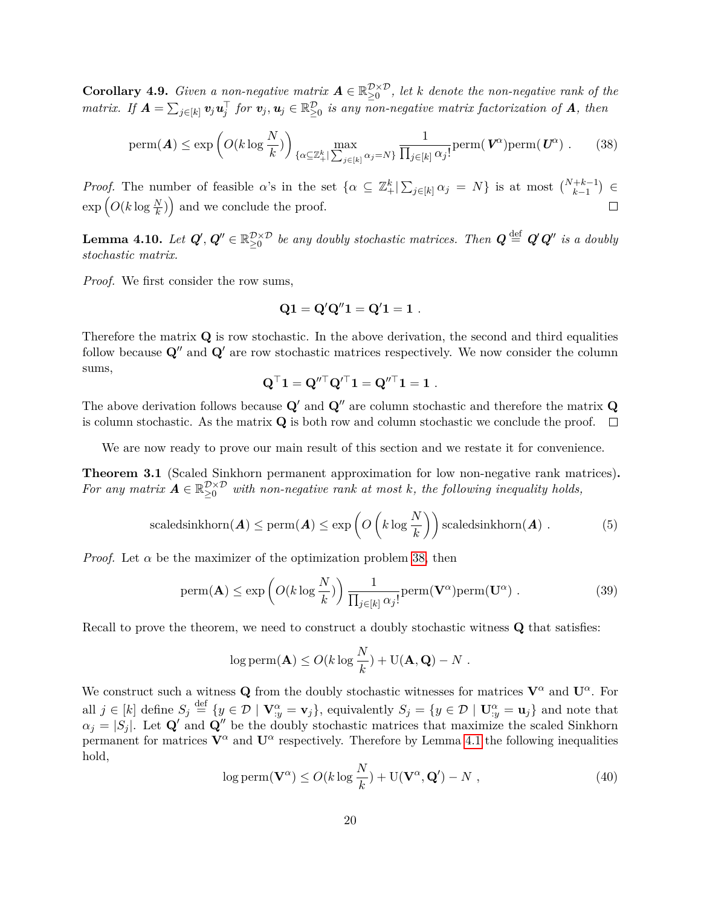**Corollary 4.9.** *Given a non-negative matrix $\boldsymbol{A} \in \mathbb{R}_{\geq 0}^{\mathcal{D}\times\mathcal{D}}$, let $k$ denote the non-negative rank of the matrix. If $\boldsymbol{A} = \sum_{j\in[k]} \boldsymbol{v}_j \boldsymbol{u}_j^\top$ for $\boldsymbol{v}_j, \boldsymbol{u}_j \in \mathbb{R}_{\geq 0}^{\mathcal{D}}$ is any non-negative matrix factorization of $\boldsymbol{A}$, then*

$$\mathrm{perm}(\boldsymbol{A}) \leq \exp\left(O(k\log\frac{N}{k})\right) \max_{\{\alpha\subseteq\mathbb{Z}_+^k | \sum_{j\in[k]}\alpha_j = N\}} \frac{1}{\prod_{j\in[k]}\alpha_j!}\mathrm{perm}(\boldsymbol{V}^\alpha)\mathrm{perm}(\boldsymbol{U}^\alpha)\ . \tag{38}$$

*Proof.* The number of feasible $\alpha$'s in the set $\{\alpha \subseteq \mathbb{Z}_+^k | \sum_{j\in[k]}\alpha_j = N\}$ is at most $\binom{N+k-1}{k-1} \in \exp\left(O(k\log\frac{N}{k})\right)$ and we conclude the proof. $\square$

**Lemma 4.10.** *Let $\boldsymbol{Q}', \boldsymbol{Q}'' \in \mathbb{R}_{\geq 0}^{\mathcal{D}\times\mathcal{D}}$ be any doubly stochastic matrices. Then $\boldsymbol{Q} \stackrel{\mathrm{def}}{=} \boldsymbol{Q}'\boldsymbol{Q}''$ is a doubly stochastic matrix.*

*Proof.* We first consider the row sums,

$$\mathbf{Q1} = \mathbf{Q}'\mathbf{Q}''\mathbf{1} = \mathbf{Q}'\mathbf{1} = \mathbf{1}\ .$$

Therefore the matrix $\mathbf{Q}$ is row stochastic. In the above derivation, the second and third equalities follow because $\mathbf{Q}''$ and $\mathbf{Q}'$ are row stochastic matrices respectively. We now consider the column sums,

$$\mathbf{Q}^\top\mathbf{1} = \mathbf{Q}''^\top\mathbf{Q}'^\top\mathbf{1} = \mathbf{Q}''^\top\mathbf{1} = \mathbf{1}\ .$$

The above derivation follows because $\mathbf{Q}'$ and $\mathbf{Q}''$ are column stochastic and therefore the matrix $\mathbf{Q}$ is column stochastic. As the matrix $\mathbf{Q}$ is both row and column stochastic we conclude the proof. $\square$

We are now ready to prove our main result of this section and we restate it for convenience.

**Theorem 3.1** **(Scaled Sinkhorn permanent approximation for low non-negative rank matrices).** *For any matrix $\boldsymbol{A} \in \mathbb{R}_{\geq 0}^{\mathcal{D}\times\mathcal{D}}$ with non-negative rank at most $k$, the following inequality holds,*

$$\mathrm{scaledsinkhorn}(\boldsymbol{A}) \leq \mathrm{perm}(\boldsymbol{A}) \leq \exp\left(O\left(k\log\frac{N}{k}\right)\right)\mathrm{scaledsinkhorn}(\boldsymbol{A})\ . \tag{5}$$

*Proof.* Let $\alpha$ be the maximizer of the optimization problem 38, then

$$\mathrm{perm}(\mathbf{A}) \leq \exp\left(O(k\log\frac{N}{k})\right)\frac{1}{\prod_{j\in[k]}\alpha_j!}\mathrm{perm}(\mathbf{V}^\alpha)\mathrm{perm}(\mathbf{U}^\alpha)\ . \tag{39}$$

Recall to prove the theorem, we need to construct a doubly stochastic witness $\mathbf{Q}$ that satisfies:

$$\log\mathrm{perm}(\mathbf{A}) \leq O(k\log\frac{N}{k}) + \mathrm{U}(\mathbf{A},\mathbf{Q}) - N\ .$$

We construct such a witness $\mathbf{Q}$ from the doubly stochastic witnesses for matrices $\mathbf{V}^\alpha$ and $\mathbf{U}^\alpha$. For all $j\in[k]$ define $S_j \stackrel{\mathrm{def}}{=} \{y \in \mathcal{D} \mid \mathbf{V}^\alpha_{:y} = \mathbf{v}_j\}$, equivalently $S_j = \{y\in\mathcal{D} \mid \mathbf{U}^\alpha_{:y} = \mathbf{u}_j\}$ and note that $\alpha_j = |S_j|$. Let $\mathbf{Q}'$ and $\mathbf{Q}''$ be the doubly stochastic matrices that maximize the scaled Sinkhorn permanent for matrices $\mathbf{V}^\alpha$ and $\mathbf{U}^\alpha$ respectively. Therefore by Lemma 4.1 the following inequalities hold,

$$\log\mathrm{perm}(\mathbf{V}^\alpha) \leq O(k\log\frac{N}{k}) + \mathrm{U}(\mathbf{V}^\alpha,\mathbf{Q}') - N\ , \tag{40}$$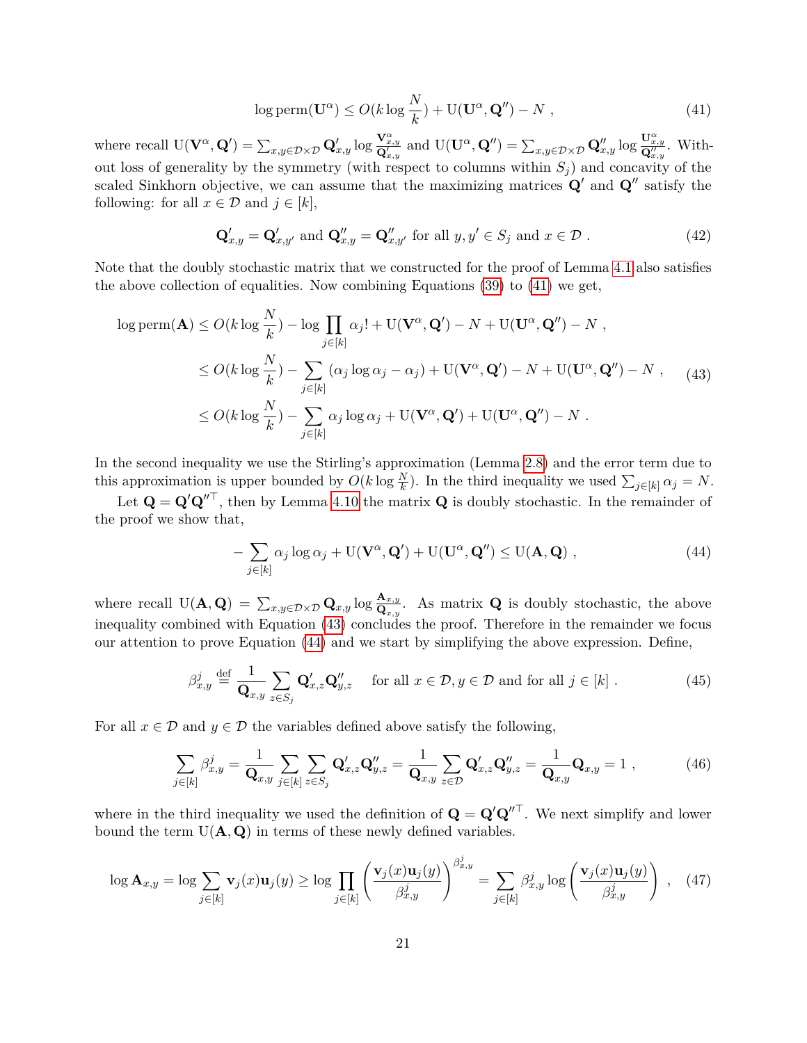$$\log \mathrm{perm}(\mathbf{U}^{\alpha}) \leq O(k \log \frac{N}{k}) + \mathrm{U}(\mathbf{U}^{\alpha}, \mathbf{Q}'') - N \ , \tag{41}$$

where recall $\mathrm{U}(\mathbf{V}^{\alpha}, \mathbf{Q}') = \sum_{x,y \in \mathcal{D}\times\mathcal{D}} \mathbf{Q}'_{x,y} \log \frac{\mathbf{V}^{\alpha}_{x,y}}{\mathbf{Q}'_{x,y}}$ and $\mathrm{U}(\mathbf{U}^{\alpha}, \mathbf{Q}'') = \sum_{x,y \in \mathcal{D}\times\mathcal{D}} \mathbf{Q}''_{x,y} \log \frac{\mathbf{U}^{\alpha}_{x,y}}{\mathbf{Q}''_{x,y}}$. Without loss of generality by the symmetry (with respect to columns within $S_j$) and concavity of the scaled Sinkhorn objective, we can assume that the maximizing matrices $\mathbf{Q}'$ and $\mathbf{Q}''$ satisfy the following: for all $x \in \mathcal{D}$ and $j \in [k]$,

$$\mathbf{Q}'_{x,y} = \mathbf{Q}'_{x,y'} \text{ and } \mathbf{Q}''_{x,y} = \mathbf{Q}''_{x,y'} \text{ for all } y, y' \in S_j \text{ and } x \in \mathcal{D} \ . \tag{42}$$

Note that the doubly stochastic matrix that we constructed for the proof of Lemma 4.1 also satisfies the above collection of equalities. Now combining Equations (39) to (41) we get,

$$\begin{aligned}
\log \mathrm{perm}(\mathbf{A}) &\leq O(k \log \frac{N}{k}) - \log \prod_{j \in [k]} \alpha_j! + \mathrm{U}(\mathbf{V}^{\alpha}, \mathbf{Q}') - N + \mathrm{U}(\mathbf{U}^{\alpha}, \mathbf{Q}'') - N \ , \\
&\leq O(k \log \frac{N}{k}) - \sum_{j \in [k]} (\alpha_j \log \alpha_j - \alpha_j) + \mathrm{U}(\mathbf{V}^{\alpha}, \mathbf{Q}') - N + \mathrm{U}(\mathbf{U}^{\alpha}, \mathbf{Q}'') - N \ , \\
&\leq O(k \log \frac{N}{k}) - \sum_{j \in [k]} \alpha_j \log \alpha_j + \mathrm{U}(\mathbf{V}^{\alpha}, \mathbf{Q}') + \mathrm{U}(\mathbf{U}^{\alpha}, \mathbf{Q}'') - N \ .
\end{aligned} \tag{43}$$

In the second inequality we use the Stirling's approximation (Lemma 2.8) and the error term due to this approximation is upper bounded by $O(k \log \frac{N}{k})$. In the third inequality we used $\sum_{j \in [k]} \alpha_j = N$.

Let $\mathbf{Q} = \mathbf{Q}'\mathbf{Q}''^{\top}$, then by Lemma 4.10 the matrix $\mathbf{Q}$ is doubly stochastic. In the remainder of the proof we show that,

$$-\sum_{j \in [k]} \alpha_j \log \alpha_j + \mathrm{U}(\mathbf{V}^{\alpha}, \mathbf{Q}') + \mathrm{U}(\mathbf{U}^{\alpha}, \mathbf{Q}'') \leq \mathrm{U}(\mathbf{A}, \mathbf{Q}) \ , \tag{44}$$

where recall $\mathrm{U}(\mathbf{A}, \mathbf{Q}) = \sum_{x,y \in \mathcal{D}\times\mathcal{D}} \mathbf{Q}_{x,y} \log \frac{\mathbf{A}_{x,y}}{\mathbf{Q}_{x,y}}$. As matrix $\mathbf{Q}$ is doubly stochastic, the above inequality combined with Equation (43) concludes the proof. Therefore in the remainder we focus our attention to prove Equation (44) and we start by simplifying the above expression. Define,

$$\beta^{j}_{x,y} \stackrel{\text{def}}{=} \frac{1}{\mathbf{Q}_{x,y}} \sum_{z \in S_j} \mathbf{Q}'_{x,z}\mathbf{Q}''_{y,z} \quad \text{ for all } x \in \mathcal{D}, y \in \mathcal{D} \text{ and for all } j \in [k] \ . \tag{45}$$

For all $x \in \mathcal{D}$ and $y \in \mathcal{D}$ the variables defined above satisfy the following,

$$\sum_{j \in [k]} \beta^{j}_{x,y} = \frac{1}{\mathbf{Q}_{x,y}} \sum_{j \in [k]} \sum_{z \in S_j} \mathbf{Q}'_{x,z}\mathbf{Q}''_{y,z} = \frac{1}{\mathbf{Q}_{x,y}} \sum_{z \in \mathcal{D}} \mathbf{Q}'_{x,z}\mathbf{Q}''_{y,z} = \frac{1}{\mathbf{Q}_{x,y}} \mathbf{Q}_{x,y} = 1 \ , \tag{46}$$

where in the third inequality we used the definition of $\mathbf{Q} = \mathbf{Q}'\mathbf{Q}''^{\top}$. We next simplify and lower bound the term $\mathrm{U}(\mathbf{A}, \mathbf{Q})$ in terms of these newly defined variables.

$$\log \mathbf{A}_{x,y} = \log \sum_{j \in [k]} \mathbf{v}_j(x)\mathbf{u}_j(y) \geq \log \prod_{j \in [k]} \left( \frac{\mathbf{v}_j(x)\mathbf{u}_j(y)}{\beta^{j}_{x,y}} \right)^{\beta^{j}_{x,y}} = \sum_{j \in [k]} \beta^{j}_{x,y} \log \left( \frac{\mathbf{v}_j(x)\mathbf{u}_j(y)}{\beta^{j}_{x,y}} \right) \ , \tag{47}$$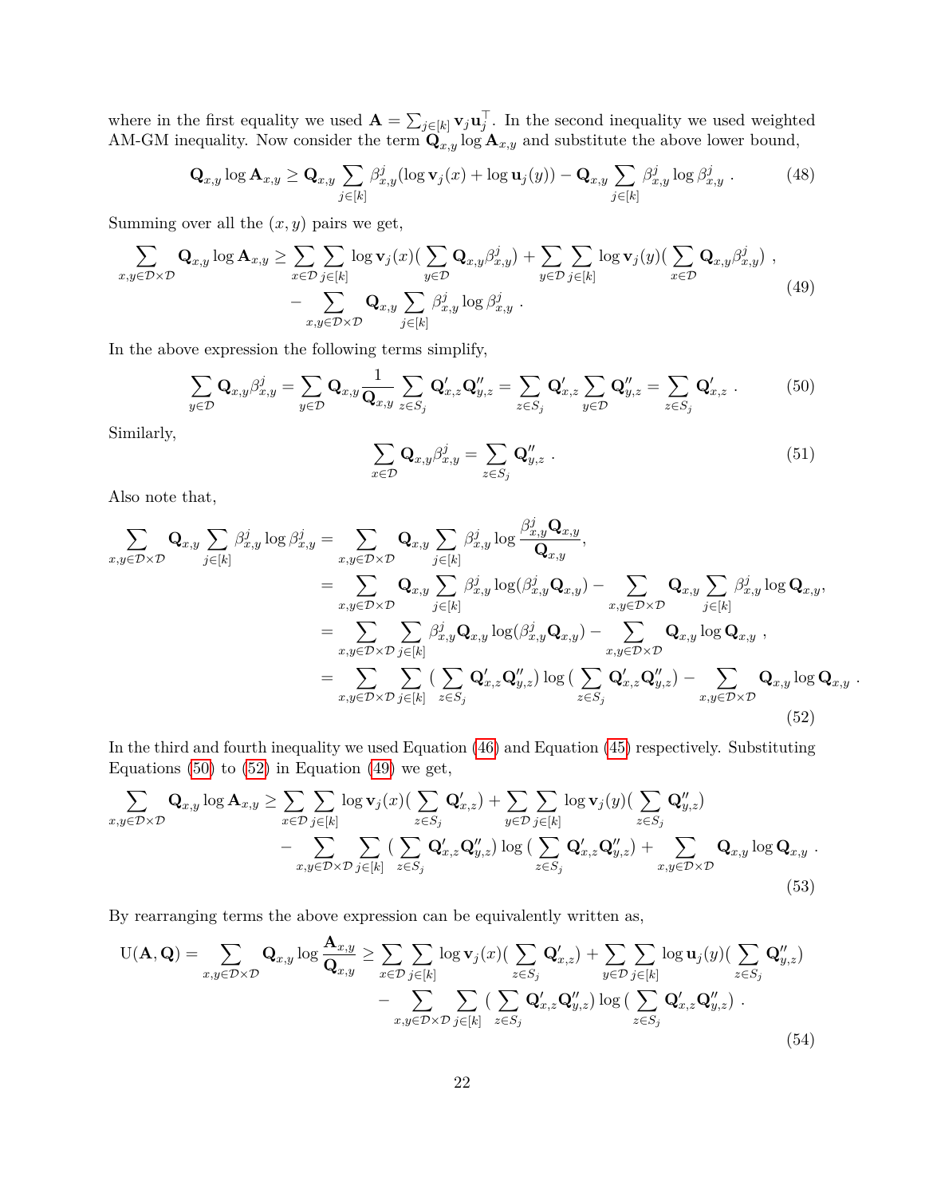where in the first equality we used $\mathbf{A} = \sum_{j \in [k]} \mathbf{v}_j \mathbf{u}_j^\top$. In the second inequality we used weighted AM-GM inequality. Now consider the term $\mathbf{Q}_{x,y} \log \mathbf{A}_{x,y}$ and substitute the above lower bound,

$$\mathbf{Q}_{x,y} \log \mathbf{A}_{x,y} \geq \mathbf{Q}_{x,y} \sum_{j \in [k]} \beta_{x,y}^j (\log \mathbf{v}_j(x) + \log \mathbf{u}_j(y)) - \mathbf{Q}_{x,y} \sum_{j \in [k]} \beta_{x,y}^j \log \beta_{x,y}^j \ . \tag{48}$$

Summing over all the $(x, y)$ pairs we get,

$$\begin{aligned}\sum_{x,y \in \mathcal{D} \times \mathcal{D}} \mathbf{Q}_{x,y} \log \mathbf{A}_{x,y} \geq & \sum_{x \in \mathcal{D}} \sum_{j \in [k]} \log \mathbf{v}_j(x) ( \sum_{y \in \mathcal{D}} \mathbf{Q}_{x,y} \beta_{x,y}^j ) + \sum_{y \in \mathcal{D}} \sum_{j \in [k]} \log \mathbf{v}_j(y) ( \sum_{x \in \mathcal{D}} \mathbf{Q}_{x,y} \beta_{x,y}^j ) \ , \\ & - \sum_{x,y \in \mathcal{D} \times \mathcal{D}} \mathbf{Q}_{x,y} \sum_{j \in [k]} \beta_{x,y}^j \log \beta_{x,y}^j \ .\end{aligned} \tag{49}$$

In the above expression the following terms simplify,

$$\sum_{y \in \mathcal{D}} \mathbf{Q}_{x,y} \beta_{x,y}^j = \sum_{y \in \mathcal{D}} \mathbf{Q}_{x,y} \frac{1}{\mathbf{Q}_{x,y}} \sum_{z \in S_j} \mathbf{Q}'_{x,z} \mathbf{Q}''_{y,z} = \sum_{z \in S_j} \mathbf{Q}'_{x,z} \sum_{y \in \mathcal{D}} \mathbf{Q}''_{y,z} = \sum_{z \in S_j} \mathbf{Q}'_{x,z} \ . \tag{50}$$

Similarly,

$$\sum_{x \in \mathcal{D}} \mathbf{Q}_{x,y} \beta_{x,y}^j = \sum_{z \in S_j} \mathbf{Q}''_{y,z} \ . \tag{51}$$

Also note that,

$$\begin{aligned}\sum_{x,y \in \mathcal{D} \times \mathcal{D}} \mathbf{Q}_{x,y} \sum_{j \in [k]} \beta_{x,y}^j \log \beta_{x,y}^j &= \sum_{x,y \in \mathcal{D} \times \mathcal{D}} \mathbf{Q}_{x,y} \sum_{j \in [k]} \beta_{x,y}^j \log \frac{\beta_{x,y}^j \mathbf{Q}_{x,y}}{\mathbf{Q}_{x,y}}, \\ &= \sum_{x,y \in \mathcal{D} \times \mathcal{D}} \mathbf{Q}_{x,y} \sum_{j \in [k]} \beta_{x,y}^j \log(\beta_{x,y}^j \mathbf{Q}_{x,y}) - \sum_{x,y \in \mathcal{D} \times \mathcal{D}} \mathbf{Q}_{x,y} \sum_{j \in [k]} \beta_{x,y}^j \log \mathbf{Q}_{x,y}, \\ &= \sum_{x,y \in \mathcal{D} \times \mathcal{D}} \sum_{j \in [k]} \beta_{x,y}^j \mathbf{Q}_{x,y} \log(\beta_{x,y}^j \mathbf{Q}_{x,y}) - \sum_{x,y \in \mathcal{D} \times \mathcal{D}} \mathbf{Q}_{x,y} \log \mathbf{Q}_{x,y} \ , \\ &= \sum_{x,y \in \mathcal{D} \times \mathcal{D}} \sum_{j \in [k]} ( \sum_{z \in S_j} \mathbf{Q}'_{x,z} \mathbf{Q}''_{y,z} ) \log ( \sum_{z \in S_j} \mathbf{Q}'_{x,z} \mathbf{Q}''_{y,z} ) - \sum_{x,y \in \mathcal{D} \times \mathcal{D}} \mathbf{Q}_{x,y} \log \mathbf{Q}_{x,y} \ .\end{aligned} \tag{52}$$

In the third and fourth inequality we used Equation (46) and Equation (45) respectively. Substituting Equations (50) to (52) in Equation (49) we get,

$$\begin{aligned}\sum_{x,y \in \mathcal{D} \times \mathcal{D}} \mathbf{Q}_{x,y} \log \mathbf{A}_{x,y} \geq & \sum_{x \in \mathcal{D}} \sum_{j \in [k]} \log \mathbf{v}_j(x) ( \sum_{z \in S_j} \mathbf{Q}'_{x,z} ) + \sum_{y \in \mathcal{D}} \sum_{j \in [k]} \log \mathbf{v}_j(y) ( \sum_{z \in S_j} \mathbf{Q}''_{y,z} ) \\ & - \sum_{x,y \in \mathcal{D} \times \mathcal{D}} \sum_{j \in [k]} ( \sum_{z \in S_j} \mathbf{Q}'_{x,z} \mathbf{Q}''_{y,z} ) \log ( \sum_{z \in S_j} \mathbf{Q}'_{x,z} \mathbf{Q}''_{y,z} ) + \sum_{x,y \in \mathcal{D} \times \mathcal{D}} \mathbf{Q}_{x,y} \log \mathbf{Q}_{x,y} \ .\end{aligned} \tag{53}$$

By rearranging terms the above expression can be equivalently written as,

$$\begin{aligned}\mathrm{U}(\mathbf{A}, \mathbf{Q}) = \sum_{x,y \in \mathcal{D} \times \mathcal{D}} \mathbf{Q}_{x,y} \log \frac{\mathbf{A}_{x,y}}{\mathbf{Q}_{x,y}} \geq & \sum_{x \in \mathcal{D}} \sum_{j \in [k]} \log \mathbf{v}_j(x) ( \sum_{z \in S_j} \mathbf{Q}'_{x,z} ) + \sum_{y \in \mathcal{D}} \sum_{j \in [k]} \log \mathbf{u}_j(y) ( \sum_{z \in S_j} \mathbf{Q}''_{y,z} ) \\ & - \sum_{x,y \in \mathcal{D} \times \mathcal{D}} \sum_{j \in [k]} ( \sum_{z \in S_j} \mathbf{Q}'_{x,z} \mathbf{Q}''_{y,z} ) \log ( \sum_{z \in S_j} \mathbf{Q}'_{x,z} \mathbf{Q}''_{y,z} ) \ .\end{aligned} \tag{54}$$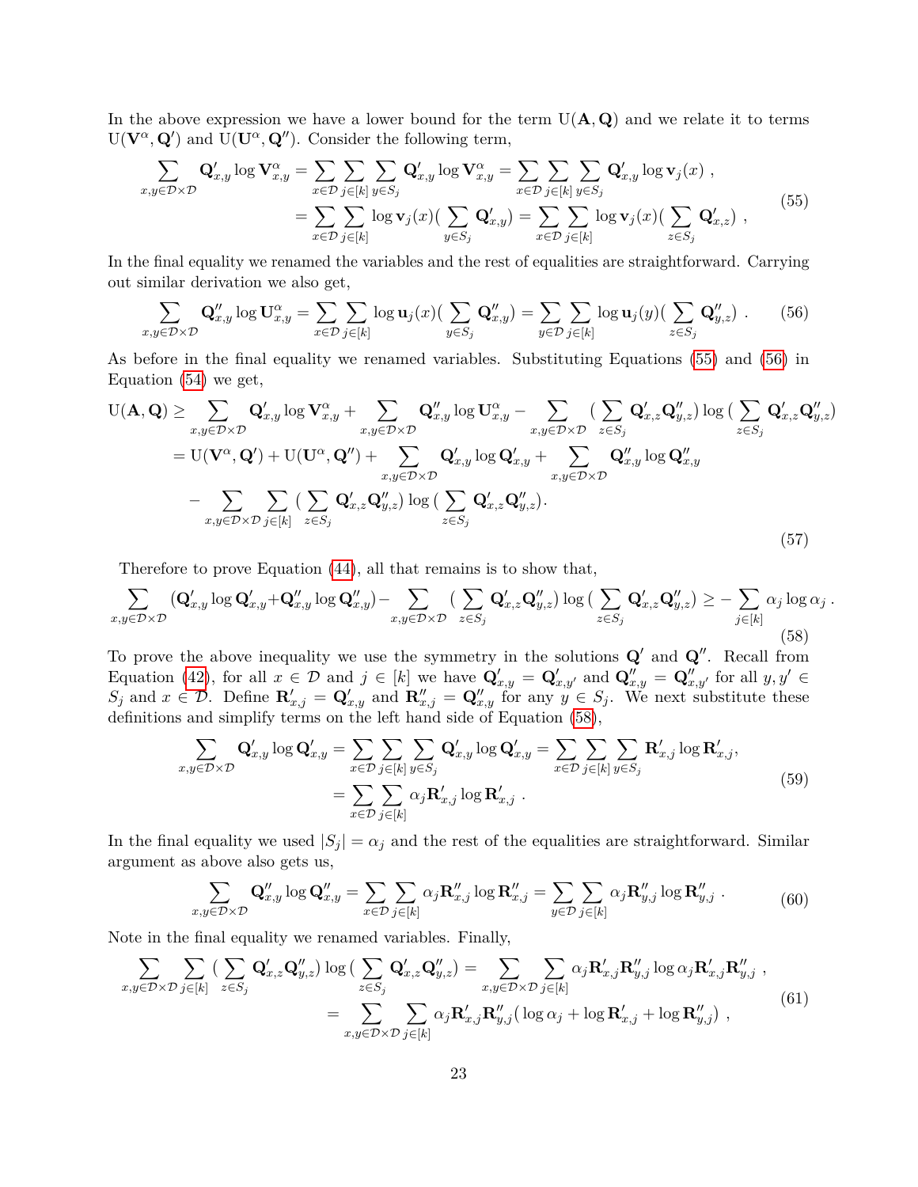In the above expression we have a lower bound for the term $\mathrm{U}(\mathbf{A}, \mathbf{Q})$ and we relate it to terms $\mathrm{U}(\mathbf{V}^{\alpha}, \mathbf{Q}')$ and $\mathrm{U}(\mathbf{U}^{\alpha}, \mathbf{Q}'')$. Consider the following term,

$$
\begin{aligned}
\sum_{x,y \in \mathcal{D}\times\mathcal{D}} \mathbf{Q}'_{x,y} \log \mathbf{V}^{\alpha}_{x,y} &= \sum_{x\in\mathcal{D}} \sum_{j\in[k]} \sum_{y\in S_j} \mathbf{Q}'_{x,y} \log \mathbf{V}^{\alpha}_{x,y} = \sum_{x\in\mathcal{D}} \sum_{j\in[k]} \sum_{y\in S_j} \mathbf{Q}'_{x,y} \log \mathbf{v}_j(x) \ , \\
&= \sum_{x\in\mathcal{D}} \sum_{j\in[k]} \log \mathbf{v}_j(x) \big( \sum_{y\in S_j} \mathbf{Q}'_{x,y} \big) = \sum_{x\in\mathcal{D}} \sum_{j\in[k]} \log \mathbf{v}_j(x) \big( \sum_{z\in S_j} \mathbf{Q}'_{x,z} \big) \ ,
\end{aligned} \tag{55}
$$

In the final equality we renamed the variables and the rest of equalities are straightforward. Carrying out similar derivation we also get,

$$
\sum_{x,y \in \mathcal{D}\times\mathcal{D}} \mathbf{Q}''_{x,y} \log \mathbf{U}^{\alpha}_{x,y} = \sum_{x\in\mathcal{D}} \sum_{j\in[k]} \log \mathbf{u}_j(x) \big( \sum_{y\in S_j} \mathbf{Q}''_{x,y} \big) = \sum_{y\in\mathcal{D}} \sum_{j\in[k]} \log \mathbf{u}_j(y) \big( \sum_{z\in S_j} \mathbf{Q}''_{y,z} \big) \ . \tag{56}
$$

As before in the final equality we renamed variables. Substituting Equations (55) and (56) in Equation (54) we get,

$$
\begin{aligned}
\mathrm{U}(\mathbf{A}, \mathbf{Q}) &\geq \sum_{x,y \in \mathcal{D}\times\mathcal{D}} \mathbf{Q}'_{x,y} \log \mathbf{V}^{\alpha}_{x,y} + \sum_{x,y \in \mathcal{D}\times\mathcal{D}} \mathbf{Q}''_{x,y} \log \mathbf{U}^{\alpha}_{x,y} - \sum_{x,y \in \mathcal{D}\times\mathcal{D}} \big( \sum_{z\in S_j} \mathbf{Q}'_{x,z}\mathbf{Q}''_{y,z} \big) \log \big( \sum_{z\in S_j} \mathbf{Q}'_{x,z}\mathbf{Q}''_{y,z} \big) \\
&= \mathrm{U}(\mathbf{V}^{\alpha}, \mathbf{Q}') + \mathrm{U}(\mathbf{U}^{\alpha}, \mathbf{Q}'') + \sum_{x,y \in \mathcal{D}\times\mathcal{D}} \mathbf{Q}'_{x,y} \log \mathbf{Q}'_{x,y} + \sum_{x,y \in \mathcal{D}\times\mathcal{D}} \mathbf{Q}''_{x,y} \log \mathbf{Q}''_{x,y} \\
&\quad - \sum_{x,y \in \mathcal{D}\times\mathcal{D}} \sum_{j\in[k]} \big( \sum_{z\in S_j} \mathbf{Q}'_{x,z}\mathbf{Q}''_{y,z} \big) \log \big( \sum_{z\in S_j} \mathbf{Q}'_{x,z}\mathbf{Q}''_{y,z} \big).
\end{aligned} \tag{57}
$$

Therefore to prove Equation (44), all that remains is to show that,

$$
\sum_{x,y \in \mathcal{D}\times\mathcal{D}} (\mathbf{Q}'_{x,y} \log \mathbf{Q}'_{x,y} + \mathbf{Q}''_{x,y} \log \mathbf{Q}''_{x,y}) - \sum_{x,y \in \mathcal{D}\times\mathcal{D}} \big( \sum_{z\in S_j} \mathbf{Q}'_{x,z}\mathbf{Q}''_{y,z} \big) \log \big( \sum_{z\in S_j} \mathbf{Q}'_{x,z}\mathbf{Q}''_{y,z} \big) \geq - \sum_{j\in[k]} \alpha_j \log \alpha_j \ . \tag{58}
$$

To prove the above inequality we use the symmetry in the solutions $\mathbf{Q}'$ and $\mathbf{Q}''$. Recall from Equation (42), for all $x \in \mathcal{D}$ and $j \in [k]$ we have $\mathbf{Q}'_{x,y} = \mathbf{Q}'_{x,y'}$ and $\mathbf{Q}''_{x,y} = \mathbf{Q}''_{x,y'}$ for all $y, y' \in S_j$ and $x \in \mathcal{D}$. Define $\mathbf{R}'_{x,j} = \mathbf{Q}'_{x,y}$ and $\mathbf{R}''_{x,j} = \mathbf{Q}''_{x,y}$ for any $y \in S_j$. We next substitute these definitions and simplify terms on the left hand side of Equation (58),

$$
\begin{aligned}
\sum_{x,y \in \mathcal{D}\times\mathcal{D}} \mathbf{Q}'_{x,y} \log \mathbf{Q}'_{x,y} &= \sum_{x\in\mathcal{D}} \sum_{j\in[k]} \sum_{y\in S_j} \mathbf{Q}'_{x,y} \log \mathbf{Q}'_{x,y} = \sum_{x\in\mathcal{D}} \sum_{j\in[k]} \sum_{y\in S_j} \mathbf{R}'_{x,j} \log \mathbf{R}'_{x,j}, \\
&= \sum_{x\in\mathcal{D}} \sum_{j\in[k]} \alpha_j \mathbf{R}'_{x,j} \log \mathbf{R}'_{x,j} \ .
\end{aligned} \tag{59}
$$

In the final equality we used $|S_j| = \alpha_j$ and the rest of the equalities are straightforward. Similar argument as above also gets us,

$$
\sum_{x,y \in \mathcal{D}\times\mathcal{D}} \mathbf{Q}''_{x,y} \log \mathbf{Q}''_{x,y} = \sum_{x\in\mathcal{D}} \sum_{j\in[k]} \alpha_j \mathbf{R}''_{x,j} \log \mathbf{R}''_{x,j} = \sum_{y\in\mathcal{D}} \sum_{j\in[k]} \alpha_j \mathbf{R}''_{y,j} \log \mathbf{R}''_{y,j} \ . \tag{60}
$$

Note in the final equality we renamed variables. Finally,

$$
\begin{aligned}
\sum_{x,y \in \mathcal{D}\times\mathcal{D}} \sum_{j\in[k]} \big( \sum_{z\in S_j} \mathbf{Q}'_{x,z}\mathbf{Q}''_{y,z} \big) \log \big( \sum_{z\in S_j} \mathbf{Q}'_{x,z}\mathbf{Q}''_{y,z} \big) &= \sum_{x,y \in \mathcal{D}\times\mathcal{D}} \sum_{j\in[k]} \alpha_j \mathbf{R}'_{x,j}\mathbf{R}''_{y,j} \log \alpha_j \mathbf{R}'_{x,j}\mathbf{R}''_{y,j} \ , \\
&= \sum_{x,y \in \mathcal{D}\times\mathcal{D}} \sum_{j\in[k]} \alpha_j \mathbf{R}'_{x,j}\mathbf{R}''_{y,j} \big( \log \alpha_j + \log \mathbf{R}'_{x,j} + \log \mathbf{R}''_{y,j} \big) \ ,
\end{aligned} \tag{61}
$$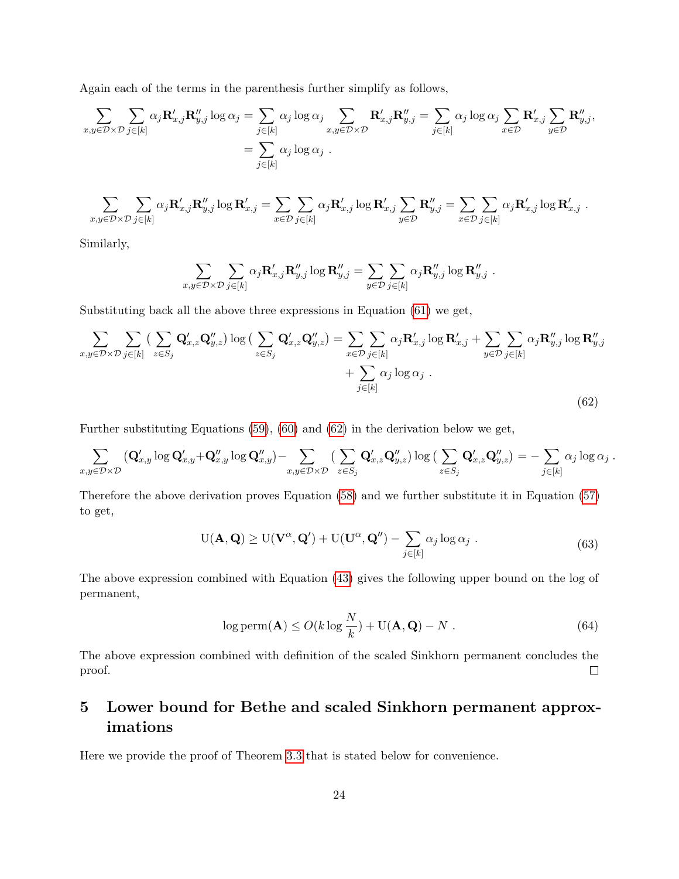Again each of the terms in the parenthesis further simplify as follows,

$$\sum_{x,y\in\mathcal{D}\times\mathcal{D}}\sum_{j\in[k]}\alpha_j\mathbf{R}'_{x,j}\mathbf{R}''_{y,j}\log\alpha_j = \sum_{j\in[k]}\alpha_j\log\alpha_j\sum_{x,y\in\mathcal{D}\times\mathcal{D}}\mathbf{R}'_{x,j}\mathbf{R}''_{y,j} = \sum_{j\in[k]}\alpha_j\log\alpha_j\sum_{x\in\mathcal{D}}\mathbf{R}'_{x,j}\sum_{y\in\mathcal{D}}\mathbf{R}''_{y,j},$$
$$= \sum_{j\in[k]}\alpha_j\log\alpha_j\ .$$

$$\sum_{x,y\in\mathcal{D}\times\mathcal{D}}\sum_{j\in[k]}\alpha_j\mathbf{R}'_{x,j}\mathbf{R}''_{y,j}\log\mathbf{R}'_{x,j} = \sum_{x\in\mathcal{D}}\sum_{j\in[k]}\alpha_j\mathbf{R}'_{x,j}\log\mathbf{R}'_{x,j}\sum_{y\in\mathcal{D}}\mathbf{R}''_{y,j} = \sum_{x\in\mathcal{D}}\sum_{j\in[k]}\alpha_j\mathbf{R}'_{x,j}\log\mathbf{R}'_{x,j}\ .$$

Similarly,

$$\sum_{x,y\in\mathcal{D}\times\mathcal{D}}\sum_{j\in[k]}\alpha_j\mathbf{R}'_{x,j}\mathbf{R}''_{y,j}\log\mathbf{R}''_{y,j} = \sum_{y\in\mathcal{D}}\sum_{j\in[k]}\alpha_j\mathbf{R}''_{y,j}\log\mathbf{R}''_{y,j}\ .$$

Substituting back all the above three expressions in Equation (61) we get,

$$\sum_{x,y\in\mathcal{D}\times\mathcal{D}}\sum_{j\in[k]}\Big(\sum_{z\in S_j}\mathbf{Q}'_{x,z}\mathbf{Q}''_{y,z}\Big)\log\Big(\sum_{z\in S_j}\mathbf{Q}'_{x,z}\mathbf{Q}''_{y,z}\Big) = \sum_{x\in\mathcal{D}}\sum_{j\in[k]}\alpha_j\mathbf{R}'_{x,j}\log\mathbf{R}'_{x,j} + \sum_{y\in\mathcal{D}}\sum_{j\in[k]}\alpha_j\mathbf{R}''_{y,j}\log\mathbf{R}''_{y,j} + \sum_{j\in[k]}\alpha_j\log\alpha_j\ . \tag{62}$$

Further substituting Equations (59), (60) and (62) in the derivation below we get,

$$\sum_{x,y\in\mathcal{D}\times\mathcal{D}}(\mathbf{Q}'_{x,y}\log\mathbf{Q}'_{x,y}+\mathbf{Q}''_{x,y}\log\mathbf{Q}''_{x,y}) - \sum_{x,y\in\mathcal{D}\times\mathcal{D}}\Big(\sum_{z\in S_j}\mathbf{Q}'_{x,z}\mathbf{Q}''_{y,z}\Big)\log\Big(\sum_{z\in S_j}\mathbf{Q}'_{x,z}\mathbf{Q}''_{y,z}\Big) = -\sum_{j\in[k]}\alpha_j\log\alpha_j\ .$$

Therefore the above derivation proves Equation (58) and we further substitute it in Equation (57) to get,

$$\mathrm{U}(\mathbf{A},\mathbf{Q}) \geq \mathrm{U}(\mathbf{V}^{\alpha},\mathbf{Q}') + \mathrm{U}(\mathbf{U}^{\alpha},\mathbf{Q}'') - \sum_{j\in[k]}\alpha_j\log\alpha_j\ . \tag{63}$$

The above expression combined with Equation (43) gives the following upper bound on the log of permanent,

$$\log\mathrm{perm}(\mathbf{A}) \leq O(k\log\frac{N}{k}) + \mathrm{U}(\mathbf{A},\mathbf{Q}) - N\ . \tag{64}$$

The above expression combined with definition of the scaled Sinkhorn permanent concludes the proof. □

# 5 Lower bound for Bethe and scaled Sinkhorn permanent approximations

Here we provide the proof of Theorem 3.3 that is stated below for convenience.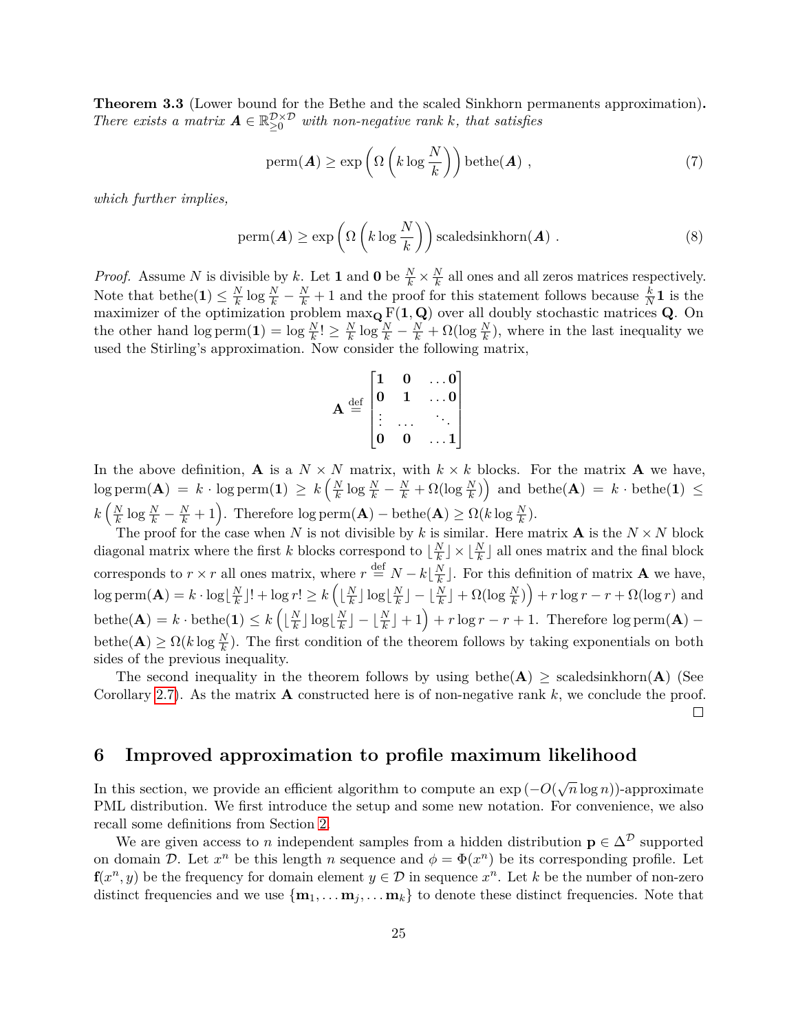**Theorem 3.3** (Lower bound for the Bethe and the scaled Sinkhorn permanents approximation)**.** *There exists a matrix $\boldsymbol{A} \in \mathbb{R}_{\geq 0}^{\mathcal{D}\times\mathcal{D}}$ with non-negative rank $k$, that satisfies*

$$\mathrm{perm}(\boldsymbol{A}) \geq \exp\left(\Omega\left(k\log\frac{N}{k}\right)\right)\mathrm{bethe}(\boldsymbol{A})\ , \tag{7}$$

*which further implies,*

$$\mathrm{perm}(\boldsymbol{A}) \geq \exp\left(\Omega\left(k\log\frac{N}{k}\right)\right)\mathrm{scaledsinkhorn}(\boldsymbol{A})\ . \tag{8}$$

*Proof.* Assume $N$ is divisible by $k$. Let $\mathbf{1}$ and $\mathbf{0}$ be $\frac{N}{k}\times\frac{N}{k}$ all ones and all zeros matrices respectively. Note that $\mathrm{bethe}(\mathbf{1}) \leq \frac{N}{k}\log\frac{N}{k} - \frac{N}{k} + 1$ and the proof for this statement follows because $\frac{k}{N}\mathbf{1}$ is the maximizer of the optimization problem $\max_{\mathbf{Q}} \mathrm{F}(\mathbf{1},\mathbf{Q})$ over all doubly stochastic matrices $\mathbf{Q}$. On the other hand $\log\mathrm{perm}(\mathbf{1}) = \log\frac{N}{k}! \geq \frac{N}{k}\log\frac{N}{k} - \frac{N}{k} + \Omega(\log\frac{N}{k})$, where in the last inequality we used the Stirling's approximation. Now consider the following matrix,

$$\mathbf{A} \stackrel{\mathrm{def}}{=} \begin{bmatrix} \mathbf{1} & \mathbf{0} & \ldots\mathbf{0} \\ \mathbf{0} & \mathbf{1} & \ldots\mathbf{0} \\ \vdots & \ldots & \ddots \\ \mathbf{0} & \mathbf{0} & \ldots\mathbf{1} \end{bmatrix}$$

In the above definition, $\mathbf{A}$ is a $N\times N$ matrix, with $k\times k$ blocks. For the matrix $\mathbf{A}$ we have, $\log\mathrm{perm}(\mathbf{A}) = k\cdot\log\mathrm{perm}(\mathbf{1}) \geq k\left(\frac{N}{k}\log\frac{N}{k} - \frac{N}{k} + \Omega(\log\frac{N}{k})\right)$ and $\mathrm{bethe}(\mathbf{A}) = k\cdot\mathrm{bethe}(\mathbf{1}) \leq k\left(\frac{N}{k}\log\frac{N}{k} - \frac{N}{k} + 1\right)$. Therefore $\log\mathrm{perm}(\mathbf{A}) - \mathrm{bethe}(\mathbf{A}) \geq \Omega(k\log\frac{N}{k})$.

The proof for the case when $N$ is not divisible by $k$ is similar. Here matrix $\mathbf{A}$ is the $N\times N$ block diagonal matrix where the first $k$ blocks correspond to $\lfloor\frac{N}{k}\rfloor\times\lfloor\frac{N}{k}\rfloor$ all ones matrix and the final block corresponds to $r\times r$ all ones matrix, where $r \stackrel{\mathrm{def}}{=} N - k\lfloor\frac{N}{k}\rfloor$. For this definition of matrix $\mathbf{A}$ we have, $\log\mathrm{perm}(\mathbf{A}) = k\cdot\log\lfloor\frac{N}{k}\rfloor! + \log r! \geq k\left(\lfloor\frac{N}{k}\rfloor\log\lfloor\frac{N}{k}\rfloor - \lfloor\frac{N}{k}\rfloor + \Omega(\log\frac{N}{k})\right) + r\log r - r + \Omega(\log r)$ and $\mathrm{bethe}(\mathbf{A}) = k\cdot\mathrm{bethe}(\mathbf{1}) \leq k\left(\lfloor\frac{N}{k}\rfloor\log\lfloor\frac{N}{k}\rfloor - \lfloor\frac{N}{k}\rfloor + 1\right) + r\log r - r + 1$. Therefore $\log\mathrm{perm}(\mathbf{A}) - \mathrm{bethe}(\mathbf{A}) \geq \Omega(k\log\frac{N}{k})$. The first condition of the theorem follows by taking exponentials on both sides of the previous inequality.

The second inequality in the theorem follows by using $\mathrm{bethe}(\mathbf{A}) \geq \mathrm{scaledsinkhorn}(\mathbf{A})$ (See Corollary 2.7). As the matrix $\mathbf{A}$ constructed here is of non-negative rank $k$, we conclude the proof. □

# 6 Improved approximation to profile maximum likelihood

In this section, we provide an efficient algorithm to compute an $\exp(-O(\sqrt{n}\log n))$-approximate PML distribution. We first introduce the setup and some new notation. For convenience, we also recall some definitions from Section 2.

We are given access to $n$ independent samples from a hidden distribution $\mathbf{p} \in \Delta^{\mathcal{D}}$ supported on domain $\mathcal{D}$. Let $x^n$ be this length $n$ sequence and $\phi = \Phi(x^n)$ be its corresponding profile. Let $\mathbf{f}(x^n, y)$ be the frequency for domain element $y \in \mathcal{D}$ in sequence $x^n$. Let $k$ be the number of non-zero distinct frequencies and we use $\{\mathbf{m}_1, \ldots \mathbf{m}_j, \ldots \mathbf{m}_k\}$ to denote these distinct frequencies. Note that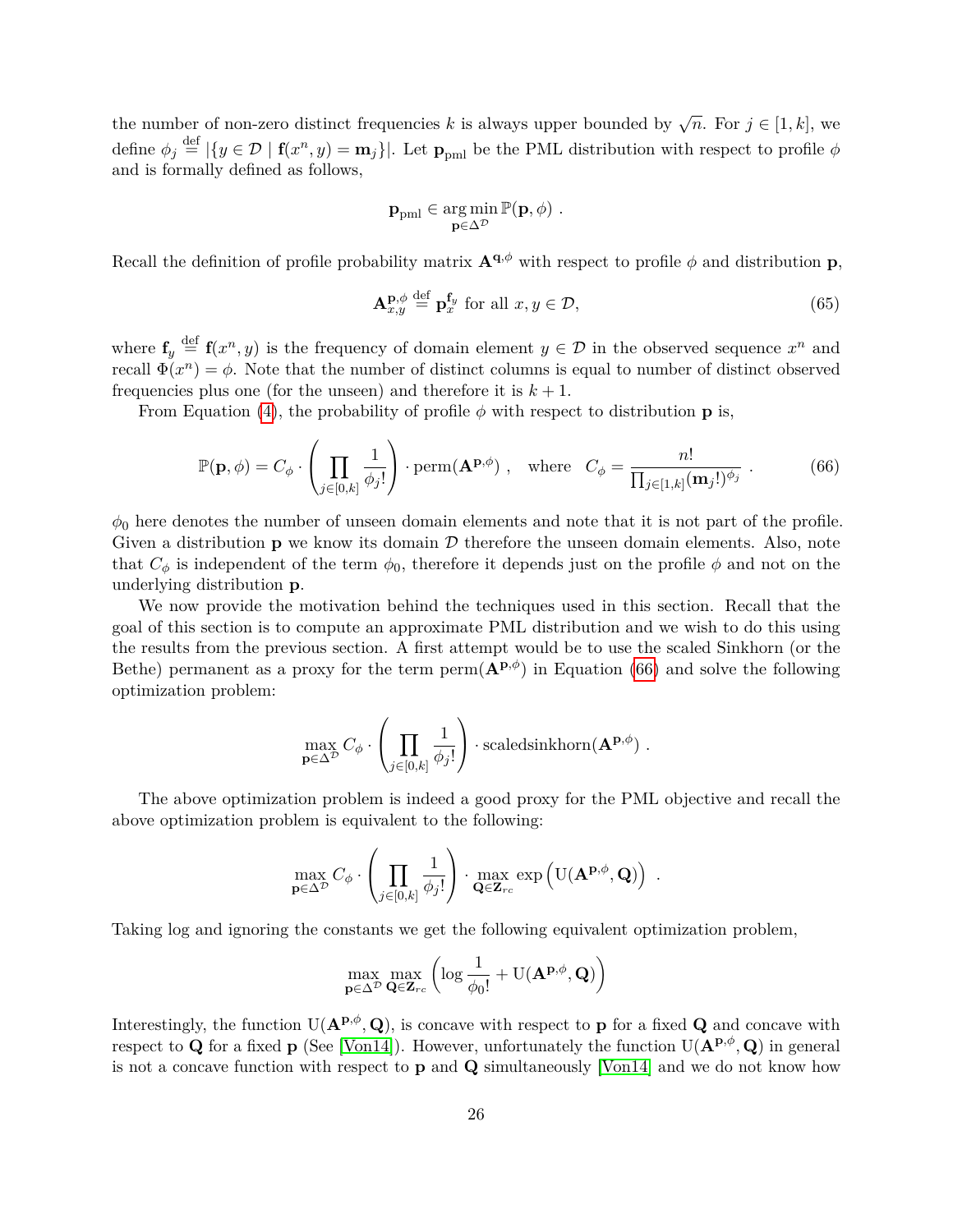the number of non-zero distinct frequencies $k$ is always upper bounded by $\sqrt{n}$. For $j \in [1,k]$, we define $\phi_j \stackrel{\text{def}}{=} |\{y \in \mathcal{D} \mid \mathbf{f}(x^n, y) = \mathbf{m}_j\}|$. Let $\mathbf{p}_{\text{pml}}$ be the PML distribution with respect to profile $\phi$ and is formally defined as follows,

$$\mathbf{p}_{\text{pml}} \in \arg\min_{\mathbf{p} \in \Delta^{\mathcal{D}}} \mathbb{P}(\mathbf{p}, \phi) \ .$$

Recall the definition of profile probability matrix $\mathbf{A}^{\mathbf{q},\phi}$ with respect to profile $\phi$ and distribution $\mathbf{p}$,

$$\mathbf{A}^{\mathbf{p},\phi}_{x,y} \stackrel{\text{def}}{=} \mathbf{p}_x^{\mathbf{f}_y} \text{ for all } x, y \in \mathcal{D}, \tag{65}$$

where $\mathbf{f}_y \stackrel{\text{def}}{=} \mathbf{f}(x^n, y)$ is the frequency of domain element $y \in \mathcal{D}$ in the observed sequence $x^n$ and recall $\Phi(x^n) = \phi$. Note that the number of distinct columns is equal to number of distinct observed frequencies plus one (for the unseen) and therefore it is $k+1$.

From Equation (4), the probability of profile $\phi$ with respect to distribution $\mathbf{p}$ is,

$$\mathbb{P}(\mathbf{p}, \phi) = C_\phi \cdot \left( \prod_{j \in [0,k]} \frac{1}{\phi_j!} \right) \cdot \text{perm}(\mathbf{A}^{\mathbf{p},\phi}) \ , \quad \text{where} \quad C_\phi = \frac{n!}{\prod_{j \in [1,k]} (\mathbf{m}_j!)^{\phi_j}} \ . \tag{66}$$

$\phi_0$ here denotes the number of unseen domain elements and note that it is not part of the profile. Given a distribution $\mathbf{p}$ we know its domain $\mathcal{D}$ therefore the unseen domain elements. Also, note that $C_\phi$ is independent of the term $\phi_0$, therefore it depends just on the profile $\phi$ and not on the underlying distribution $\mathbf{p}$.

We now provide the motivation behind the techniques used in this section. Recall that the goal of this section is to compute an approximate PML distribution and we wish to do this using the results from the previous section. A first attempt would be to use the scaled Sinkhorn (or the Bethe) permanent as a proxy for the term $\text{perm}(\mathbf{A}^{\mathbf{p},\phi})$ in Equation (66) and solve the following optimization problem:

$$\max_{\mathbf{p} \in \Delta^{\mathcal{D}}} C_\phi \cdot \left( \prod_{j \in [0,k]} \frac{1}{\phi_j!} \right) \cdot \text{scaledsinkhorn}(\mathbf{A}^{\mathbf{p},\phi}) \ .$$

The above optimization problem is indeed a good proxy for the PML objective and recall the above optimization problem is equivalent to the following:

$$\max_{\mathbf{p} \in \Delta^{\mathcal{D}}} C_\phi \cdot \left( \prod_{j \in [0,k]} \frac{1}{\phi_j!} \right) \cdot \max_{\mathbf{Q} \in \mathbf{Z}_{rc}} \exp\left( \mathrm{U}(\mathbf{A}^{\mathbf{p},\phi}, \mathbf{Q}) \right) \ .$$

Taking log and ignoring the constants we get the following equivalent optimization problem,

$$\max_{\mathbf{p} \in \Delta^{\mathcal{D}}} \max_{\mathbf{Q} \in \mathbf{Z}_{rc}} \left( \log \frac{1}{\phi_0!} + \mathrm{U}(\mathbf{A}^{\mathbf{p},\phi}, \mathbf{Q}) \right)$$

Interestingly, the function $\mathrm{U}(\mathbf{A}^{\mathbf{p},\phi}, \mathbf{Q})$, is concave with respect to $\mathbf{p}$ for a fixed $\mathbf{Q}$ and concave with respect to $\mathbf{Q}$ for a fixed $\mathbf{p}$ (See [Von14]). However, unfortunately the function $\mathrm{U}(\mathbf{A}^{\mathbf{p},\phi}, \mathbf{Q})$ in general is not a concave function with respect to $\mathbf{p}$ and $\mathbf{Q}$ simultaneously [Von14] and we do not know how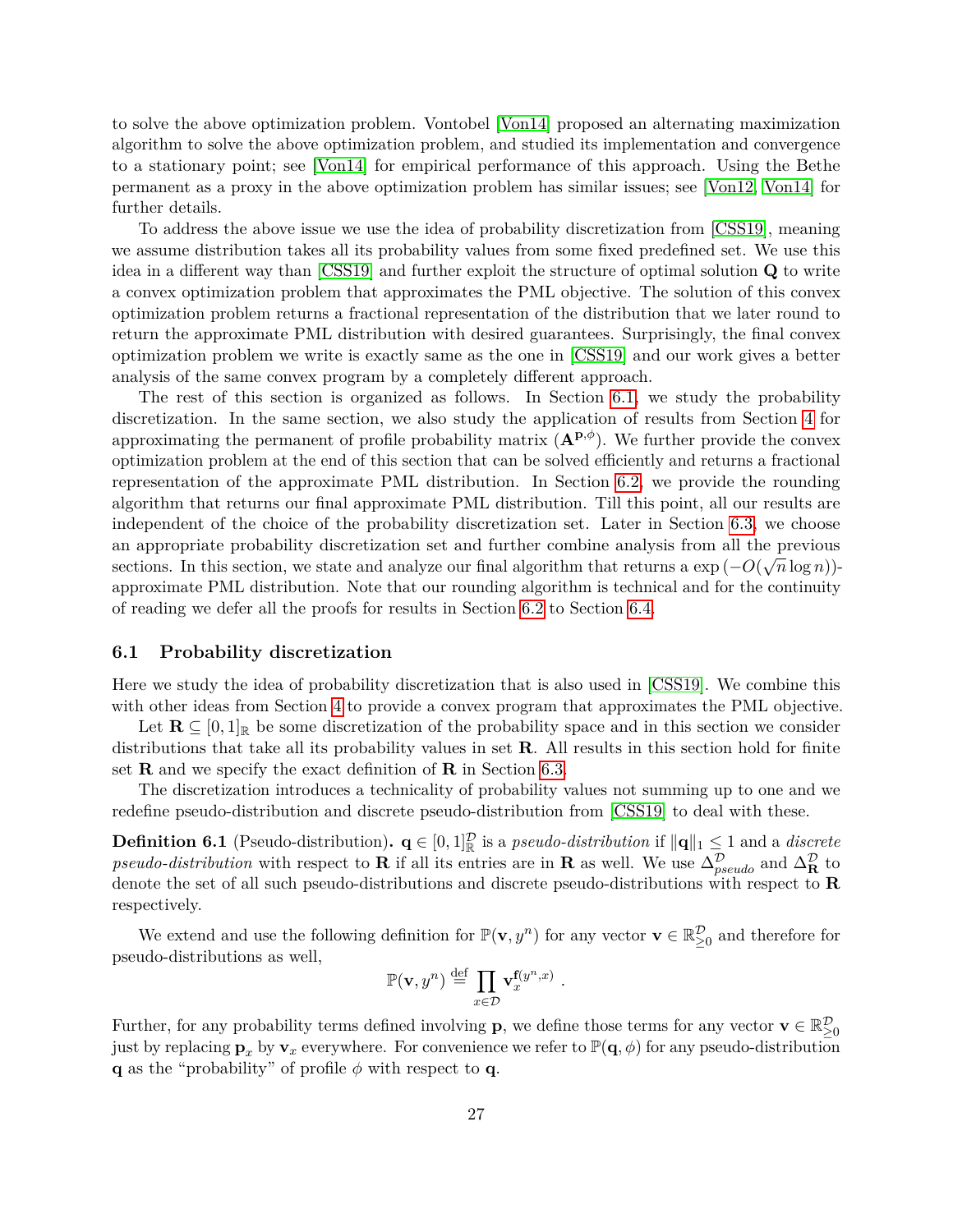to solve the above optimization problem. Vontobel [Von14] proposed an alternating maximization algorithm to solve the above optimization problem, and studied its implementation and convergence to a stationary point; see [Von14] for empirical performance of this approach. Using the Bethe permanent as a proxy in the above optimization problem has similar issues; see [Von12, Von14] for further details.

To address the above issue we use the idea of probability discretization from [CSS19], meaning we assume distribution takes all its probability values from some fixed predefined set. We use this idea in a different way than [CSS19] and further exploit the structure of optimal solution $\mathbf{Q}$ to write a convex optimization problem that approximates the PML objective. The solution of this convex optimization problem returns a fractional representation of the distribution that we later round to return the approximate PML distribution with desired guarantees. Surprisingly, the final convex optimization problem we write is exactly same as the one in [CSS19] and our work gives a better analysis of the same convex program by a completely different approach.

The rest of this section is organized as follows. In Section 6.1, we study the probability discretization. In the same section, we also study the application of results from Section 4 for approximating the permanent of profile probability matrix ($\mathbf{A}^{\mathbf{p},\phi}$). We further provide the convex optimization problem at the end of this section that can be solved efficiently and returns a fractional representation of the approximate PML distribution. In Section 6.2, we provide the rounding algorithm that returns our final approximate PML distribution. Till this point, all our results are independent of the choice of the probability discretization set. Later in Section 6.3, we choose an appropriate probability discretization set and further combine analysis from all the previous sections. In this section, we state and analyze our final algorithm that returns a $\exp\left(-O(\sqrt{n}\log n)\right)$-approximate PML distribution. Note that our rounding algorithm is technical and for the continuity of reading we defer all the proofs for results in Section 6.2 to Section 6.4.

## 6.1 Probability discretization

Here we study the idea of probability discretization that is also used in [CSS19]. We combine this with other ideas from Section 4 to provide a convex program that approximates the PML objective.

Let $\mathbf{R} \subseteq [0,1]_{\mathbb{R}}$ be some discretization of the probability space and in this section we consider distributions that take all its probability values in set $\mathbf{R}$. All results in this section hold for finite set $\mathbf{R}$ and we specify the exact definition of $\mathbf{R}$ in Section 6.3.

The discretization introduces a technicality of probability values not summing up to one and we redefine pseudo-distribution and discrete pseudo-distribution from [CSS19] to deal with these.

**Definition 6.1** (Pseudo-distribution)**.** $\mathbf{q} \in [0,1]^{\mathcal{D}}_{\mathbb{R}}$ is a *pseudo-distribution* if $\|\mathbf{q}\|_1 \leq 1$ and a *discrete pseudo-distribution* with respect to $\mathbf{R}$ if all its entries are in $\mathbf{R}$ as well. We use $\Delta^{\mathcal{D}}_{pseudo}$ and $\Delta^{\mathcal{D}}_{\mathbf{R}}$ to denote the set of all such pseudo-distributions and discrete pseudo-distributions with respect to $\mathbf{R}$ respectively.

We extend and use the following definition for $\mathbb{P}(\mathbf{v}, y^n)$ for any vector $\mathbf{v} \in \mathbb{R}^{\mathcal{D}}_{\geq 0}$ and therefore for pseudo-distributions as well,

$$\mathbb{P}(\mathbf{v}, y^n) \stackrel{\text{def}}{=} \prod_{x \in \mathcal{D}} \mathbf{v}_x^{\mathbf{f}(y^n,x)} ~.$$

Further, for any probability terms defined involving $\mathbf{p}$, we define those terms for any vector $\mathbf{v} \in \mathbb{R}^{\mathcal{D}}_{\geq 0}$ just by replacing $\mathbf{p}_x$ by $\mathbf{v}_x$ everywhere. For convenience we refer to $\mathbb{P}(\mathbf{q}, \phi)$ for any pseudo-distribution $\mathbf{q}$ as the "probability" of profile $\phi$ with respect to $\mathbf{q}$.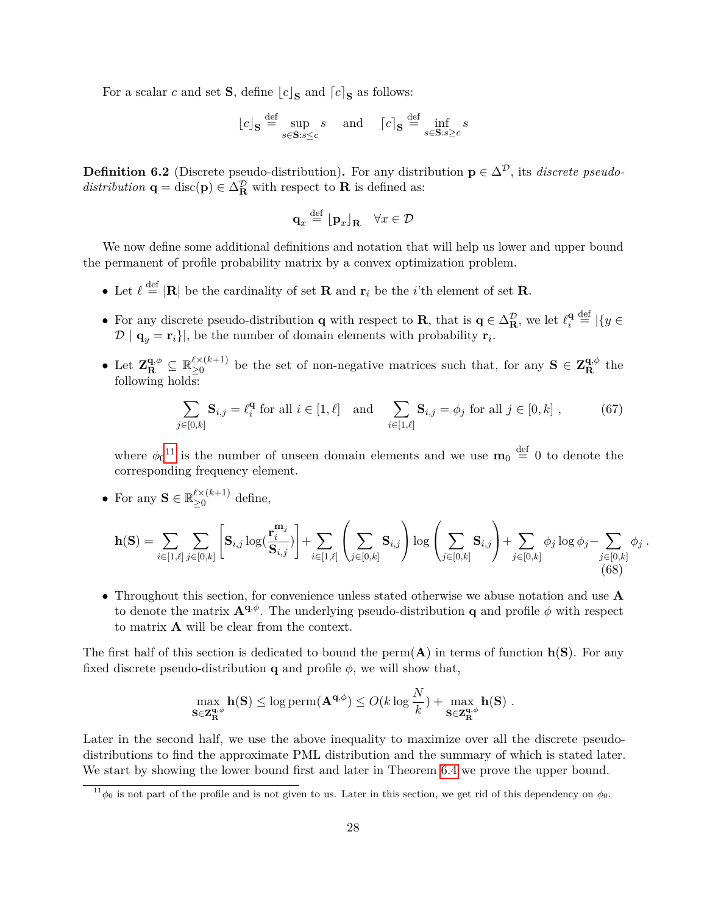For a scalar $c$ and set $\mathbf{S}$, define $\lfloor c \rceil_{\mathbf{S}}$ and $\lceil c \rfloor_{\mathbf{S}}$ as follows:

$$\lfloor c \rceil_{\mathbf{S}} \stackrel{\mathrm{def}}{=} \sup_{s \in \mathbf{S}: s \leq c} s \quad \text{and} \quad \lceil c \rfloor_{\mathbf{S}} \stackrel{\mathrm{def}}{=} \inf_{s \in \mathbf{S}: s \geq c} s$$

**Definition 6.2** (Discrete pseudo-distribution)**.** For any distribution $\mathbf{p} \in \Delta^{\mathcal{D}}$, its *discrete pseudo-distribution* $\mathbf{q} = \mathrm{disc}(\mathbf{p}) \in \Delta^{\mathcal{D}}_{\mathbf{R}}$ with respect to $\mathbf{R}$ is defined as:

$$\mathbf{q}_x \stackrel{\mathrm{def}}{=} \lfloor \mathbf{p}_x \rceil_{\mathbf{R}} \quad \forall x \in \mathcal{D}$$

We now define some additional definitions and notation that will help us lower and upper bound the permanent of profile probability matrix by a convex optimization problem.

- Let $\ell \stackrel{\mathrm{def}}{=} |\mathbf{R}|$ be the cardinality of set $\mathbf{R}$ and $\mathbf{r}_i$ be the $i$'th element of set $\mathbf{R}$.
- For any discrete pseudo-distribution $\mathbf{q}$ with respect to $\mathbf{R}$, that is $\mathbf{q} \in \Delta^{\mathcal{D}}_{\mathbf{R}}$, we let $\ell^{\mathbf{q}}_i \stackrel{\mathrm{def}}{=} |\{y \in \mathcal{D} \mid \mathbf{q}_y = \mathbf{r}_i\}|$, be the number of domain elements with probability $\mathbf{r}_i$.
- Let $\mathbf{Z}^{\mathbf{q},\phi}_{\mathbf{R}} \subseteq \mathbb{R}^{\ell \times (k+1)}_{\geq 0}$ be the set of non-negative matrices such that, for any $\mathbf{S} \in \mathbf{Z}^{\mathbf{q},\phi}_{\mathbf{R}}$ the following holds:

$$\sum_{j \in [0,k]} \mathbf{S}_{i,j} = \ell^{\mathbf{q}}_i \text{ for all } i \in [1,\ell] \quad \text{and} \quad \sum_{i \in [1,\ell]} \mathbf{S}_{i,j} = \phi_j \text{ for all } j \in [0,k] \;, \tag{67}$$

  where $\phi_0$[11] is the number of unseen domain elements and we use $\mathbf{m}_0 \stackrel{\mathrm{def}}{=} 0$ to denote the corresponding frequency element.
- For any $\mathbf{S} \in \mathbb{R}^{\ell \times (k+1)}_{\geq 0}$ define,

$$\mathbf{h}(\mathbf{S}) = \sum_{i \in [1,\ell]} \sum_{j \in [0,k]} \left[ \mathbf{S}_{i,j} \log\left(\frac{\mathbf{r}_i^{\mathbf{m}_j}}{\mathbf{S}_{i,j}}\right) \right] + \sum_{i \in [1,\ell]} \left( \sum_{j \in [0,k]} \mathbf{S}_{i,j} \right) \log \left( \sum_{j \in [0,k]} \mathbf{S}_{i,j} \right) + \sum_{j \in [0,k]} \phi_j \log \phi_j - \sum_{j \in [0,k]} \phi_j \;. \tag{68}$$

- Throughout this section, for convenience unless stated otherwise we abuse notation and use $\mathbf{A}$ to denote the matrix $\mathbf{A}^{\mathbf{q},\phi}$. The underlying pseudo-distribution $\mathbf{q}$ and profile $\phi$ with respect to matrix $\mathbf{A}$ will be clear from the context.

The first half of this section is dedicated to bound the $\mathrm{perm}(\mathbf{A})$ in terms of function $\mathbf{h}(\mathbf{S})$. For any fixed discrete pseudo-distribution $\mathbf{q}$ and profile $\phi$, we will show that,

$$\max_{\mathbf{S} \in \mathbf{Z}^{\mathbf{q},\phi}_{\mathbf{R}}} \mathbf{h}(\mathbf{S}) \leq \log \mathrm{perm}(\mathbf{A}^{\mathbf{q},\phi}) \leq O(k \log \frac{N}{k}) + \max_{\mathbf{S} \in \mathbf{Z}^{\mathbf{q},\phi}_{\mathbf{R}}} \mathbf{h}(\mathbf{S}) \;.$$

Later in the second half, we use the above inequality to maximize over all the discrete pseudo-distributions to find the approximate PML distribution and the summary of which is stated later. We start by showing the lower bound first and later in Theorem 6.4 we prove the upper bound.

[11] $\phi_0$ is not part of the profile and is not given to us. Later in this section, we get rid of this dependency on $\phi_0$.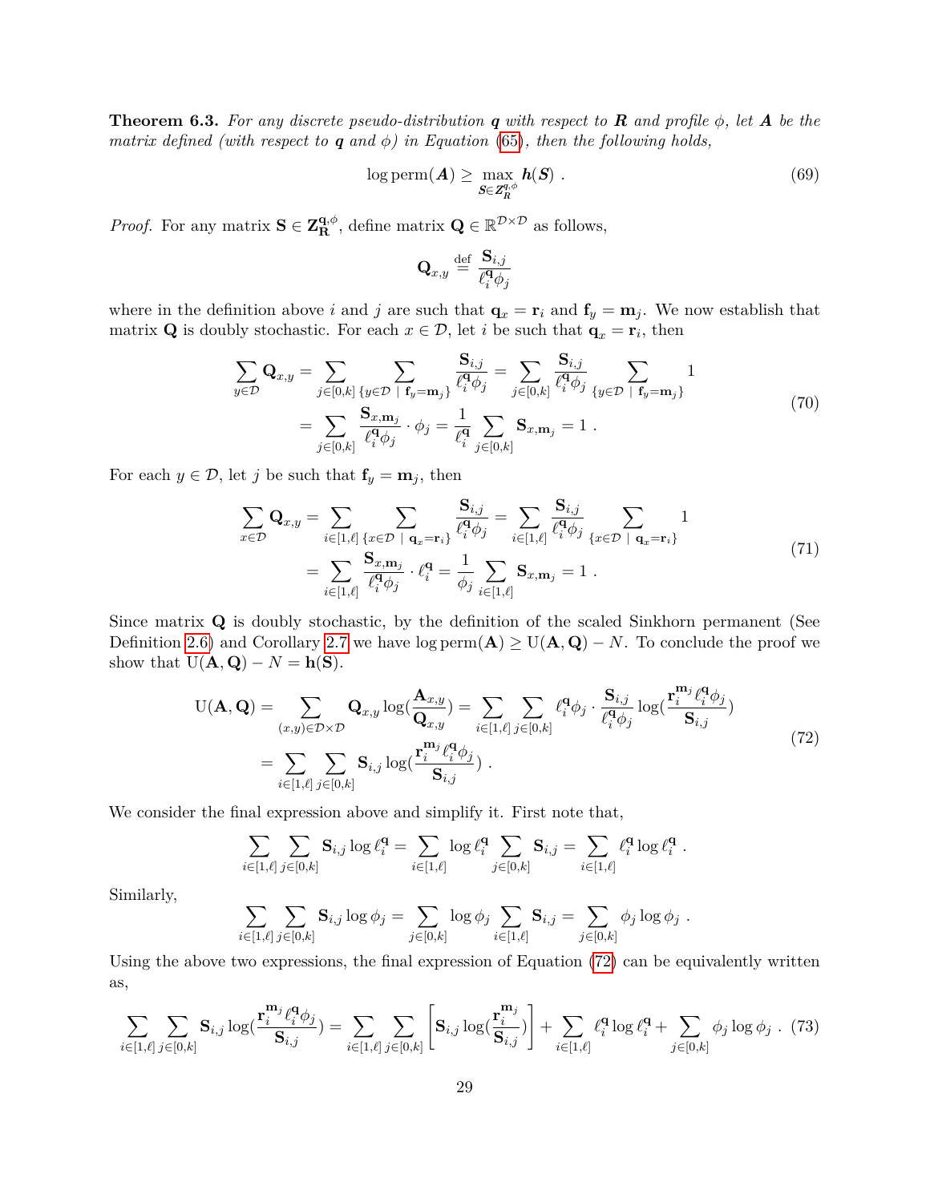**Theorem 6.3.** *For any discrete pseudo-distribution* $\boldsymbol{q}$ *with respect to* $\boldsymbol{R}$ *and profile* $\phi$*, let* $\boldsymbol{A}$ *be the matrix defined (with respect to* $\boldsymbol{q}$ *and* $\phi$*) in Equation (65), then the following holds,*

$$\log \operatorname{perm}(\boldsymbol{A}) \geq \max_{\boldsymbol{S} \in \boldsymbol{Z}_{\boldsymbol{R}}^{\boldsymbol{q},\phi}} \boldsymbol{h}(\boldsymbol{S}) \ . \tag{69}$$

*Proof.* For any matrix $\mathbf{S} \in \mathbf{Z}_{\mathbf{R}}^{\mathbf{q},\phi}$, define matrix $\mathbf{Q} \in \mathbb{R}^{\mathcal{D} \times \mathcal{D}}$ as follows,

$$\mathbf{Q}_{x,y} \stackrel{\text{def}}{=} \frac{\mathbf{S}_{i,j}}{\ell_i^{\mathbf{q}} \phi_j}$$

where in the definition above $i$ and $j$ are such that $\mathbf{q}_x = \mathbf{r}_i$ and $\mathbf{f}_y = \mathbf{m}_j$. We now establish that matrix $\mathbf{Q}$ is doubly stochastic. For each $x \in \mathcal{D}$, let $i$ be such that $\mathbf{q}_x = \mathbf{r}_i$, then

$$\begin{aligned} \sum_{y \in \mathcal{D}} \mathbf{Q}_{x,y} &= \sum_{j \in [0,k]} \sum_{\{y \in \mathcal{D} \ | \ \mathbf{f}_y = \mathbf{m}_j\}} \frac{\mathbf{S}_{i,j}}{\ell_i^{\mathbf{q}} \phi_j} = \sum_{j \in [0,k]} \frac{\mathbf{S}_{i,j}}{\ell_i^{\mathbf{q}} \phi_j} \sum_{\{y \in \mathcal{D} \ | \ \mathbf{f}_y = \mathbf{m}_j\}} 1 \\ &= \sum_{j \in [0,k]} \frac{\mathbf{S}_{x,\mathbf{m}_j}}{\ell_i^{\mathbf{q}} \phi_j} \cdot \phi_j = \frac{1}{\ell_i^{\mathbf{q}}} \sum_{j \in [0,k]} \mathbf{S}_{x,\mathbf{m}_j} = 1 \ . \end{aligned} \tag{70}$$

For each $y \in \mathcal{D}$, let $j$ be such that $\mathbf{f}_y = \mathbf{m}_j$, then

$$\begin{aligned} \sum_{x \in \mathcal{D}} \mathbf{Q}_{x,y} &= \sum_{i \in [1,\ell]} \sum_{\{x \in \mathcal{D} \ | \ \mathbf{q}_x = \mathbf{r}_i\}} \frac{\mathbf{S}_{i,j}}{\ell_i^{\mathbf{q}} \phi_j} = \sum_{i \in [1,\ell]} \frac{\mathbf{S}_{i,j}}{\ell_i^{\mathbf{q}} \phi_j} \sum_{\{x \in \mathcal{D} \ | \ \mathbf{q}_x = \mathbf{r}_i\}} 1 \\ &= \sum_{i \in [1,\ell]} \frac{\mathbf{S}_{x,\mathbf{m}_j}}{\ell_i^{\mathbf{q}} \phi_j} \cdot \ell_i^{\mathbf{q}} = \frac{1}{\phi_j} \sum_{i \in [1,\ell]} \mathbf{S}_{x,\mathbf{m}_j} = 1 \ . \end{aligned} \tag{71}$$

Since matrix $\mathbf{Q}$ is doubly stochastic, by the definition of the scaled Sinkhorn permanent (See Definition 2.6) and Corollary 2.7 we have $\log \operatorname{perm}(\mathbf{A}) \geq \mathrm{U}(\mathbf{A}, \mathbf{Q}) - N$. To conclude the proof we show that $\mathrm{U}(\mathbf{A}, \mathbf{Q}) - N = \mathbf{h}(\mathbf{S})$.

$$\begin{aligned} \mathrm{U}(\mathbf{A}, \mathbf{Q}) &= \sum_{(x,y) \in \mathcal{D} \times \mathcal{D}} \mathbf{Q}_{x,y} \log\left(\frac{\mathbf{A}_{x,y}}{\mathbf{Q}_{x,y}}\right) = \sum_{i \in [1,\ell]} \sum_{j \in [0,k]} \ell_i^{\mathbf{q}} \phi_j \cdot \frac{\mathbf{S}_{i,j}}{\ell_i^{\mathbf{q}} \phi_j} \log\left(\frac{\mathbf{r}_i^{\mathbf{m}_j} \ell_i^{\mathbf{q}} \phi_j}{\mathbf{S}_{i,j}}\right) \\ &= \sum_{i \in [1,\ell]} \sum_{j \in [0,k]} \mathbf{S}_{i,j} \log\left(\frac{\mathbf{r}_i^{\mathbf{m}_j} \ell_i^{\mathbf{q}} \phi_j}{\mathbf{S}_{i,j}}\right) \ . \end{aligned} \tag{72}$$

We consider the final expression above and simplify it. First note that,

$$\sum_{i \in [1,\ell]} \sum_{j \in [0,k]} \mathbf{S}_{i,j} \log \ell_i^{\mathbf{q}} = \sum_{i \in [1,\ell]} \log \ell_i^{\mathbf{q}} \sum_{j \in [0,k]} \mathbf{S}_{i,j} = \sum_{i \in [1,\ell]} \ell_i^{\mathbf{q}} \log \ell_i^{\mathbf{q}} \ .$$

Similarly,

$$\sum_{i \in [1,\ell]} \sum_{j \in [0,k]} \mathbf{S}_{i,j} \log \phi_j = \sum_{j \in [0,k]} \log \phi_j \sum_{i \in [1,\ell]} \mathbf{S}_{i,j} = \sum_{j \in [0,k]} \phi_j \log \phi_j \ .$$

Using the above two expressions, the final expression of Equation (72) can be equivalently written as,

$$\sum_{i \in [1,\ell]} \sum_{j \in [0,k]} \mathbf{S}_{i,j} \log\left(\frac{\mathbf{r}_i^{\mathbf{m}_j} \ell_i^{\mathbf{q}} \phi_j}{\mathbf{S}_{i,j}}\right) = \sum_{i \in [1,\ell]} \sum_{j \in [0,k]} \left[\mathbf{S}_{i,j} \log\left(\frac{\mathbf{r}_i^{\mathbf{m}_j}}{\mathbf{S}_{i,j}}\right)\right] + \sum_{i \in [1,\ell]} \ell_i^{\mathbf{q}} \log \ell_i^{\mathbf{q}} + \sum_{j \in [0,k]} \phi_j \log \phi_j \ . \tag{73}$$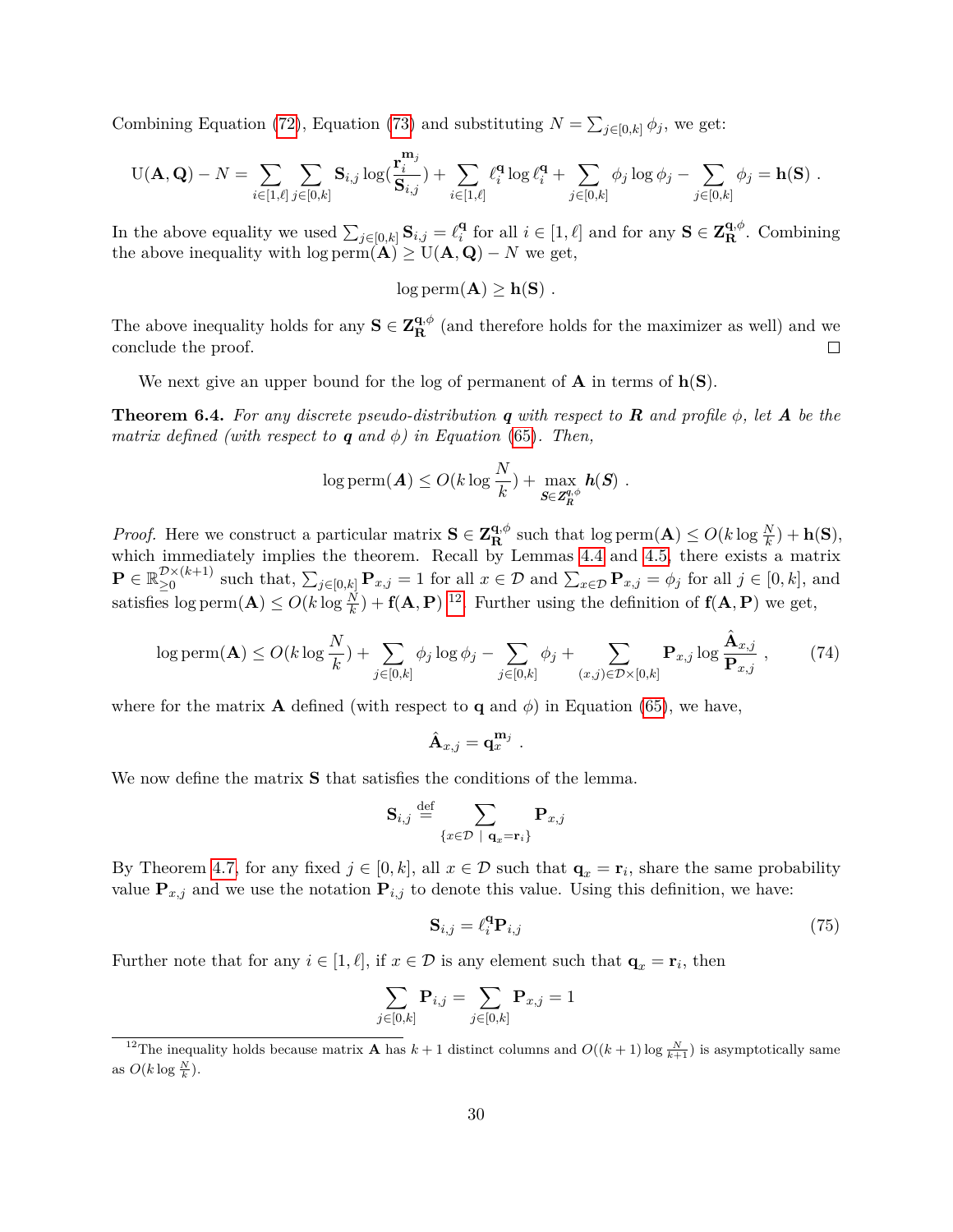Combining Equation (72), Equation (73) and substituting $N = \sum_{j\in[0,k]} \phi_j$, we get:

$$\mathrm{U}(\mathbf{A},\mathbf{Q}) - N = \sum_{i\in[1,\ell]}\sum_{j\in[0,k]} \mathbf{S}_{i,j}\log\left(\frac{\mathbf{r}_i^{\mathbf{m}_j}}{\mathbf{S}_{i,j}}\right) + \sum_{i\in[1,\ell]} \ell_i^{\mathbf{q}}\log \ell_i^{\mathbf{q}} + \sum_{j\in[0,k]}\phi_j\log\phi_j - \sum_{j\in[0,k]}\phi_j = \mathbf{h}(\mathbf{S})~.$$

In the above equality we used $\sum_{j\in[0,k]}\mathbf{S}_{i,j} = \ell_i^{\mathbf{q}}$ for all $i \in [1,\ell]$ and for any $\mathbf{S} \in \mathbf{Z}_{\mathbf{R}}^{\mathbf{q},\phi}$. Combining the above inequality with $\log\mathrm{perm}(\mathbf{A}) \geq \mathrm{U}(\mathbf{A},\mathbf{Q}) - N$ we get,

$$\log\mathrm{perm}(\mathbf{A}) \geq \mathbf{h}(\mathbf{S})~.$$

The above inequality holds for any $\mathbf{S} \in \mathbf{Z}_{\mathbf{R}}^{\mathbf{q},\phi}$ (and therefore holds for the maximizer as well) and we conclude the proof. $\square$

We next give an upper bound for the log of permanent of $\mathbf{A}$ in terms of $\mathbf{h}(\mathbf{S})$.

**Theorem 6.4.** *For any discrete pseudo-distribution $\boldsymbol{q}$ with respect to $\boldsymbol{R}$ and profile $\phi$, let $\boldsymbol{A}$ be the matrix defined (with respect to $\boldsymbol{q}$ and $\phi$) in Equation (65). Then,*

$$\log\mathrm{perm}(\boldsymbol{A}) \leq O(k\log\frac{N}{k}) + \max_{\boldsymbol{S}\in\boldsymbol{Z}_{\boldsymbol{R}}^{\boldsymbol{q},\phi}} \boldsymbol{h}(\boldsymbol{S})~.$$

*Proof.* Here we construct a particular matrix $\mathbf{S} \in \mathbf{Z}_{\mathbf{R}}^{\mathbf{q},\phi}$ such that $\log\mathrm{perm}(\mathbf{A}) \leq O(k\log\frac{N}{k}) + \mathbf{h}(\mathbf{S})$, which immediately implies the theorem. Recall by Lemmas 4.4 and 4.5, there exists a matrix $\mathbf{P} \in \mathbb{R}_{\geq 0}^{\mathcal{D}\times(k+1)}$ such that, $\sum_{j\in[0,k]}\mathbf{P}_{x,j} = 1$ for all $x \in \mathcal{D}$ and $\sum_{x\in\mathcal{D}}\mathbf{P}_{x,j} = \phi_j$ for all $j \in [0,k]$, and satisfies $\log\mathrm{perm}(\mathbf{A}) \leq O(k\log\frac{N}{k}) + \mathbf{f}(\mathbf{A},\mathbf{P})$ [12]. Further using the definition of $\mathbf{f}(\mathbf{A},\mathbf{P})$ we get,

$$\log\mathrm{perm}(\mathbf{A}) \leq O(k\log\frac{N}{k}) + \sum_{j\in[0,k]}\phi_j\log\phi_j - \sum_{j\in[0,k]}\phi_j + \sum_{(x,j)\in\mathcal{D}\times[0,k]}\mathbf{P}_{x,j}\log\frac{\hat{\mathbf{A}}_{x,j}}{\mathbf{P}_{x,j}}~, \tag{74}$$

where for the matrix $\mathbf{A}$ defined (with respect to $\mathbf{q}$ and $\phi$) in Equation (65), we have,

$$\hat{\mathbf{A}}_{x,j} = \mathbf{q}_x^{\mathbf{m}_j}~.$$

We now define the matrix $\mathbf{S}$ that satisfies the conditions of the lemma.

$$\mathbf{S}_{i,j} \stackrel{\mathrm{def}}{=} \sum_{\{x\in\mathcal{D}~|~\mathbf{q}_x=\mathbf{r}_i\}}\mathbf{P}_{x,j}$$

By Theorem 4.7, for any fixed $j \in [0,k]$, all $x \in \mathcal{D}$ such that $\mathbf{q}_x = \mathbf{r}_i$, share the same probability value $\mathbf{P}_{x,j}$ and we use the notation $\mathbf{P}_{i,j}$ to denote this value. Using this definition, we have:

$$\mathbf{S}_{i,j} = \ell_i^{\mathbf{q}}\mathbf{P}_{i,j} \tag{75}$$

Further note that for any $i \in [1,\ell]$, if $x \in \mathcal{D}$ is any element such that $\mathbf{q}_x = \mathbf{r}_i$, then

$$\sum_{j\in[0,k]}\mathbf{P}_{i,j} = \sum_{j\in[0,k]}\mathbf{P}_{x,j} = 1$$

[12] The inequality holds because matrix $\mathbf{A}$ has $k+1$ distinct columns and $O((k+1)\log\frac{N}{k+1})$ is asymptotically same as $O(k\log\frac{N}{k})$.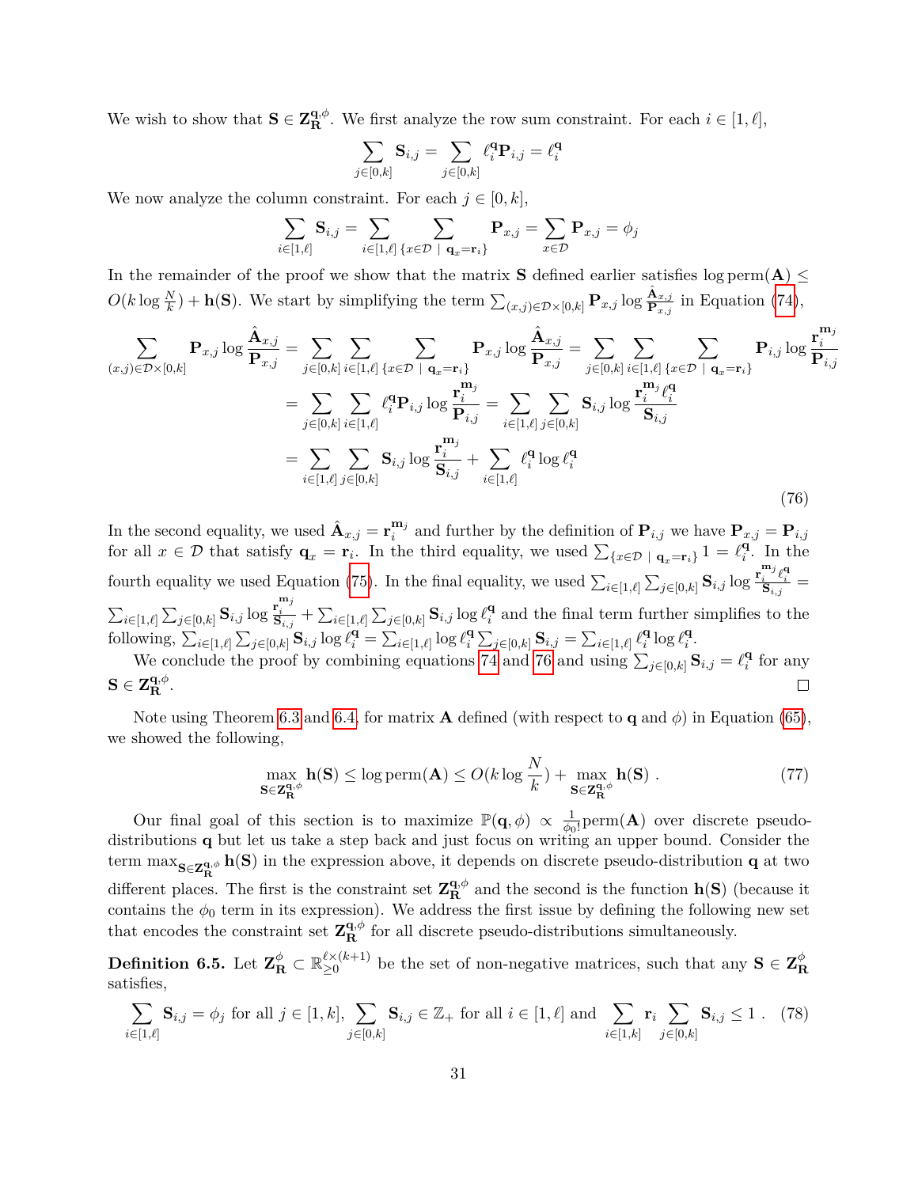We wish to show that $\mathbf{S} \in \mathbf{Z}_{\mathbf{R}}^{\mathbf{q},\phi}$. We first analyze the row sum constraint. For each $i \in [1, \ell]$,

$$\sum_{j\in[0,k]} \mathbf{S}_{i,j} = \sum_{j\in[0,k]} \ell_i^{\mathbf{q}} \mathbf{P}_{i,j} = \ell_i^{\mathbf{q}}$$

We now analyze the column constraint. For each $j \in [0, k]$,

$$\sum_{i\in[1,\ell]} \mathbf{S}_{i,j} = \sum_{i\in[1,\ell]} \sum_{\{x\in\mathcal{D} \mid \mathbf{q}_x=\mathbf{r}_i\}} \mathbf{P}_{x,j} = \sum_{x\in\mathcal{D}} \mathbf{P}_{x,j} = \phi_j$$

In the remainder of the proof we show that the matrix $\mathbf{S}$ defined earlier satisfies $\log \mathrm{perm}(\mathbf{A}) \leq O(k \log \frac{N}{k}) + \mathbf{h}(\mathbf{S})$. We start by simplifying the term $\sum_{(x,j)\in\mathcal{D}\times[0,k]} \mathbf{P}_{x,j} \log \frac{\hat{\mathbf{A}}_{x,j}}{\mathbf{P}_{x,j}}$ in Equation (74),

$$\begin{aligned}
\sum_{(x,j)\in\mathcal{D}\times[0,k]} \mathbf{P}_{x,j} \log \frac{\hat{\mathbf{A}}_{x,j}}{\mathbf{P}_{x,j}} &= \sum_{j\in[0,k]} \sum_{i\in[1,\ell]} \sum_{\{x\in\mathcal{D} \mid \mathbf{q}_x=\mathbf{r}_i\}} \mathbf{P}_{x,j} \log \frac{\hat{\mathbf{A}}_{x,j}}{\mathbf{P}_{x,j}} = \sum_{j\in[0,k]} \sum_{i\in[1,\ell]} \sum_{\{x\in\mathcal{D} \mid \mathbf{q}_x=\mathbf{r}_i\}} \mathbf{P}_{i,j} \log \frac{\mathbf{r}_i^{\mathbf{m}_j}}{\mathbf{P}_{i,j}} \\
&= \sum_{j\in[0,k]} \sum_{i\in[1,\ell]} \ell_i^{\mathbf{q}} \mathbf{P}_{i,j} \log \frac{\mathbf{r}_i^{\mathbf{m}_j}}{\mathbf{P}_{i,j}} = \sum_{i\in[1,\ell]} \sum_{j\in[0,k]} \mathbf{S}_{i,j} \log \frac{\mathbf{r}_i^{\mathbf{m}_j} \ell_i^{\mathbf{q}}}{\mathbf{S}_{i,j}} \\
&= \sum_{i\in[1,\ell]} \sum_{j\in[0,k]} \mathbf{S}_{i,j} \log \frac{\mathbf{r}_i^{\mathbf{m}_j}}{\mathbf{S}_{i,j}} + \sum_{i\in[1,\ell]} \ell_i^{\mathbf{q}} \log \ell_i^{\mathbf{q}}
\end{aligned} \tag{76}$$

In the second equality, we used $\hat{\mathbf{A}}_{x,j} = \mathbf{r}_i^{\mathbf{m}_j}$ and further by the definition of $\mathbf{P}_{i,j}$ we have $\mathbf{P}_{x,j} = \mathbf{P}_{i,j}$ for all $x \in \mathcal{D}$ that satisfy $\mathbf{q}_x = \mathbf{r}_i$. In the third equality, we used $\sum_{\{x\in\mathcal{D} \mid \mathbf{q}_x=\mathbf{r}_i\}} 1 = \ell_i^{\mathbf{q}}$. In the fourth equality we used Equation (75). In the final equality, we used $\sum_{i\in[1,\ell]} \sum_{j\in[0,k]} \mathbf{S}_{i,j} \log \frac{\mathbf{r}_i^{\mathbf{m}_j} \ell_i^{\mathbf{q}}}{\mathbf{S}_{i,j}} = \sum_{i\in[1,\ell]} \sum_{j\in[0,k]} \mathbf{S}_{i,j} \log \frac{\mathbf{r}_i^{\mathbf{m}_j}}{\mathbf{S}_{i,j}} + \sum_{i\in[1,\ell]} \sum_{j\in[0,k]} \mathbf{S}_{i,j} \log \ell_i^{\mathbf{q}}$ and the final term further simplifies to the following, $\sum_{i\in[1,\ell]} \sum_{j\in[0,k]} \mathbf{S}_{i,j} \log \ell_i^{\mathbf{q}} = \sum_{i\in[1,\ell]} \log \ell_i^{\mathbf{q}} \sum_{j\in[0,k]} \mathbf{S}_{i,j} = \sum_{i\in[1,\ell]} \ell_i^{\mathbf{q}} \log \ell_i^{\mathbf{q}}$.

We conclude the proof by combining equations 74 and 76 and using $\sum_{j\in[0,k]} \mathbf{S}_{i,j} = \ell_i^{\mathbf{q}}$ for any $\mathbf{S} \in \mathbf{Z}_{\mathbf{R}}^{\mathbf{q},\phi}$. $\square$

Note using Theorem 6.3 and 6.4, for matrix $\mathbf{A}$ defined (with respect to $\mathbf{q}$ and $\phi$) in Equation (65), we showed the following,

$$\max_{\mathbf{S}\in\mathbf{Z}_{\mathbf{R}}^{\mathbf{q},\phi}} \mathbf{h}(\mathbf{S}) \leq \log \mathrm{perm}(\mathbf{A}) \leq O(k \log \frac{N}{k}) + \max_{\mathbf{S}\in\mathbf{Z}_{\mathbf{R}}^{\mathbf{q},\phi}} \mathbf{h}(\mathbf{S}) \ . \tag{77}$$

Our final goal of this section is to maximize $\mathbb{P}(\mathbf{q}, \phi) \propto \frac{1}{\phi_0!}\mathrm{perm}(\mathbf{A})$ over discrete pseudo-distributions $\mathbf{q}$ but let us take a step back and just focus on writing an upper bound. Consider the term $\max_{\mathbf{S}\in\mathbf{Z}_{\mathbf{R}}^{\mathbf{q},\phi}} \mathbf{h}(\mathbf{S})$ in the expression above, it depends on discrete pseudo-distribution $\mathbf{q}$ at two different places. The first is the constraint set $\mathbf{Z}_{\mathbf{R}}^{\mathbf{q},\phi}$ and the second is the function $\mathbf{h}(\mathbf{S})$ (because it contains the $\phi_0$ term in its expression). We address the first issue by defining the following new set that encodes the constraint set $\mathbf{Z}_{\mathbf{R}}^{\mathbf{q},\phi}$ for all discrete pseudo-distributions simultaneously.

**Definition 6.5.** Let $\mathbf{Z}_{\mathbf{R}}^{\phi} \subset \mathbb{R}_{\geq 0}^{\ell\times(k+1)}$ be the set of non-negative matrices, such that any $\mathbf{S} \in \mathbf{Z}_{\mathbf{R}}^{\phi}$ satisfies,

$$\sum_{i\in[1,\ell]} \mathbf{S}_{i,j} = \phi_j \text{ for all } j \in [1,k], \sum_{j\in[0,k]} \mathbf{S}_{i,j} \in \mathbb{Z}_+ \text{ for all } i \in [1,\ell] \text{ and } \sum_{i\in[1,k]} \mathbf{r}_i \sum_{j\in[0,k]} \mathbf{S}_{i,j} \leq 1 \ . \tag{78}$$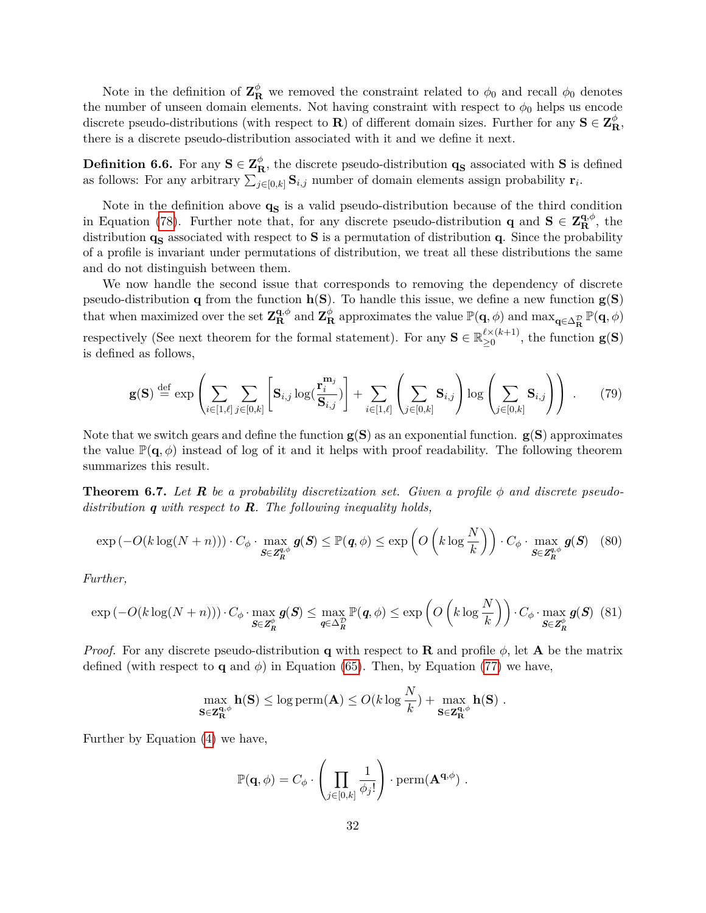Note in the definition of $\mathbf{Z}^{\phi}_{\mathbf{R}}$ we removed the constraint related to $\phi_0$ and recall $\phi_0$ denotes the number of unseen domain elements. Not having constraint with respect to $\phi_0$ helps us encode discrete pseudo-distributions (with respect to $\mathbf{R}$) of different domain sizes. Further for any $\mathbf{S} \in \mathbf{Z}^{\phi}_{\mathbf{R}}$, there is a discrete pseudo-distribution associated with it and we define it next.

**Definition 6.6.** For any $\mathbf{S} \in \mathbf{Z}^{\phi}_{\mathbf{R}}$, the discrete pseudo-distribution $\mathbf{q}_{\mathbf{S}}$ associated with $\mathbf{S}$ is defined as follows: For any arbitrary $\sum_{j \in [0,k]} \mathbf{S}_{i,j}$ number of domain elements assign probability $\mathbf{r}_i$.

Note in the definition above $\mathbf{q}_{\mathbf{S}}$ is a valid pseudo-distribution because of the third condition in Equation (78). Further note that, for any discrete pseudo-distribution $\mathbf{q}$ and $\mathbf{S} \in \mathbf{Z}^{\mathbf{q},\phi}_{\mathbf{R}}$, the distribution $\mathbf{q}_{\mathbf{S}}$ associated with respect to $\mathbf{S}$ is a permutation of distribution $\mathbf{q}$. Since the probability of a profile is invariant under permutations of distribution, we treat all these distributions the same and do not distinguish between them.

We now handle the second issue that corresponds to removing the dependency of discrete pseudo-distribution $\mathbf{q}$ from the function $\mathbf{h}(\mathbf{S})$. To handle this issue, we define a new function $\mathbf{g}(\mathbf{S})$ that when maximized over the set $\mathbf{Z}^{\mathbf{q},\phi}_{\mathbf{R}}$ and $\mathbf{Z}^{\phi}_{\mathbf{R}}$ approximates the value $\mathbb{P}(\mathbf{q}, \phi)$ and $\max_{\mathbf{q} \in \Delta^{\mathcal{D}}_{\mathbf{R}}} \mathbb{P}(\mathbf{q}, \phi)$ respectively (See next theorem for the formal statement). For any $\mathbf{S} \in \mathbb{R}^{\ell \times (k+1)}_{\geq 0}$, the function $\mathbf{g}(\mathbf{S})$ is defined as follows,

$$\mathbf{g}(\mathbf{S}) \stackrel{\text{def}}{=} \exp\left( \sum_{i \in [1,\ell]} \sum_{j \in [0,k]} \left[ \mathbf{S}_{i,j} \log(\frac{\mathbf{r}_i^{\mathbf{m}_j}}{\mathbf{S}_{i,j}}) \right] + \sum_{i \in [1,\ell]} \left( \sum_{j \in [0,k]} \mathbf{S}_{i,j} \right) \log \left( \sum_{j \in [0,k]} \mathbf{S}_{i,j} \right) \right) . \tag{79}$$

Note that we switch gears and define the function $\mathbf{g}(\mathbf{S})$ as an exponential function. $\mathbf{g}(\mathbf{S})$ approximates the value $\mathbb{P}(\mathbf{q}, \phi)$ instead of log of it and it helps with proof readability. The following theorem summarizes this result.

**Theorem 6.7.** *Let $\boldsymbol{R}$ be a probability discretization set. Given a profile $\phi$ and discrete pseudo-distribution $\boldsymbol{q}$ with respect to $\boldsymbol{R}$. The following inequality holds,*

$$\exp\left(-O(k \log(N+n))\right) \cdot C_\phi \cdot \max_{\boldsymbol{S} \in \boldsymbol{Z}^{\boldsymbol{q},\phi}_{\boldsymbol{R}}} \boldsymbol{g}(\boldsymbol{S}) \leq \mathbb{P}(\boldsymbol{q}, \phi) \leq \exp\left(O\left(k \log \frac{N}{k}\right)\right) \cdot C_\phi \cdot \max_{\boldsymbol{S} \in \boldsymbol{Z}^{\boldsymbol{q},\phi}_{\boldsymbol{R}}} \boldsymbol{g}(\boldsymbol{S}) \tag{80}$$

*Further,*

$$\exp\left(-O(k \log(N+n))\right) \cdot C_\phi \cdot \max_{\boldsymbol{S} \in \boldsymbol{Z}^{\phi}_{\boldsymbol{R}}} \boldsymbol{g}(\boldsymbol{S}) \leq \max_{\boldsymbol{q} \in \Delta^{\mathcal{D}}_{\boldsymbol{R}}} \mathbb{P}(\boldsymbol{q}, \phi) \leq \exp\left(O\left(k \log \frac{N}{k}\right)\right) \cdot C_\phi \cdot \max_{\boldsymbol{S} \in \boldsymbol{Z}^{\phi}_{\boldsymbol{R}}} \boldsymbol{g}(\boldsymbol{S}) \tag{81}$$

*Proof.* For any discrete pseudo-distribution $\mathbf{q}$ with respect to $\mathbf{R}$ and profile $\phi$, let $\mathbf{A}$ be the matrix defined (with respect to $\mathbf{q}$ and $\phi$) in Equation (65). Then, by Equation (77) we have,

$$\max_{\mathbf{S} \in \mathbf{Z}^{\mathbf{q},\phi}_{\mathbf{R}}} \mathbf{h}(\mathbf{S}) \leq \log \operatorname{perm}(\mathbf{A}) \leq O(k \log \frac{N}{k}) + \max_{\mathbf{S} \in \mathbf{Z}^{\mathbf{q},\phi}_{\mathbf{R}}} \mathbf{h}(\mathbf{S}) \; .$$

Further by Equation (4) we have,

$$\mathbb{P}(\mathbf{q}, \phi) = C_\phi \cdot \left( \prod_{j \in [0,k]} \frac{1}{\phi_j!} \right) \cdot \operatorname{perm}(\mathbf{A}^{\mathbf{q},\phi}) \; .$$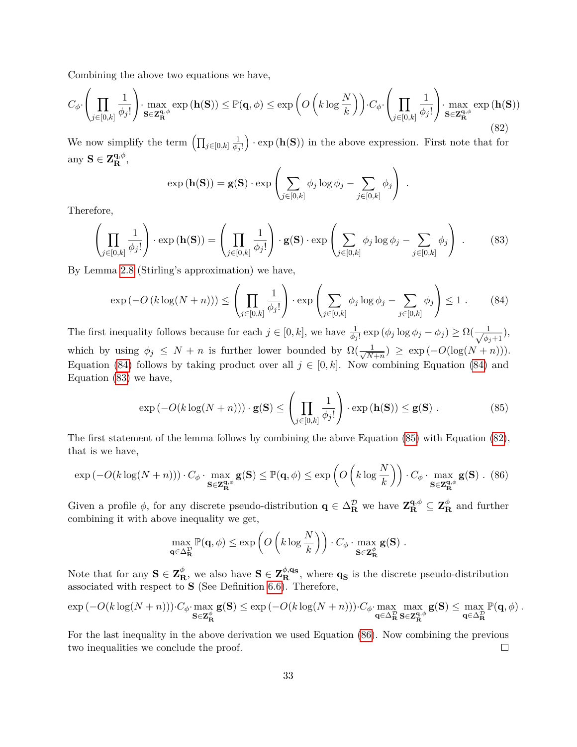Combining the above two equations we have,

$$C_\phi \cdot \left(\prod_{j\in[0,k]} \frac{1}{\phi_j!}\right) \cdot \max_{\mathbf{S}\in\mathbf{Z}_{\mathbf{R}}^{\mathbf{q},\phi}} \exp\left(\mathbf{h}(\mathbf{S})\right) \leq \mathbb{P}(\mathbf{q},\phi) \leq \exp\left(O\left(k\log\frac{N}{k}\right)\right) \cdot C_\phi \cdot \left(\prod_{j\in[0,k]} \frac{1}{\phi_j!}\right) \cdot \max_{\mathbf{S}\in\mathbf{Z}_{\mathbf{R}}^{\mathbf{q},\phi}} \exp\left(\mathbf{h}(\mathbf{S})\right) \tag{82}$$

We now simplify the term $\left(\prod_{j\in[0,k]} \frac{1}{\phi_j!}\right) \cdot \exp\left(\mathbf{h}(\mathbf{S})\right)$ in the above expression. First note that for any $\mathbf{S} \in \mathbf{Z}_{\mathbf{R}}^{\mathbf{q},\phi}$,

$$\exp\left(\mathbf{h}(\mathbf{S})\right) = \mathbf{g}(\mathbf{S}) \cdot \exp\left(\sum_{j\in[0,k]} \phi_j \log \phi_j - \sum_{j\in[0,k]} \phi_j\right) .$$

Therefore,

$$\left(\prod_{j\in[0,k]} \frac{1}{\phi_j!}\right) \cdot \exp\left(\mathbf{h}(\mathbf{S})\right) = \left(\prod_{j\in[0,k]} \frac{1}{\phi_j!}\right) \cdot \mathbf{g}(\mathbf{S}) \cdot \exp\left(\sum_{j\in[0,k]} \phi_j \log \phi_j - \sum_{j\in[0,k]} \phi_j\right) . \tag{83}$$

By Lemma 2.8 (Stirling's approximation) we have,

$$\exp\left(-O\left(k\log(N+n)\right)\right) \leq \left(\prod_{j\in[0,k]} \frac{1}{\phi_j!}\right) \cdot \exp\left(\sum_{j\in[0,k]} \phi_j \log \phi_j - \sum_{j\in[0,k]} \phi_j\right) \leq 1 . \tag{84}$$

The first inequality follows because for each $j \in [0,k]$, we have $\frac{1}{\phi_j!}\exp\left(\phi_j \log \phi_j - \phi_j\right) \geq \Omega(\frac{1}{\sqrt{\phi_j+1}})$, which by using $\phi_j \leq N+n$ is further lower bounded by $\Omega(\frac{1}{\sqrt{N+n}}) \geq \exp\left(-O(\log(N+n))\right)$. Equation (84) follows by taking product over all $j \in [0,k]$. Now combining Equation (84) and Equation (83) we have,

$$\exp\left(-O(k\log(N+n))\right) \cdot \mathbf{g}(\mathbf{S}) \leq \left(\prod_{j\in[0,k]} \frac{1}{\phi_j!}\right) \cdot \exp\left(\mathbf{h}(\mathbf{S})\right) \leq \mathbf{g}(\mathbf{S}) . \tag{85}$$

The first statement of the lemma follows by combining the above Equation (85) with Equation (82), that is we have,

$$\exp\left(-O(k\log(N+n))\right) \cdot C_\phi \cdot \max_{\mathbf{S}\in\mathbf{Z}_{\mathbf{R}}^{\mathbf{q},\phi}} \mathbf{g}(\mathbf{S}) \leq \mathbb{P}(\mathbf{q},\phi) \leq \exp\left(O\left(k\log\frac{N}{k}\right)\right) \cdot C_\phi \cdot \max_{\mathbf{S}\in\mathbf{Z}_{\mathbf{R}}^{\mathbf{q},\phi}} \mathbf{g}(\mathbf{S}) . \tag{86}$$

Given a profile $\phi$, for any discrete pseudo-distribution $\mathbf{q} \in \Delta_{\mathbf{R}}^{\mathcal{D}}$ we have $\mathbf{Z}_{\mathbf{R}}^{\mathbf{q},\phi} \subseteq \mathbf{Z}_{\mathbf{R}}^{\phi}$ and further combining it with above inequality we get,

$$\max_{\mathbf{q}\in\Delta_{\mathbf{R}}^{\mathcal{D}}} \mathbb{P}(\mathbf{q},\phi) \leq \exp\left(O\left(k\log\frac{N}{k}\right)\right) \cdot C_\phi \cdot \max_{\mathbf{S}\in\mathbf{Z}_{\mathbf{R}}^{\phi}} \mathbf{g}(\mathbf{S}) .$$

Note that for any $\mathbf{S} \in \mathbf{Z}_{\mathbf{R}}^{\phi}$, we also have $\mathbf{S} \in \mathbf{Z}_{\mathbf{R}}^{\phi,\mathbf{q}_\mathbf{S}}$, where $\mathbf{q}_\mathbf{S}$ is the discrete pseudo-distribution associated with respect to $\mathbf{S}$ (See Definition 6.6). Therefore,

$$\exp\left(-O(k\log(N+n))\right) \cdot C_\phi \cdot \max_{\mathbf{S}\in\mathbf{Z}_{\mathbf{R}}^{\phi}} \mathbf{g}(\mathbf{S}) \leq \exp\left(-O(k\log(N+n))\right) \cdot C_\phi \cdot \max_{\mathbf{q}\in\Delta_{\mathbf{R}}^{\mathcal{D}}} \max_{\mathbf{S}\in\mathbf{Z}_{\mathbf{R}}^{\mathbf{q},\phi}} \mathbf{g}(\mathbf{S}) \leq \max_{\mathbf{q}\in\Delta_{\mathbf{R}}^{\mathcal{D}}} \mathbb{P}(\mathbf{q},\phi) .$$

For the last inequality in the above derivation we used Equation (86). Now combining the previous two inequalities we conclude the proof. $\square$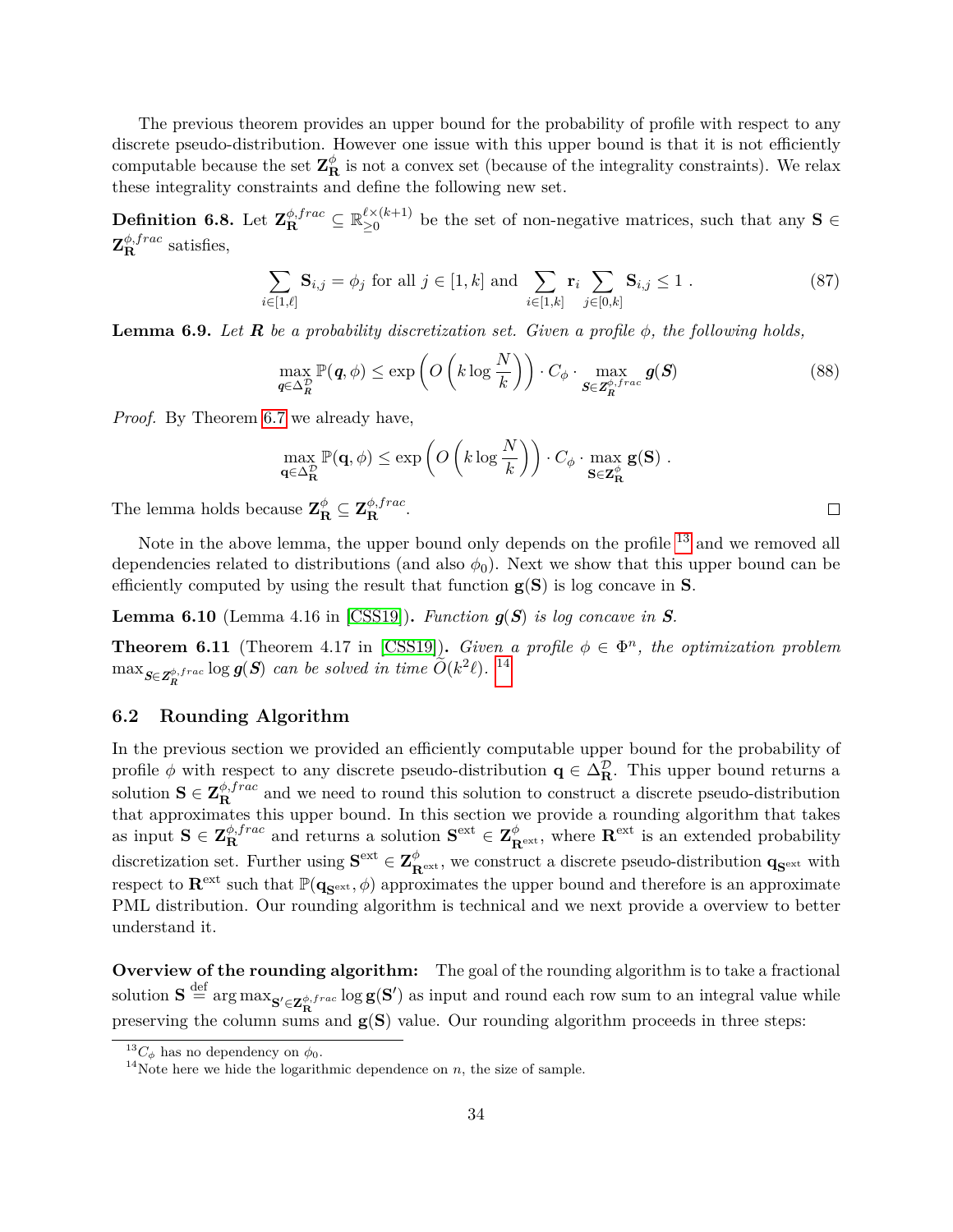The previous theorem provides an upper bound for the probability of profile with respect to any discrete pseudo-distribution. However one issue with this upper bound is that it is not efficiently computable because the set $\mathbf{Z}^{\phi}_{\mathbf{R}}$ is not a convex set (because of the integrality constraints). We relax these integrality constraints and define the following new set.

**Definition 6.8.** Let $\mathbf{Z}^{\phi,frac}_{\mathbf{R}} \subseteq \mathbb{R}^{\ell\times(k+1)}_{\geq 0}$ be the set of non-negative matrices, such that any $\mathbf{S} \in \mathbf{Z}^{\phi,frac}_{\mathbf{R}}$ satisfies,

$$\sum_{i\in[1,\ell]} \mathbf{S}_{i,j} = \phi_j \text{ for all } j \in [1,k] \text{ and } \sum_{i\in[1,k]} \mathbf{r}_i \sum_{j\in[0,k]} \mathbf{S}_{i,j} \leq 1 \ . \tag{87}$$

**Lemma 6.9.** *Let $\boldsymbol{R}$ be a probability discretization set. Given a profile $\phi$, the following holds,*

$$\max_{\boldsymbol{q}\in\Delta^{\mathcal{D}}_{\boldsymbol{R}}} \mathbb{P}(\boldsymbol{q},\phi) \leq \exp\left(O\left(k\log\frac{N}{k}\right)\right)\cdot C_\phi \cdot \max_{\boldsymbol{S}\in\boldsymbol{Z}^{\phi,frac}_{\boldsymbol{R}}} \boldsymbol{g}(\boldsymbol{S}) \tag{88}$$

*Proof.* By Theorem 6.7 we already have,

$$\max_{\mathbf{q}\in\Delta^{\mathcal{D}}_{\mathbf{R}}} \mathbb{P}(\mathbf{q},\phi) \leq \exp\left(O\left(k\log\frac{N}{k}\right)\right)\cdot C_\phi \cdot \max_{\mathbf{S}\in\mathbf{Z}^{\phi}_{\mathbf{R}}} \mathbf{g}(\mathbf{S}) \ .$$

The lemma holds because $\mathbf{Z}^{\phi}_{\mathbf{R}} \subseteq \mathbf{Z}^{\phi,frac}_{\mathbf{R}}$. ◻

Note in the above lemma, the upper bound only depends on the profile [13] and we removed all dependencies related to distributions (and also $\phi_0$). Next we show that this upper bound can be efficiently computed by using the result that function $\mathbf{g}(\mathbf{S})$ is log concave in $\mathbf{S}$.

**Lemma 6.10** (Lemma 4.16 in [CSS19]). *Function $\boldsymbol{g}(\boldsymbol{S})$ is log concave in $\boldsymbol{S}$.*

**Theorem 6.11** (Theorem 4.17 in [CSS19]). *Given a profile $\phi \in \Phi^n$, the optimization problem $\max_{\boldsymbol{S}\in\boldsymbol{Z}^{\phi,frac}_{\boldsymbol{R}}} \log \boldsymbol{g}(\boldsymbol{S})$ can be solved in time $\widetilde{O}(k^2\ell)$.* [14]

## 6.2 Rounding Algorithm

In the previous section we provided an efficiently computable upper bound for the probability of profile $\phi$ with respect to any discrete pseudo-distribution $\mathbf{q} \in \Delta^{\mathcal{D}}_{\mathbf{R}}$. This upper bound returns a solution $\mathbf{S} \in \mathbf{Z}^{\phi,frac}_{\mathbf{R}}$ and we need to round this solution to construct a discrete pseudo-distribution that approximates this upper bound. In this section we provide a rounding algorithm that takes as input $\mathbf{S} \in \mathbf{Z}^{\phi,frac}_{\mathbf{R}}$ and returns a solution $\mathbf{S}^{\text{ext}} \in \mathbf{Z}^{\phi}_{\mathbf{R}^{\text{ext}}}$, where $\mathbf{R}^{\text{ext}}$ is an extended probability discretization set. Further using $\mathbf{S}^{\text{ext}} \in \mathbf{Z}^{\phi}_{\mathbf{R}^{\text{ext}}}$, we construct a discrete pseudo-distribution $\mathbf{q}_{\mathbf{S}^{\text{ext}}}$ with respect to $\mathbf{R}^{\text{ext}}$ such that $\mathbb{P}(\mathbf{q}_{\mathbf{S}^{\text{ext}}},\phi)$ approximates the upper bound and therefore is an approximate PML distribution. Our rounding algorithm is technical and we next provide a overview to better understand it.

**Overview of the rounding algorithm:** The goal of the rounding algorithm is to take a fractional solution $\mathbf{S} \stackrel{\text{def}}{=} \arg\max_{\mathbf{S}'\in\mathbf{Z}^{\phi,frac}_{\mathbf{R}}} \log \mathbf{g}(\mathbf{S}')$ as input and round each row sum to an integral value while preserving the column sums and $\mathbf{g}(\mathbf{S})$ value. Our rounding algorithm proceeds in three steps:

[13] $C_\phi$ has no dependency on $\phi_0$.

[14] Note here we hide the logarithmic dependence on $n$, the size of sample.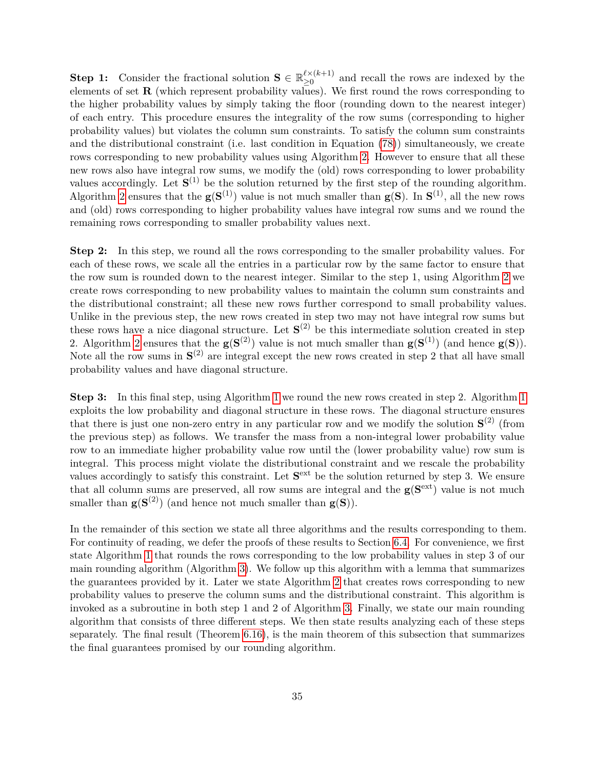**Step 1:** Consider the fractional solution $\mathbf{S} \in \mathbb{R}_{\geq 0}^{\ell \times (k+1)}$ and recall the rows are indexed by the elements of set $\mathbf{R}$ (which represent probability values). We first round the rows corresponding to the higher probability values by simply taking the floor (rounding down to the nearest integer) of each entry. This procedure ensures the integrality of the row sums (corresponding to higher probability values) but violates the column sum constraints. To satisfy the column sum constraints and the distributional constraint (i.e. last condition in Equation (78)) simultaneously, we create rows corresponding to new probability values using Algorithm 2. However to ensure that all these new rows also have integral row sums, we modify the (old) rows corresponding to lower probability values accordingly. Let $\mathbf{S}^{(1)}$ be the solution returned by the first step of the rounding algorithm. Algorithm 2 ensures that the $\mathbf{g}(\mathbf{S}^{(1)})$ value is not much smaller than $\mathbf{g}(\mathbf{S})$. In $\mathbf{S}^{(1)}$, all the new rows and (old) rows corresponding to higher probability values have integral row sums and we round the remaining rows corresponding to smaller probability values next.

**Step 2:** In this step, we round all the rows corresponding to the smaller probability values. For each of these rows, we scale all the entries in a particular row by the same factor to ensure that the row sum is rounded down to the nearest integer. Similar to the step 1, using Algorithm 2 we create rows corresponding to new probability values to maintain the column sum constraints and the distributional constraint; all these new rows further correspond to small probability values. Unlike in the previous step, the new rows created in step two may not have integral row sums but these rows have a nice diagonal structure. Let $\mathbf{S}^{(2)}$ be this intermediate solution created in step 2. Algorithm 2 ensures that the $\mathbf{g}(\mathbf{S}^{(2)})$ value is not much smaller than $\mathbf{g}(\mathbf{S}^{(1)})$ (and hence $\mathbf{g}(\mathbf{S})$). Note all the row sums in $\mathbf{S}^{(2)}$ are integral except the new rows created in step 2 that all have small probability values and have diagonal structure.

**Step 3:** In this final step, using Algorithm 1 we round the new rows created in step 2. Algorithm 1 exploits the low probability and diagonal structure in these rows. The diagonal structure ensures that there is just one non-zero entry in any particular row and we modify the solution $\mathbf{S}^{(2)}$ (from the previous step) as follows. We transfer the mass from a non-integral lower probability value row to an immediate higher probability value row until the (lower probability value) row sum is integral. This process might violate the distributional constraint and we rescale the probability values accordingly to satisfy this constraint. Let $\mathbf{S}^{\text{ext}}$ be the solution returned by step 3. We ensure that all column sums are preserved, all row sums are integral and the $\mathbf{g}(\mathbf{S}^{\text{ext}})$ value is not much smaller than $\mathbf{g}(\mathbf{S}^{(2)})$ (and hence not much smaller than $\mathbf{g}(\mathbf{S})$).

In the remainder of this section we state all three algorithms and the results corresponding to them. For continuity of reading, we defer the proofs of these results to Section 6.4. For convenience, we first state Algorithm 1 that rounds the rows corresponding to the low probability values in step 3 of our main rounding algorithm (Algorithm 3). We follow up this algorithm with a lemma that summarizes the guarantees provided by it. Later we state Algorithm 2 that creates rows corresponding to new probability values to preserve the column sums and the distributional constraint. This algorithm is invoked as a subroutine in both step 1 and 2 of Algorithm 3. Finally, we state our main rounding algorithm that consists of three different steps. We then state results analyzing each of these steps separately. The final result (Theorem 6.16), is the main theorem of this subsection that summarizes the final guarantees promised by our rounding algorithm.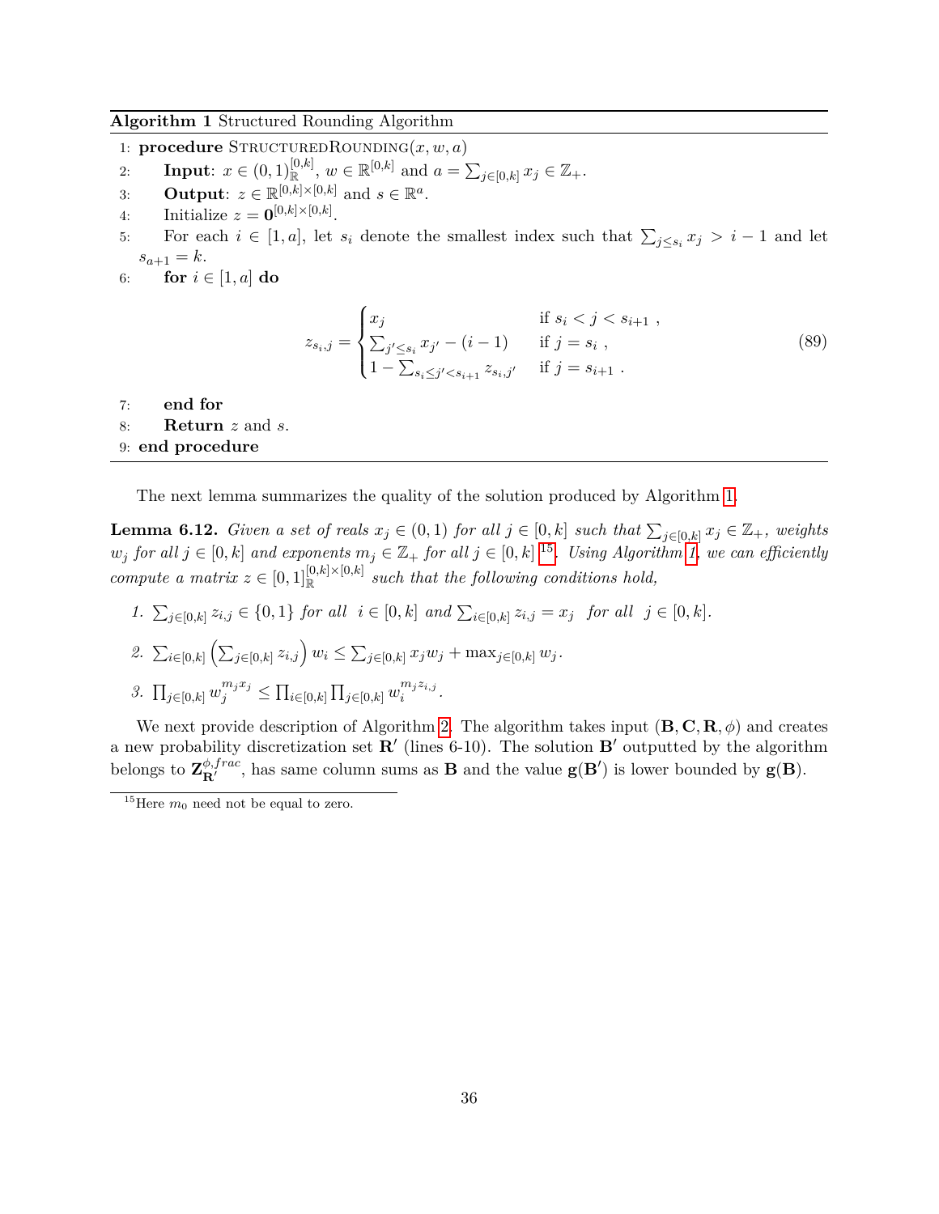**Algorithm 1** Structured Rounding Algorithm

```
1: procedure StructuredRounding(x, w, a)
2:     Input: x ∈ (0,1)_ℝ^[0,k], w ∈ ℝ^[0,k] and a = Σ_{j∈[0,k]} x_j ∈ ℤ_+.
3:     Output: z ∈ ℝ^{[0,k]×[0,k]} and s ∈ ℝ^a.
4:     Initialize z = 0^{[0,k]×[0,k]}.
5:     For each i ∈ [1,a], let s_i denote the smallest index such that Σ_{j≤s_i} x_j > i − 1 and let
       s_{a+1} = k.
6:     for i ∈ [1,a] do
```

$$z_{s_i,j} = \begin{cases} x_j & \text{if } s_i < j < s_{i+1} \ , \\ \sum_{j' \leq s_i} x_{j'} - (i-1) & \text{if } j = s_i \ , \\ 1 - \sum_{s_i \leq j' < s_{i+1}} z_{s_i,j'} & \text{if } j = s_{i+1} \ . \end{cases} \tag{89}$$

```
7:     end for
8:     Return z and s.
9: end procedure
```

The next lemma summarizes the quality of the solution produced by Algorithm 1.

**Lemma 6.12.** *Given a set of reals $x_j \in (0,1)$ for all $j \in [0,k]$ such that $\sum_{j\in[0,k]} x_j \in \mathbb{Z}_+$, weights $w_j$ for all $j \in [0,k]$ and exponents $m_j \in \mathbb{Z}_+$ for all $j \in [0,k]$* [15]*. Using Algorithm 1, we can efficiently compute a matrix $z \in [0,1]_{\mathbb{R}}^{[0,k]\times[0,k]}$ such that the following conditions hold,*

1. *$\sum_{j\in[0,k]} z_{i,j} \in \{0,1\}$ for all $i \in [0,k]$ and $\sum_{i\in[0,k]} z_{i,j} = x_j$ for all $j \in [0,k]$.*
2. *$\sum_{i\in[0,k]} \left(\sum_{j\in[0,k]} z_{i,j}\right) w_i \leq \sum_{j\in[0,k]} x_j w_j + \max_{j\in[0,k]} w_j$.*
3. *$\prod_{j\in[0,k]} w_j^{m_j x_j} \leq \prod_{i\in[0,k]} \prod_{j\in[0,k]} w_i^{m_j z_{i,j}}$.*

We next provide description of Algorithm 2. The algorithm takes input $(\mathbf{B}, \mathbf{C}, \mathbf{R}, \phi)$ and creates a new probability discretization set $\mathbf{R}'$ (lines 6-10). The solution $\mathbf{B}'$ outputted by the algorithm belongs to $\mathbf{Z}^{\phi,frac}_{\mathbf{R}'}$, has same column sums as $\mathbf{B}$ and the value $\mathbf{g}(\mathbf{B}')$ is lower bounded by $\mathbf{g}(\mathbf{B})$.

[15] Here $m_0$ need not be equal to zero.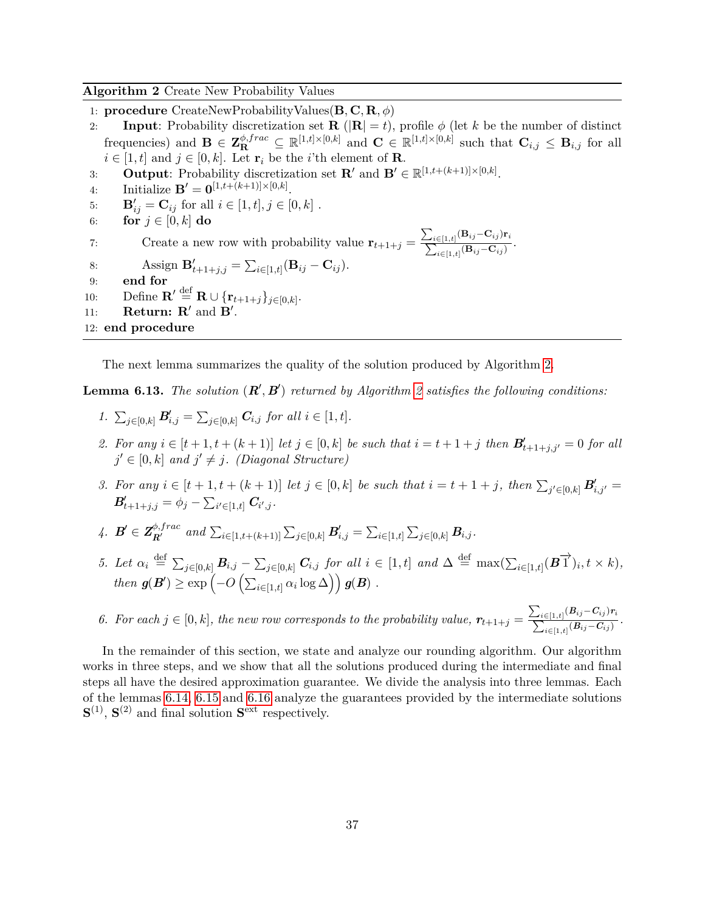**Algorithm 2** Create New Probability Values

```
1:  procedure CreateNewProbabilityValues(B, C, R, φ)
2:      Input: Probability discretization set R (|R| = t), profile φ (let k be the number of distinct
        frequencies) and B ∈ Z_R^{φ,frac} ⊆ ℝ^{[1,t]×[0,k]} and C ∈ ℝ^{[1,t]×[0,k]} such that C_{i,j} ≤ B_{i,j} for all
        i ∈ [1,t] and j ∈ [0,k]. Let r_i be the i'th element of R.
3:      Output: Probability discretization set R' and B' ∈ ℝ^{[1,t+(k+1)]×[0,k]}.
4:      Initialize B' = 0^{[1,t+(k+1)]×[0,k]}.
5:      B'_{ij} = C_{ij} for all i ∈ [1,t], j ∈ [0,k] .
6:      for j ∈ [0,k] do
7:          Create a new row with probability value r_{t+1+j} = (Σ_{i∈[1,t]} (B_{ij} − C_{ij}) r_i) / (Σ_{i∈[1,t]} (B_{ij} − C_{ij})).
8:          Assign B'_{t+1+j,j} = Σ_{i∈[1,t]} (B_{ij} − C_{ij}).
9:      end for
10:     Define R' =def R ∪ {r_{t+1+j}}_{j∈[0,k]}.
11:     Return: R' and B'.
12: end procedure
```

The next lemma summarizes the quality of the solution produced by Algorithm 2.

**Lemma 6.13.** *The solution $(\boldsymbol{R}', \boldsymbol{B}')$ returned by Algorithm 2 satisfies the following conditions:*

1. $\sum_{j\in[0,k]} \boldsymbol{B}'_{i,j} = \sum_{j\in[0,k]} \boldsymbol{C}_{i,j}$ *for all* $i \in [1,t]$.
2. *For any* $i \in [t+1, t+(k+1)]$ *let* $j \in [0,k]$ *be such that* $i = t+1+j$ *then* $\boldsymbol{B}'_{t+1+j,j'} = 0$ *for all* $j' \in [0,k]$ *and* $j' \neq j$. *(Diagonal Structure)*
3. *For any* $i \in [t+1, t+(k+1)]$ *let* $j \in [0,k]$ *be such that* $i = t+1+j$, *then* $\sum_{j'\in[0,k]} \boldsymbol{B}'_{i,j'} = \boldsymbol{B}'_{t+1+j,j} = \phi_j - \sum_{i'\in[1,t]} \boldsymbol{C}_{i',j}$.
4. $\boldsymbol{B}' \in \boldsymbol{Z}_{\boldsymbol{R}'}^{\phi,frac}$ *and* $\sum_{i\in[1,t+(k+1)]} \sum_{j\in[0,k]} \boldsymbol{B}'_{i,j} = \sum_{i\in[1,t]} \sum_{j\in[0,k]} \boldsymbol{B}_{i,j}$.
5. *Let* $\alpha_i \stackrel{\text{def}}{=} \sum_{j\in[0,k]} \boldsymbol{B}_{i,j} - \sum_{j\in[0,k]} \boldsymbol{C}_{i,j}$ *for all* $i \in [1,t]$ *and* $\Delta \stackrel{\text{def}}{=} \max(\sum_{i\in[1,t]} (\boldsymbol{B}\overrightarrow{1})_i, t \times k)$, *then* $\boldsymbol{g}(\boldsymbol{B}') \geq \exp\left(-O\left(\sum_{i\in[1,t]} \alpha_i \log \Delta\right)\right) \boldsymbol{g}(\boldsymbol{B})$ .
6. *For each* $j \in [0,k]$, *the new row corresponds to the probability value,* $\boldsymbol{r}_{t+1+j} = \frac{\sum_{i\in[1,t]} (\boldsymbol{B}_{ij} - \boldsymbol{C}_{ij}) \boldsymbol{r}_i}{\sum_{i\in[1,t]} (\boldsymbol{B}_{ij} - \boldsymbol{C}_{ij})}$.

In the remainder of this section, we state and analyze our rounding algorithm. Our algorithm works in three steps, and we show that all the solutions produced during the intermediate and final steps all have the desired approximation guarantee. We divide the analysis into three lemmas. Each of the lemmas 6.14, 6.15 and 6.16 analyze the guarantees provided by the intermediate solutions $\mathbf{S}^{(1)}$, $\mathbf{S}^{(2)}$ and final solution $\mathbf{S}^{\text{ext}}$ respectively.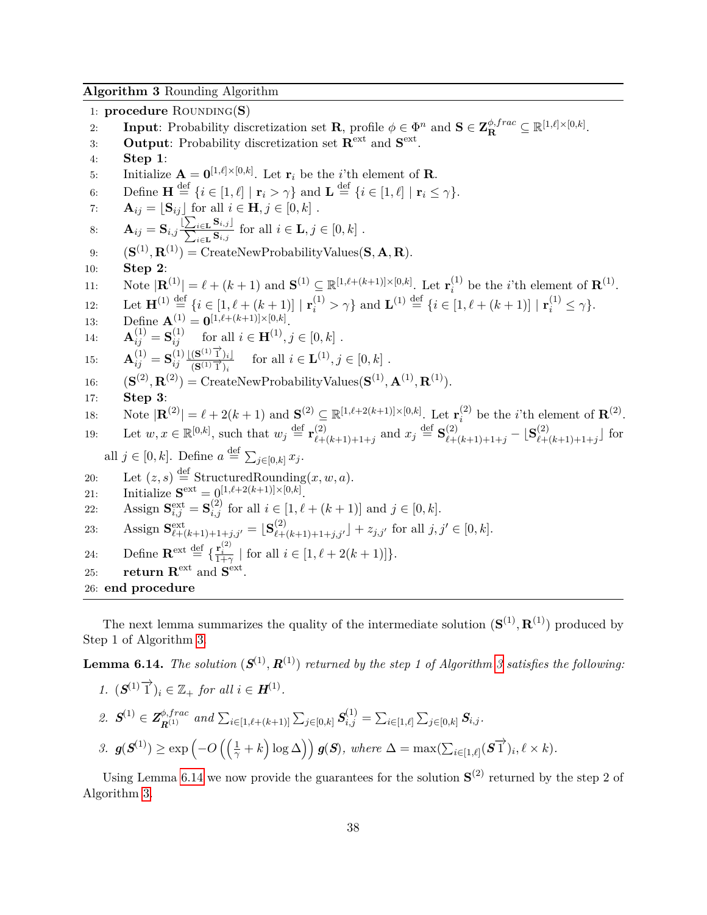**Algorithm 3** Rounding Algorithm

1: **procedure** ROUNDING($\mathbf{S}$)
2: **Input**: Probability discretization set $\mathbf{R}$, profile $\phi \in \Phi^n$ and $\mathbf{S} \in \mathbf{Z}_{\mathbf{R}}^{\phi,frac} \subseteq \mathbb{R}^{[1,\ell]\times[0,k]}$.
3: **Output**: Probability discretization set $\mathbf{R}^{\text{ext}}$ and $\mathbf{S}^{\text{ext}}$.
4: **Step 1**:
5: Initialize $\mathbf{A} = \mathbf{0}^{[1,\ell]\times[0,k]}$. Let $\mathbf{r}_i$ be the $i$'th element of $\mathbf{R}$.
6: Define $\mathbf{H} \stackrel{\text{def}}{=} \{i \in [1,\ell] \mid \mathbf{r}_i > \gamma\}$ and $\mathbf{L} \stackrel{\text{def}}{=} \{i \in [1,\ell] \mid \mathbf{r}_i \leq \gamma\}$.
7: $\mathbf{A}_{ij} = \lfloor \mathbf{S}_{ij} \rfloor$ for all $i \in \mathbf{H}, j \in [0,k]$ .
8: $\mathbf{A}_{ij} = \mathbf{S}_{i,j} \frac{\lfloor \sum_{i \in \mathbf{L}} \mathbf{S}_{i,j} \rfloor}{\sum_{i \in \mathbf{L}} \mathbf{S}_{i,j}}$ for all $i \in \mathbf{L}, j \in [0,k]$ .
9: $(\mathbf{S}^{(1)}, \mathbf{R}^{(1)}) = \text{CreateNewProbabilityValues}(\mathbf{S}, \mathbf{A}, \mathbf{R})$.
10: **Step 2**:
11: Note $|\mathbf{R}^{(1)}| = \ell + (k+1)$ and $\mathbf{S}^{(1)} \subseteq \mathbb{R}^{[1,\ell+(k+1)]\times[0,k]}$. Let $\mathbf{r}_i^{(1)}$ be the $i$'th element of $\mathbf{R}^{(1)}$.
12: Let $\mathbf{H}^{(1)} \stackrel{\text{def}}{=} \{i \in [1,\ell+(k+1)] \mid \mathbf{r}_i^{(1)} > \gamma\}$ and $\mathbf{L}^{(1)} \stackrel{\text{def}}{=} \{i \in [1,\ell+(k+1)] \mid \mathbf{r}_i^{(1)} \leq \gamma\}$.
13: Define $\mathbf{A}^{(1)} = \mathbf{0}^{[1,\ell+(k+1)]\times[0,k]}$.
14: $\mathbf{A}_{ij}^{(1)} = \mathbf{S}_{ij}^{(1)}$ for all $i \in \mathbf{H}^{(1)}, j \in [0,k]$ .
15: $\mathbf{A}_{ij}^{(1)} = \mathbf{S}_{ij}^{(1)} \frac{\lfloor (\mathbf{S}^{(1)}\vec{1})_i \rfloor}{(\mathbf{S}^{(1)}\vec{1})_i}$ for all $i \in \mathbf{L}^{(1)}, j \in [0,k]$ .
16: $(\mathbf{S}^{(2)}, \mathbf{R}^{(2)}) = \text{CreateNewProbabilityValues}(\mathbf{S}^{(1)}, \mathbf{A}^{(1)}, \mathbf{R}^{(1)})$.
17: **Step 3**:
18: Note $|\mathbf{R}^{(2)}| = \ell + 2(k+1)$ and $\mathbf{S}^{(2)} \subseteq \mathbb{R}^{[1,\ell+2(k+1)]\times[0,k]}$. Let $\mathbf{r}_i^{(2)}$ be the $i$'th element of $\mathbf{R}^{(2)}$.
19: Let $w, x \in \mathbb{R}^{[0,k]}$, such that $w_j \stackrel{\text{def}}{=} \mathbf{r}_{\ell+(k+1)+1+j}^{(2)}$ and $x_j \stackrel{\text{def}}{=} \mathbf{S}_{\ell+(k+1)+1+j}^{(2)} - \lfloor \mathbf{S}_{\ell+(k+1)+1+j}^{(2)} \rfloor$ for all $j \in [0,k]$. Define $a \stackrel{\text{def}}{=} \sum_{j \in [0,k]} x_j$.
20: Let $(z, s) \stackrel{\text{def}}{=} \text{StructuredRounding}(x, w, a)$.
21: Initialize $\mathbf{S}^{\text{ext}} = 0^{[1,\ell+2(k+1)]\times[0,k]}$.
22: Assign $\mathbf{S}_{i,j}^{\text{ext}} = \mathbf{S}_{i,j}^{(2)}$ for all $i \in [1,\ell+(k+1)]$ and $j \in [0,k]$.
23: Assign $\mathbf{S}_{\ell+(k+1)+1+j,j'}^{\text{ext}} = \lfloor \mathbf{S}_{\ell+(k+1)+1+j,j'}^{(2)} \rfloor + z_{j,j'}$ for all $j, j' \in [0,k]$.
24: Define $\mathbf{R}^{\text{ext}} \stackrel{\text{def}}{=} \{\frac{\mathbf{r}_i^{(2)}}{1+\gamma} \mid \text{for all } i \in [1,\ell+2(k+1)]\}$.
25: **return** $\mathbf{R}^{\text{ext}}$ and $\mathbf{S}^{\text{ext}}$.
26: **end procedure**

The next lemma summarizes the quality of the intermediate solution $(\mathbf{S}^{(1)}, \mathbf{R}^{(1)})$ produced by Step 1 of Algorithm 3.

**Lemma 6.14.** *The solution $(\boldsymbol{S}^{(1)}, \boldsymbol{R}^{(1)})$ returned by the step 1 of Algorithm 3 satisfies the following:*

1. $(\boldsymbol{S}^{(1)}\vec{1})_i \in \mathbb{Z}_+$ *for all* $i \in \boldsymbol{H}^{(1)}$.
2. $\boldsymbol{S}^{(1)} \in \boldsymbol{Z}_{\boldsymbol{R}^{(1)}}^{\phi,frac}$ *and* $\sum_{i\in[1,\ell+(k+1)]} \sum_{j\in[0,k]} \boldsymbol{S}_{i,j}^{(1)} = \sum_{i\in[1,\ell]} \sum_{j\in[0,k]} \boldsymbol{S}_{i,j}$.
3. $\boldsymbol{g}(\boldsymbol{S}^{(1)}) \geq \exp\left(-O\left(\left(\frac{1}{\gamma}+k\right)\log\Delta\right)\right) \boldsymbol{g}(\boldsymbol{S})$, *where* $\Delta = \max(\sum_{i\in[1,\ell]}(\boldsymbol{S}\vec{1})_i, \ell \times k)$.

Using Lemma 6.14 we now provide the guarantees for the solution $\mathbf{S}^{(2)}$ returned by the step 2 of Algorithm 3.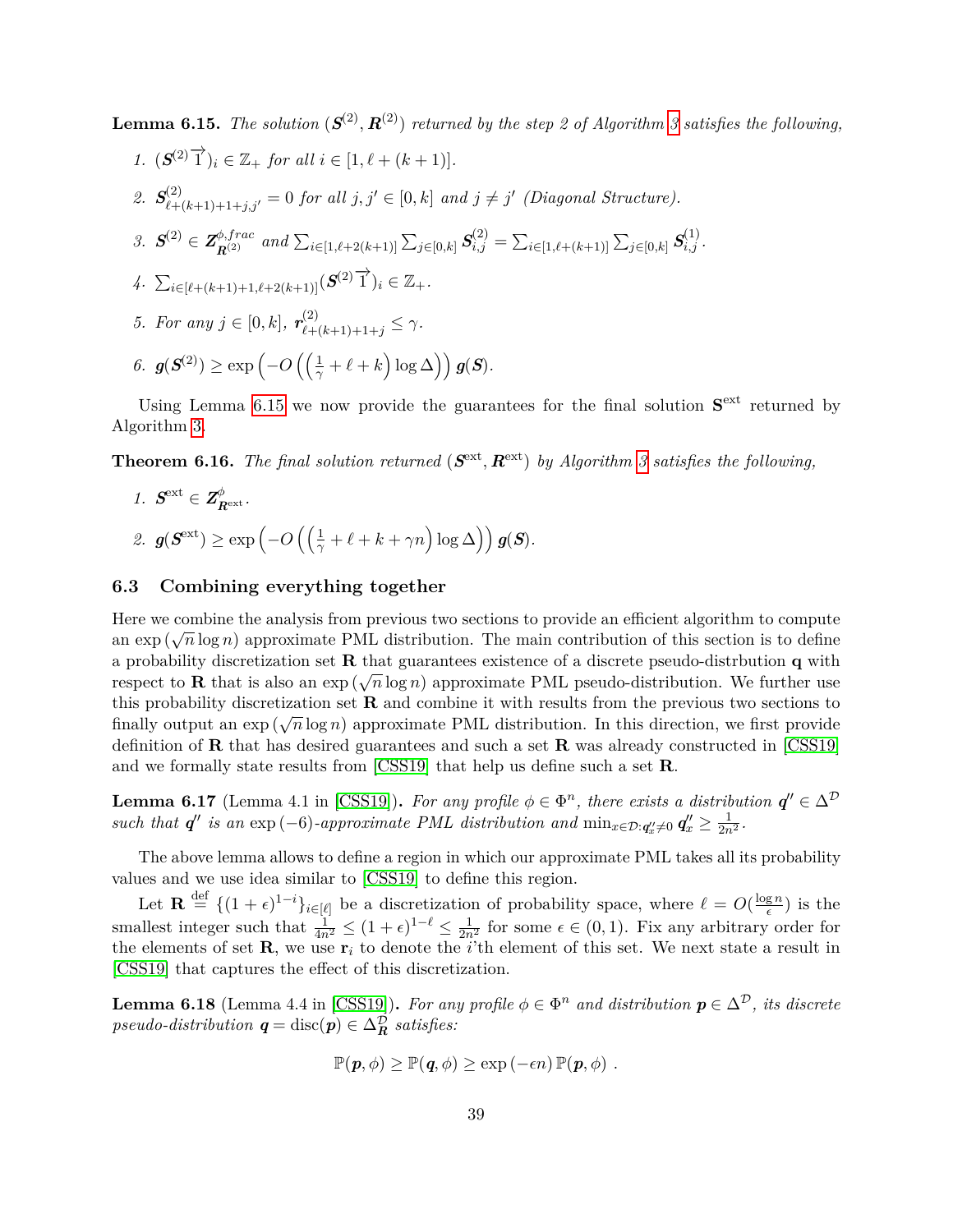**Lemma 6.15.** *The solution $(\boldsymbol{S}^{(2)}, \boldsymbol{R}^{(2)})$ returned by the step 2 of Algorithm 3 satisfies the following,*

1. $(\boldsymbol{S}^{(2)}\overrightarrow{1})_i \in \mathbb{Z}_+$ *for all* $i \in [1, \ell + (k+1)]$.
2. $\boldsymbol{S}^{(2)}_{\ell+(k+1)+1+j,j'} = 0$ *for all* $j, j' \in [0,k]$ *and* $j \neq j'$ *(Diagonal Structure).*
3. $\boldsymbol{S}^{(2)} \in \boldsymbol{Z}^{\phi,frac}_{\boldsymbol{R}^{(2)}}$ *and* $\sum_{i\in[1,\ell+2(k+1)]}\sum_{j\in[0,k]} \boldsymbol{S}^{(2)}_{i,j} = \sum_{i\in[1,\ell+(k+1)]}\sum_{j\in[0,k]} \boldsymbol{S}^{(1)}_{i,j}$.
4. $\sum_{i\in[\ell+(k+1)+1,\ell+2(k+1)]}(\boldsymbol{S}^{(2)}\overrightarrow{1})_i \in \mathbb{Z}_+$.
5. *For any* $j \in [0,k]$, $\boldsymbol{r}^{(2)}_{\ell+(k+1)+1+j} \leq \gamma$.
6. $\boldsymbol{g}(\boldsymbol{S}^{(2)}) \geq \exp\left(-O\left(\left(\frac{1}{\gamma} + \ell + k\right)\log\Delta\right)\right)\boldsymbol{g}(\boldsymbol{S})$.

Using Lemma 6.15 we now provide the guarantees for the final solution $\mathbf{S}^{\text{ext}}$ returned by Algorithm 3.

**Theorem 6.16.** *The final solution returned $(\boldsymbol{S}^{\text{ext}}, \boldsymbol{R}^{\text{ext}})$ by Algorithm 3 satisfies the following,*

1. $\boldsymbol{S}^{\text{ext}} \in \boldsymbol{Z}^{\phi}_{\boldsymbol{R}^{\text{ext}}}$.
2. $\boldsymbol{g}(\boldsymbol{S}^{\text{ext}}) \geq \exp\left(-O\left(\left(\frac{1}{\gamma} + \ell + k + \gamma n\right)\log\Delta\right)\right)\boldsymbol{g}(\boldsymbol{S})$.

### 6.3 Combining everything together

Here we combine the analysis from previous two sections to provide an efficient algorithm to compute an $\exp(\sqrt{n}\log n)$ approximate PML distribution. The main contribution of this section is to define a probability discretization set $\mathbf{R}$ that guarantees existence of a discrete pseudo-distrbution $\mathbf{q}$ with respect to $\mathbf{R}$ that is also an $\exp(\sqrt{n}\log n)$ approximate PML pseudo-distribution. We further use this probability discretization set $\mathbf{R}$ and combine it with results from the previous two sections to finally output an $\exp(\sqrt{n}\log n)$ approximate PML distribution. In this direction, we first provide definition of $\mathbf{R}$ that has desired guarantees and such a set $\mathbf{R}$ was already constructed in [CSS19] and we formally state results from [CSS19] that help us define such a set $\mathbf{R}$.

**Lemma 6.17** (Lemma 4.1 in [CSS19])**.** *For any profile $\phi \in \Phi^n$, there exists a distribution $\boldsymbol{q}'' \in \Delta^{\mathcal{D}}$ such that $\boldsymbol{q}''$ is an $\exp(-6)$-approximate PML distribution and $\min_{x\in\mathcal{D}:\boldsymbol{q}''_x\neq 0} \boldsymbol{q}''_x \geq \frac{1}{2n^2}$.*

The above lemma allows to define a region in which our approximate PML takes all its probability values and we use idea similar to [CSS19] to define this region.

Let $\mathbf{R} \stackrel{\text{def}}{=} \{(1+\epsilon)^{1-i}\}_{i\in[\ell]}$ be a discretization of probability space, where $\ell = O(\frac{\log n}{\epsilon})$ is the smallest integer such that $\frac{1}{4n^2} \leq (1+\epsilon)^{1-\ell} \leq \frac{1}{2n^2}$ for some $\epsilon \in (0,1)$. Fix any arbitrary order for the elements of set $\mathbf{R}$, we use $\mathbf{r}_i$ to denote the $i$'th element of this set. We next state a result in [CSS19] that captures the effect of this discretization.

**Lemma 6.18** (Lemma 4.4 in [CSS19])**.** *For any profile $\phi \in \Phi^n$ and distribution $\boldsymbol{p} \in \Delta^{\mathcal{D}}$, its discrete pseudo-distribution $\boldsymbol{q} = \mathrm{disc}(\boldsymbol{p}) \in \Delta^{\mathcal{D}}_{\boldsymbol{R}}$ satisfies:*

$$\mathbb{P}(\boldsymbol{p}, \phi) \geq \mathbb{P}(\boldsymbol{q}, \phi) \geq \exp(-\epsilon n)\,\mathbb{P}(\boldsymbol{p}, \phi)\ .$$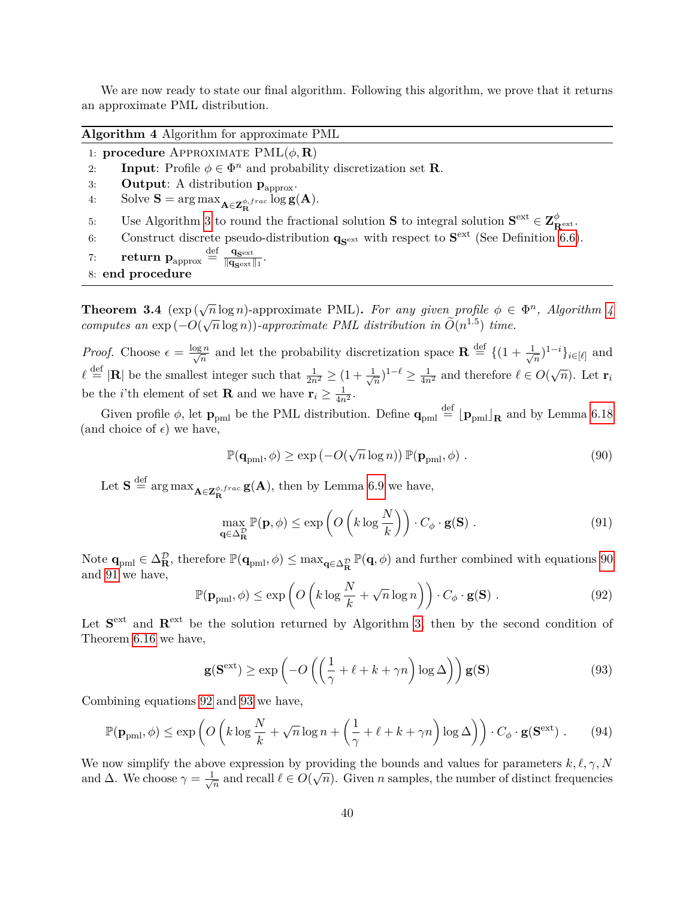We are now ready to state our final algorithm. Following this algorithm, we prove that it returns an approximate PML distribution.

---

**Algorithm 4** Algorithm for approximate PML

---

1: **procedure** Approximate PML($\phi, \mathbf{R}$)

2: &nbsp;&nbsp;&nbsp;&nbsp;**Input**: Profile $\phi \in \Phi^n$ and probability discretization set $\mathbf{R}$.

3: &nbsp;&nbsp;&nbsp;&nbsp;**Output**: A distribution $\mathbf{p}_{\text{approx}}$.

4: &nbsp;&nbsp;&nbsp;&nbsp;Solve $\mathbf{S} = \arg\max_{\mathbf{A} \in \mathbf{Z}_{\mathbf{R}}^{\phi,frac}} \log \mathbf{g}(\mathbf{A})$.

5: &nbsp;&nbsp;&nbsp;&nbsp;Use Algorithm 3 to round the fractional solution $\mathbf{S}$ to integral solution $\mathbf{S}^{\text{ext}} \in \mathbf{Z}_{\mathbf{R}^{\text{ext}}}^{\phi}$.

6: &nbsp;&nbsp;&nbsp;&nbsp;Construct discrete pseudo-distribution $\mathbf{q}_{\mathbf{S}^{\text{ext}}}$ with respect to $\mathbf{S}^{\text{ext}}$ (See Definition 6.6).

7: &nbsp;&nbsp;&nbsp;&nbsp;**return** $\mathbf{p}_{\text{approx}} \stackrel{\text{def}}{=} \frac{\mathbf{q}_{\mathbf{S}^{\text{ext}}}}{\|\mathbf{q}_{\mathbf{S}^{\text{ext}}}\|_1}$.

8: **end procedure**

---

**Theorem 3.4** ($\exp(\sqrt{n}\log n)$-approximate PML)**.** *For any given profile $\phi \in \Phi^n$, Algorithm 4 computes an $\exp(-O(\sqrt{n}\log n))$-approximate PML distribution in $\widetilde{O}(n^{1.5})$ time.*

*Proof.* Choose $\epsilon = \frac{\log n}{\sqrt{n}}$ and let the probability discretization space $\mathbf{R} \stackrel{\text{def}}{=} \{(1+\frac{1}{\sqrt{n}})^{1-i}\}_{i\in[\ell]}$ and $\ell \stackrel{\text{def}}{=} |\mathbf{R}|$ be the smallest integer such that $\frac{1}{2n^2} \geq (1+\frac{1}{\sqrt{n}})^{1-\ell} \geq \frac{1}{4n^2}$ and therefore $\ell \in O(\sqrt{n})$. Let $\mathbf{r}_i$ be the $i$'th element of set $\mathbf{R}$ and we have $\mathbf{r}_i \geq \frac{1}{4n^2}$.

Given profile $\phi$, let $\mathbf{p}_{\text{pml}}$ be the PML distribution. Define $\mathbf{q}_{\text{pml}} \stackrel{\text{def}}{=} \lfloor \mathbf{p}_{\text{pml}} \rfloor_{\mathbf{R}}$ and by Lemma 6.18 (and choice of $\epsilon$) we have,

$$\mathbb{P}(\mathbf{q}_{\text{pml}}, \phi) \geq \exp\left(-O(\sqrt{n}\log n)\right) \mathbb{P}(\mathbf{p}_{\text{pml}}, \phi) \ . \tag{90}$$

Let $\mathbf{S} \stackrel{\text{def}}{=} \arg\max_{\mathbf{A} \in \mathbf{Z}_{\mathbf{R}}^{\phi,frac}} \mathbf{g}(\mathbf{A})$, then by Lemma 6.9 we have,

$$\max_{\mathbf{q} \in \Delta_{\mathbf{R}}^{\mathcal{D}}} \mathbb{P}(\mathbf{p}, \phi) \leq \exp\left(O\left(k \log \frac{N}{k}\right)\right) \cdot C_{\phi} \cdot \mathbf{g}(\mathbf{S}) \ . \tag{91}$$

Note $\mathbf{q}_{\text{pml}} \in \Delta_{\mathbf{R}}^{\mathcal{D}}$, therefore $\mathbb{P}(\mathbf{q}_{\text{pml}}, \phi) \leq \max_{\mathbf{q} \in \Delta_{\mathbf{R}}^{\mathcal{D}}} \mathbb{P}(\mathbf{q}, \phi)$ and further combined with equations 90 and 91 we have,

$$\mathbb{P}(\mathbf{p}_{\text{pml}}, \phi) \leq \exp\left(O\left(k \log \frac{N}{k} + \sqrt{n}\log n\right)\right) \cdot C_{\phi} \cdot \mathbf{g}(\mathbf{S}) \ . \tag{92}$$

Let $\mathbf{S}^{\text{ext}}$ and $\mathbf{R}^{\text{ext}}$ be the solution returned by Algorithm 3, then by the second condition of Theorem 6.16 we have,

$$\mathbf{g}(\mathbf{S}^{\text{ext}}) \geq \exp\left(-O\left(\left(\frac{1}{\gamma} + \ell + k + \gamma n\right)\log \Delta\right)\right) \mathbf{g}(\mathbf{S}) \tag{93}$$

Combining equations 92 and 93 we have,

$$\mathbb{P}(\mathbf{p}_{\text{pml}}, \phi) \leq \exp\left(O\left(k \log \frac{N}{k} + \sqrt{n}\log n + \left(\frac{1}{\gamma} + \ell + k + \gamma n\right)\log \Delta\right)\right) \cdot C_{\phi} \cdot \mathbf{g}(\mathbf{S}^{\text{ext}}) \ . \tag{94}$$

We now simplify the above expression by providing the bounds and values for parameters $k, \ell, \gamma, N$ and $\Delta$. We choose $\gamma = \frac{1}{\sqrt{n}}$ and recall $\ell \in O(\sqrt{n})$. Given $n$ samples, the number of distinct frequencies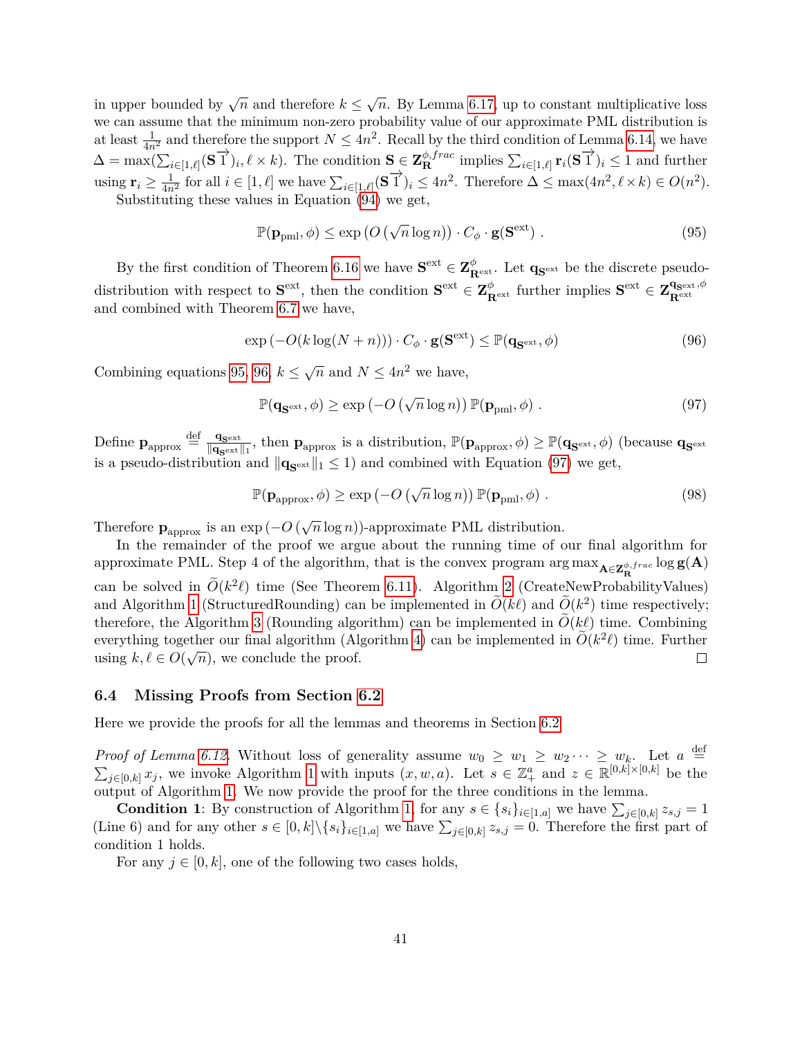in upper bounded by $\sqrt{n}$ and therefore $k \leq \sqrt{n}$. By Lemma 6.17, up to constant multiplicative loss we can assume that the minimum non-zero probability value of our approximate PML distribution is at least $\frac{1}{4n^2}$ and therefore the support $N \leq 4n^2$. Recall by the third condition of Lemma 6.14, we have $\Delta = \max(\sum_{i\in[1,\ell]}(\mathbf{S}\vec{1})_i, \ell \times k)$. The condition $\mathbf{S} \in \mathbf{Z}_{\mathbf{R}}^{\phi,frac}$ implies $\sum_{i\in[1,\ell]} \mathbf{r}_i(\mathbf{S}\vec{1})_i \leq 1$ and further using $\mathbf{r}_i \geq \frac{1}{4n^2}$ for all $i \in [1,\ell]$ we have $\sum_{i\in[1,\ell]}(\mathbf{S}\vec{1})_i \leq 4n^2$. Therefore $\Delta \leq \max(4n^2, \ell \times k) \in O(n^2)$.

Substituting these values in Equation (94) we get,

$$\mathbb{P}(\mathbf{p}_{\text{pml}}, \phi) \leq \exp\left(O\left(\sqrt{n}\log n\right)\right) \cdot C_\phi \cdot \mathbf{g}(\mathbf{S}^{\text{ext}}) \,. \tag{95}$$

By the first condition of Theorem 6.16 we have $\mathbf{S}^{\text{ext}} \in \mathbf{Z}_{\mathbf{R}^{\text{ext}}}^{\phi}$. Let $\mathbf{q}_{\mathbf{S}^{\text{ext}}}$ be the discrete pseudo-distribution with respect to $\mathbf{S}^{\text{ext}}$, then the condition $\mathbf{S}^{\text{ext}} \in \mathbf{Z}_{\mathbf{R}^{\text{ext}}}^{\phi}$ further implies $\mathbf{S}^{\text{ext}} \in \mathbf{Z}_{\mathbf{R}^{\text{ext}}}^{\mathbf{q}_{\mathbf{S}^{\text{ext}}},\phi}$ and combined with Theorem 6.7 we have,

$$\exp\left(-O(k\log(N+n))\right) \cdot C_\phi \cdot \mathbf{g}(\mathbf{S}^{\text{ext}}) \leq \mathbb{P}(\mathbf{q}_{\mathbf{S}^{\text{ext}}}, \phi) \tag{96}$$

Combining equations 95, 96, $k \leq \sqrt{n}$ and $N \leq 4n^2$ we have,

$$\mathbb{P}(\mathbf{q}_{\mathbf{S}^{\text{ext}}}, \phi) \geq \exp\left(-O\left(\sqrt{n}\log n\right)\right)\mathbb{P}(\mathbf{p}_{\text{pml}}, \phi) \,. \tag{97}$$

Define $\mathbf{p}_{\text{approx}} \stackrel{\text{def}}{=} \frac{\mathbf{q}_{\mathbf{S}^{\text{ext}}}}{\|\mathbf{q}_{\mathbf{S}^{\text{ext}}}\|_1}$, then $\mathbf{p}_{\text{approx}}$ is a distribution, $\mathbb{P}(\mathbf{p}_{\text{approx}}, \phi) \geq \mathbb{P}(\mathbf{q}_{\mathbf{S}^{\text{ext}}}, \phi)$ (because $\mathbf{q}_{\mathbf{S}^{\text{ext}}}$ is a pseudo-distribution and $\|\mathbf{q}_{\mathbf{S}^{\text{ext}}}\|_1 \leq 1$) and combined with Equation (97) we get,

$$\mathbb{P}(\mathbf{p}_{\text{approx}}, \phi) \geq \exp\left(-O\left(\sqrt{n}\log n\right)\right)\mathbb{P}(\mathbf{p}_{\text{pml}}, \phi) \,. \tag{98}$$

Therefore $\mathbf{p}_{\text{approx}}$ is an $\exp\left(-O\left(\sqrt{n}\log n\right)\right)$-approximate PML distribution.

In the remainder of the proof we argue about the running time of our final algorithm for approximate PML. Step 4 of the algorithm, that is the convex program $\arg\max_{\mathbf{A}\in\mathbf{Z}_{\mathbf{R}}^{\phi,frac}} \log \mathbf{g}(\mathbf{A})$ can be solved in $\widetilde{O}(k^2\ell)$ time (See Theorem 6.11). Algorithm 2 (CreateNewProbabilityValues) and Algorithm 1 (StructuredRounding) can be implemented in $\widetilde{O}(k\ell)$ and $\widetilde{O}(k^2)$ time respectively; therefore, the Algorithm 3 (Rounding algorithm) can be implemented in $\widetilde{O}(k\ell)$ time. Combining everything together our final algorithm (Algorithm 4) can be implemented in $\widetilde{O}(k^2\ell)$ time. Further using $k, \ell \in O(\sqrt{n})$, we conclude the proof. □

### 6.4 Missing Proofs from Section 6.2

Here we provide the proofs for all the lemmas and theorems in Section 6.2.

*Proof of Lemma 6.12.* Without loss of generality assume $w_0 \geq w_1 \geq w_2 \cdots \geq w_k$. Let $a \stackrel{\text{def}}{=} \sum_{j\in[0,k]} x_j$, we invoke Algorithm 1 with inputs $(x, w, a)$. Let $s \in \mathbb{Z}_+^a$ and $z \in \mathbb{R}^{[0,k]\times[0,k]}$ be the output of Algorithm 1. We now provide the proof for the three conditions in the lemma.

**Condition 1**: By construction of Algorithm 1, for any $s \in \{s_i\}_{i\in[1,a]}$ we have $\sum_{j\in[0,k]} z_{s,j} = 1$ (Line 6) and for any other $s \in [0,k]\backslash\{s_i\}_{i\in[1,a]}$ we have $\sum_{j\in[0,k]} z_{s,j} = 0$. Therefore the first part of condition 1 holds.

For any $j \in [0,k]$, one of the following two cases holds,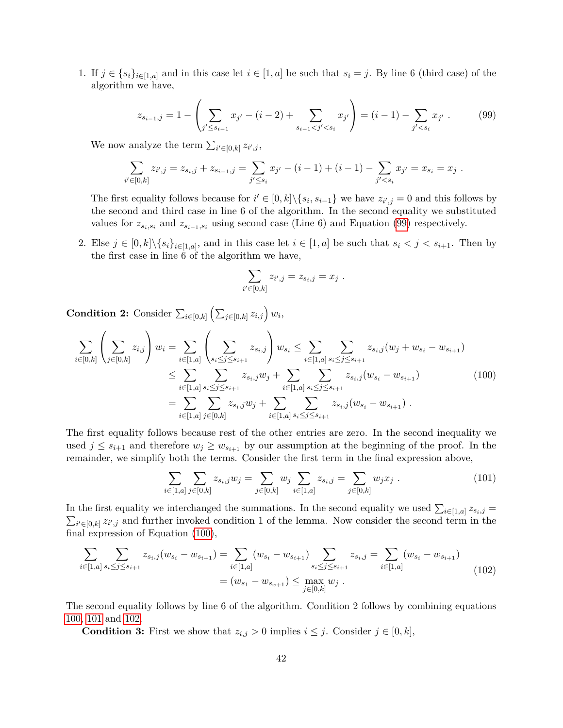1. If $j \in \{s_i\}_{i\in[1,a]}$ and in this case let $i \in [1,a]$ be such that $s_i = j$. By line 6 (third case) of the algorithm we have,

$$z_{s_{i-1},j} = 1 - \left( \sum_{j' \leq s_{i-1}} x_{j'} - (i-2) + \sum_{s_{i-1} < j' < s_i} x_{j'} \right) = (i-1) - \sum_{j' < s_i} x_{j'} \ . \tag{99}$$

   We now analyze the term $\sum_{i' \in [0,k]} z_{i',j}$,

$$\sum_{i' \in [0,k]} z_{i',j} = z_{s_i,j} + z_{s_{i-1},j} = \sum_{j' \leq s_i} x_{j'} - (i-1) + (i-1) - \sum_{j' < s_i} x_{j'} = x_{s_i} = x_j \ .$$

   The first equality follows because for $i' \in [0,k] \backslash \{s_i, s_{i-1}\}$ we have $z_{i',j} = 0$ and this follows by the second and third case in line 6 of the algorithm. In the second equality we substituted values for $z_{s_i,s_i}$ and $z_{s_{i-1},s_i}$ using second case (Line 6) and Equation (99) respectively.

2. Else $j \in [0,k] \backslash \{s_i\}_{i\in[1,a]}$, and in this case let $i \in [1,a]$ be such that $s_i < j < s_{i+1}$. Then by the first case in line 6 of the algorithm we have,

$$\sum_{i' \in [0,k]} z_{i',j} = z_{s_i,j} = x_j \ .$$

**Condition 2:** Consider $\sum_{i\in[0,k]} \left( \sum_{j \in [0,k]} z_{i,j} \right) w_i$,

$$\begin{aligned}
\sum_{i\in[0,k]} \left( \sum_{j \in [0,k]} z_{i,j} \right) w_i &= \sum_{i\in[1,a]} \left( \sum_{s_i \leq j \leq s_{i+1}} z_{s_i,j} \right) w_{s_i} \leq \sum_{i\in[1,a]} \sum_{s_i \leq j \leq s_{i+1}} z_{s_i,j} (w_j + w_{s_i} - w_{s_{i+1}}) \\
&\leq \sum_{i\in[1,a]} \sum_{s_i \leq j \leq s_{i+1}} z_{s_i,j} w_j + \sum_{i\in[1,a]} \sum_{s_i \leq j \leq s_{i+1}} z_{s_i,j} (w_{s_i} - w_{s_{i+1}}) \\
&= \sum_{i\in[1,a]} \sum_{j\in[0,k]} z_{s_i,j} w_j + \sum_{i\in[1,a]} \sum_{s_i \leq j \leq s_{i+1}} z_{s_i,j} (w_{s_i} - w_{s_{i+1}}) \ .
\end{aligned} \tag{100}$$

The first equality follows because rest of the other entries are zero. In the second inequality we used $j \leq s_{i+1}$ and therefore $w_j \geq w_{s_{i+1}}$ by our assumption at the beginning of the proof. In the remainder, we simplify both the terms. Consider the first term in the final expression above,

$$\sum_{i\in[1,a]} \sum_{j\in[0,k]} z_{s_i,j} w_j = \sum_{j\in[0,k]} w_j \sum_{i\in[1,a]} z_{s_i,j} = \sum_{j\in[0,k]} w_j x_j \ . \tag{101}$$

In the first equality we interchanged the summations. In the second equality we used $\sum_{i\in[1,a]} z_{s_i,j} = \sum_{i' \in [0,k]} z_{i',j}$ and further invoked condition 1 of the lemma. Now consider the second term in the final expression of Equation (100),

$$\begin{aligned}
\sum_{i\in[1,a]} \sum_{s_i \leq j \leq s_{i+1}} z_{s_i,j} (w_{s_i} - w_{s_{i+1}}) &= \sum_{i\in[1,a]} (w_{s_i} - w_{s_{i+1}}) \sum_{s_i \leq j \leq s_{i+1}} z_{s_i,j} = \sum_{i\in[1,a]} (w_{s_i} - w_{s_{i+1}}) \\
&= (w_{s_1} - w_{s_{x+1}}) \leq \max_{j\in[0,k]} w_j \ .
\end{aligned} \tag{102}$$

The second equality follows by line 6 of the algorithm. Condition 2 follows by combining equations 100, 101 and 102.

**Condition 3:** First we show that $z_{i,j} > 0$ implies $i \leq j$. Consider $j \in [0,k]$,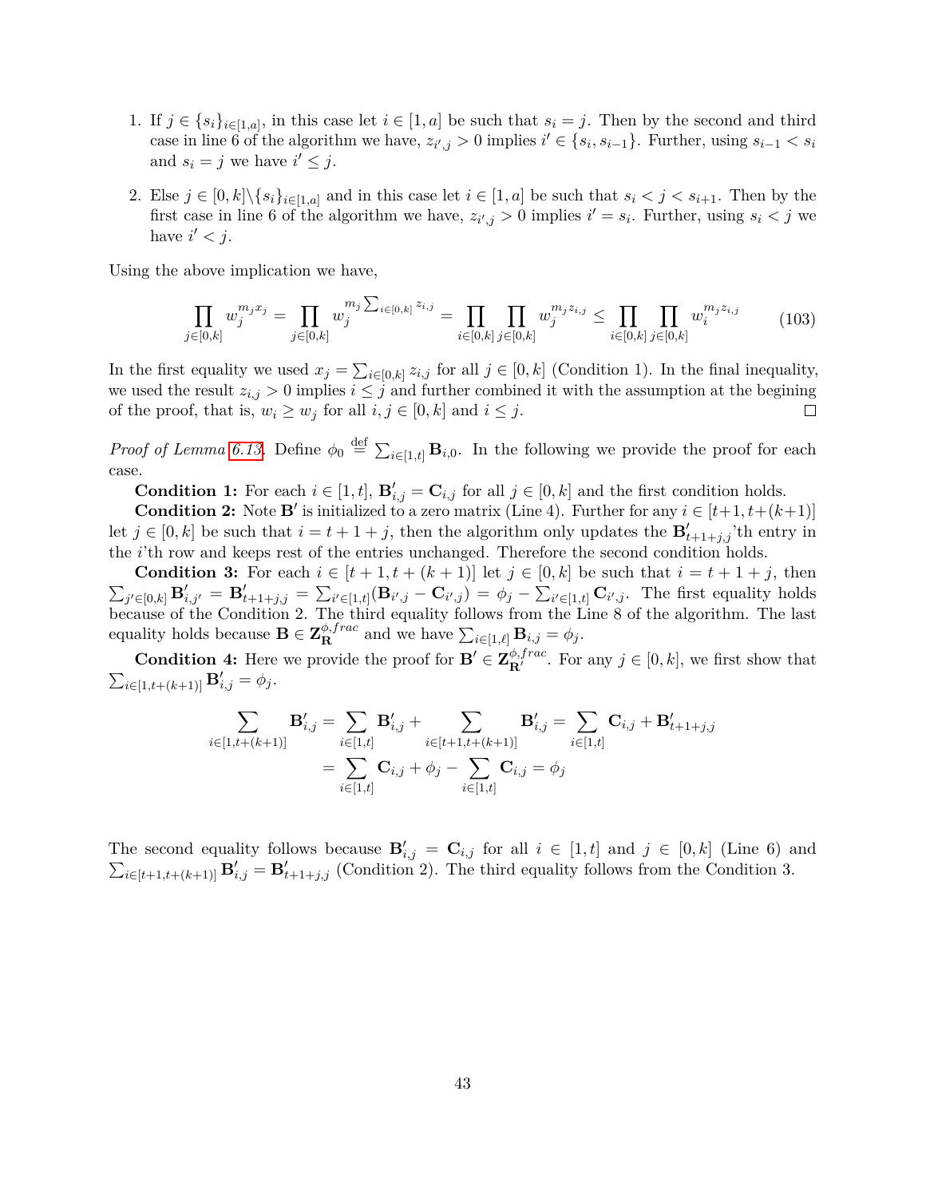1. If $j \in \{s_i\}_{i\in[1,a]}$, in this case let $i \in [1,a]$ be such that $s_i = j$. Then by the second and third case in line 6 of the algorithm we have, $z_{i',j} > 0$ implies $i' \in \{s_i, s_{i-1}\}$. Further, using $s_{i-1} < s_i$ and $s_i = j$ we have $i' \leq j$.

2. Else $j \in [0,k]\backslash\{s_i\}_{i\in[1,a]}$ and in this case let $i \in [1,a]$ be such that $s_i < j < s_{i+1}$. Then by the first case in line 6 of the algorithm we have, $z_{i',j} > 0$ implies $i' = s_i$. Further, using $s_i < j$ we have $i' < j$.

Using the above implication we have,

$$\prod_{j\in[0,k]} w_j^{m_j x_j} = \prod_{j\in[0,k]} w_j^{m_j \sum_{i\in[0,k]} z_{i,j}} = \prod_{i\in[0,k]}\prod_{j\in[0,k]} w_j^{m_j z_{i,j}} \leq \prod_{i\in[0,k]}\prod_{j\in[0,k]} w_i^{m_j z_{i,j}} \tag{103}$$

In the first equality we used $x_j = \sum_{i\in[0,k]} z_{i,j}$ for all $j \in [0,k]$ (Condition 1). In the final inequality, we used the result $z_{i,j} > 0$ implies $i \leq j$ and further combined it with the assumption at the begining of the proof, that is, $w_i \geq w_j$ for all $i,j \in [0,k]$ and $i \leq j$. □

*Proof of Lemma 6.13.* Define $\phi_0 \stackrel{\text{def}}{=} \sum_{i\in[1,t]} \mathbf{B}_{i,0}$. In the following we provide the proof for each case.

**Condition 1:** For each $i \in [1,t]$, $\mathbf{B}'_{i,j} = \mathbf{C}_{i,j}$ for all $j \in [0,k]$ and the first condition holds.

**Condition 2:** Note $\mathbf{B}'$ is initialized to a zero matrix (Line 4). Further for any $i \in [t+1, t+(k+1)]$ let $j \in [0,k]$ be such that $i = t+1+j$, then the algorithm only updates the $\mathbf{B}'_{t+1+j,j}$'th entry in the $i$'th row and keeps rest of the entries unchanged. Therefore the second condition holds.

**Condition 3:** For each $i \in [t+1, t+(k+1)]$ let $j \in [0,k]$ be such that $i = t+1+j$, then $\sum_{j'\in[0,k]} \mathbf{B}'_{i,j'} = \mathbf{B}'_{t+1+j,j} = \sum_{i'\in[1,t]}(\mathbf{B}_{i',j} - \mathbf{C}_{i',j}) = \phi_j - \sum_{i'\in[1,t]} \mathbf{C}_{i',j}$. The first equality holds because of the Condition 2. The third equality follows from the Line 8 of the algorithm. The last equality holds because $\mathbf{B} \in \mathbf{Z}_{\mathbf{R}}^{\phi,frac}$ and we have $\sum_{i\in[1,\ell]} \mathbf{B}_{i,j} = \phi_j$.

**Condition 4:** Here we provide the proof for $\mathbf{B}' \in \mathbf{Z}_{\mathbf{R}'}^{\phi,frac}$. For any $j \in [0,k]$, we first show that $\sum_{i\in[1,t+(k+1)]} \mathbf{B}'_{i,j} = \phi_j$.

$$\sum_{i\in[1,t+(k+1)]} \mathbf{B}'_{i,j} = \sum_{i\in[1,t]} \mathbf{B}'_{i,j} + \sum_{i\in[t+1,t+(k+1)]} \mathbf{B}'_{i,j} = \sum_{i\in[1,t]} \mathbf{C}_{i,j} + \mathbf{B}'_{t+1+j,j}$$
$$= \sum_{i\in[1,t]} \mathbf{C}_{i,j} + \phi_j - \sum_{i\in[1,t]} \mathbf{C}_{i,j} = \phi_j$$

The second equality follows because $\mathbf{B}'_{i,j} = \mathbf{C}_{i,j}$ for all $i \in [1,t]$ and $j \in [0,k]$ (Line 6) and $\sum_{i\in[t+1,t+(k+1)]} \mathbf{B}'_{i,j} = \mathbf{B}'_{t+1+j,j}$ (Condition 2). The third equality follows from the Condition 3.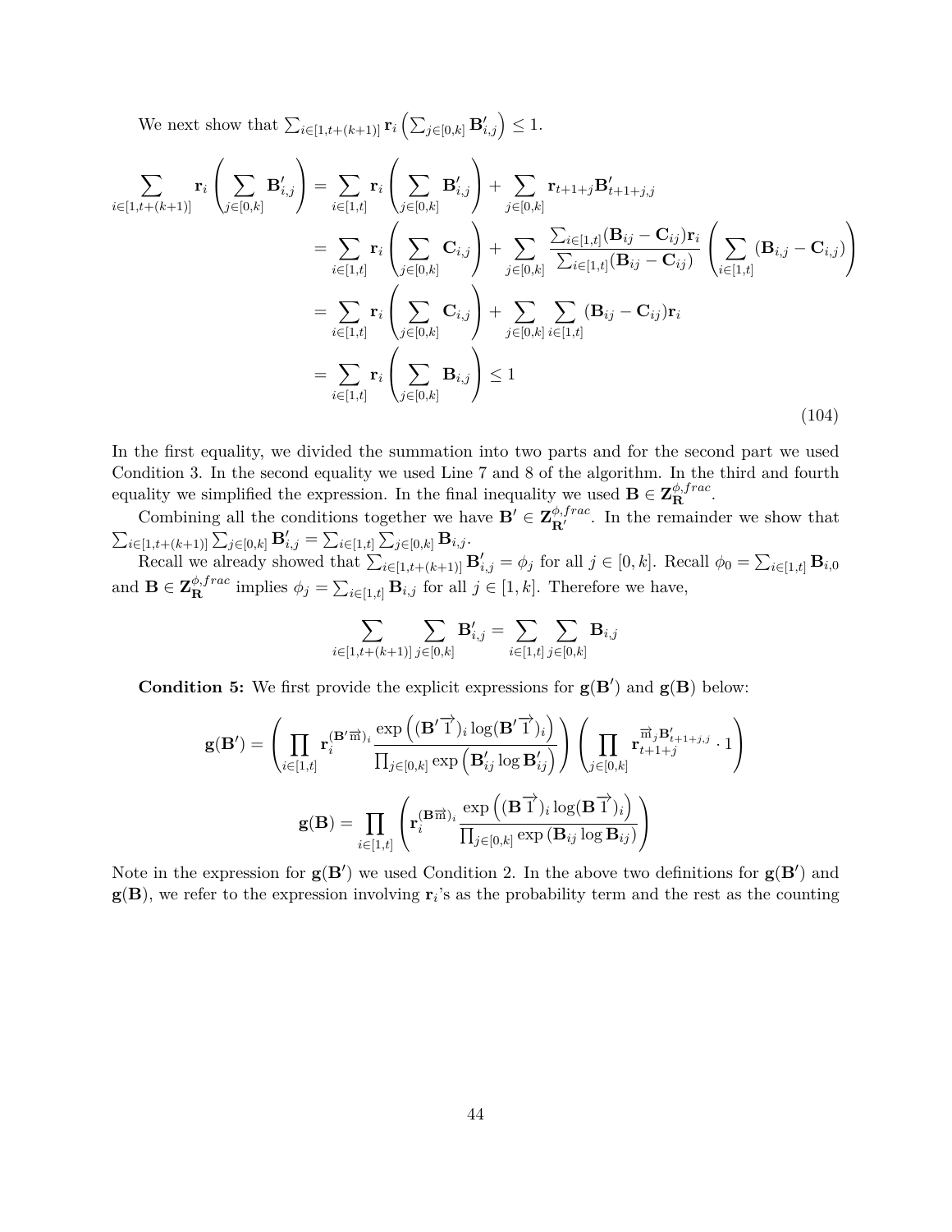We next show that $\sum_{i\in[1,t+(k+1)]} \mathbf{r}_i \left(\sum_{j\in[0,k]} \mathbf{B}'_{i,j}\right) \leq 1$.

$$
\begin{aligned}
\sum_{i\in[1,t+(k+1)]} \mathbf{r}_i \left(\sum_{j\in[0,k]} \mathbf{B}'_{i,j}\right) &= \sum_{i\in[1,t]} \mathbf{r}_i \left(\sum_{j\in[0,k]} \mathbf{B}'_{i,j}\right) + \sum_{j\in[0,k]} \mathbf{r}_{t+1+j} \mathbf{B}'_{t+1+j,j} \\
&= \sum_{i\in[1,t]} \mathbf{r}_i \left(\sum_{j\in[0,k]} \mathbf{C}_{i,j}\right) + \sum_{j\in[0,k]} \frac{\sum_{i\in[1,t]}(\mathbf{B}_{ij}-\mathbf{C}_{ij})\mathbf{r}_i}{\sum_{i\in[1,t]}(\mathbf{B}_{ij}-\mathbf{C}_{ij})} \left(\sum_{i\in[1,t]} (\mathbf{B}_{i,j}-\mathbf{C}_{i,j})\right) \\
&= \sum_{i\in[1,t]} \mathbf{r}_i \left(\sum_{j\in[0,k]} \mathbf{C}_{i,j}\right) + \sum_{j\in[0,k]} \sum_{i\in[1,t]} (\mathbf{B}_{ij}-\mathbf{C}_{ij})\mathbf{r}_i \\
&= \sum_{i\in[1,t]} \mathbf{r}_i \left(\sum_{j\in[0,k]} \mathbf{B}_{i,j}\right) \leq 1
\end{aligned} \tag{104}
$$

In the first equality, we divided the summation into two parts and for the second part we used Condition 3. In the second equality we used Line 7 and 8 of the algorithm. In the third and fourth equality we simplified the expression. In the final inequality we used $\mathbf{B} \in \mathbf{Z}^{\phi,frac}_{\mathbf{R}}$.

Combining all the conditions together we have $\mathbf{B}' \in \mathbf{Z}^{\phi,frac}_{\mathbf{R}'}$. In the remainder we show that $\sum_{i\in[1,t+(k+1)]}\sum_{j\in[0,k]} \mathbf{B}'_{i,j} = \sum_{i\in[1,t]}\sum_{j\in[0,k]} \mathbf{B}_{i,j}$.

Recall we already showed that $\sum_{i\in[1,t+(k+1)]} \mathbf{B}'_{i,j} = \phi_j$ for all $j \in [0,k]$. Recall $\phi_0 = \sum_{i\in[1,t]} \mathbf{B}_{i,0}$ and $\mathbf{B} \in \mathbf{Z}^{\phi,frac}_{\mathbf{R}}$ implies $\phi_j = \sum_{i\in[1,t]} \mathbf{B}_{i,j}$ for all $j \in [1,k]$. Therefore we have,

$$
\sum_{i\in[1,t+(k+1)]}\sum_{j\in[0,k]} \mathbf{B}'_{i,j} = \sum_{i\in[1,t]}\sum_{j\in[0,k]} \mathbf{B}_{i,j}
$$

**Condition 5:** We first provide the explicit expressions for $\mathbf{g}(\mathbf{B}')$ and $\mathbf{g}(\mathbf{B})$ below:

$$
\mathbf{g}(\mathbf{B}') = \left(\prod_{i\in[1,t]} \mathbf{r}_i^{(\mathbf{B}'\overrightarrow{\mathrm{m}})_i} \frac{\exp\left((\mathbf{B}'\overrightarrow{1})_i \log(\mathbf{B}'\overrightarrow{1})_i\right)}{\prod_{j\in[0,k]} \exp\left(\mathbf{B}'_{ij}\log \mathbf{B}'_{ij}\right)}\right) \left(\prod_{j\in[0,k]} \mathbf{r}_{t+1+j}^{\overrightarrow{\mathrm{m}}_j \mathbf{B}'_{t+1+j,j}} \cdot 1\right)
$$

$$
\mathbf{g}(\mathbf{B}) = \prod_{i\in[1,t]} \left(\mathbf{r}_i^{(\mathbf{B}\overrightarrow{\mathrm{m}})_i} \frac{\exp\left((\mathbf{B}\overrightarrow{1})_i \log(\mathbf{B}\overrightarrow{1})_i\right)}{\prod_{j\in[0,k]} \exp\left(\mathbf{B}_{ij}\log \mathbf{B}_{ij}\right)}\right)
$$

Note in the expression for $\mathbf{g}(\mathbf{B}')$ we used Condition 2. In the above two definitions for $\mathbf{g}(\mathbf{B}')$ and $\mathbf{g}(\mathbf{B})$, we refer to the expression involving $\mathbf{r}_i$'s as the probability term and the rest as the counting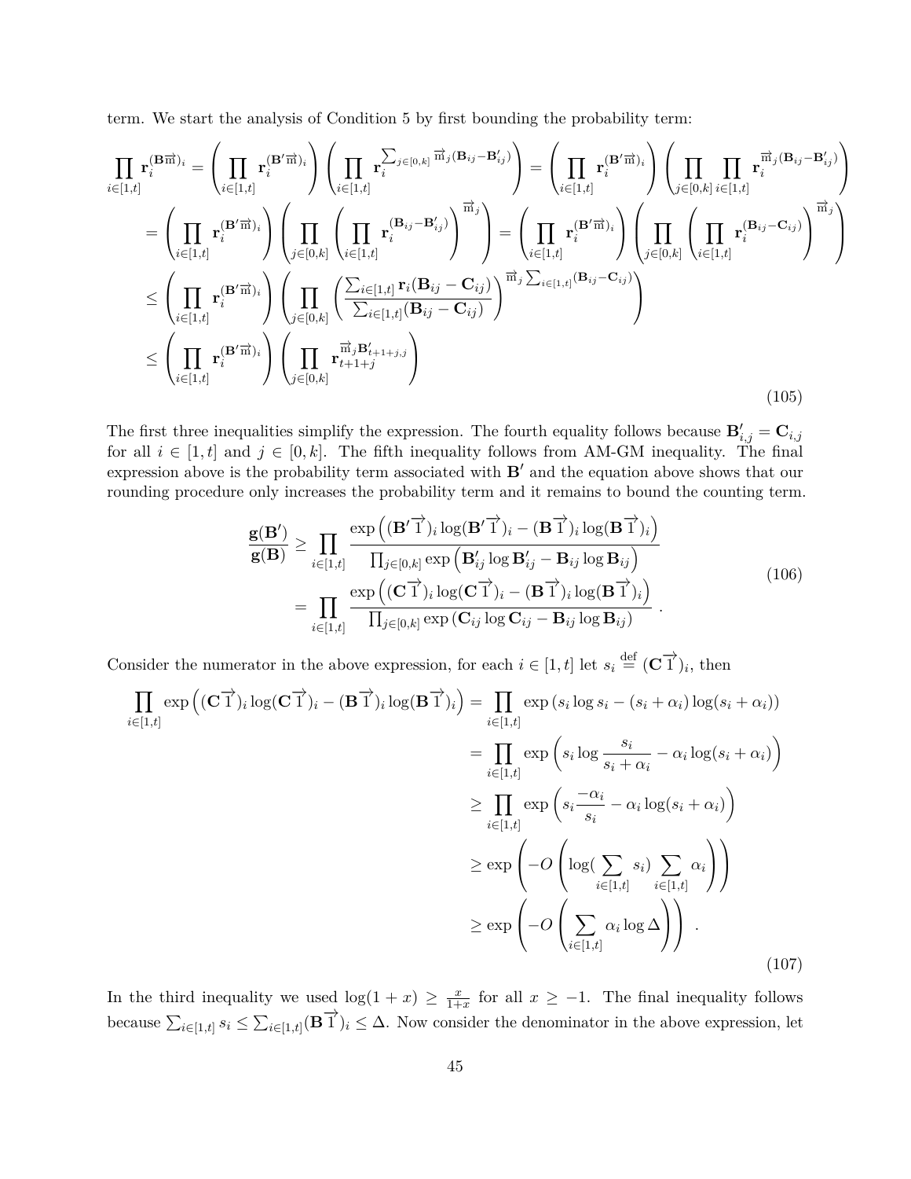term. We start the analysis of Condition 5 by first bounding the probability term:

$$
\begin{aligned}
\prod_{i\in[1,t]} \mathbf{r}_i^{(\mathbf{B}\overrightarrow{\mathrm{m}})_i} &= \left(\prod_{i\in[1,t]} \mathbf{r}_i^{(\mathbf{B}'\overrightarrow{\mathrm{m}})_i}\right)\left(\prod_{i\in[1,t]} \mathbf{r}_i^{\sum_{j\in[0,k]} \overrightarrow{\mathrm{m}}_j(\mathbf{B}_{ij}-\mathbf{B}'_{ij})}\right) = \left(\prod_{i\in[1,t]} \mathbf{r}_i^{(\mathbf{B}'\overrightarrow{\mathrm{m}})_i}\right)\left(\prod_{j\in[0,k]}\prod_{i\in[1,t]} \mathbf{r}_i^{\overrightarrow{\mathrm{m}}_j(\mathbf{B}_{ij}-\mathbf{B}'_{ij})}\right) \\
&= \left(\prod_{i\in[1,t]} \mathbf{r}_i^{(\mathbf{B}'\overrightarrow{\mathrm{m}})_i}\right)\left(\prod_{j\in[0,k]}\left(\prod_{i\in[1,t]} \mathbf{r}_i^{(\mathbf{B}_{ij}-\mathbf{B}'_{ij})}\right)^{\overrightarrow{\mathrm{m}}_j}\right) = \left(\prod_{i\in[1,t]} \mathbf{r}_i^{(\mathbf{B}'\overrightarrow{\mathrm{m}})_i}\right)\left(\prod_{j\in[0,k]}\left(\prod_{i\in[1,t]} \mathbf{r}_i^{(\mathbf{B}_{ij}-\mathbf{C}_{ij})}\right)^{\overrightarrow{\mathrm{m}}_j}\right) \\
&\leq \left(\prod_{i\in[1,t]} \mathbf{r}_i^{(\mathbf{B}'\overrightarrow{\mathrm{m}})_i}\right)\left(\prod_{j\in[0,k]}\left(\frac{\sum_{i\in[1,t]}\mathbf{r}_i(\mathbf{B}_{ij}-\mathbf{C}_{ij})}{\sum_{i\in[1,t]}(\mathbf{B}_{ij}-\mathbf{C}_{ij})}\right)^{\overrightarrow{\mathrm{m}}_j\sum_{i\in[1,t]}(\mathbf{B}_{ij}-\mathbf{C}_{ij})}\right) \\
&\leq \left(\prod_{i\in[1,t]} \mathbf{r}_i^{(\mathbf{B}'\overrightarrow{\mathrm{m}})_i}\right)\left(\prod_{j\in[0,k]} \mathbf{r}_{t+1+j}^{\overrightarrow{\mathrm{m}}_j\mathbf{B}'_{t+1+j,j}}\right)
\end{aligned} \tag{105}
$$

The first three inequalities simplify the expression. The fourth equality follows because $\mathbf{B}'_{i,j} = \mathbf{C}_{i,j}$ for all $i \in [1,t]$ and $j \in [0,k]$. The fifth inequality follows from AM-GM inequality. The final expression above is the probability term associated with $\mathbf{B}'$ and the equation above shows that our rounding procedure only increases the probability term and it remains to bound the counting term.

$$
\begin{aligned}
\frac{\mathbf{g}(\mathbf{B}')}{\mathbf{g}(\mathbf{B})} &\geq \prod_{i\in[1,t]} \frac{\exp\left((\mathbf{B}'\overrightarrow{1})_i\log(\mathbf{B}'\overrightarrow{1})_i - (\mathbf{B}\overrightarrow{1})_i\log(\mathbf{B}\overrightarrow{1})_i\right)}{\prod_{j\in[0,k]}\exp\left(\mathbf{B}'_{ij}\log\mathbf{B}'_{ij} - \mathbf{B}_{ij}\log\mathbf{B}_{ij}\right)} \\
&= \prod_{i\in[1,t]} \frac{\exp\left((\mathbf{C}\overrightarrow{1})_i\log(\mathbf{C}\overrightarrow{1})_i - (\mathbf{B}\overrightarrow{1})_i\log(\mathbf{B}\overrightarrow{1})_i\right)}{\prod_{j\in[0,k]}\exp\left(\mathbf{C}_{ij}\log\mathbf{C}_{ij} - \mathbf{B}_{ij}\log\mathbf{B}_{ij}\right)} \ .
\end{aligned} \tag{106}
$$

Consider the numerator in the above expression, for each $i \in [1,t]$ let $s_i \stackrel{\text{def}}{=} (\mathbf{C}\overrightarrow{1})_i$, then

$$
\begin{aligned}
\prod_{i\in[1,t]}\exp\left((\mathbf{C}\overrightarrow{1})_i\log(\mathbf{C}\overrightarrow{1})_i - (\mathbf{B}\overrightarrow{1})_i\log(\mathbf{B}\overrightarrow{1})_i\right) &= \prod_{i\in[1,t]}\exp\left(s_i\log s_i - (s_i+\alpha_i)\log(s_i+\alpha_i)\right) \\
&= \prod_{i\in[1,t]}\exp\left(s_i\log\frac{s_i}{s_i+\alpha_i} - \alpha_i\log(s_i+\alpha_i)\right) \\
&\geq \prod_{i\in[1,t]}\exp\left(s_i\frac{-\alpha_i}{s_i} - \alpha_i\log(s_i+\alpha_i)\right) \\
&\geq \exp\left(-O\left(\log(\sum_{i\in[1,t]}s_i)\sum_{i\in[1,t]}\alpha_i\right)\right) \\
&\geq \exp\left(-O\left(\sum_{i\in[1,t]}\alpha_i\log\Delta\right)\right) \ .
\end{aligned} \tag{107}
$$

In the third inequality we used $\log(1+x) \geq \frac{x}{1+x}$ for all $x \geq -1$. The final inequality follows because $\sum_{i\in[1,t]} s_i \leq \sum_{i\in[1,t]}(\mathbf{B}\overrightarrow{1})_i \leq \Delta$. Now consider the denominator in the above expression, let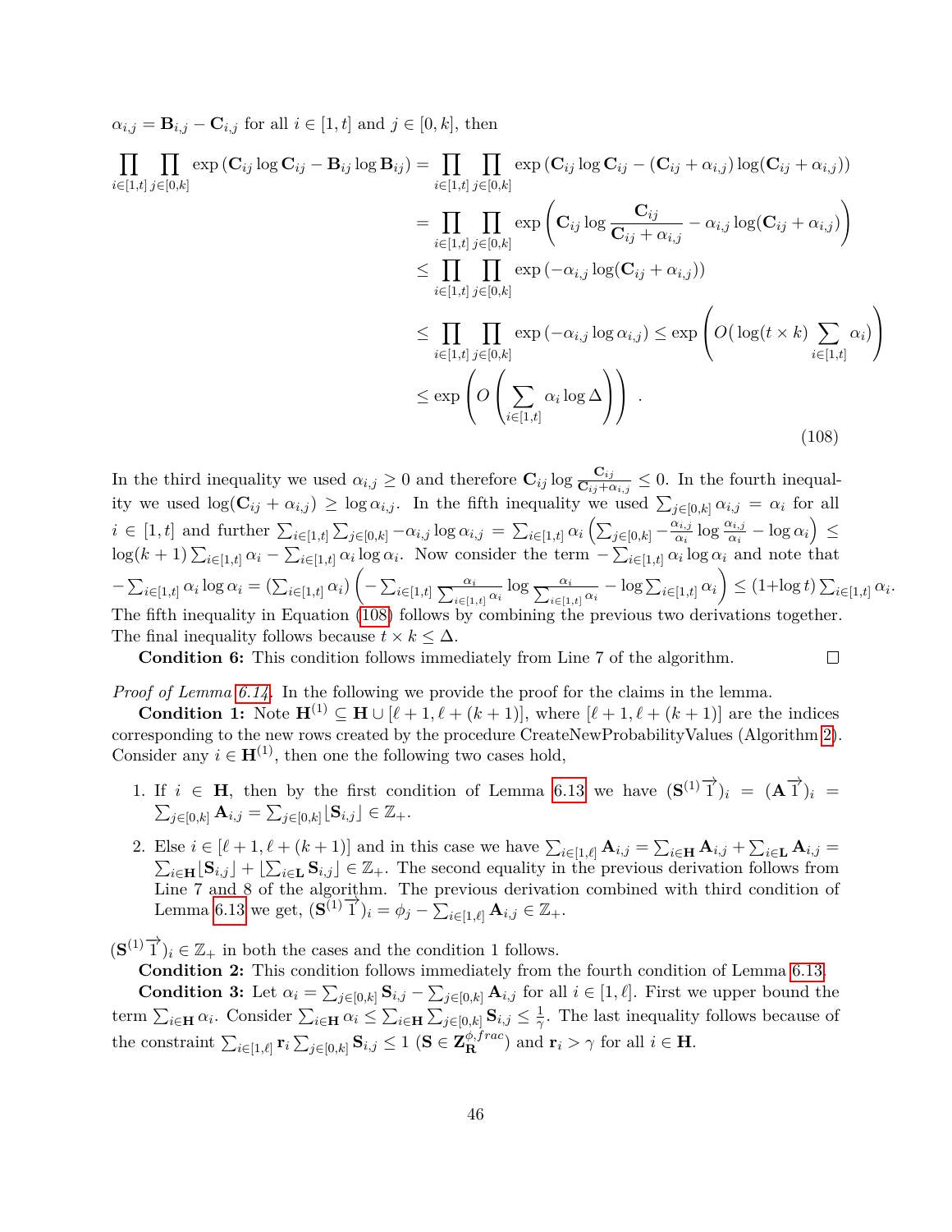$\alpha_{i,j} = \mathbf{B}_{i,j} - \mathbf{C}_{i,j}$ for all $i \in [1,t]$ and $j \in [0,k]$, then

$$
\begin{aligned}
\prod_{i\in[1,t]}\prod_{j\in[0,k]} \exp\left(\mathbf{C}_{ij}\log\mathbf{C}_{ij} - \mathbf{B}_{ij}\log\mathbf{B}_{ij}\right) &= \prod_{i\in[1,t]}\prod_{j\in[0,k]} \exp\left(\mathbf{C}_{ij}\log\mathbf{C}_{ij} - (\mathbf{C}_{ij}+\alpha_{i,j})\log(\mathbf{C}_{ij}+\alpha_{i,j})\right) \\
&= \prod_{i\in[1,t]}\prod_{j\in[0,k]} \exp\left(\mathbf{C}_{ij}\log\frac{\mathbf{C}_{ij}}{\mathbf{C}_{ij}+\alpha_{i,j}} - \alpha_{i,j}\log(\mathbf{C}_{ij}+\alpha_{i,j})\right) \\
&\leq \prod_{i\in[1,t]}\prod_{j\in[0,k]} \exp\left(-\alpha_{i,j}\log(\mathbf{C}_{ij}+\alpha_{i,j})\right) \\
&\leq \prod_{i\in[1,t]}\prod_{j\in[0,k]} \exp\left(-\alpha_{i,j}\log\alpha_{i,j}\right) \leq \exp\left(O\big(\log(t\times k)\sum_{i\in[1,t]}\alpha_i\big)\right) \\
&\leq \exp\left(O\left(\sum_{i\in[1,t]}\alpha_i\log\Delta\right)\right) .
\end{aligned}
\tag{108}
$$

In the third inequality we used $\alpha_{i,j} \geq 0$ and therefore $\mathbf{C}_{ij}\log\frac{\mathbf{C}_{ij}}{\mathbf{C}_{ij}+\alpha_{i,j}} \leq 0$. In the fourth inequality we used $\log(\mathbf{C}_{ij}+\alpha_{i,j}) \geq \log\alpha_{i,j}$. In the fifth inequality we used $\sum_{j\in[0,k]}\alpha_{i,j} = \alpha_i$ for all $i \in [1,t]$ and further $\sum_{i\in[1,t]}\sum_{j\in[0,k]} -\alpha_{i,j}\log\alpha_{i,j} = \sum_{i\in[1,t]}\alpha_i\left(\sum_{j\in[0,k]} -\frac{\alpha_{i,j}}{\alpha_i}\log\frac{\alpha_{i,j}}{\alpha_i} - \log\alpha_i\right) \leq \log(k+1)\sum_{i\in[1,t]}\alpha_i - \sum_{i\in[1,t]}\alpha_i\log\alpha_i$. Now consider the term $-\sum_{i\in[1,t]}\alpha_i\log\alpha_i$ and note that $-\sum_{i\in[1,t]}\alpha_i\log\alpha_i = (\sum_{i\in[1,t]}\alpha_i)\left(-\sum_{i\in[1,t]}\frac{\alpha_i}{\sum_{i\in[1,t]}\alpha_i}\log\frac{\alpha_i}{\sum_{i\in[1,t]}\alpha_i} - \log\sum_{i\in[1,t]}\alpha_i\right) \leq (1+\log t)\sum_{i\in[1,t]}\alpha_i$. The fifth inequality in Equation (108) follows by combining the previous two derivations together. The final inequality follows because $t \times k \leq \Delta$.

**Condition 6:** This condition follows immediately from Line 7 of the algorithm. □

*Proof of Lemma 6.14.* In the following we provide the proof for the claims in the lemma.

**Condition 1:** Note $\mathbf{H}^{(1)} \subseteq \mathbf{H} \cup [\ell+1, \ell+(k+1)]$, where $[\ell+1, \ell+(k+1)]$ are the indices corresponding to the new rows created by the procedure CreateNewProbabilityValues (Algorithm 2). Consider any $i \in \mathbf{H}^{(1)}$, then one the following two cases hold,

1. If $i \in \mathbf{H}$, then by the first condition of Lemma 6.13 we have $(\mathbf{S}^{(1)}\overrightarrow{1})_i = (\mathbf{A}\overrightarrow{1})_i = \sum_{j\in[0,k]}\mathbf{A}_{i,j} = \sum_{j\in[0,k]}\lfloor\mathbf{S}_{i,j}\rfloor \in \mathbb{Z}_+$.
2. Else $i \in [\ell+1, \ell+(k+1)]$ and in this case we have $\sum_{i\in[1,\ell]}\mathbf{A}_{i,j} = \sum_{i\in\mathbf{H}}\mathbf{A}_{i,j} + \sum_{i\in\mathbf{L}}\mathbf{A}_{i,j} = \sum_{i\in\mathbf{H}}\lfloor\mathbf{S}_{i,j}\rfloor + \lfloor\sum_{i\in\mathbf{L}}\mathbf{S}_{i,j}\rfloor \in \mathbb{Z}_+$. The second equality in the previous derivation follows from Line 7 and 8 of the algorithm. The previous derivation combined with third condition of Lemma 6.13 we get, $(\mathbf{S}^{(1)}\overrightarrow{1})_i = \phi_j - \sum_{i\in[1,\ell]}\mathbf{A}_{i,j} \in \mathbb{Z}_+$.

$(\mathbf{S}^{(1)}\overrightarrow{1})_i \in \mathbb{Z}_+$ in both the cases and the condition 1 follows.

**Condition 2:** This condition follows immediately from the fourth condition of Lemma 6.13.

**Condition 3:** Let $\alpha_i = \sum_{j\in[0,k]}\mathbf{S}_{i,j} - \sum_{j\in[0,k]}\mathbf{A}_{i,j}$ for all $i \in [1,\ell]$. First we upper bound the term $\sum_{i\in\mathbf{H}}\alpha_i$. Consider $\sum_{i\in\mathbf{H}}\alpha_i \leq \sum_{i\in\mathbf{H}}\sum_{j\in[0,k]}\mathbf{S}_{i,j} \leq \frac{1}{\gamma}$. The last inequality follows because of the constraint $\sum_{i\in[1,\ell]}\mathbf{r}_i\sum_{j\in[0,k]}\mathbf{S}_{i,j} \leq 1$ ($\mathbf{S} \in \mathbf{Z}_{\mathbf{R}}^{\phi,frac}$) and $\mathbf{r}_i > \gamma$ for all $i \in \mathbf{H}$.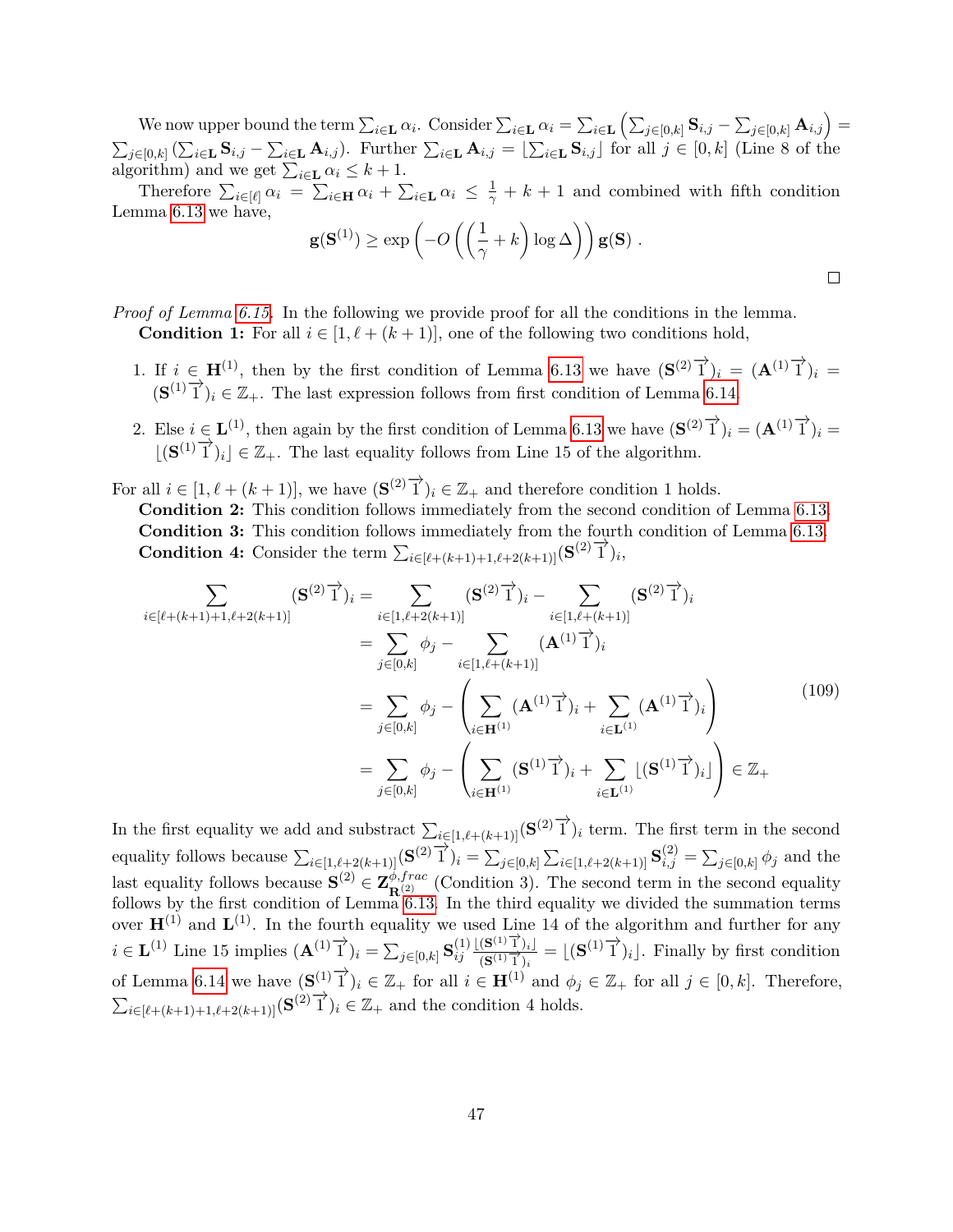We now upper bound the term $\sum_{i \in \mathbf{L}} \alpha_i$. Consider $\sum_{i \in \mathbf{L}} \alpha_i = \sum_{i \in \mathbf{L}} \left( \sum_{j \in [0,k]} \mathbf{S}_{i,j} - \sum_{j \in [0,k]} \mathbf{A}_{i,j} \right) = \sum_{j \in [0,k]} \left( \sum_{i \in \mathbf{L}} \mathbf{S}_{i,j} - \sum_{i \in \mathbf{L}} \mathbf{A}_{i,j} \right)$. Further $\sum_{i \in \mathbf{L}} \mathbf{A}_{i,j} = \lfloor \sum_{i \in \mathbf{L}} \mathbf{S}_{i,j} \rfloor$ for all $j \in [0,k]$ (Line 8 of the algorithm) and we get $\sum_{i \in \mathbf{L}} \alpha_i \leq k+1$.

Therefore $\sum_{i \in [\ell]} \alpha_i = \sum_{i \in \mathbf{H}} \alpha_i + \sum_{i \in \mathbf{L}} \alpha_i \leq \frac{1}{\gamma} + k + 1$ and combined with fifth condition Lemma 6.13 we have,

$$\mathbf{g}(\mathbf{S}^{(1)}) \geq \exp\left( -O\left( \left( \frac{1}{\gamma} + k \right) \log \Delta \right) \right) \mathbf{g}(\mathbf{S}) \ .$$

$\square$

*Proof of Lemma 6.15.* In the following we provide proof for all the conditions in the lemma.

**Condition 1:** For all $i \in [1, \ell + (k+1)]$, one of the following two conditions hold,

1. If $i \in \mathbf{H}^{(1)}$, then by the first condition of Lemma 6.13 we have $(\mathbf{S}^{(2)} \vec{1})_i = (\mathbf{A}^{(1)} \vec{1})_i = (\mathbf{S}^{(1)} \vec{1})_i \in \mathbb{Z}_+$. The last expression follows from first condition of Lemma 6.14.
2. Else $i \in \mathbf{L}^{(1)}$, then again by the first condition of Lemma 6.13 we have $(\mathbf{S}^{(2)} \vec{1})_i = (\mathbf{A}^{(1)} \vec{1})_i = \lfloor (\mathbf{S}^{(1)} \vec{1})_i \rfloor \in \mathbb{Z}_+$. The last equality follows from Line 15 of the algorithm.

For all $i \in [1, \ell + (k+1)]$, we have $(\mathbf{S}^{(2)} \vec{1})_i \in \mathbb{Z}_+$ and therefore condition 1 holds.

**Condition 2:** This condition follows immediately from the second condition of Lemma 6.13.

**Condition 3:** This condition follows immediately from the fourth condition of Lemma 6.13.

**Condition 4:** Consider the term $\sum_{i \in [\ell+(k+1)+1, \ell+2(k+1)]} (\mathbf{S}^{(2)} \vec{1})_i$,

$$\begin{aligned}
\sum_{i \in [\ell+(k+1)+1, \ell+2(k+1)]} (\mathbf{S}^{(2)} \vec{1})_i &= \sum_{i \in [1, \ell+2(k+1)]} (\mathbf{S}^{(2)} \vec{1})_i - \sum_{i \in [1, \ell+(k+1)]} (\mathbf{S}^{(2)} \vec{1})_i \\
&= \sum_{j \in [0,k]} \phi_j - \sum_{i \in [1, \ell+(k+1)]} (\mathbf{A}^{(1)} \vec{1})_i \\
&= \sum_{j \in [0,k]} \phi_j - \left( \sum_{i \in \mathbf{H}^{(1)}} (\mathbf{A}^{(1)} \vec{1})_i + \sum_{i \in \mathbf{L}^{(1)}} (\mathbf{A}^{(1)} \vec{1})_i \right) \\
&= \sum_{j \in [0,k]} \phi_j - \left( \sum_{i \in \mathbf{H}^{(1)}} (\mathbf{S}^{(1)} \vec{1})_i + \sum_{i \in \mathbf{L}^{(1)}} \lfloor (\mathbf{S}^{(1)} \vec{1})_i \rfloor \right) \in \mathbb{Z}_+
\end{aligned} \tag{109}$$

In the first equality we add and substract $\sum_{i \in [1, \ell+(k+1)]} (\mathbf{S}^{(2)} \vec{1})_i$ term. The first term in the second equality follows because $\sum_{i \in [1, \ell+2(k+1)]} (\mathbf{S}^{(2)} \vec{1})_i = \sum_{j \in [0,k]} \sum_{i \in [1, \ell+2(k+1)]} \mathbf{S}^{(2)}_{i,j} = \sum_{j \in [0,k]} \phi_j$ and the last equality follows because $\mathbf{S}^{(2)} \in \mathbf{Z}^{\phi, frac}_{\mathbf{R}^{(2)}}$ (Condition 3). The second term in the second equality follows by the first condition of Lemma 6.13. In the third equality we divided the summation terms over $\mathbf{H}^{(1)}$ and $\mathbf{L}^{(1)}$. In the fourth equality we used Line 14 of the algorithm and further for any $i \in \mathbf{L}^{(1)}$ Line 15 implies $(\mathbf{A}^{(1)} \vec{1})_i = \sum_{j \in [0,k]} \mathbf{S}^{(1)}_{ij} \frac{\lfloor (\mathbf{S}^{(1)} \vec{1})_i \rfloor}{(\mathbf{S}^{(1)} \vec{1})_i} = \lfloor (\mathbf{S}^{(1)} \vec{1})_i \rfloor$. Finally by first condition of Lemma 6.14 we have $(\mathbf{S}^{(1)} \vec{1})_i \in \mathbb{Z}_+$ for all $i \in \mathbf{H}^{(1)}$ and $\phi_j \in \mathbb{Z}_+$ for all $j \in [0,k]$. Therefore, $\sum_{i \in [\ell+(k+1)+1, \ell+2(k+1)]} (\mathbf{S}^{(2)} \vec{1})_i \in \mathbb{Z}_+$ and the condition 4 holds.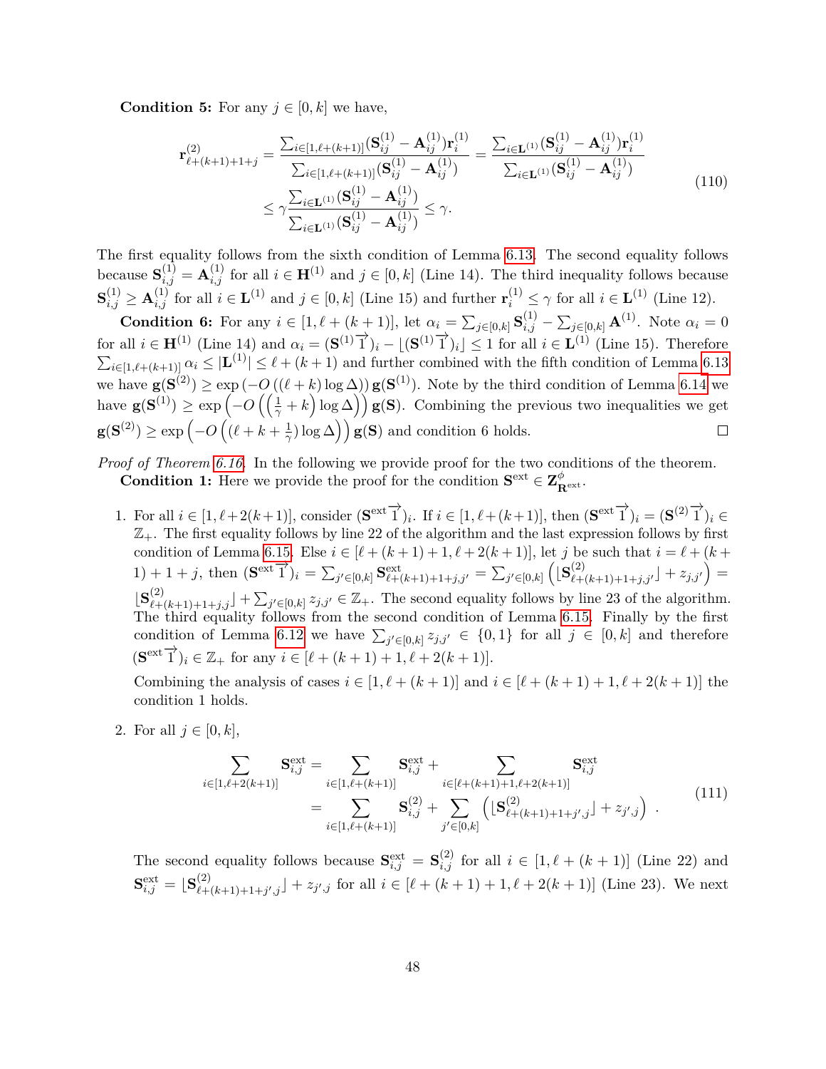**Condition 5:** For any $j \in [0, k]$ we have,

$$
\begin{aligned}
\mathbf{r}^{(2)}_{\ell+(k+1)+1+j} &= \frac{\sum_{i\in[1,\ell+(k+1)]}(\mathbf{S}^{(1)}_{ij} - \mathbf{A}^{(1)}_{ij})\mathbf{r}^{(1)}_i}{\sum_{i\in[1,\ell+(k+1)]}(\mathbf{S}^{(1)}_{ij} - \mathbf{A}^{(1)}_{ij})} = \frac{\sum_{i\in\mathbf{L}^{(1)}}(\mathbf{S}^{(1)}_{ij} - \mathbf{A}^{(1)}_{ij})\mathbf{r}^{(1)}_i}{\sum_{i\in\mathbf{L}^{(1)}}(\mathbf{S}^{(1)}_{ij} - \mathbf{A}^{(1)}_{ij})} \\
&\leq \gamma \frac{\sum_{i\in\mathbf{L}^{(1)}}(\mathbf{S}^{(1)}_{ij} - \mathbf{A}^{(1)}_{ij})}{\sum_{i\in\mathbf{L}^{(1)}}(\mathbf{S}^{(1)}_{ij} - \mathbf{A}^{(1)}_{ij})} \leq \gamma.
\end{aligned}
\tag{110}
$$

The first equality follows from the sixth condition of Lemma 6.13. The second equality follows because $\mathbf{S}^{(1)}_{i,j} = \mathbf{A}^{(1)}_{i,j}$ for all $i \in \mathbf{H}^{(1)}$ and $j \in [0, k]$ (Line 14). The third inequality follows because $\mathbf{S}^{(1)}_{i,j} \geq \mathbf{A}^{(1)}_{i,j}$ for all $i \in \mathbf{L}^{(1)}$ and $j \in [0, k]$ (Line 15) and further $\mathbf{r}^{(1)}_i \leq \gamma$ for all $i \in \mathbf{L}^{(1)}$ (Line 12).

**Condition 6:** For any $i \in [1, \ell + (k + 1)]$, let $\alpha_i = \sum_{j\in[0,k]} \mathbf{S}^{(1)}_{i,j} - \sum_{j\in[0,k]} \mathbf{A}^{(1)}$. Note $\alpha_i = 0$ for all $i \in \mathbf{H}^{(1)}$ (Line 14) and $\alpha_i = (\mathbf{S}^{(1)}\vec{1})_i - \lfloor(\mathbf{S}^{(1)}\vec{1})_i\rfloor \leq 1$ for all $i \in \mathbf{L}^{(1)}$ (Line 15). Therefore $\sum_{i\in[1,\ell+(k+1)]} \alpha_i \leq |\mathbf{L}^{(1)}| \leq \ell + (k + 1)$ and further combined with the fifth condition of Lemma 6.13 we have $\mathbf{g}(\mathbf{S}^{(2)}) \geq \exp\left(-O\left((\ell + k)\log \Delta\right)\right)\mathbf{g}(\mathbf{S}^{(1)})$. Note by the third condition of Lemma 6.14 we have $\mathbf{g}(\mathbf{S}^{(1)}) \geq \exp\left(-O\left(\left(\frac{1}{\gamma} + k\right)\log \Delta\right)\right)\mathbf{g}(\mathbf{S})$. Combining the previous two inequalities we get $\mathbf{g}(\mathbf{S}^{(2)}) \geq \exp\left(-O\left((\ell + k + \frac{1}{\gamma})\log \Delta\right)\right)\mathbf{g}(\mathbf{S})$ and condition 6 holds. □

*Proof of Theorem 6.16.* In the following we provide proof for the two conditions of the theorem.

**Condition 1:** Here we provide the proof for the condition $\mathbf{S}^{\text{ext}} \in \mathbf{Z}^{\phi}_{\mathbf{R}^{\text{ext}}}$.

1. For all $i \in [1, \ell+2(k+1)]$, consider $(\mathbf{S}^{\text{ext}}\vec{1})_i$. If $i \in [1, \ell+(k+1)]$, then $(\mathbf{S}^{\text{ext}}\vec{1})_i = (\mathbf{S}^{(2)}\vec{1})_i \in \mathbb{Z}_+$. The first equality follows by line 22 of the algorithm and the last expression follows by first condition of Lemma 6.15. Else $i \in [\ell + (k+1)+1, \ell+2(k+1)]$, let $j$ be such that $i = \ell + (k + 1) + 1 + j$, then $(\mathbf{S}^{\text{ext}}\vec{1})_i = \sum_{j'\in[0,k]} \mathbf{S}^{\text{ext}}_{\ell+(k+1)+1+j,j'} = \sum_{j'\in[0,k]}\left(\lfloor\mathbf{S}^{(2)}_{\ell+(k+1)+1+j,j'}\rfloor + z_{j,j'}\right) = \lfloor\mathbf{S}^{(2)}_{\ell+(k+1)+1+j,j}\rfloor + \sum_{j'\in[0,k]} z_{j,j'} \in \mathbb{Z}_+$. The second equality follows by line 23 of the algorithm. The third equality follows from the second condition of Lemma 6.15. Finally by the first condition of Lemma 6.12 we have $\sum_{j'\in[0,k]} z_{j,j'} \in \{0, 1\}$ for all $j \in [0, k]$ and therefore $(\mathbf{S}^{\text{ext}}\vec{1})_i \in \mathbb{Z}_+$ for any $i \in [\ell + (k + 1) + 1, \ell + 2(k + 1)]$.

   Combining the analysis of cases $i \in [1, \ell + (k + 1)]$ and $i \in [\ell + (k + 1) + 1, \ell + 2(k + 1)]$ the condition 1 holds.

2. For all $j \in [0, k]$,

$$
\begin{aligned}
\sum_{i\in[1,\ell+2(k+1)]} \mathbf{S}^{\text{ext}}_{i,j} &= \sum_{i\in[1,\ell+(k+1)]} \mathbf{S}^{\text{ext}}_{i,j} + \sum_{i\in[\ell+(k+1)+1,\ell+2(k+1)]} \mathbf{S}^{\text{ext}}_{i,j} \\
&= \sum_{i\in[1,\ell+(k+1)]} \mathbf{S}^{(2)}_{i,j} + \sum_{j'\in[0,k]}\left(\lfloor\mathbf{S}^{(2)}_{\ell+(k+1)+1+j',j}\rfloor + z_{j',j}\right) .
\end{aligned}
\tag{111}
$$

   The second equality follows because $\mathbf{S}^{\text{ext}}_{i,j} = \mathbf{S}^{(2)}_{i,j}$ for all $i \in [1, \ell + (k + 1)]$ (Line 22) and $\mathbf{S}^{\text{ext}}_{i,j} = \lfloor\mathbf{S}^{(2)}_{\ell+(k+1)+1+j',j}\rfloor + z_{j',j}$ for all $i \in [\ell + (k + 1) + 1, \ell + 2(k + 1)]$ (Line 23). We next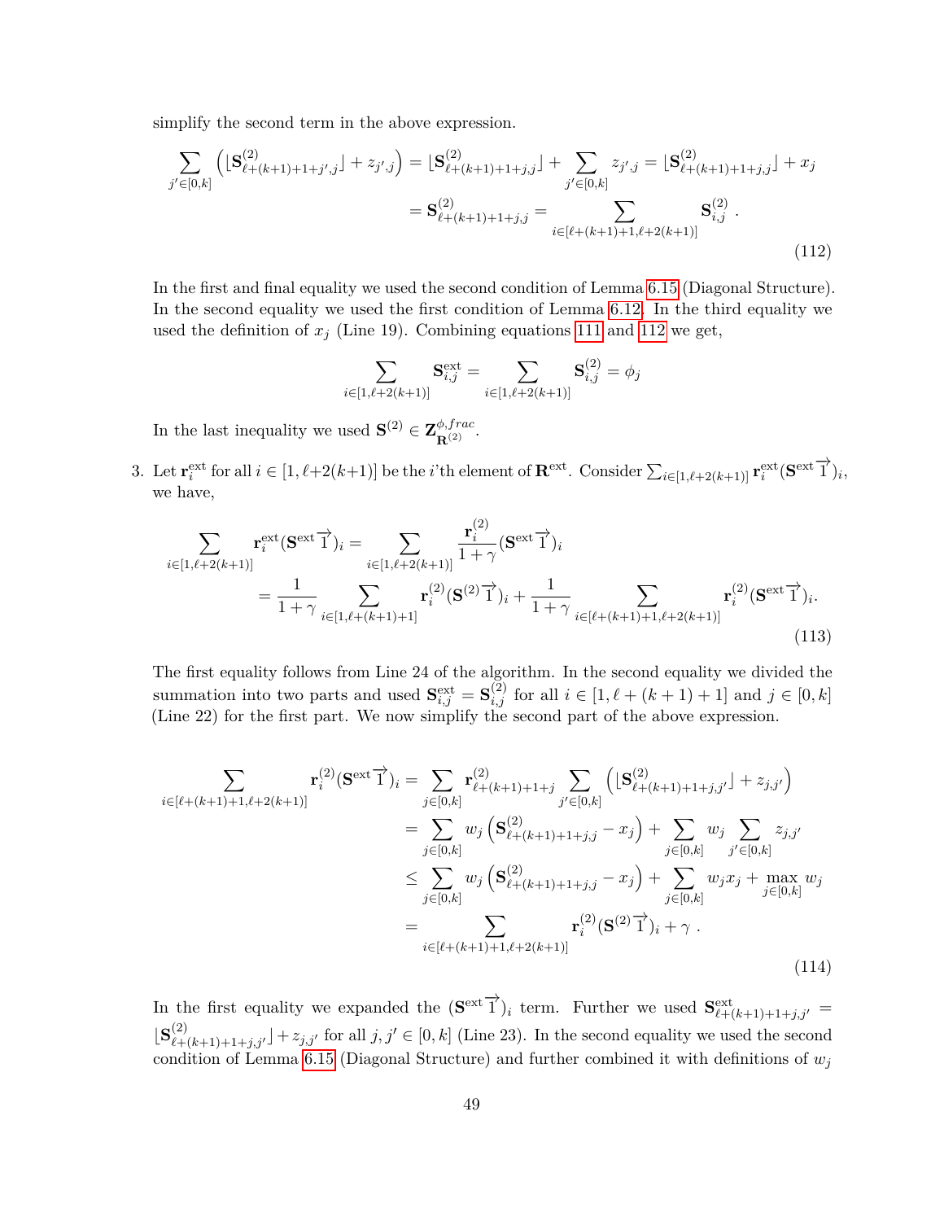simplify the second term in the above expression.

$$
\begin{aligned}
\sum_{j' \in [0,k]} \left( \lfloor \mathbf{S}^{(2)}_{\ell+(k+1)+1+j',j} \rfloor + z_{j',j} \right) &= \lfloor \mathbf{S}^{(2)}_{\ell+(k+1)+1+j,j} \rfloor + \sum_{j' \in [0,k]} z_{j',j} = \lfloor \mathbf{S}^{(2)}_{\ell+(k+1)+1+j,j} \rfloor + x_j \\
&= \mathbf{S}^{(2)}_{\ell+(k+1)+1+j,j} = \sum_{i \in [\ell+(k+1)+1, \ell+2(k+1)]} \mathbf{S}^{(2)}_{i,j} \ .
\end{aligned} \tag{112}
$$

In the first and final equality we used the second condition of Lemma 6.15 (Diagonal Structure). In the second equality we used the first condition of Lemma 6.12. In the third equality we used the definition of $x_j$ (Line 19). Combining equations 111 and 112 we get,

$$
\sum_{i \in [1, \ell+2(k+1)]} \mathbf{S}^{\text{ext}}_{i,j} = \sum_{i \in [1, \ell+2(k+1)]} \mathbf{S}^{(2)}_{i,j} = \phi_j
$$

In the last inequality we used $\mathbf{S}^{(2)} \in \mathbf{Z}^{\phi, frac}_{\mathbf{R}^{(2)}}$.

3. Let $\mathbf{r}^{\text{ext}}_i$ for all $i \in [1, \ell+2(k+1)]$ be the $i$'th element of $\mathbf{R}^{\text{ext}}$. Consider $\sum_{i \in [1, \ell+2(k+1)]} \mathbf{r}^{\text{ext}}_i (\mathbf{S}^{\text{ext}} \overrightarrow{1})_i$, we have,

$$
\begin{aligned}
\sum_{i \in [1, \ell+2(k+1)]} \mathbf{r}^{\text{ext}}_i (\mathbf{S}^{\text{ext}} \overrightarrow{1})_i &= \sum_{i \in [1, \ell+2(k+1)]} \frac{\mathbf{r}^{(2)}_i}{1+\gamma} (\mathbf{S}^{\text{ext}} \overrightarrow{1})_i \\
&= \frac{1}{1+\gamma} \sum_{i \in [1, \ell+(k+1)+1]} \mathbf{r}^{(2)}_i (\mathbf{S}^{(2)} \overrightarrow{1})_i + \frac{1}{1+\gamma} \sum_{i \in [\ell+(k+1)+1, \ell+2(k+1)]} \mathbf{r}^{(2)}_i (\mathbf{S}^{\text{ext}} \overrightarrow{1})_i.
\end{aligned} \tag{113}
$$

The first equality follows from Line 24 of the algorithm. In the second equality we divided the summation into two parts and used $\mathbf{S}^{\text{ext}}_{i,j} = \mathbf{S}^{(2)}_{i,j}$ for all $i \in [1, \ell+(k+1)+1]$ and $j \in [0,k]$ (Line 22) for the first part. We now simplify the second part of the above expression.

$$
\begin{aligned}
\sum_{i \in [\ell+(k+1)+1, \ell+2(k+1)]} \mathbf{r}^{(2)}_i (\mathbf{S}^{\text{ext}} \overrightarrow{1})_i &= \sum_{j \in [0,k]} \mathbf{r}^{(2)}_{\ell+(k+1)+1+j} \sum_{j' \in [0,k]} \left( \lfloor \mathbf{S}^{(2)}_{\ell+(k+1)+1+j,j'} \rfloor + z_{j,j'} \right) \\
&= \sum_{j \in [0,k]} w_j \left( \mathbf{S}^{(2)}_{\ell+(k+1)+1+j,j} - x_j \right) + \sum_{j \in [0,k]} w_j \sum_{j' \in [0,k]} z_{j,j'} \\
&\leq \sum_{j \in [0,k]} w_j \left( \mathbf{S}^{(2)}_{\ell+(k+1)+1+j,j} - x_j \right) + \sum_{j \in [0,k]} w_j x_j + \max_{j \in [0,k]} w_j \\
&= \sum_{i \in [\ell+(k+1)+1, \ell+2(k+1)]} \mathbf{r}^{(2)}_i (\mathbf{S}^{(2)} \overrightarrow{1})_i + \gamma \ .
\end{aligned} \tag{114}
$$

In the first equality we expanded the $(\mathbf{S}^{\text{ext}} \overrightarrow{1})_i$ term. Further we used $\mathbf{S}^{\text{ext}}_{\ell+(k+1)+1+j,j'} = \lfloor \mathbf{S}^{(2)}_{\ell+(k+1)+1+j,j'} \rfloor + z_{j,j'}$ for all $j, j' \in [0,k]$ (Line 23). In the second equality we used the second condition of Lemma 6.15 (Diagonal Structure) and further combined it with definitions of $w_j$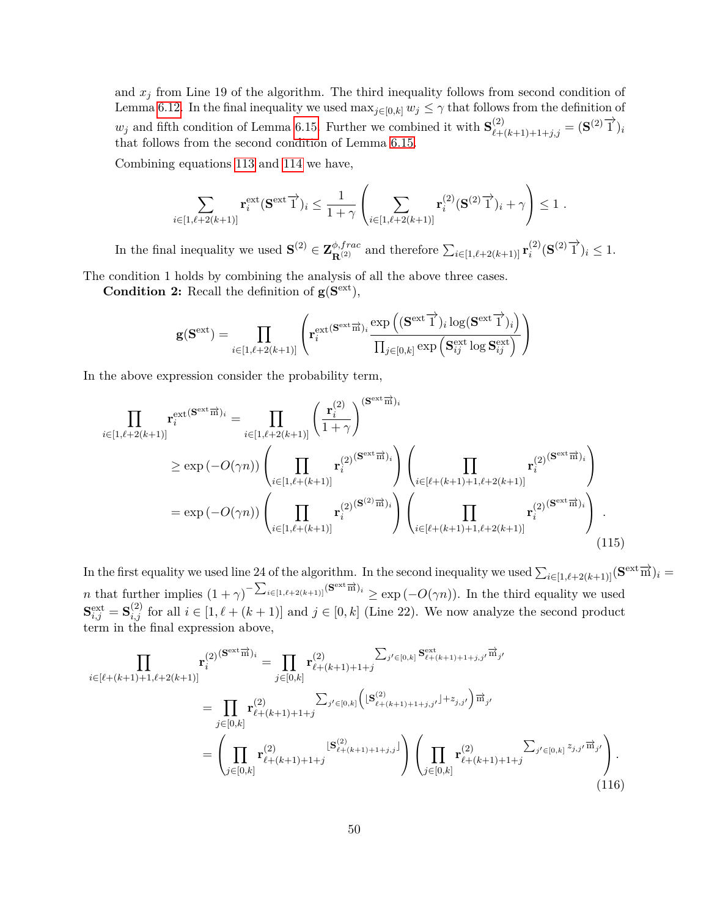and $x_j$ from Line 19 of the algorithm. The third inequality follows from second condition of Lemma 6.12. In the final inequality we used $\max_{j\in[0,k]} w_j \leq \gamma$ that follows from the definition of $w_j$ and fifth condition of Lemma 6.15. Further we combined it with $\mathbf{S}^{(2)}_{\ell+(k+1)+1+j,j} = (\mathbf{S}^{(2)}\overrightarrow{1})_i$ that follows from the second condition of Lemma 6.15.

Combining equations 113 and 114 we have,

$$\sum_{i\in[1,\ell+2(k+1)]} \mathbf{r}^{\text{ext}}_i (\mathbf{S}^{\text{ext}}\overrightarrow{1})_i \leq \frac{1}{1+\gamma}\left(\sum_{i\in[1,\ell+2(k+1)]} \mathbf{r}^{(2)}_i (\mathbf{S}^{(2)}\overrightarrow{1})_i + \gamma\right) \leq 1 \ .$$

In the final inequality we used $\mathbf{S}^{(2)} \in \mathbf{Z}^{\phi,frac}_{\mathbf{R}^{(2)}}$ and therefore $\sum_{i\in[1,\ell+2(k+1)]} \mathbf{r}^{(2)}_i (\mathbf{S}^{(2)}\overrightarrow{1})_i \leq 1$.

The condition 1 holds by combining the analysis of all the above three cases.

**Condition 2:** Recall the definition of $\mathbf{g}(\mathbf{S}^{\text{ext}})$,

$$\mathbf{g}(\mathbf{S}^{\text{ext}}) = \prod_{i\in[1,\ell+2(k+1)]}\left( \mathbf{r}_i^{\text{ext}(\mathbf{S}^{\text{ext}}\overrightarrow{\mathrm{m}})_i} \frac{\exp\left((\mathbf{S}^{\text{ext}}\overrightarrow{1})_i \log(\mathbf{S}^{\text{ext}}\overrightarrow{1})_i\right)}{\prod_{j\in[0,k]} \exp\left(\mathbf{S}^{\text{ext}}_{ij} \log \mathbf{S}^{\text{ext}}_{ij}\right)}\right)$$

In the above expression consider the probability term,

$$\begin{aligned}
\prod_{i\in[1,\ell+2(k+1)]} \mathbf{r}_i^{\text{ext}(\mathbf{S}^{\text{ext}}\overrightarrow{\mathrm{m}})_i} &= \prod_{i\in[1,\ell+2(k+1)]} \left(\frac{\mathbf{r}^{(2)}_i}{1+\gamma}\right)^{(\mathbf{S}^{\text{ext}}\overrightarrow{\mathrm{m}})_i} \\
&\geq \exp\left(-O(\gamma n)\right)\left(\prod_{i\in[1,\ell+(k+1)]} \mathbf{r}_i^{(2)(\mathbf{S}^{\text{ext}}\overrightarrow{\mathrm{m}})_i}\right)\left(\prod_{i\in[\ell+(k+1)+1,\ell+2(k+1)]} \mathbf{r}_i^{(2)(\mathbf{S}^{\text{ext}}\overrightarrow{\mathrm{m}})_i}\right) \\
&= \exp\left(-O(\gamma n)\right)\left(\prod_{i\in[1,\ell+(k+1)]} \mathbf{r}_i^{(2)(\mathbf{S}^{(2)}\overrightarrow{\mathrm{m}})_i}\right)\left(\prod_{i\in[\ell+(k+1)+1,\ell+2(k+1)]} \mathbf{r}_i^{(2)(\mathbf{S}^{\text{ext}}\overrightarrow{\mathrm{m}})_i}\right) \ .
\end{aligned} \tag{115}$$

In the first equality we used line 24 of the algorithm. In the second inequality we used $\sum_{i\in[1,\ell+2(k+1)]} (\mathbf{S}^{\text{ext}}\overrightarrow{\mathrm{m}})_i = n$ that further implies $(1+\gamma)^{-\sum_{i\in[1,\ell+2(k+1)]}(\mathbf{S}^{\text{ext}}\overrightarrow{\mathrm{m}})_i} \geq \exp\left(-O(\gamma n)\right)$. In the third equality we used $\mathbf{S}^{\text{ext}}_{i,j} = \mathbf{S}^{(2)}_{i,j}$ for all $i \in [1, \ell+(k+1)]$ and $j \in [0,k]$ (Line 22). We now analyze the second product term in the final expression above,

$$\begin{aligned}
\prod_{i\in[\ell+(k+1)+1,\ell+2(k+1)]} \mathbf{r}_i^{(2)(\mathbf{S}^{\text{ext}}\overrightarrow{\mathrm{m}})_i} &= \prod_{j\in[0,k]} \mathbf{r}^{(2)}_{\ell+(k+1)+1+j}{}^{\sum_{j'\in[0,k]} \mathbf{S}^{\text{ext}}_{\ell+(k+1)+1+j,j'}\overrightarrow{\mathrm{m}}_{j'}} \\
&= \prod_{j\in[0,k]} \mathbf{r}^{(2)}_{\ell+(k+1)+1+j}{}^{\sum_{j'\in[0,k]}\left(\lfloor \mathbf{S}^{(2)}_{\ell+(k+1)+1+j,j'}\rfloor + z_{j,j'}\right)\overrightarrow{\mathrm{m}}_{j'}} \\
&= \left(\prod_{j\in[0,k]} \mathbf{r}^{(2)}_{\ell+(k+1)+1+j}{}^{\lfloor \mathbf{S}^{(2)}_{\ell+(k+1)+1+j,j}\rfloor}\right)\left(\prod_{j\in[0,k]} \mathbf{r}^{(2)}_{\ell+(k+1)+1+j}{}^{\sum_{j'\in[0,k]} z_{j,j'}\overrightarrow{\mathrm{m}}_{j'}}\right) .
\end{aligned} \tag{116}$$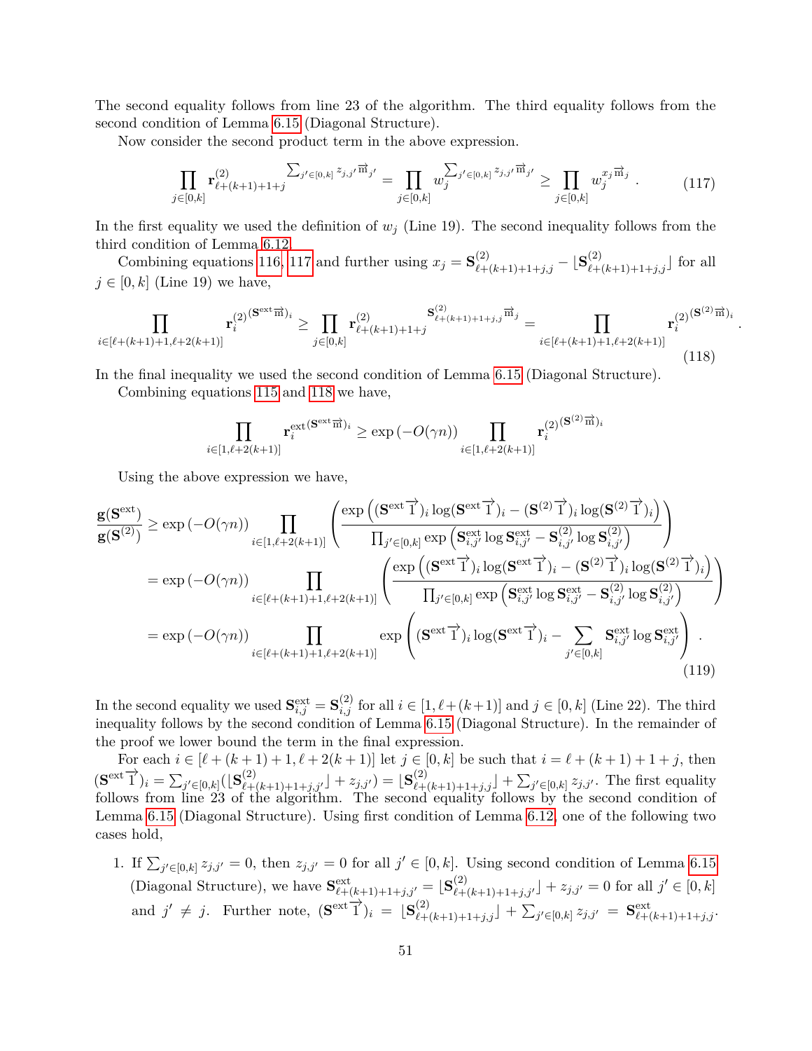The second equality follows from line 23 of the algorithm. The third equality follows from the second condition of Lemma 6.15 (Diagonal Structure).

Now consider the second product term in the above expression.

$$\prod_{j\in[0,k]} \mathbf{r}^{(2)}_{\ell+(k+1)+1+j}{}^{\sum_{j'\in[0,k]} z_{j,j'}\vec{\mathrm{m}}_{j'}} = \prod_{j\in[0,k]} w_j^{\sum_{j'\in[0,k]} z_{j,j'}\vec{\mathrm{m}}_{j'}} \geq \prod_{j\in[0,k]} w_j^{x_j\vec{\mathrm{m}}_j}~. \tag{117}$$

In the first equality we used the definition of $w_j$ (Line 19). The second inequality follows from the third condition of Lemma 6.12.

Combining equations 116, 117 and further using $x_j = \mathbf{S}^{(2)}_{\ell+(k+1)+1+j,j} - \lfloor \mathbf{S}^{(2)}_{\ell+(k+1)+1+j,j}\rfloor$ for all $j \in [0,k]$ (Line 19) we have,

$$\prod_{i\in[\ell+(k+1)+1,\ell+2(k+1)]} \mathbf{r}_i^{(2)(\mathbf{S}^{\mathrm{ext}}\vec{\mathrm{m}})_i} \geq \prod_{j\in[0,k]} \mathbf{r}^{(2)}_{\ell+(k+1)+1+j}{}^{\mathbf{S}^{(2)}_{\ell+(k+1)+1+j,j}\vec{\mathrm{m}}_j} = \prod_{i\in[\ell+(k+1)+1,\ell+2(k+1)]} \mathbf{r}_i^{(2)(\mathbf{S}^{(2)}\vec{\mathrm{m}})_i}~. \tag{118}$$

In the final inequality we used the second condition of Lemma 6.15 (Diagonal Structure).

Combining equations 115 and 118 we have,

$$\prod_{i\in[1,\ell+2(k+1)]} \mathbf{r}_i^{\mathrm{ext}(\mathbf{S}^{\mathrm{ext}}\vec{\mathrm{m}})_i} \geq \exp\left(-O(\gamma n)\right) \prod_{i\in[1,\ell+2(k+1)]} \mathbf{r}_i^{(2)(\mathbf{S}^{(2)}\vec{\mathrm{m}})_i}$$

Using the above expression we have,

$$\begin{aligned}
\frac{\mathbf{g}(\mathbf{S}^{\mathrm{ext}})}{\mathbf{g}(\mathbf{S}^{(2)})} &\geq \exp\left(-O(\gamma n)\right) \prod_{i\in[1,\ell+2(k+1)]} \left(\frac{\exp\left((\mathbf{S}^{\mathrm{ext}}\vec{1})_i \log(\mathbf{S}^{\mathrm{ext}}\vec{1})_i - (\mathbf{S}^{(2)}\vec{1})_i \log(\mathbf{S}^{(2)}\vec{1})_i\right)}{\prod_{j'\in[0,k]} \exp\left(\mathbf{S}^{\mathrm{ext}}_{i,j'}\log \mathbf{S}^{\mathrm{ext}}_{i,j'} - \mathbf{S}^{(2)}_{i,j'}\log \mathbf{S}^{(2)}_{i,j'}\right)}\right) \\
&= \exp\left(-O(\gamma n)\right) \prod_{i\in[\ell+(k+1)+1,\ell+2(k+1)]} \left(\frac{\exp\left((\mathbf{S}^{\mathrm{ext}}\vec{1})_i \log(\mathbf{S}^{\mathrm{ext}}\vec{1})_i - (\mathbf{S}^{(2)}\vec{1})_i \log(\mathbf{S}^{(2)}\vec{1})_i\right)}{\prod_{j'\in[0,k]} \exp\left(\mathbf{S}^{\mathrm{ext}}_{i,j'}\log \mathbf{S}^{\mathrm{ext}}_{i,j'} - \mathbf{S}^{(2)}_{i,j'}\log \mathbf{S}^{(2)}_{i,j'}\right)}\right) \\
&= \exp\left(-O(\gamma n)\right) \prod_{i\in[\ell+(k+1)+1,\ell+2(k+1)]} \exp\left((\mathbf{S}^{\mathrm{ext}}\vec{1})_i \log(\mathbf{S}^{\mathrm{ext}}\vec{1})_i - \sum_{j'\in[0,k]} \mathbf{S}^{\mathrm{ext}}_{i,j'}\log \mathbf{S}^{\mathrm{ext}}_{i,j'}\right)~.
\end{aligned} \tag{119}$$

In the second equality we used $\mathbf{S}^{\mathrm{ext}}_{i,j} = \mathbf{S}^{(2)}_{i,j}$ for all $i \in [1,\ell+(k+1)]$ and $j \in [0,k]$ (Line 22). The third inequality follows by the second condition of Lemma 6.15 (Diagonal Structure). In the remainder of the proof we lower bound the term in the final expression.

For each $i \in [\ell+(k+1)+1, \ell+2(k+1)]$ let $j \in [0,k]$ be such that $i = \ell+(k+1)+1+j$, then $(\mathbf{S}^{\mathrm{ext}}\vec{1})_i = \sum_{j'\in[0,k]}(\lfloor \mathbf{S}^{(2)}_{\ell+(k+1)+1+j,j'}\rfloor + z_{j,j'}) = \lfloor \mathbf{S}^{(2)}_{\ell+(k+1)+1+j,j}\rfloor + \sum_{j'\in[0,k]} z_{j,j'}$. The first equality follows from line 23 of the algorithm. The second equality follows by the second condition of Lemma 6.15 (Diagonal Structure). Using first condition of Lemma 6.12, one of the following two cases hold,

1. If $\sum_{j'\in[0,k]} z_{j,j'} = 0$, then $z_{j,j'} = 0$ for all $j' \in [0,k]$. Using second condition of Lemma 6.15 (Diagonal Structure), we have $\mathbf{S}^{\mathrm{ext}}_{\ell+(k+1)+1+j,j'} = \lfloor \mathbf{S}^{(2)}_{\ell+(k+1)+1+j,j'}\rfloor + z_{j,j'} = 0$ for all $j' \in [0,k]$ and $j' \neq j$. Further note, $(\mathbf{S}^{\mathrm{ext}}\vec{1})_i = \lfloor \mathbf{S}^{(2)}_{\ell+(k+1)+1+j,j}\rfloor + \sum_{j'\in[0,k]} z_{j,j'} = \mathbf{S}^{\mathrm{ext}}_{\ell+(k+1)+1+j,j}$.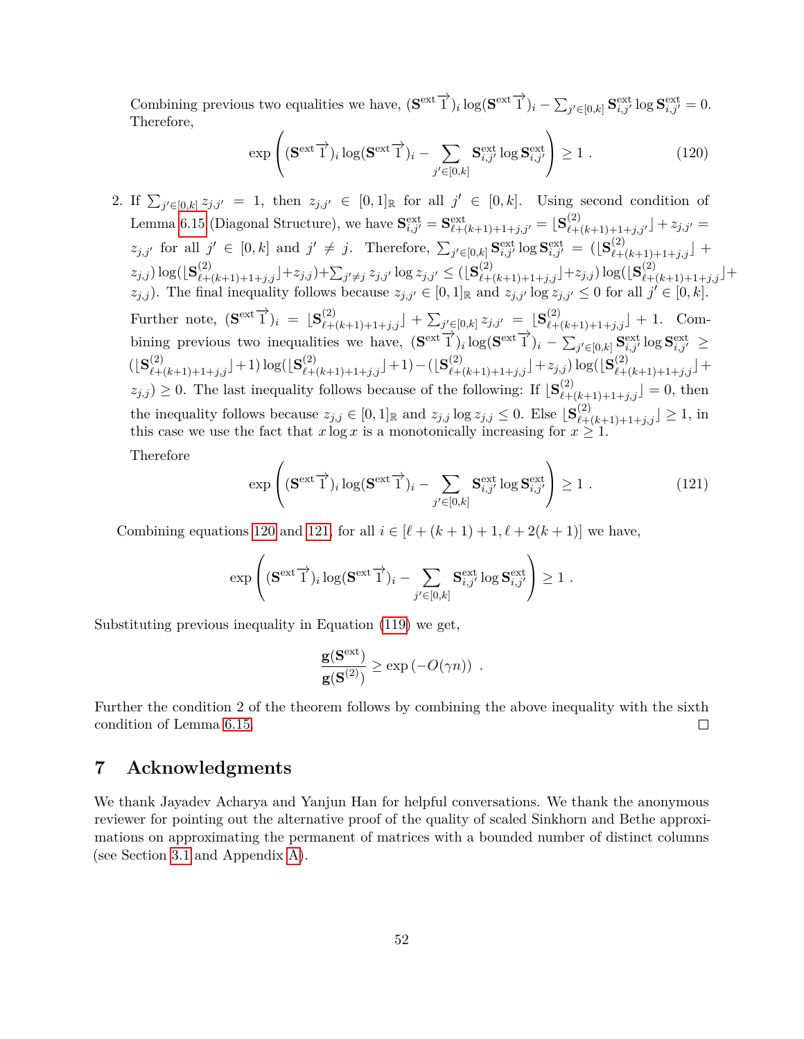Combining previous two equalities we have, $(\mathbf{S}^{\text{ext}}\vec{1})_i \log(\mathbf{S}^{\text{ext}}\vec{1})_i - \sum_{j' \in [0,k]} \mathbf{S}^{\text{ext}}_{i,j'} \log \mathbf{S}^{\text{ext}}_{i,j'} = 0$. Therefore,

$$\exp\left( (\mathbf{S}^{\text{ext}}\vec{1})_i \log(\mathbf{S}^{\text{ext}}\vec{1})_i - \sum_{j' \in [0,k]} \mathbf{S}^{\text{ext}}_{i,j'} \log \mathbf{S}^{\text{ext}}_{i,j'} \right) \geq 1 \ . \tag{120}$$

2. If $\sum_{j' \in [0,k]} z_{j,j'} = 1$, then $z_{j,j'} \in [0,1]_{\mathbb{R}}$ for all $j' \in [0,k]$. Using second condition of Lemma 6.15 (Diagonal Structure), we have $\mathbf{S}^{\text{ext}}_{i,j'} = \mathbf{S}^{\text{ext}}_{\ell+(k+1)+1+j,j'} = \lfloor \mathbf{S}^{(2)}_{\ell+(k+1)+1+j,j'} \rfloor + z_{j,j'} = z_{j,j'}$ for all $j' \in [0,k]$ and $j' \neq j$. Therefore, $\sum_{j' \in [0,k]} \mathbf{S}^{\text{ext}}_{i,j'} \log \mathbf{S}^{\text{ext}}_{i,j'} = (\lfloor \mathbf{S}^{(2)}_{\ell+(k+1)+1+j,j} \rfloor + z_{j,j}) \log(\lfloor \mathbf{S}^{(2)}_{\ell+(k+1)+1+j,j} \rfloor + z_{j,j}) + \sum_{j' \neq j} z_{j,j'} \log z_{j,j'} \leq (\lfloor \mathbf{S}^{(2)}_{\ell+(k+1)+1+j,j} \rfloor + z_{j,j}) \log(\lfloor \mathbf{S}^{(2)}_{\ell+(k+1)+1+j,j} \rfloor + z_{j,j})$. The final inequality follows because $z_{j,j'} \in [0,1]_{\mathbb{R}}$ and $z_{j,j'} \log z_{j,j'} \leq 0$ for all $j' \in [0,k]$. Further note, $(\mathbf{S}^{\text{ext}}\vec{1})_i = \lfloor \mathbf{S}^{(2)}_{\ell+(k+1)+1+j,j} \rfloor + \sum_{j' \in [0,k]} z_{j,j'} = \lfloor \mathbf{S}^{(2)}_{\ell+(k+1)+1+j,j} \rfloor + 1$. Combining previous two inequalities we have, $(\mathbf{S}^{\text{ext}}\vec{1})_i \log(\mathbf{S}^{\text{ext}}\vec{1})_i - \sum_{j' \in [0,k]} \mathbf{S}^{\text{ext}}_{i,j'} \log \mathbf{S}^{\text{ext}}_{i,j'} \geq (\lfloor \mathbf{S}^{(2)}_{\ell+(k+1)+1+j,j} \rfloor + 1) \log(\lfloor \mathbf{S}^{(2)}_{\ell+(k+1)+1+j,j} \rfloor + 1) - (\lfloor \mathbf{S}^{(2)}_{\ell+(k+1)+1+j,j} \rfloor + z_{j,j}) \log(\lfloor \mathbf{S}^{(2)}_{\ell+(k+1)+1+j,j} \rfloor + z_{j,j}) \geq 0$. The last inequality follows because of the following: If $\lfloor \mathbf{S}^{(2)}_{\ell+(k+1)+1+j,j} \rfloor = 0$, then the inequality follows because $z_{j,j} \in [0,1]_{\mathbb{R}}$ and $z_{j,j} \log z_{j,j} \leq 0$. Else $\lfloor \mathbf{S}^{(2)}_{\ell+(k+1)+1+j,j} \rfloor \geq 1$, in this case we use the fact that $x \log x$ is a monotonically increasing for $x \geq 1$.

   Therefore

$$\exp\left( (\mathbf{S}^{\text{ext}}\vec{1})_i \log(\mathbf{S}^{\text{ext}}\vec{1})_i - \sum_{j' \in [0,k]} \mathbf{S}^{\text{ext}}_{i,j'} \log \mathbf{S}^{\text{ext}}_{i,j'} \right) \geq 1 \ . \tag{121}$$

Combining equations 120 and 121, for all $i \in [\ell + (k+1) + 1, \ell + 2(k+1)]$ we have,

$$\exp\left( (\mathbf{S}^{\text{ext}}\vec{1})_i \log(\mathbf{S}^{\text{ext}}\vec{1})_i - \sum_{j' \in [0,k]} \mathbf{S}^{\text{ext}}_{i,j'} \log \mathbf{S}^{\text{ext}}_{i,j'} \right) \geq 1 \ .$$

Substituting previous inequality in Equation (119) we get,

$$\frac{\mathbf{g}(\mathbf{S}^{\text{ext}})}{\mathbf{g}(\mathbf{S}^{(2)})} \geq \exp\left(-O(\gamma n)\right) \ .$$

Further the condition 2 of the theorem follows by combining the above inequality with the sixth condition of Lemma 6.15. □

# 7 Acknowledgments

We thank Jayadev Acharya and Yanjun Han for helpful conversations. We thank the anonymous reviewer for pointing out the alternative proof of the quality of scaled Sinkhorn and Bethe approximations on approximating the permanent of matrices with a bounded number of distinct columns (see Section 3.1 and Appendix A).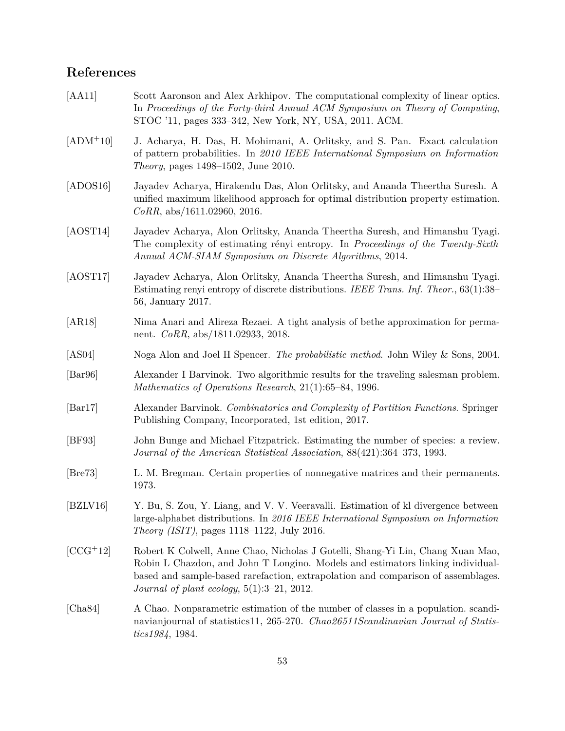# References

[AA11] Scott Aaronson and Alex Arkhipov. The computational complexity of linear optics. In *Proceedings of the Forty-third Annual ACM Symposium on Theory of Computing*, STOC '11, pages 333–342, New York, NY, USA, 2011. ACM.

[ADM+10] J. Acharya, H. Das, H. Mohimani, A. Orlitsky, and S. Pan. Exact calculation of pattern probabilities. In *2010 IEEE International Symposium on Information Theory*, pages 1498–1502, June 2010.

[ADOS16] Jayadev Acharya, Hirakendu Das, Alon Orlitsky, and Ananda Theertha Suresh. A unified maximum likelihood approach for optimal distribution property estimation. *CoRR*, abs/1611.02960, 2016.

[AOST14] Jayadev Acharya, Alon Orlitsky, Ananda Theertha Suresh, and Himanshu Tyagi. The complexity of estimating rényi entropy. In *Proceedings of the Twenty-Sixth Annual ACM-SIAM Symposium on Discrete Algorithms*, 2014.

[AOST17] Jayadev Acharya, Alon Orlitsky, Ananda Theertha Suresh, and Himanshu Tyagi. Estimating renyi entropy of discrete distributions. *IEEE Trans. Inf. Theor.*, 63(1):38–56, January 2017.

[AR18] Nima Anari and Alireza Rezaei. A tight analysis of bethe approximation for permanent. *CoRR*, abs/1811.02933, 2018.

[AS04] Noga Alon and Joel H Spencer. *The probabilistic method*. John Wiley & Sons, 2004.

[Bar96] Alexander I Barvinok. Two algorithmic results for the traveling salesman problem. *Mathematics of Operations Research*, 21(1):65–84, 1996.

[Bar17] Alexander Barvinok. *Combinatorics and Complexity of Partition Functions*. Springer Publishing Company, Incorporated, 1st edition, 2017.

[BF93] John Bunge and Michael Fitzpatrick. Estimating the number of species: a review. *Journal of the American Statistical Association*, 88(421):364–373, 1993.

[Bre73] L. M. Bregman. Certain properties of nonnegative matrices and their permanents. 1973.

[BZLV16] Y. Bu, S. Zou, Y. Liang, and V. V. Veeravalli. Estimation of kl divergence between large-alphabet distributions. In *2016 IEEE International Symposium on Information Theory (ISIT)*, pages 1118–1122, July 2016.

[CCG+12] Robert K Colwell, Anne Chao, Nicholas J Gotelli, Shang-Yi Lin, Chang Xuan Mao, Robin L Chazdon, and John T Longino. Models and estimators linking individual-based and sample-based rarefaction, extrapolation and comparison of assemblages. *Journal of plant ecology*, 5(1):3–21, 2012.

[Cha84] A Chao. Nonparametric estimation of the number of classes in a population. scandinavianjournal of statistics11, 265-270. *Chao26511Scandinavian Journal of Statistics1984*, 1984.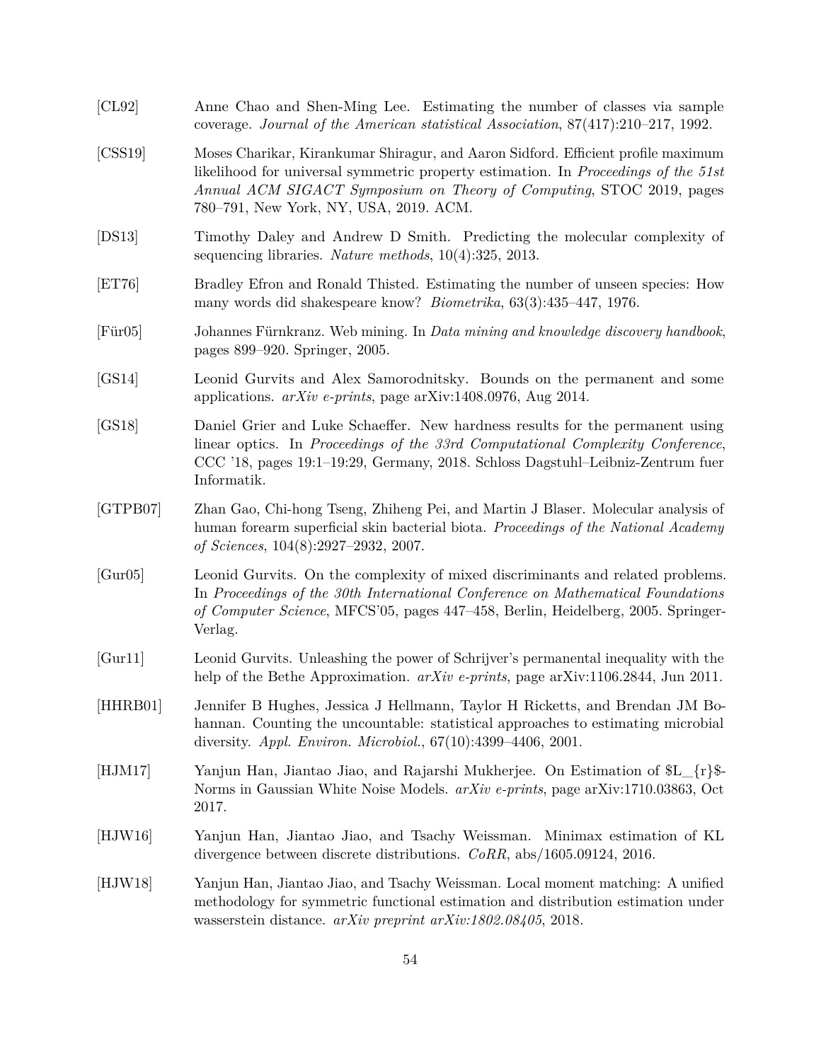[CL92] Anne Chao and Shen-Ming Lee. Estimating the number of classes via sample coverage. *Journal of the American statistical Association*, 87(417):210–217, 1992.

[CSS19] Moses Charikar, Kirankumar Shiragur, and Aaron Sidford. Efficient profile maximum likelihood for universal symmetric property estimation. In *Proceedings of the 51st Annual ACM SIGACT Symposium on Theory of Computing*, STOC 2019, pages 780–791, New York, NY, USA, 2019. ACM.

[DS13] Timothy Daley and Andrew D Smith. Predicting the molecular complexity of sequencing libraries. *Nature methods*, 10(4):325, 2013.

[ET76] Bradley Efron and Ronald Thisted. Estimating the number of unseen species: How many words did shakespeare know? *Biometrika*, 63(3):435–447, 1976.

[Für05] Johannes Fürnkranz. Web mining. In *Data mining and knowledge discovery handbook*, pages 899–920. Springer, 2005.

[GS14] Leonid Gurvits and Alex Samorodnitsky. Bounds on the permanent and some applications. *arXiv e-prints*, page arXiv:1408.0976, Aug 2014.

[GS18] Daniel Grier and Luke Schaeffer. New hardness results for the permanent using linear optics. In *Proceedings of the 33rd Computational Complexity Conference*, CCC '18, pages 19:1–19:29, Germany, 2018. Schloss Dagstuhl–Leibniz-Zentrum fuer Informatik.

[GTPB07] Zhan Gao, Chi-hong Tseng, Zhiheng Pei, and Martin J Blaser. Molecular analysis of human forearm superficial skin bacterial biota. *Proceedings of the National Academy of Sciences*, 104(8):2927–2932, 2007.

[Gur05] Leonid Gurvits. On the complexity of mixed discriminants and related problems. In *Proceedings of the 30th International Conference on Mathematical Foundations of Computer Science*, MFCS'05, pages 447–458, Berlin, Heidelberg, 2005. Springer-Verlag.

[Gur11] Leonid Gurvits. Unleashing the power of Schrijver's permanental inequality with the help of the Bethe Approximation. *arXiv e-prints*, page arXiv:1106.2844, Jun 2011.

[HHRB01] Jennifer B Hughes, Jessica J Hellmann, Taylor H Ricketts, and Brendan JM Bohannan. Counting the uncountable: statistical approaches to estimating microbial diversity. *Appl. Environ. Microbiol.*, 67(10):4399–4406, 2001.

[HJM17] Yanjun Han, Jiantao Jiao, and Rajarshi Mukherjee. On Estimation of $L_{r}$-Norms in Gaussian White Noise Models. *arXiv e-prints*, page arXiv:1710.03863, Oct 2017.

[HJW16] Yanjun Han, Jiantao Jiao, and Tsachy Weissman. Minimax estimation of KL divergence between discrete distributions. *CoRR*, abs/1605.09124, 2016.

[HJW18] Yanjun Han, Jiantao Jiao, and Tsachy Weissman. Local moment matching: A unified methodology for symmetric functional estimation and distribution estimation under wasserstein distance. *arXiv preprint arXiv:1802.08405*, 2018.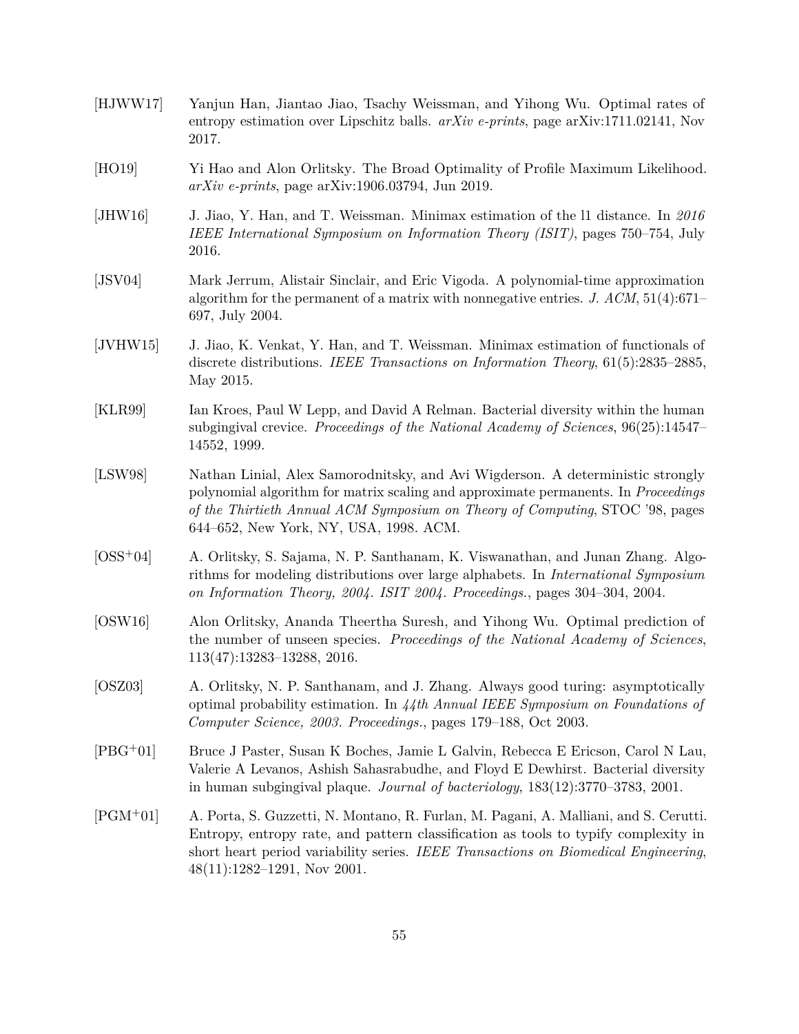[HJWW17] Yanjun Han, Jiantao Jiao, Tsachy Weissman, and Yihong Wu. Optimal rates of entropy estimation over Lipschitz balls. *arXiv e-prints*, page arXiv:1711.02141, Nov 2017.

[HO19] Yi Hao and Alon Orlitsky. The Broad Optimality of Profile Maximum Likelihood. *arXiv e-prints*, page arXiv:1906.03794, Jun 2019.

[JHW16] J. Jiao, Y. Han, and T. Weissman. Minimax estimation of the l1 distance. In *2016 IEEE International Symposium on Information Theory (ISIT)*, pages 750–754, July 2016.

[JSV04] Mark Jerrum, Alistair Sinclair, and Eric Vigoda. A polynomial-time approximation algorithm for the permanent of a matrix with nonnegative entries. *J. ACM*, 51(4):671–697, July 2004.

[JVHW15] J. Jiao, K. Venkat, Y. Han, and T. Weissman. Minimax estimation of functionals of discrete distributions. *IEEE Transactions on Information Theory*, 61(5):2835–2885, May 2015.

[KLR99] Ian Kroes, Paul W Lepp, and David A Relman. Bacterial diversity within the human subgingival crevice. *Proceedings of the National Academy of Sciences*, 96(25):14547–14552, 1999.

[LSW98] Nathan Linial, Alex Samorodnitsky, and Avi Wigderson. A deterministic strongly polynomial algorithm for matrix scaling and approximate permanents. In *Proceedings of the Thirtieth Annual ACM Symposium on Theory of Computing*, STOC '98, pages 644–652, New York, NY, USA, 1998. ACM.

[OSS+04] A. Orlitsky, S. Sajama, N. P. Santhanam, K. Viswanathan, and Junan Zhang. Algorithms for modeling distributions over large alphabets. In *International Symposium on Information Theory, 2004. ISIT 2004. Proceedings.*, pages 304–304, 2004.

[OSW16] Alon Orlitsky, Ananda Theertha Suresh, and Yihong Wu. Optimal prediction of the number of unseen species. *Proceedings of the National Academy of Sciences*, 113(47):13283–13288, 2016.

[OSZ03] A. Orlitsky, N. P. Santhanam, and J. Zhang. Always good turing: asymptotically optimal probability estimation. In *44th Annual IEEE Symposium on Foundations of Computer Science, 2003. Proceedings.*, pages 179–188, Oct 2003.

[PBG+01] Bruce J Paster, Susan K Boches, Jamie L Galvin, Rebecca E Ericson, Carol N Lau, Valerie A Levanos, Ashish Sahasrabudhe, and Floyd E Dewhirst. Bacterial diversity in human subgingival plaque. *Journal of bacteriology*, 183(12):3770–3783, 2001.

[PGM+01] A. Porta, S. Guzzetti, N. Montano, R. Furlan, M. Pagani, A. Malliani, and S. Cerutti. Entropy, entropy rate, and pattern classification as tools to typify complexity in short heart period variability series. *IEEE Transactions on Biomedical Engineering*, 48(11):1282–1291, Nov 2001.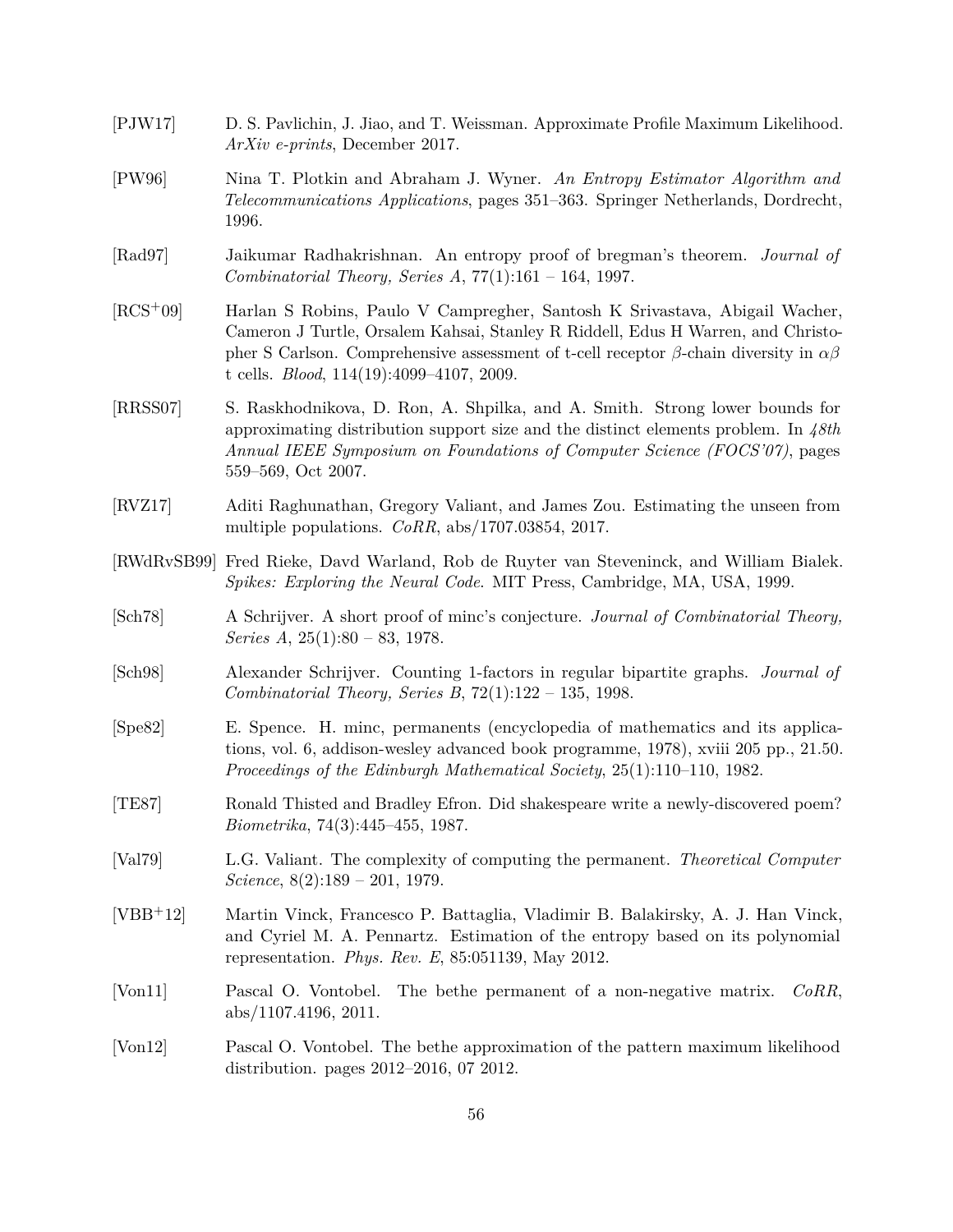[PJW17] D. S. Pavlichin, J. Jiao, and T. Weissman. Approximate Profile Maximum Likelihood. *ArXiv e-prints*, December 2017.

[PW96] Nina T. Plotkin and Abraham J. Wyner. *An Entropy Estimator Algorithm and Telecommunications Applications*, pages 351–363. Springer Netherlands, Dordrecht, 1996.

[Rad97] Jaikumar Radhakrishnan. An entropy proof of bregman's theorem. *Journal of Combinatorial Theory, Series A*, 77(1):161 – 164, 1997.

[RCS+09] Harlan S Robins, Paulo V Campregher, Santosh K Srivastava, Abigail Wacher, Cameron J Turtle, Orsalem Kahsai, Stanley R Riddell, Edus H Warren, and Christopher S Carlson. Comprehensive assessment of t-cell receptor $\beta$-chain diversity in $\alpha\beta$ t cells. *Blood*, 114(19):4099–4107, 2009.

[RRSS07] S. Raskhodnikova, D. Ron, A. Shpilka, and A. Smith. Strong lower bounds for approximating distribution support size and the distinct elements problem. In *48th Annual IEEE Symposium on Foundations of Computer Science (FOCS'07)*, pages 559–569, Oct 2007.

[RVZ17] Aditi Raghunathan, Gregory Valiant, and James Zou. Estimating the unseen from multiple populations. *CoRR*, abs/1707.03854, 2017.

[RWdRvSB99] Fred Rieke, Davd Warland, Rob de Ruyter van Steveninck, and William Bialek. *Spikes: Exploring the Neural Code*. MIT Press, Cambridge, MA, USA, 1999.

[Sch78] A Schrijver. A short proof of minc's conjecture. *Journal of Combinatorial Theory, Series A*, 25(1):80 – 83, 1978.

[Sch98] Alexander Schrijver. Counting 1-factors in regular bipartite graphs. *Journal of Combinatorial Theory, Series B*, 72(1):122 – 135, 1998.

[Spe82] E. Spence. H. minc, permanents (encyclopedia of mathematics and its applications, vol. 6, addison-wesley advanced book programme, 1978), xviii 205 pp., 21.50. *Proceedings of the Edinburgh Mathematical Society*, 25(1):110–110, 1982.

[TE87] Ronald Thisted and Bradley Efron. Did shakespeare write a newly-discovered poem? *Biometrika*, 74(3):445–455, 1987.

[Val79] L.G. Valiant. The complexity of computing the permanent. *Theoretical Computer Science*, 8(2):189 – 201, 1979.

[VBB+12] Martin Vinck, Francesco P. Battaglia, Vladimir B. Balakirsky, A. J. Han Vinck, and Cyriel M. A. Pennartz. Estimation of the entropy based on its polynomial representation. *Phys. Rev. E*, 85:051139, May 2012.

[Von11] Pascal O. Vontobel. The bethe permanent of a non-negative matrix. *CoRR*, abs/1107.4196, 2011.

[Von12] Pascal O. Vontobel. The bethe approximation of the pattern maximum likelihood distribution. pages 2012–2016, 07 2012.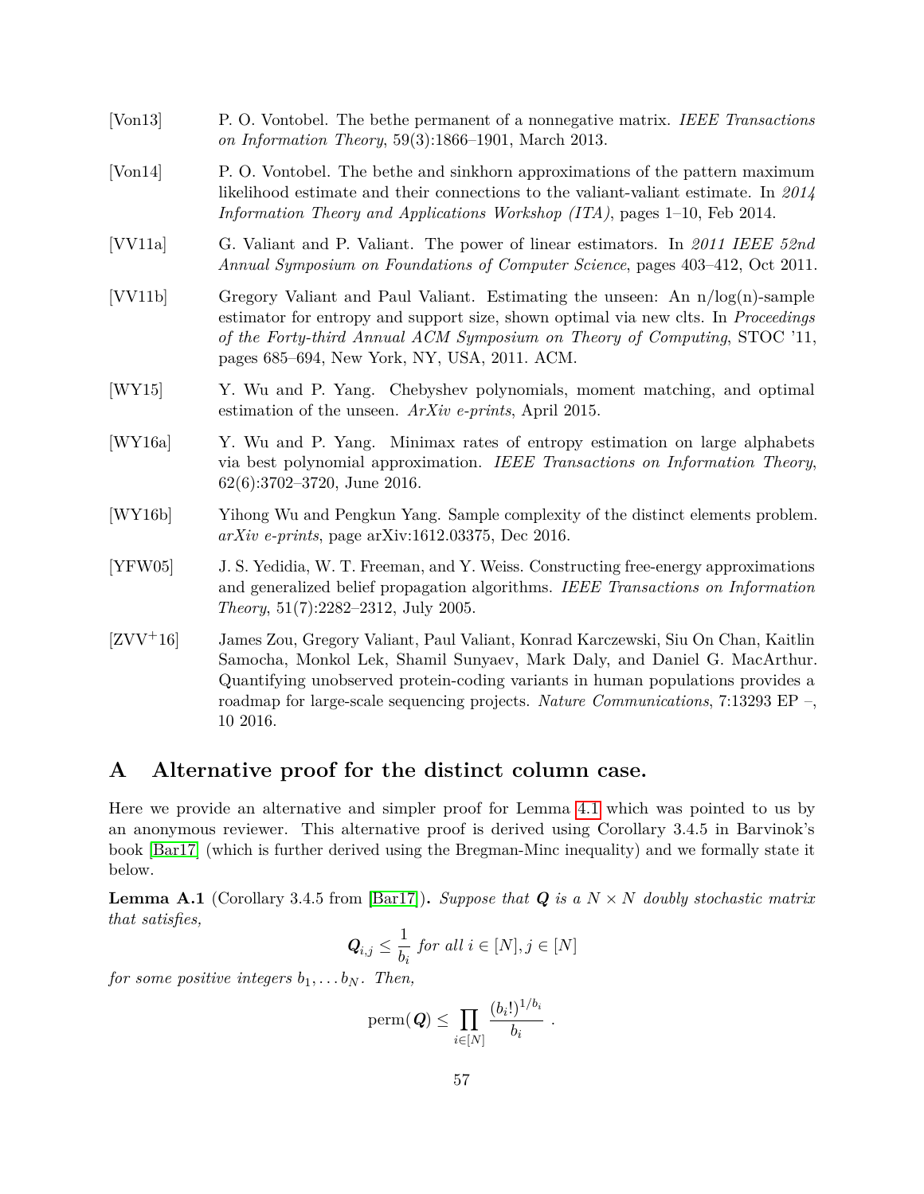[Von13] P. O. Vontobel. The bethe permanent of a nonnegative matrix. *IEEE Transactions on Information Theory*, 59(3):1866–1901, March 2013.

[Von14] P. O. Vontobel. The bethe and sinkhorn approximations of the pattern maximum likelihood estimate and their connections to the valiant-valiant estimate. In *2014 Information Theory and Applications Workshop (ITA)*, pages 1–10, Feb 2014.

[VV11a] G. Valiant and P. Valiant. The power of linear estimators. In *2011 IEEE 52nd Annual Symposium on Foundations of Computer Science*, pages 403–412, Oct 2011.

[VV11b] Gregory Valiant and Paul Valiant. Estimating the unseen: An n/log(n)-sample estimator for entropy and support size, shown optimal via new clts. In *Proceedings of the Forty-third Annual ACM Symposium on Theory of Computing*, STOC '11, pages 685–694, New York, NY, USA, 2011. ACM.

[WY15] Y. Wu and P. Yang. Chebyshev polynomials, moment matching, and optimal estimation of the unseen. *ArXiv e-prints*, April 2015.

[WY16a] Y. Wu and P. Yang. Minimax rates of entropy estimation on large alphabets via best polynomial approximation. *IEEE Transactions on Information Theory*, 62(6):3702–3720, June 2016.

[WY16b] Yihong Wu and Pengkun Yang. Sample complexity of the distinct elements problem. *arXiv e-prints*, page arXiv:1612.03375, Dec 2016.

[YFW05] J. S. Yedidia, W. T. Freeman, and Y. Weiss. Constructing free-energy approximations and generalized belief propagation algorithms. *IEEE Transactions on Information Theory*, 51(7):2282–2312, July 2005.

[ZVV+16] James Zou, Gregory Valiant, Paul Valiant, Konrad Karczewski, Siu On Chan, Kaitlin Samocha, Monkol Lek, Shamil Sunyaev, Mark Daly, and Daniel G. MacArthur. Quantifying unobserved protein-coding variants in human populations provides a roadmap for large-scale sequencing projects. *Nature Communications*, 7:13293 EP –, 10 2016.

# A Alternative proof for the distinct column case.

Here we provide an alternative and simpler proof for Lemma 4.1 which was pointed to us by an anonymous reviewer. This alternative proof is derived using Corollary 3.4.5 in Barvinok's book [Bar17] (which is further derived using the Bregman-Minc inequality) and we formally state it below.

**Lemma A.1** (Corollary 3.4.5 from [Bar17]). *Suppose that $\boldsymbol{Q}$ is a $N \times N$ doubly stochastic matrix that satisfies,*

$$\boldsymbol{Q}_{i,j} \leq \frac{1}{b_i} \text{ for all } i \in [N], j \in [N]$$

*for some positive integers $b_1, \dots b_N$. Then,*

$$\text{perm}(\boldsymbol{Q}) \leq \prod_{i \in [N]} \frac{(b_i!)^{1/b_i}}{b_i} \ .$$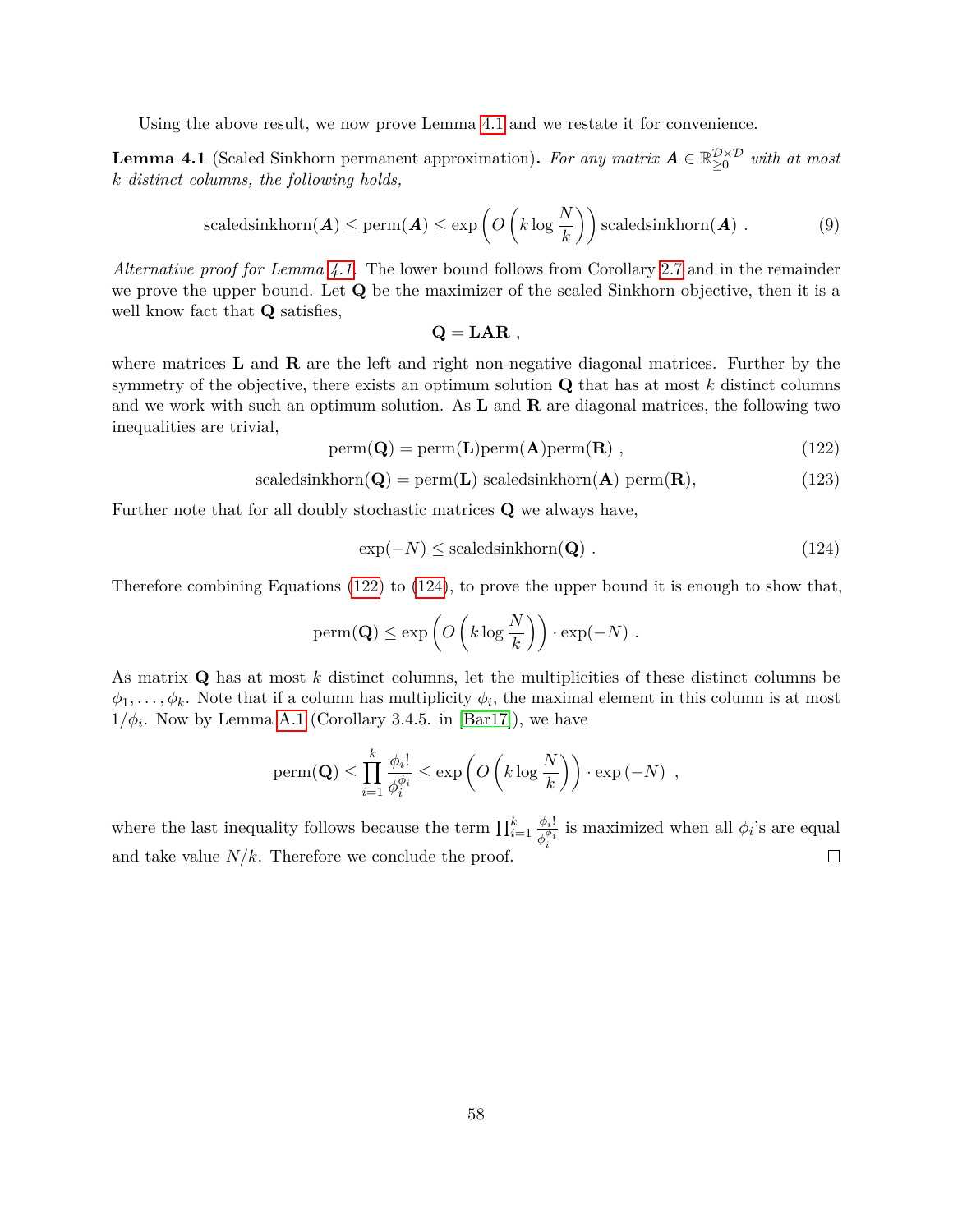Using the above result, we now prove Lemma 4.1 and we restate it for convenience.

**Lemma 4.1** (Scaled Sinkhorn permanent approximation)**.** *For any matrix $\boldsymbol{A} \in \mathbb{R}_{\geq 0}^{\mathcal{D}\times\mathcal{D}}$ with at most $k$ distinct columns, the following holds,*

$$\mathrm{scaledsinkhorn}(\boldsymbol{A}) \leq \mathrm{perm}(\boldsymbol{A}) \leq \exp\left(O\left(k \log \frac{N}{k}\right)\right) \mathrm{scaledsinkhorn}(\boldsymbol{A}) \ . \tag{9}$$

*Alternative proof for Lemma 4.1.* The lower bound follows from Corollary 2.7 and in the remainder we prove the upper bound. Let $\mathbf{Q}$ be the maximizer of the scaled Sinkhorn objective, then it is a well know fact that $\mathbf{Q}$ satisfies,

$$\mathbf{Q} = \mathbf{LAR} \ ,$$

where matrices $\mathbf{L}$ and $\mathbf{R}$ are the left and right non-negative diagonal matrices. Further by the symmetry of the objective, there exists an optimum solution $\mathbf{Q}$ that has at most $k$ distinct columns and we work with such an optimum solution. As $\mathbf{L}$ and $\mathbf{R}$ are diagonal matrices, the following two inequalities are trivial,

$$\mathrm{perm}(\mathbf{Q}) = \mathrm{perm}(\mathbf{L})\mathrm{perm}(\mathbf{A})\mathrm{perm}(\mathbf{R}) \ , \tag{122}$$

$$\mathrm{scaledsinkhorn}(\mathbf{Q}) = \mathrm{perm}(\mathbf{L}) \ \mathrm{scaledsinkhorn}(\mathbf{A}) \ \mathrm{perm}(\mathbf{R}), \tag{123}$$

Further note that for all doubly stochastic matrices $\mathbf{Q}$ we always have,

$$\exp(-N) \leq \mathrm{scaledsinkhorn}(\mathbf{Q}) \ . \tag{124}$$

Therefore combining Equations (122) to (124), to prove the upper bound it is enough to show that,

$$\mathrm{perm}(\mathbf{Q}) \leq \exp\left(O\left(k \log \frac{N}{k}\right)\right) \cdot \exp(-N) \ .$$

As matrix $\mathbf{Q}$ has at most $k$ distinct columns, let the multiplicities of these distinct columns be $\phi_1, \ldots, \phi_k$. Note that if a column has multiplicity $\phi_i$, the maximal element in this column is at most $1/\phi_i$. Now by Lemma A.1 (Corollary 3.4.5. in [Bar17]), we have

$$\mathrm{perm}(\mathbf{Q}) \leq \prod_{i=1}^{k} \frac{\phi_i!}{\phi_i^{\phi_i}} \leq \exp\left(O\left(k \log \frac{N}{k}\right)\right) \cdot \exp\left(-N\right) \ ,$$

where the last inequality follows because the term $\prod_{i=1}^{k} \frac{\phi_i!}{\phi_i^{\phi_i}}$ is maximized when all $\phi_i$'s are equal and take value $N/k$. Therefore we conclude the proof. ∎